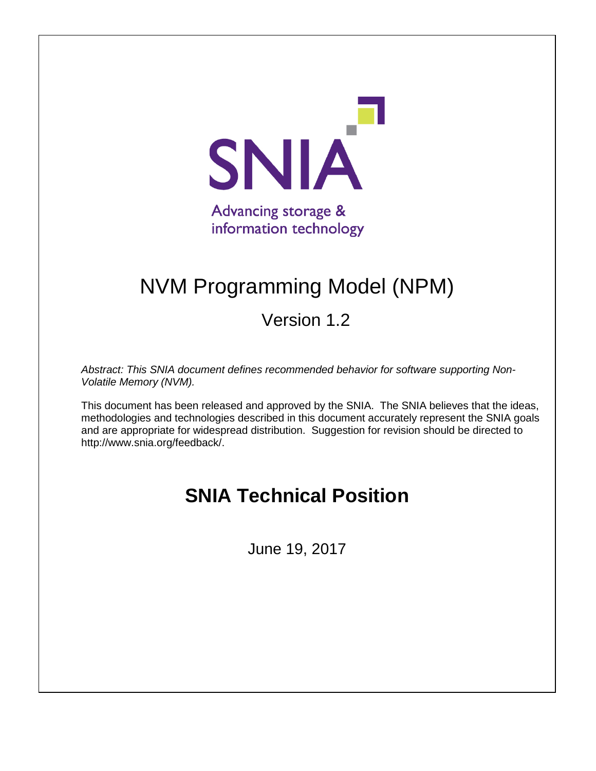SNIA

Advancing storage & information technology

# NVM Programming Model (NPM)

## Version 1.2

*Abstract: This SNIA document defines recommended behavior for software supporting Non-Volatile Memory (NVM).*

This document has been released and approved by the SNIA. The SNIA believes that the ideas, methodologies and technologies described in this document accurately represent the SNIA goals and are appropriate for widespread distribution. Suggestion for revision should be directed to http://www.snia.org/feedback/.

# SNIA Technical Position

June 19, 2017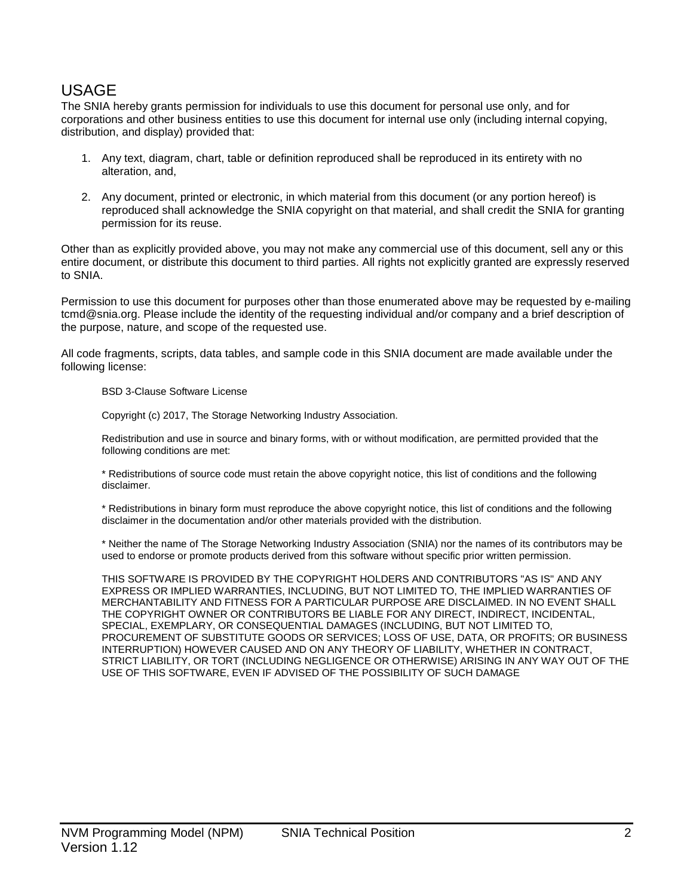# USAGE

The SNIA hereby grants permission for individuals to use this document for personal use only, and for corporations and other business entities to use this document for internal use only (including internal copying, distribution, and display) provided that:

1. Any text, diagram, chart, table or definition reproduced shall be reproduced in its entirety with no alteration, and,

2. Any document, printed or electronic, in which material from this document (or any portion hereof) is reproduced shall acknowledge the SNIA copyright on that material, and shall credit the SNIA for granting permission for its reuse.

Other than as explicitly provided above, you may not make any commercial use of this document, sell any or this entire document, or distribute this document to third parties. All rights not explicitly granted are expressly reserved to SNIA.

Permission to use this document for purposes other than those enumerated above may be requested by e-mailing tcmd@snia.org. Please include the identity of the requesting individual and/or company and a brief description of the purpose, nature, and scope of the requested use.

All code fragments, scripts, data tables, and sample code in this SNIA document are made available under the following license:

> BSD 3-Clause Software License
>
> Copyright (c) 2017, The Storage Networking Industry Association.
>
> Redistribution and use in source and binary forms, with or without modification, are permitted provided that the following conditions are met:
>
> * Redistributions of source code must retain the above copyright notice, this list of conditions and the following disclaimer.
>
> * Redistributions in binary form must reproduce the above copyright notice, this list of conditions and the following disclaimer in the documentation and/or other materials provided with the distribution.
>
> * Neither the name of The Storage Networking Industry Association (SNIA) nor the names of its contributors may be used to endorse or promote products derived from this software without specific prior written permission.
>
> THIS SOFTWARE IS PROVIDED BY THE COPYRIGHT HOLDERS AND CONTRIBUTORS "AS IS" AND ANY EXPRESS OR IMPLIED WARRANTIES, INCLUDING, BUT NOT LIMITED TO, THE IMPLIED WARRANTIES OF MERCHANTABILITY AND FITNESS FOR A PARTICULAR PURPOSE ARE DISCLAIMED. IN NO EVENT SHALL THE COPYRIGHT OWNER OR CONTRIBUTORS BE LIABLE FOR ANY DIRECT, INDIRECT, INCIDENTAL, SPECIAL, EXEMPLARY, OR CONSEQUENTIAL DAMAGES (INCLUDING, BUT NOT LIMITED TO, PROCUREMENT OF SUBSTITUTE GOODS OR SERVICES; LOSS OF USE, DATA, OR PROFITS; OR BUSINESS INTERRUPTION) HOWEVER CAUSED AND ON ANY THEORY OF LIABILITY, WHETHER IN CONTRACT, STRICT LIABILITY, OR TORT (INCLUDING NEGLIGENCE OR OTHERWISE) ARISING IN ANY WAY OUT OF THE USE OF THIS SOFTWARE, EVEN IF ADVISED OF THE POSSIBILITY OF SUCH DAMAGE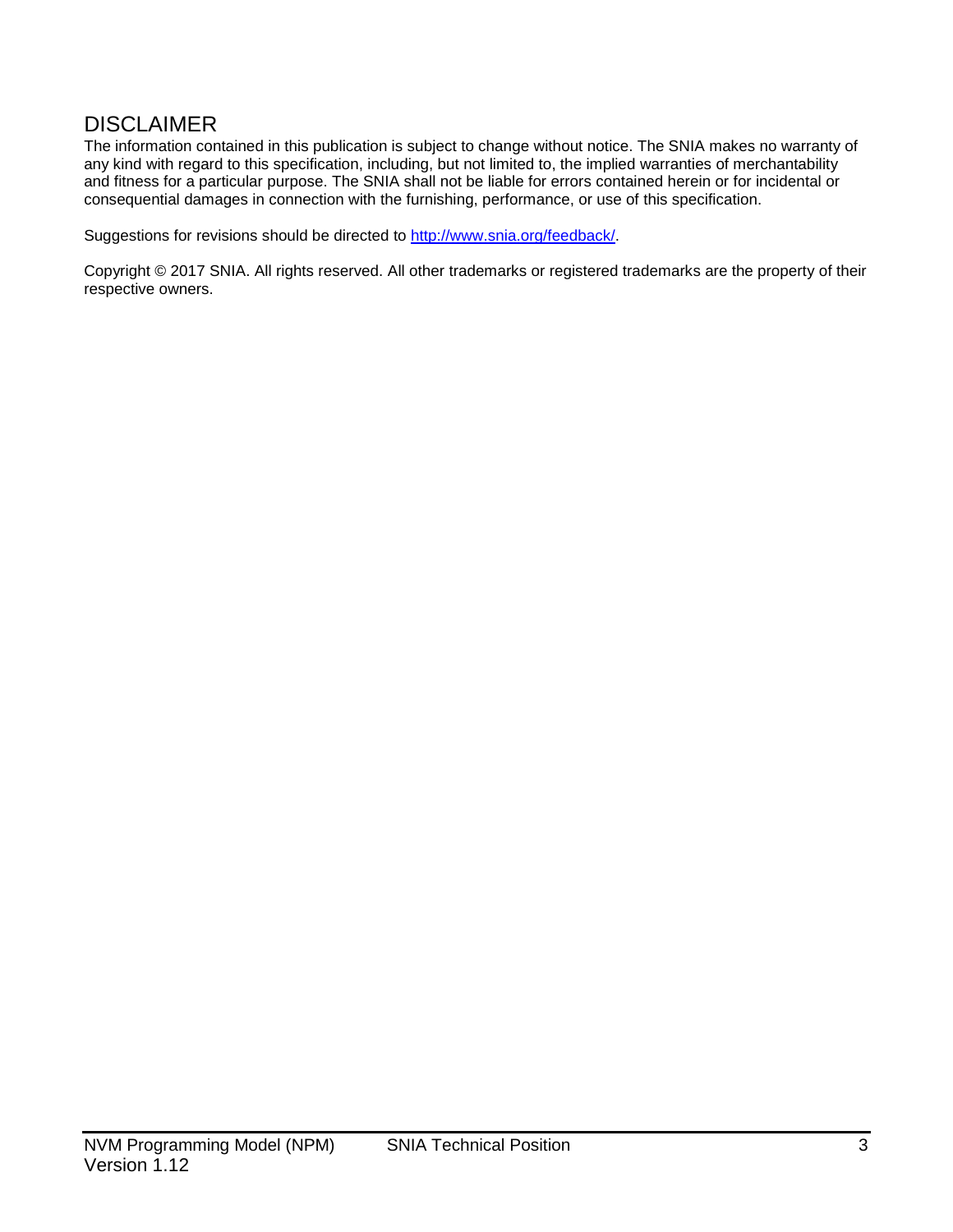# DISCLAIMER

The information contained in this publication is subject to change without notice. The SNIA makes no warranty of any kind with regard to this specification, including, but not limited to, the implied warranties of merchantability and fitness for a particular purpose. The SNIA shall not be liable for errors contained herein or for incidental or consequential damages in connection with the furnishing, performance, or use of this specification.

Suggestions for revisions should be directed to http://www.snia.org/feedback/.

Copyright © 2017 SNIA. All rights reserved. All other trademarks or registered trademarks are the property of their respective owners.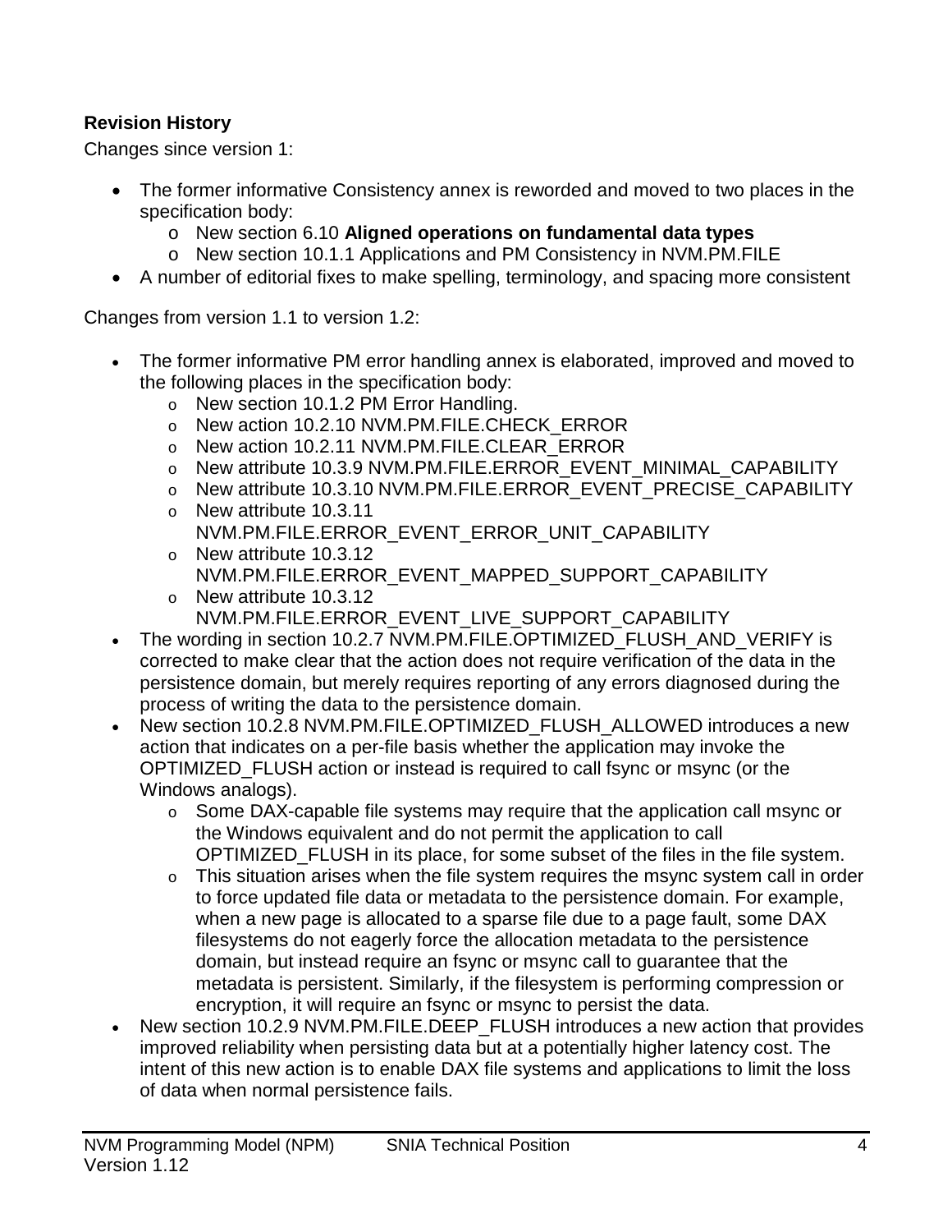**Revision History**

Changes since version 1:

- The former informative Consistency annex is reworded and moved to two places in the specification body:
  - New section 6.10 **Aligned operations on fundamental data types**
  - New section 10.1.1 Applications and PM Consistency in NVM.PM.FILE
- A number of editorial fixes to make spelling, terminology, and spacing more consistent

Changes from version 1.1 to version 1.2:

- The former informative PM error handling annex is elaborated, improved and moved to the following places in the specification body:
  - New section 10.1.2 PM Error Handling.
  - New action 10.2.10 NVM.PM.FILE.CHECK_ERROR
  - New action 10.2.11 NVM.PM.FILE.CLEAR_ERROR
  - New attribute 10.3.9 NVM.PM.FILE.ERROR_EVENT_MINIMAL_CAPABILITY
  - New attribute 10.3.10 NVM.PM.FILE.ERROR_EVENT_PRECISE_CAPABILITY
  - New attribute 10.3.11 NVM.PM.FILE.ERROR_EVENT_ERROR_UNIT_CAPABILITY
  - New attribute 10.3.12 NVM.PM.FILE.ERROR_EVENT_MAPPED_SUPPORT_CAPABILITY
  - New attribute 10.3.12 NVM.PM.FILE.ERROR_EVENT_LIVE_SUPPORT_CAPABILITY
- The wording in section 10.2.7 NVM.PM.FILE.OPTIMIZED_FLUSH_AND_VERIFY is corrected to make clear that the action does not require verification of the data in the persistence domain, but merely requires reporting of any errors diagnosed during the process of writing the data to the persistence domain.
- New section 10.2.8 NVM.PM.FILE.OPTIMIZED_FLUSH_ALLOWED introduces a new action that indicates on a per-file basis whether the application may invoke the OPTIMIZED_FLUSH action or instead is required to call fsync or msync (or the Windows analogs).
  - Some DAX-capable file systems may require that the application call msync or the Windows equivalent and do not permit the application to call OPTIMIZED_FLUSH in its place, for some subset of the files in the file system.
  - This situation arises when the file system requires the msync system call in order to force updated file data or metadata to the persistence domain. For example, when a new page is allocated to a sparse file due to a page fault, some DAX filesystems do not eagerly force the allocation metadata to the persistence domain, but instead require an fsync or msync call to guarantee that the metadata is persistent. Similarly, if the filesystem is performing compression or encryption, it will require an fsync or msync to persist the data.
- New section 10.2.9 NVM.PM.FILE.DEEP_FLUSH introduces a new action that provides improved reliability when persisting data but at a potentially higher latency cost. The intent of this new action is to enable DAX file systems and applications to limit the loss of data when normal persistence fails.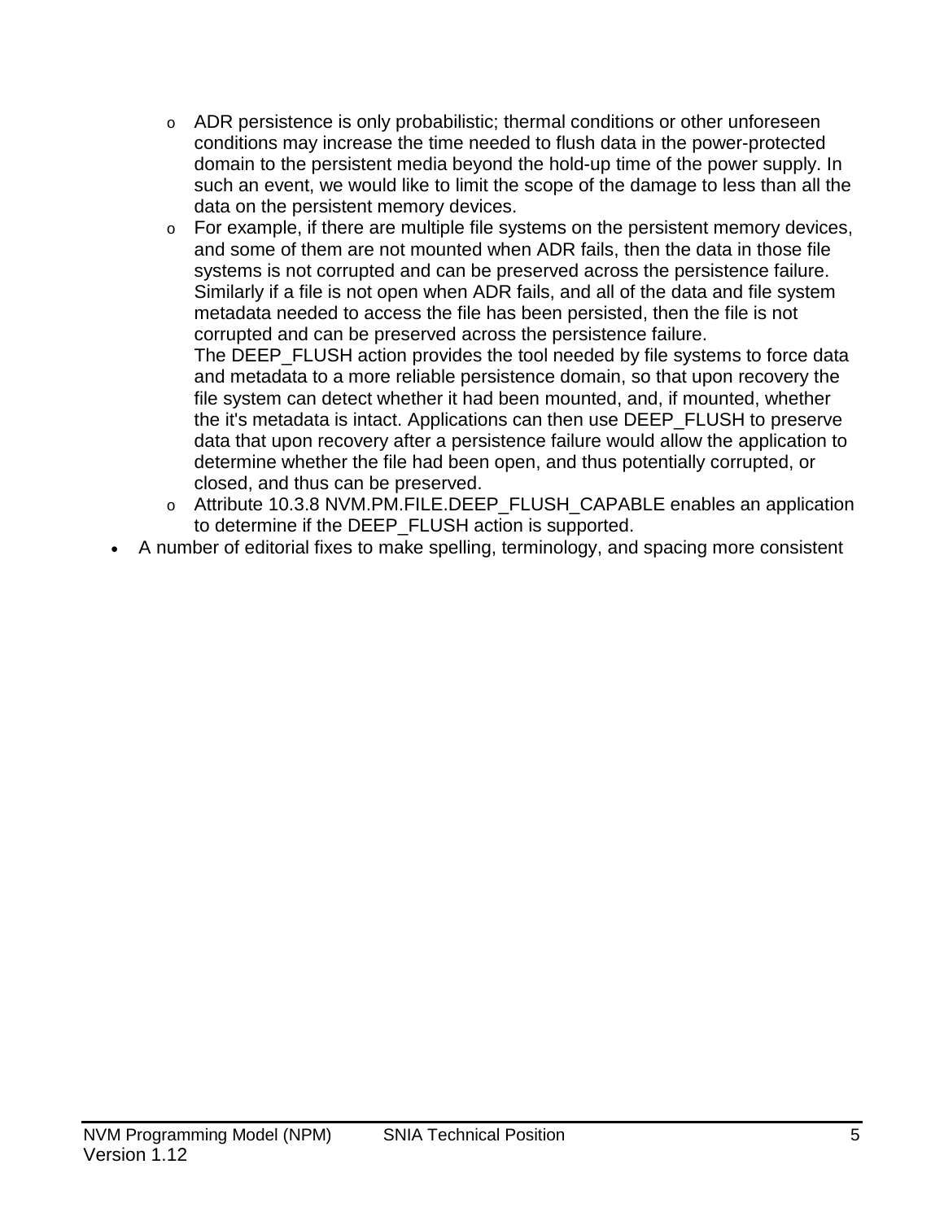- ADR persistence is only probabilistic; thermal conditions or other unforeseen conditions may increase the time needed to flush data in the power-protected domain to the persistent media beyond the hold-up time of the power supply. In such an event, we would like to limit the scope of the damage to less than all the data on the persistent memory devices.
  - For example, if there are multiple file systems on the persistent memory devices, and some of them are not mounted when ADR fails, then the data in those file systems is not corrupted and can be preserved across the persistence failure. Similarly if a file is not open when ADR fails, and all of the data and file system metadata needed to access the file has been persisted, then the file is not corrupted and can be preserved across the persistence failure.
    The DEEP_FLUSH action provides the tool needed by file systems to force data and metadata to a more reliable persistence domain, so that upon recovery the file system can detect whether it had been mounted, and, if mounted, whether the it's metadata is intact. Applications can then use DEEP_FLUSH to preserve data that upon recovery after a persistence failure would allow the application to determine whether the file had been open, and thus potentially corrupted, or closed, and thus can be preserved.
  - Attribute 10.3.8 NVM.PM.FILE.DEEP_FLUSH_CAPABLE enables an application to determine if the DEEP_FLUSH action is supported.
- A number of editorial fixes to make spelling, terminology, and spacing more consistent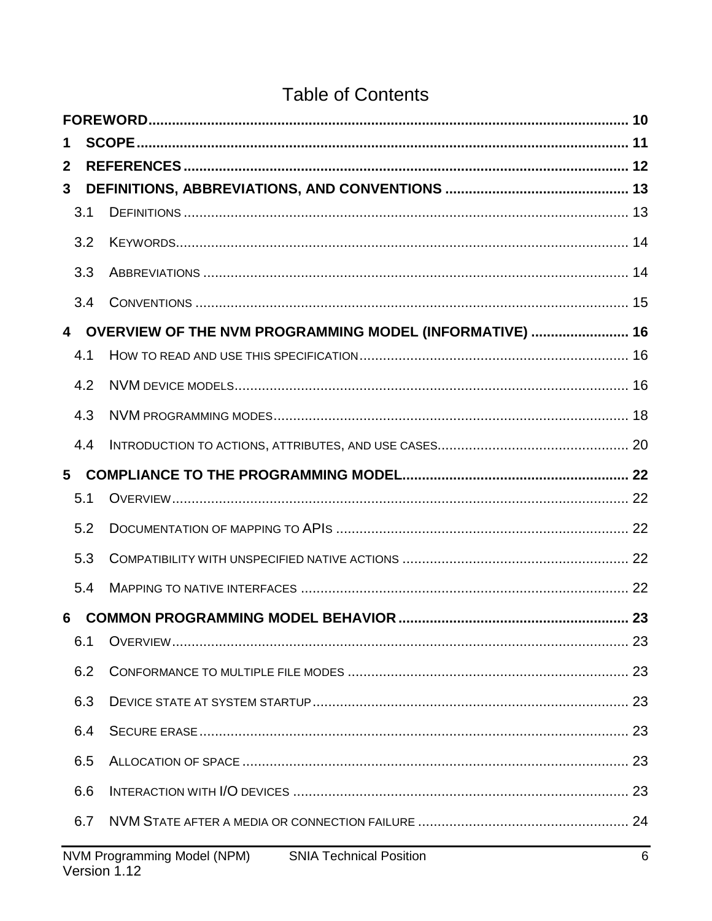# Table of Contents

**FOREWORD** .......... 10

**1 SCOPE** .......... 11

**2 REFERENCES** .......... 12

**3 DEFINITIONS, ABBREVIATIONS, AND CONVENTIONS** .......... 13

- 3.1 DEFINITIONS .......... 13
- 3.2 KEYWORDS .......... 14
- 3.3 ABBREVIATIONS .......... 14
- 3.4 CONVENTIONS .......... 15

**4 OVERVIEW OF THE NVM PROGRAMMING MODEL (INFORMATIVE)** .......... 16

- 4.1 HOW TO READ AND USE THIS SPECIFICATION .......... 16
- 4.2 NVM DEVICE MODELS .......... 16
- 4.3 NVM PROGRAMMING MODES .......... 18
- 4.4 INTRODUCTION TO ACTIONS, ATTRIBUTES, AND USE CASES .......... 20

**5 COMPLIANCE TO THE PROGRAMMING MODEL** .......... 22

- 5.1 OVERVIEW .......... 22
- 5.2 DOCUMENTATION OF MAPPING TO APIS .......... 22
- 5.3 COMPATIBILITY WITH UNSPECIFIED NATIVE ACTIONS .......... 22
- 5.4 MAPPING TO NATIVE INTERFACES .......... 22

**6 COMMON PROGRAMMING MODEL BEHAVIOR** .......... 23

- 6.1 OVERVIEW .......... 23
- 6.2 CONFORMANCE TO MULTIPLE FILE MODES .......... 23
- 6.3 DEVICE STATE AT SYSTEM STARTUP .......... 23
- 6.4 SECURE ERASE .......... 23
- 6.5 ALLOCATION OF SPACE .......... 23
- 6.6 INTERACTION WITH I/O DEVICES .......... 23
- 6.7 NVM STATE AFTER A MEDIA OR CONNECTION FAILURE .......... 24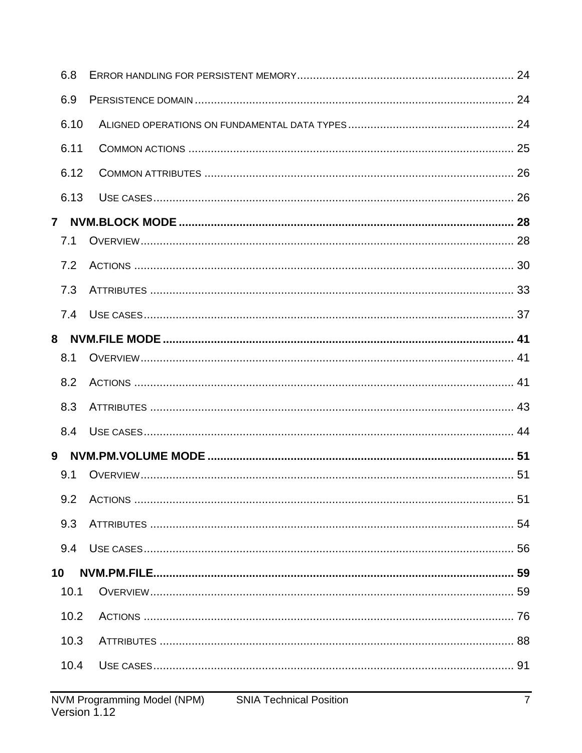6.8 ERROR HANDLING FOR PERSISTENT MEMORY .......... 24

6.9 PERSISTENCE DOMAIN .......... 24

6.10 ALIGNED OPERATIONS ON FUNDAMENTAL DATA TYPES .......... 24

6.11 COMMON ACTIONS .......... 25

6.12 COMMON ATTRIBUTES .......... 26

6.13 USE CASES .......... 26

**7 NVM.BLOCK MODE .......... 28**

7.1 OVERVIEW .......... 28

7.2 ACTIONS .......... 30

7.3 ATTRIBUTES .......... 33

7.4 USE CASES .......... 37

**8 NVM.FILE MODE .......... 41**

8.1 OVERVIEW .......... 41

8.2 ACTIONS .......... 41

8.3 ATTRIBUTES .......... 43

8.4 USE CASES .......... 44

**9 NVM.PM.VOLUME MODE .......... 51**

9.1 OVERVIEW .......... 51

9.2 ACTIONS .......... 51

9.3 ATTRIBUTES .......... 54

9.4 USE CASES .......... 56

**10 NVM.PM.FILE .......... 59**

10.1 OVERVIEW .......... 59

10.2 ACTIONS .......... 76

10.3 ATTRIBUTES .......... 88

10.4 USE CASES .......... 91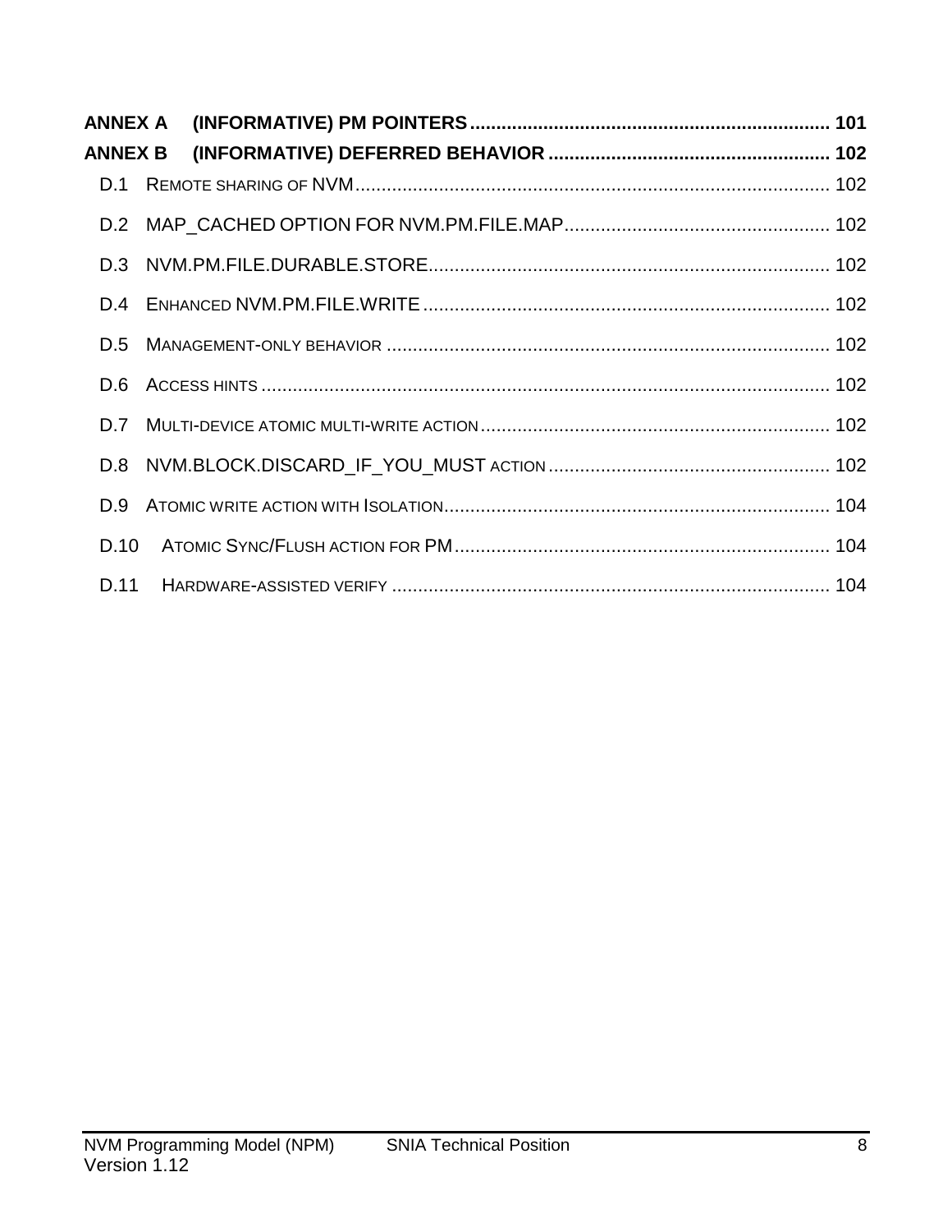**ANNEX A (INFORMATIVE) PM POINTERS .................................................................... 101**

**ANNEX B (INFORMATIVE) DEFERRED BEHAVIOR ..................................................... 102**

D.1 REMOTE SHARING OF NVM ......................................................................................... 102

D.2 MAP_CACHED OPTION FOR NVM.PM.FILE.MAP .................................................. 102

D.3 NVM.PM.FILE.DURABLE.STORE ............................................................................ 102

D.4 ENHANCED NVM.PM.FILE.WRITE ............................................................................. 102

D.5 MANAGEMENT-ONLY BEHAVIOR .................................................................................... 102

D.6 ACCESS HINTS ............................................................................................................ 102

D.7 MULTI-DEVICE ATOMIC MULTI-WRITE ACTION .................................................................. 102

D.8 NVM.BLOCK.DISCARD_IF_YOU_MUST ACTION ...................................................... 102

D.9 ATOMIC WRITE ACTION WITH ISOLATION ......................................................................... 104

D.10 ATOMIC SYNC/FLUSH ACTION FOR PM ........................................................................ 104

D.11 HARDWARE-ASSISTED VERIFY ................................................................................... 104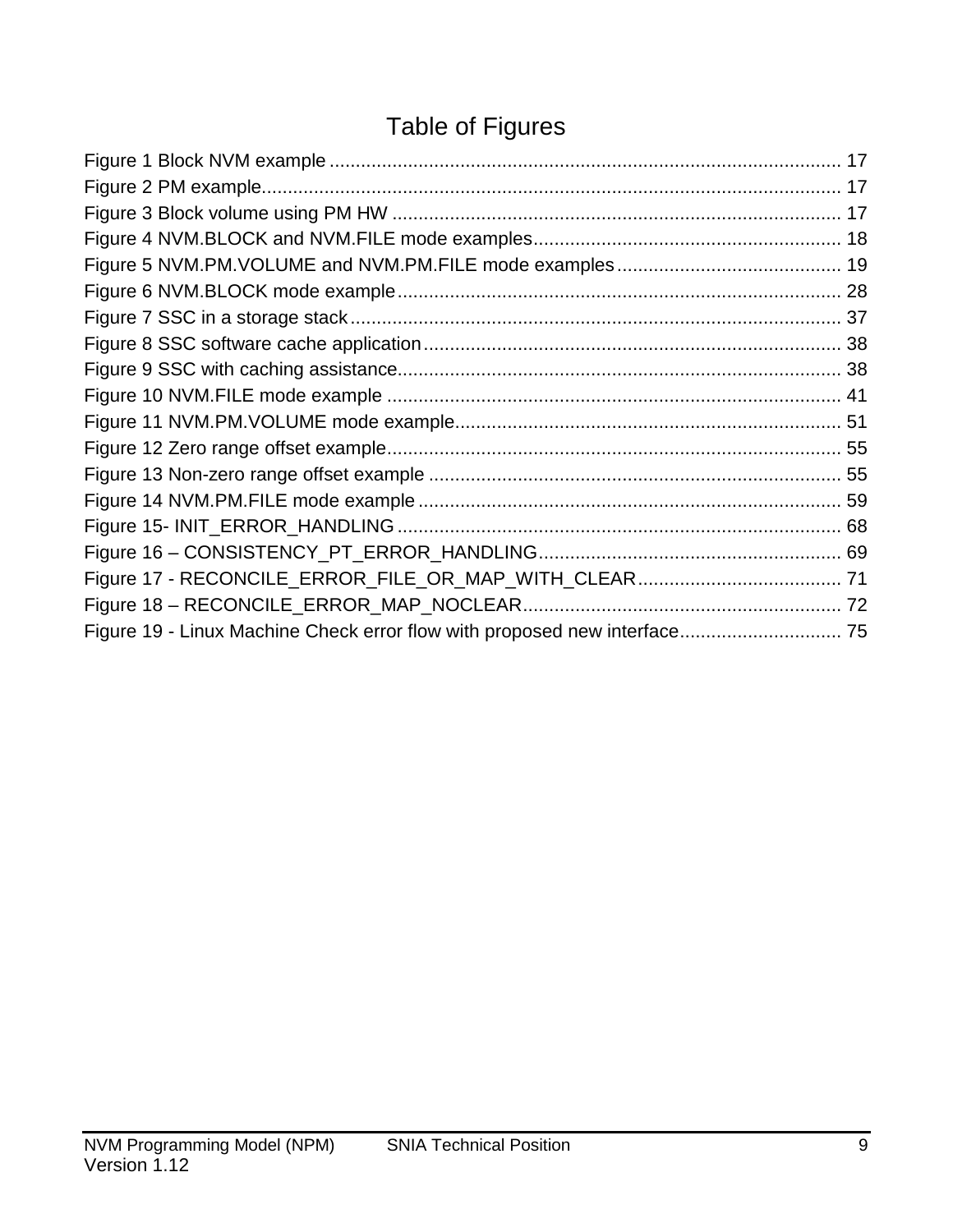# Table of Figures

Figure 1 Block NVM example ................................................................................................ 17
Figure 2 PM example............................................................................................................. 17
Figure 3 Block volume using PM HW ..................................................................................... 17
Figure 4 NVM.BLOCK and NVM.FILE mode examples.......................................................... 18
Figure 5 NVM.PM.VOLUME and NVM.PM.FILE mode examples .......................................... 19
Figure 6 NVM.BLOCK mode example.................................................................................... 28
Figure 7 SSC in a storage stack ............................................................................................. 37
Figure 8 SSC software cache application ............................................................................... 38
Figure 9 SSC with caching assistance.................................................................................... 38
Figure 10 NVM.FILE mode example ...................................................................................... 41
Figure 11 NVM.PM.VOLUME mode example......................................................................... 51
Figure 12 Zero range offset example...................................................................................... 55
Figure 13 Non-zero range offset example .............................................................................. 55
Figure 14 NVM.PM.FILE mode example ................................................................................ 59
Figure 15- INIT_ERROR_HANDLING .................................................................................... 68
Figure 16 – CONSISTENCY_PT_ERROR_HANDLING.......................................................... 69
Figure 17 - RECONCILE_ERROR_FILE_OR_MAP_WITH_CLEAR....................................... 71
Figure 18 – RECONCILE_ERROR_MAP_NOCLEAR............................................................. 72
Figure 19 - Linux Machine Check error flow with proposed new interface............................... 75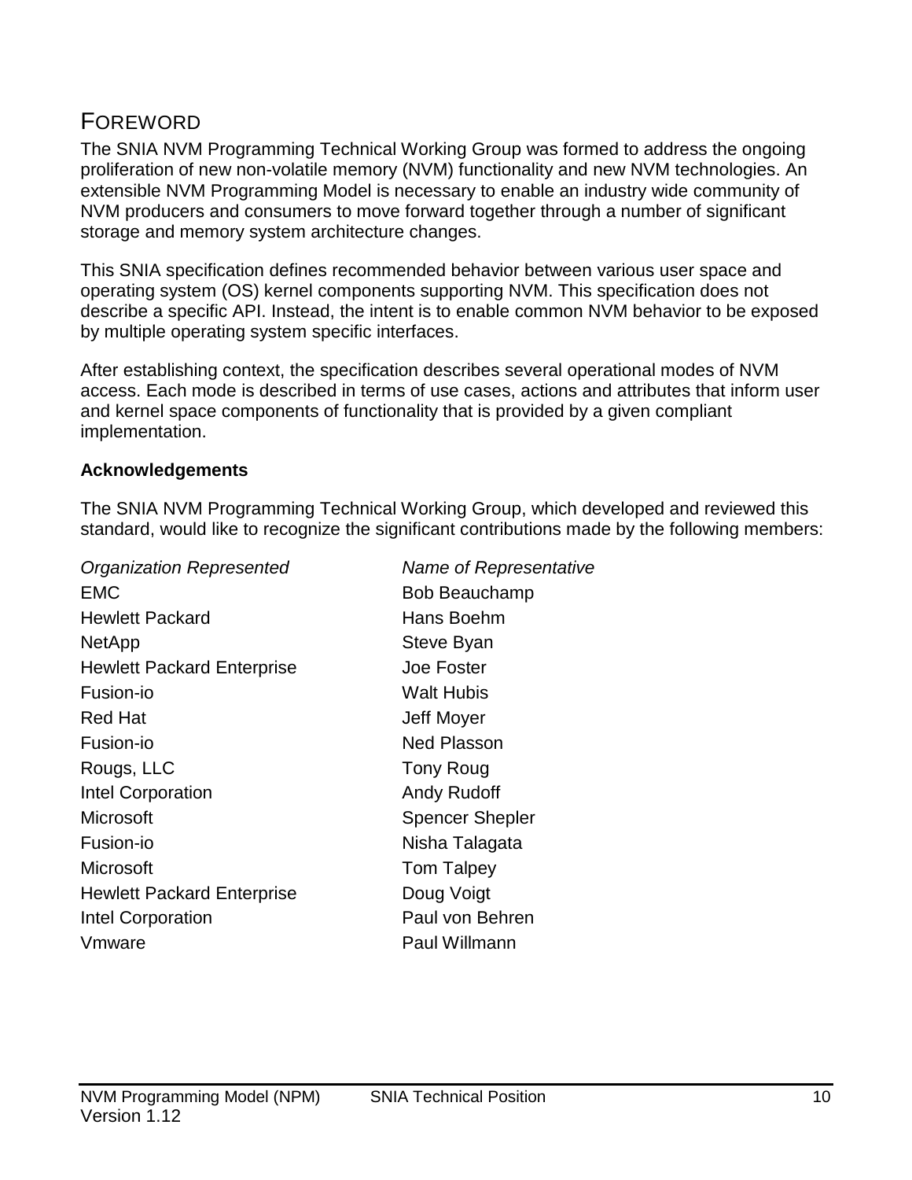# FOREWORD

The SNIA NVM Programming Technical Working Group was formed to address the ongoing proliferation of new non-volatile memory (NVM) functionality and new NVM technologies. An extensible NVM Programming Model is necessary to enable an industry wide community of NVM producers and consumers to move forward together through a number of significant storage and memory system architecture changes.

This SNIA specification defines recommended behavior between various user space and operating system (OS) kernel components supporting NVM. This specification does not describe a specific API. Instead, the intent is to enable common NVM behavior to be exposed by multiple operating system specific interfaces.

After establishing context, the specification describes several operational modes of NVM access. Each mode is described in terms of use cases, actions and attributes that inform user and kernel space components of functionality that is provided by a given compliant implementation.

**Acknowledgements**

The SNIA NVM Programming Technical Working Group, which developed and reviewed this standard, would like to recognize the significant contributions made by the following members:

| *Organization Represented* | *Name of Representative* |
| --- | --- |
| EMC | Bob Beauchamp |
| Hewlett Packard | Hans Boehm |
| NetApp | Steve Byan |
| Hewlett Packard Enterprise | Joe Foster |
| Fusion-io | Walt Hubis |
| Red Hat | Jeff Moyer |
| Fusion-io | Ned Plasson |
| Rougs, LLC | Tony Roug |
| Intel Corporation | Andy Rudoff |
| Microsoft | Spencer Shepler |
| Fusion-io | Nisha Talagata |
| Microsoft | Tom Talpey |
| Hewlett Packard Enterprise | Doug Voigt |
| Intel Corporation | Paul von Behren |
| Vmware | Paul Willmann |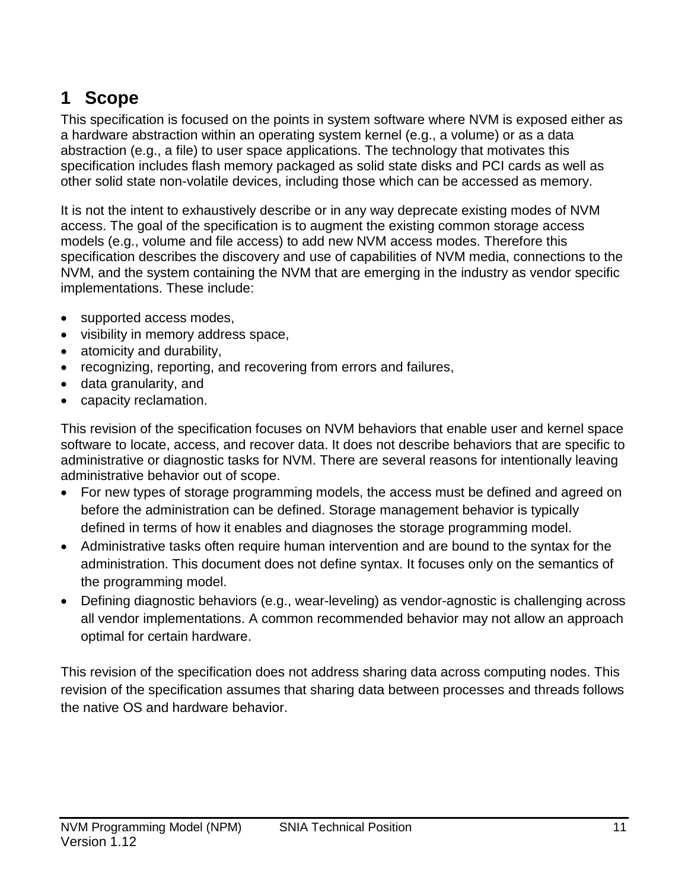# 1 Scope

This specification is focused on the points in system software where NVM is exposed either as a hardware abstraction within an operating system kernel (e.g., a volume) or as a data abstraction (e.g., a file) to user space applications. The technology that motivates this specification includes flash memory packaged as solid state disks and PCI cards as well as other solid state non-volatile devices, including those which can be accessed as memory.

It is not the intent to exhaustively describe or in any way deprecate existing modes of NVM access. The goal of the specification is to augment the existing common storage access models (e.g., volume and file access) to add new NVM access modes. Therefore this specification describes the discovery and use of capabilities of NVM media, connections to the NVM, and the system containing the NVM that are emerging in the industry as vendor specific implementations. These include:

- supported access modes,
- visibility in memory address space,
- atomicity and durability,
- recognizing, reporting, and recovering from errors and failures,
- data granularity, and
- capacity reclamation.

This revision of the specification focuses on NVM behaviors that enable user and kernel space software to locate, access, and recover data. It does not describe behaviors that are specific to administrative or diagnostic tasks for NVM. There are several reasons for intentionally leaving administrative behavior out of scope.

- For new types of storage programming models, the access must be defined and agreed on before the administration can be defined. Storage management behavior is typically defined in terms of how it enables and diagnoses the storage programming model.
- Administrative tasks often require human intervention and are bound to the syntax for the administration. This document does not define syntax. It focuses only on the semantics of the programming model.
- Defining diagnostic behaviors (e.g., wear-leveling) as vendor-agnostic is challenging across all vendor implementations. A common recommended behavior may not allow an approach optimal for certain hardware.

This revision of the specification does not address sharing data across computing nodes. This revision of the specification assumes that sharing data between processes and threads follows the native OS and hardware behavior.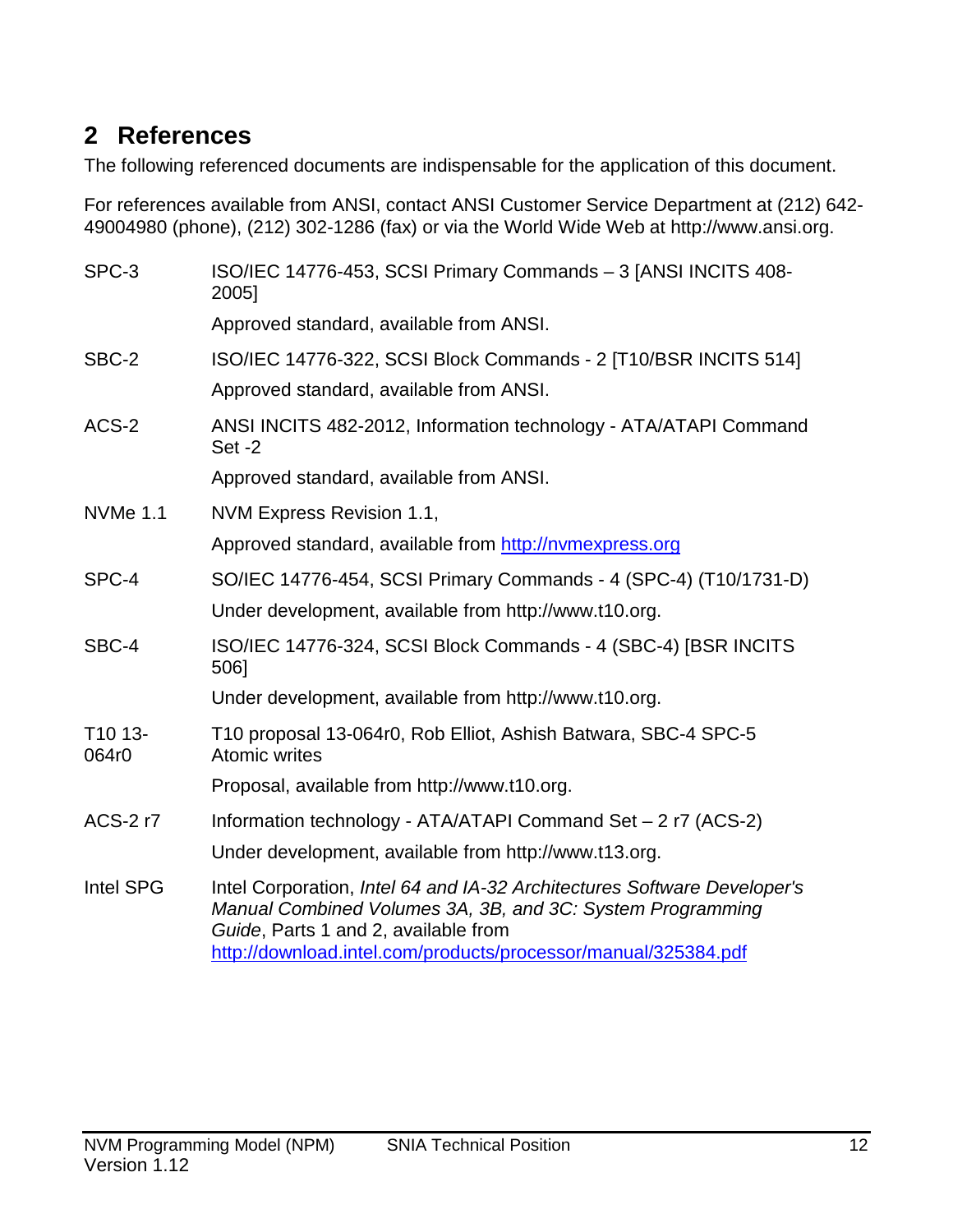# 2 References

The following referenced documents are indispensable for the application of this document.

For references available from ANSI, contact ANSI Customer Service Department at (212) 642-49004980 (phone), (212) 302-1286 (fax) or via the World Wide Web at http://www.ansi.org.

SPC-3
: ISO/IEC 14776-453, SCSI Primary Commands – 3 [ANSI INCITS 408-2005]

  Approved standard, available from ANSI.

SBC-2
: ISO/IEC 14776-322, SCSI Block Commands - 2 [T10/BSR INCITS 514]

  Approved standard, available from ANSI.

ACS-2
: ANSI INCITS 482-2012, Information technology - ATA/ATAPI Command Set -2

  Approved standard, available from ANSI.

NVMe 1.1
: NVM Express Revision 1.1,

  Approved standard, available from [http://nvmexpress.org](http://nvmexpress.org)

SPC-4
: SO/IEC 14776-454, SCSI Primary Commands - 4 (SPC-4) (T10/1731-D)

  Under development, available from http://www.t10.org.

SBC-4
: ISO/IEC 14776-324, SCSI Block Commands - 4 (SBC-4) [BSR INCITS 506]

  Under development, available from http://www.t10.org.

T10 13-064r0
: T10 proposal 13-064r0, Rob Elliot, Ashish Batwara, SBC-4 SPC-5 Atomic writes

  Proposal, available from http://www.t10.org.

ACS-2 r7
: Information technology - ATA/ATAPI Command Set – 2 r7 (ACS-2)

  Under development, available from http://www.t13.org.

Intel SPG
: Intel Corporation, *Intel 64 and IA-32 Architectures Software Developer's Manual Combined Volumes 3A, 3B, and 3C: System Programming Guide*, Parts 1 and 2, available from [http://download.intel.com/products/processor/manual/325384.pdf](http://download.intel.com/products/processor/manual/325384.pdf)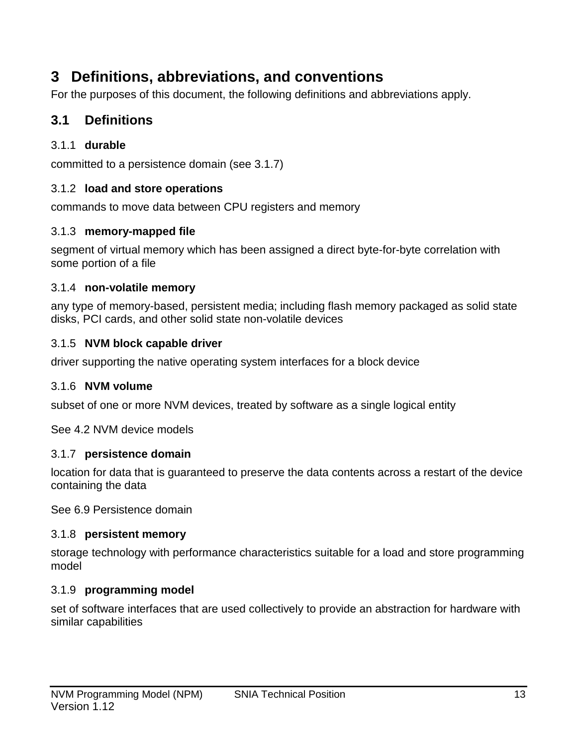# 3 Definitions, abbreviations, and conventions

For the purposes of this document, the following definitions and abbreviations apply.

## 3.1 Definitions

### 3.1.1 durable

committed to a persistence domain (see 3.1.7)

### 3.1.2 load and store operations

commands to move data between CPU registers and memory

### 3.1.3 memory-mapped file

segment of virtual memory which has been assigned a direct byte-for-byte correlation with some portion of a file

### 3.1.4 non-volatile memory

any type of memory-based, persistent media; including flash memory packaged as solid state disks, PCI cards, and other solid state non-volatile devices

### 3.1.5 NVM block capable driver

driver supporting the native operating system interfaces for a block device

### 3.1.6 NVM volume

subset of one or more NVM devices, treated by software as a single logical entity

See 4.2 NVM device models

### 3.1.7 persistence domain

location for data that is guaranteed to preserve the data contents across a restart of the device containing the data

See 6.9 Persistence domain

### 3.1.8 persistent memory

storage technology with performance characteristics suitable for a load and store programming model

### 3.1.9 programming model

set of software interfaces that are used collectively to provide an abstraction for hardware with similar capabilities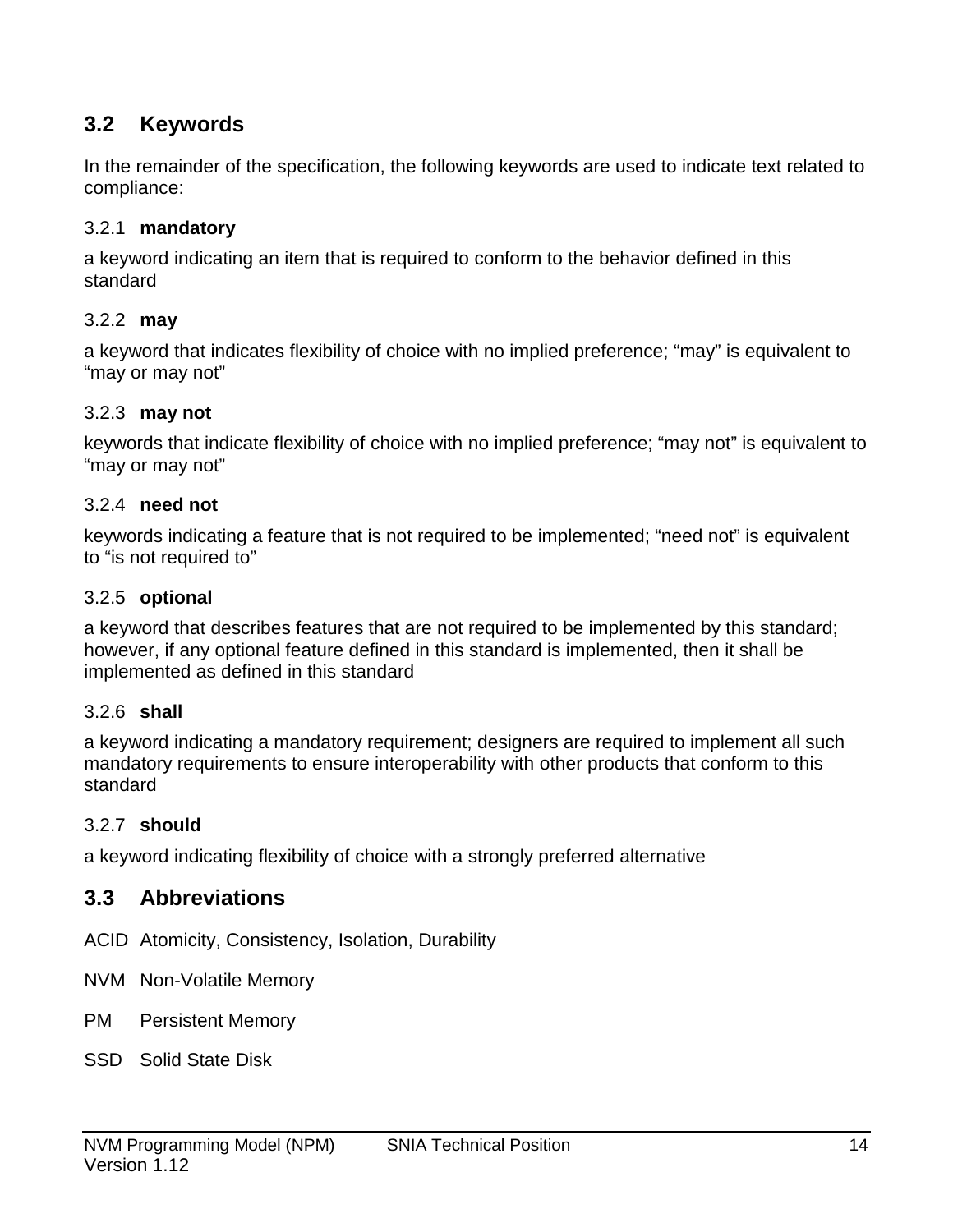## 3.2 Keywords

In the remainder of the specification, the following keywords are used to indicate text related to compliance:

### 3.2.1 mandatory

a keyword indicating an item that is required to conform to the behavior defined in this standard

### 3.2.2 may

a keyword that indicates flexibility of choice with no implied preference; “may” is equivalent to “may or may not”

### 3.2.3 may not

keywords that indicate flexibility of choice with no implied preference; “may not” is equivalent to “may or may not”

### 3.2.4 need not

keywords indicating a feature that is not required to be implemented; “need not” is equivalent to “is not required to”

### 3.2.5 optional

a keyword that describes features that are not required to be implemented by this standard; however, if any optional feature defined in this standard is implemented, then it shall be implemented as defined in this standard

### 3.2.6 shall

a keyword indicating a mandatory requirement; designers are required to implement all such mandatory requirements to ensure interoperability with other products that conform to this standard

### 3.2.7 should

a keyword indicating flexibility of choice with a strongly preferred alternative

## 3.3 Abbreviations

ACID Atomicity, Consistency, Isolation, Durability

NVM Non-Volatile Memory

PM Persistent Memory

SSD Solid State Disk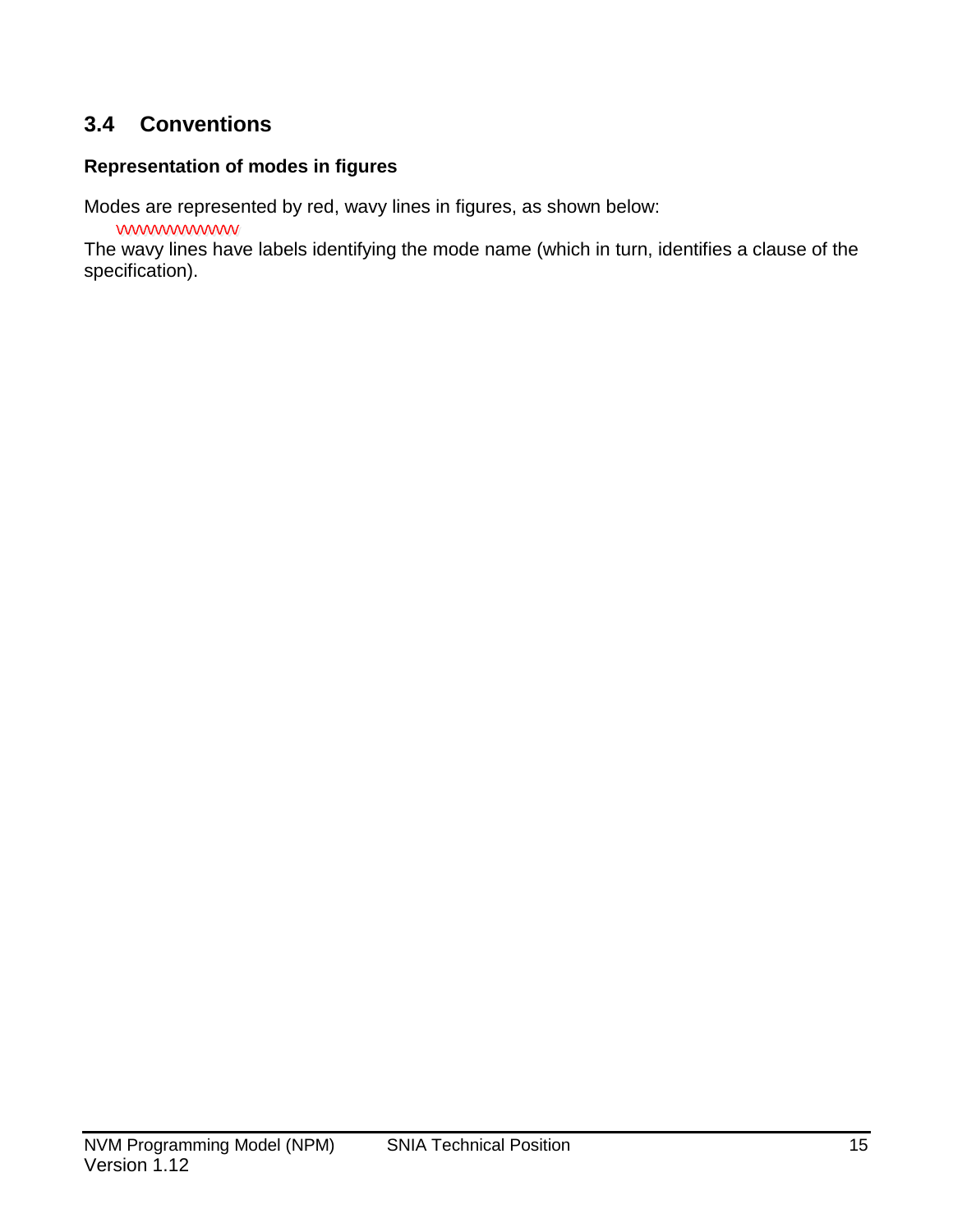## 3.4 Conventions

**Representation of modes in figures**

Modes are represented by red, wavy lines in figures, as shown below:

The wavy lines have labels identifying the mode name (which in turn, identifies a clause of the specification).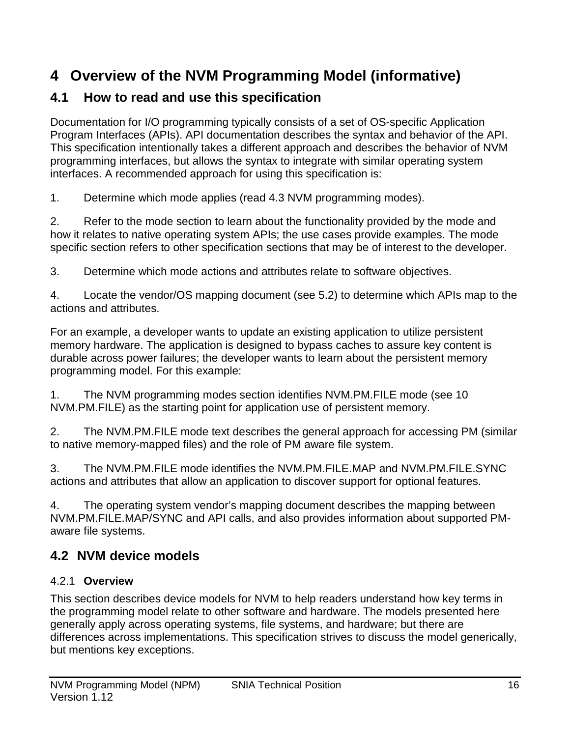# 4 Overview of the NVM Programming Model (informative)

## 4.1 How to read and use this specification

Documentation for I/O programming typically consists of a set of OS-specific Application Program Interfaces (APIs). API documentation describes the syntax and behavior of the API. This specification intentionally takes a different approach and describes the behavior of NVM programming interfaces, but allows the syntax to integrate with similar operating system interfaces. A recommended approach for using this specification is:

1. Determine which mode applies (read 4.3 NVM programming modes).

2. Refer to the mode section to learn about the functionality provided by the mode and how it relates to native operating system APIs; the use cases provide examples. The mode specific section refers to other specification sections that may be of interest to the developer.

3. Determine which mode actions and attributes relate to software objectives.

4. Locate the vendor/OS mapping document (see 5.2) to determine which APIs map to the actions and attributes.

For an example, a developer wants to update an existing application to utilize persistent memory hardware. The application is designed to bypass caches to assure key content is durable across power failures; the developer wants to learn about the persistent memory programming model. For this example:

1. The NVM programming modes section identifies NVM.PM.FILE mode (see 10 NVM.PM.FILE) as the starting point for application use of persistent memory.

2. The NVM.PM.FILE mode text describes the general approach for accessing PM (similar to native memory-mapped files) and the role of PM aware file system.

3. The NVM.PM.FILE mode identifies the NVM.PM.FILE.MAP and NVM.PM.FILE.SYNC actions and attributes that allow an application to discover support for optional features.

4. The operating system vendor's mapping document describes the mapping between NVM.PM.FILE.MAP/SYNC and API calls, and also provides information about supported PM-aware file systems.

## 4.2 NVM device models

### 4.2.1 Overview

This section describes device models for NVM to help readers understand how key terms in the programming model relate to other software and hardware. The models presented here generally apply across operating systems, file systems, and hardware; but there are differences across implementations. This specification strives to discuss the model generically, but mentions key exceptions.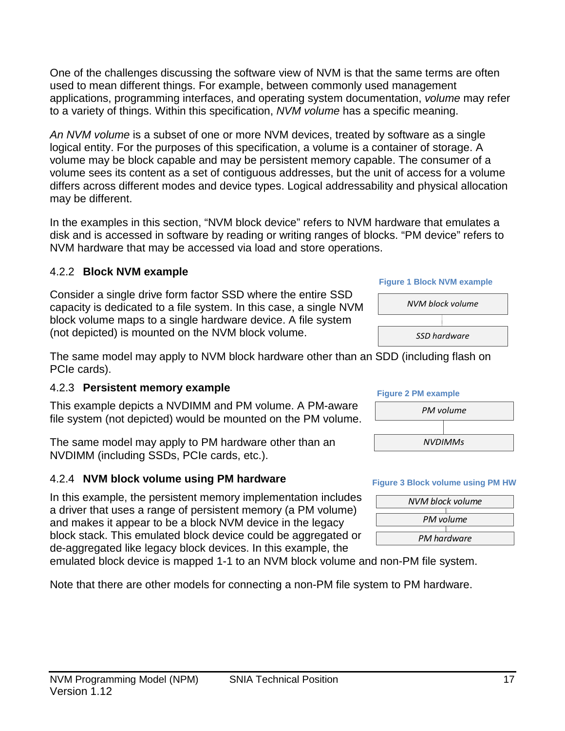One of the challenges discussing the software view of NVM is that the same terms are often used to mean different things. For example, between commonly used management applications, programming interfaces, and operating system documentation, *volume* may refer to a variety of things. Within this specification, *NVM volume* has a specific meaning.

*An NVM volume* is a subset of one or more NVM devices, treated by software as a single logical entity. For the purposes of this specification, a volume is a container of storage. A volume may be block capable and may be persistent memory capable. The consumer of a volume sees its content as a set of contiguous addresses, but the unit of access for a volume differs across different modes and device types. Logical addressability and physical allocation may be different.

In the examples in this section, "NVM block device" refers to NVM hardware that emulates a disk and is accessed in software by reading or writing ranges of blocks. "PM device" refers to NVM hardware that may be accessed via load and store operations.

### 4.2.2 Block NVM example

Consider a single drive form factor SSD where the entire SSD capacity is dedicated to a file system. In this case, a single NVM block volume maps to a single hardware device. A file system (not depicted) is mounted on the NVM block volume.

**Figure 1 Block NVM example**

| *NVM block volume* |
| --- |
| *SSD hardware* |

The same model may apply to NVM block hardware other than an SDD (including flash on PCIe cards).

### 4.2.3 Persistent memory example

This example depicts a NVDIMM and PM volume. A PM-aware file system (not depicted) would be mounted on the PM volume.

**Figure 2 PM example**

| *PM volume* |
| --- |
| *NVDIMMs* |

The same model may apply to PM hardware other than an NVDIMM (including SSDs, PCIe cards, etc.).

### 4.2.4 NVM block volume using PM hardware

In this example, the persistent memory implementation includes a driver that uses a range of persistent memory (a PM volume) and makes it appear to be a block NVM device in the legacy block stack. This emulated block device could be aggregated or de-aggregated like legacy block devices. In this example, the emulated block device is mapped 1-1 to an NVM block volume and non-PM file system.

**Figure 3 Block volume using PM HW**

| *NVM block volume* |
| --- |
| *PM volume* |
| *PM hardware* |

Note that there are other models for connecting a non-PM file system to PM hardware.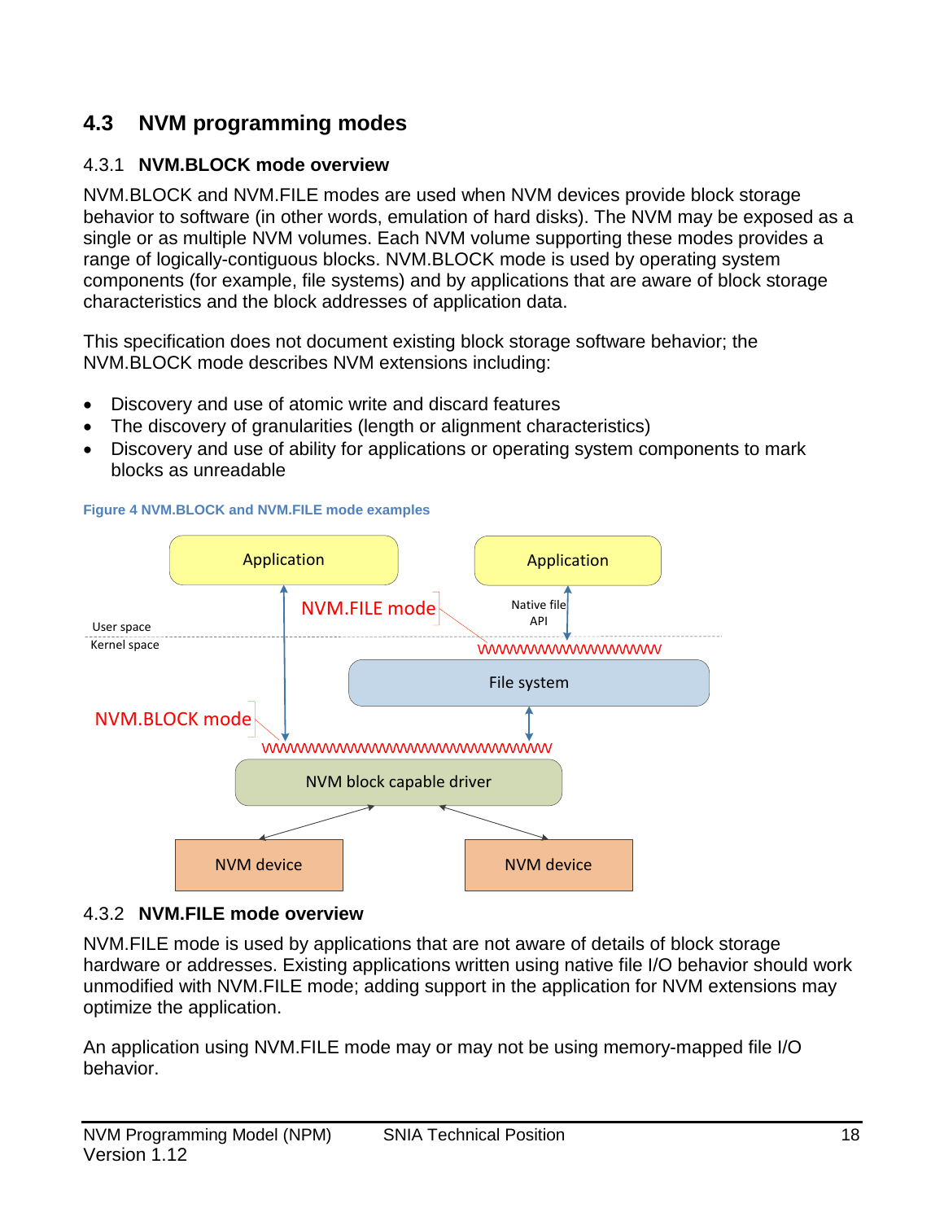## 4.3 NVM programming modes

### 4.3.1 NVM.BLOCK mode overview

NVM.BLOCK and NVM.FILE modes are used when NVM devices provide block storage behavior to software (in other words, emulation of hard disks). The NVM may be exposed as a single or as multiple NVM volumes. Each NVM volume supporting these modes provides a range of logically-contiguous blocks. NVM.BLOCK mode is used by operating system components (for example, file systems) and by applications that are aware of block storage characteristics and the block addresses of application data.

This specification does not document existing block storage software behavior; the NVM.BLOCK mode describes NVM extensions including:

- Discovery and use of atomic write and discard features
- The discovery of granularities (length or alignment characteristics)
- Discovery and use of ability for applications or operating system components to mark blocks as unreadable

Figure 4 NVM.BLOCK and NVM.FILE mode examples

### 4.3.2 NVM.FILE mode overview

NVM.FILE mode is used by applications that are not aware of details of block storage hardware or addresses. Existing applications written using native file I/O behavior should work unmodified with NVM.FILE mode; adding support in the application for NVM extensions may optimize the application.

An application using NVM.FILE mode may or may not be using memory-mapped file I/O behavior.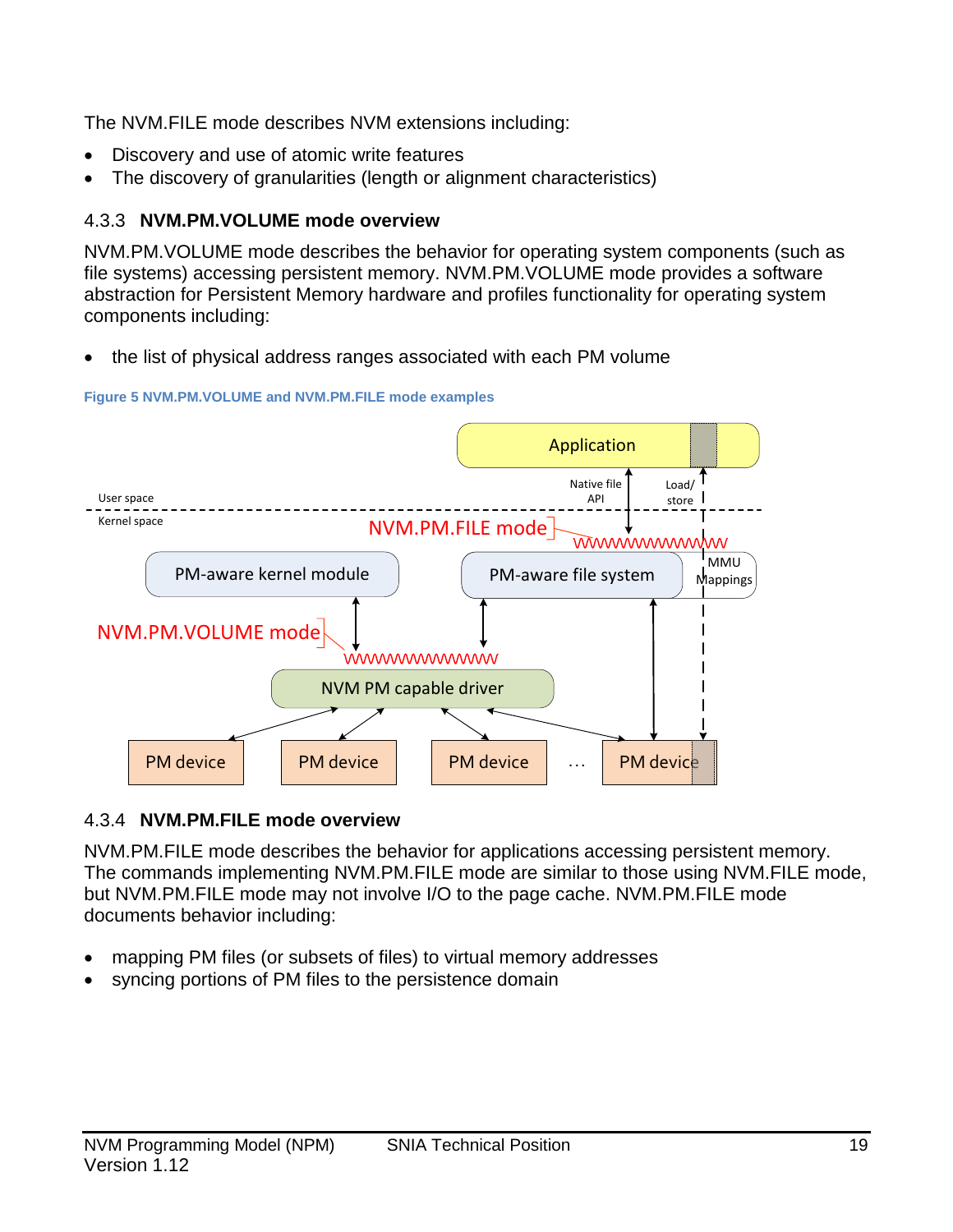The NVM.FILE mode describes NVM extensions including:

- Discovery and use of atomic write features
- The discovery of granularities (length or alignment characteristics)

### 4.3.3 NVM.PM.VOLUME mode overview

NVM.PM.VOLUME mode describes the behavior for operating system components (such as file systems) accessing persistent memory. NVM.PM.VOLUME mode provides a software abstraction for Persistent Memory hardware and profiles functionality for operating system components including:

- the list of physical address ranges associated with each PM volume

**Figure 5 NVM.PM.VOLUME and NVM.PM.FILE mode examples**

### 4.3.4 NVM.PM.FILE mode overview

NVM.PM.FILE mode describes the behavior for applications accessing persistent memory. The commands implementing NVM.PM.FILE mode are similar to those using NVM.FILE mode, but NVM.PM.FILE mode may not involve I/O to the page cache. NVM.PM.FILE mode documents behavior including:

- mapping PM files (or subsets of files) to virtual memory addresses
- syncing portions of PM files to the persistence domain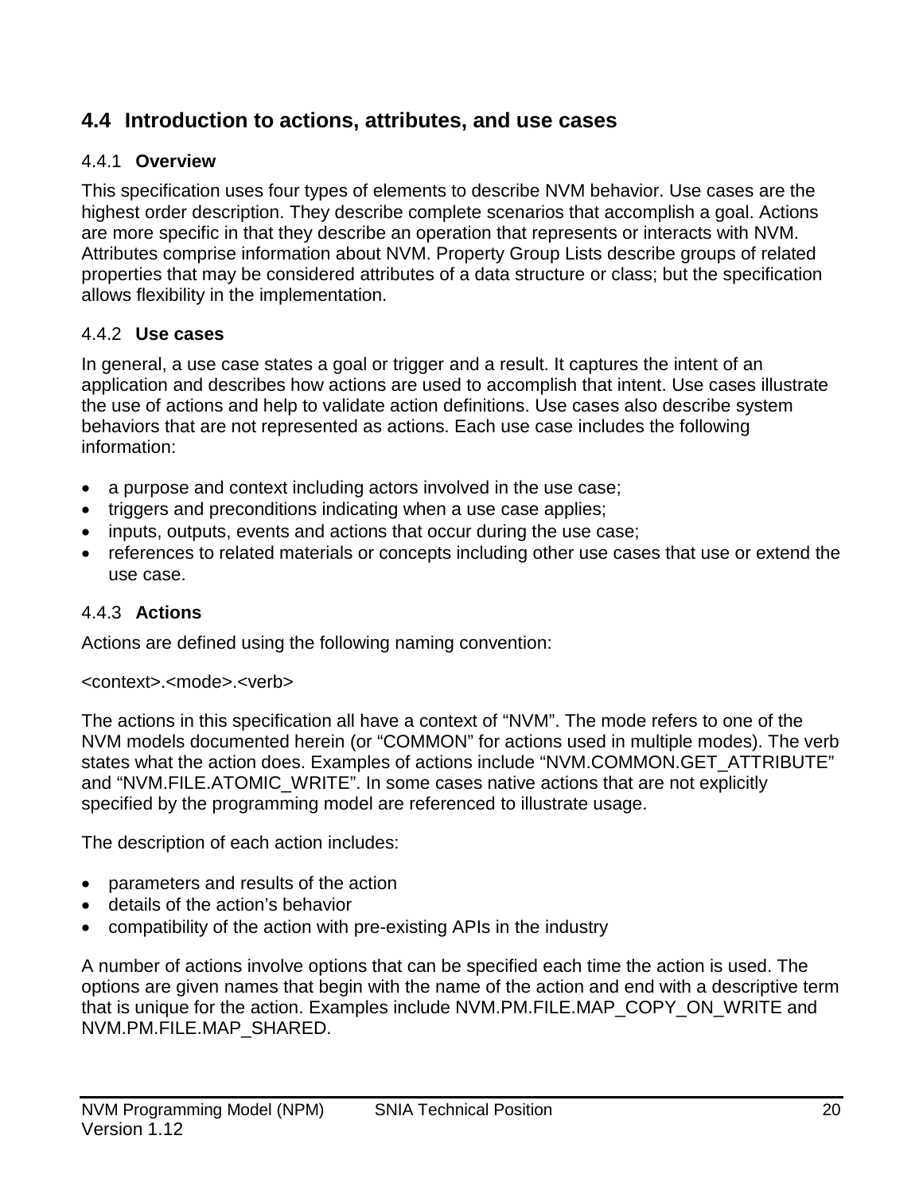## 4.4 Introduction to actions, attributes, and use cases

### 4.4.1 Overview

This specification uses four types of elements to describe NVM behavior. Use cases are the highest order description. They describe complete scenarios that accomplish a goal. Actions are more specific in that they describe an operation that represents or interacts with NVM. Attributes comprise information about NVM. Property Group Lists describe groups of related properties that may be considered attributes of a data structure or class; but the specification allows flexibility in the implementation.

### 4.4.2 Use cases

In general, a use case states a goal or trigger and a result. It captures the intent of an application and describes how actions are used to accomplish that intent. Use cases illustrate the use of actions and help to validate action definitions. Use cases also describe system behaviors that are not represented as actions. Each use case includes the following information:

- a purpose and context including actors involved in the use case;
- triggers and preconditions indicating when a use case applies;
- inputs, outputs, events and actions that occur during the use case;
- references to related materials or concepts including other use cases that use or extend the use case.

### 4.4.3 Actions

Actions are defined using the following naming convention:

<context>.<mode>.<verb>

The actions in this specification all have a context of “NVM”. The mode refers to one of the NVM models documented herein (or “COMMON” for actions used in multiple modes). The verb states what the action does. Examples of actions include “NVM.COMMON.GET_ATTRIBUTE” and “NVM.FILE.ATOMIC_WRITE”. In some cases native actions that are not explicitly specified by the programming model are referenced to illustrate usage.

The description of each action includes:

- parameters and results of the action
- details of the action’s behavior
- compatibility of the action with pre-existing APIs in the industry

A number of actions involve options that can be specified each time the action is used. The options are given names that begin with the name of the action and end with a descriptive term that is unique for the action. Examples include NVM.PM.FILE.MAP_COPY_ON_WRITE and NVM.PM.FILE.MAP_SHARED.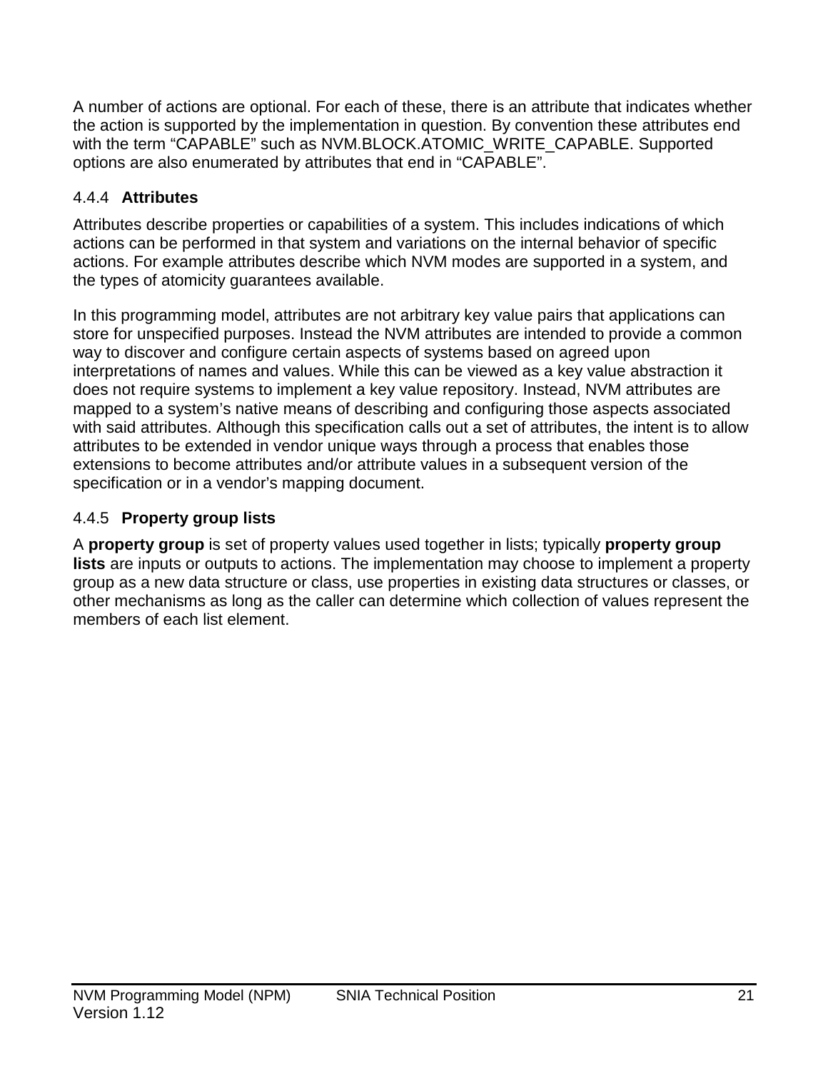A number of actions are optional. For each of these, there is an attribute that indicates whether the action is supported by the implementation in question. By convention these attributes end with the term “CAPABLE” such as NVM.BLOCK.ATOMIC_WRITE_CAPABLE. Supported options are also enumerated by attributes that end in “CAPABLE”.

### 4.4.4 Attributes

Attributes describe properties or capabilities of a system. This includes indications of which actions can be performed in that system and variations on the internal behavior of specific actions. For example attributes describe which NVM modes are supported in a system, and the types of atomicity guarantees available.

In this programming model, attributes are not arbitrary key value pairs that applications can store for unspecified purposes. Instead the NVM attributes are intended to provide a common way to discover and configure certain aspects of systems based on agreed upon interpretations of names and values. While this can be viewed as a key value abstraction it does not require systems to implement a key value repository. Instead, NVM attributes are mapped to a system’s native means of describing and configuring those aspects associated with said attributes. Although this specification calls out a set of attributes, the intent is to allow attributes to be extended in vendor unique ways through a process that enables those extensions to become attributes and/or attribute values in a subsequent version of the specification or in a vendor’s mapping document.

### 4.4.5 Property group lists

A **property group** is set of property values used together in lists; typically **property group lists** are inputs or outputs to actions. The implementation may choose to implement a property group as a new data structure or class, use properties in existing data structures or classes, or other mechanisms as long as the caller can determine which collection of values represent the members of each list element.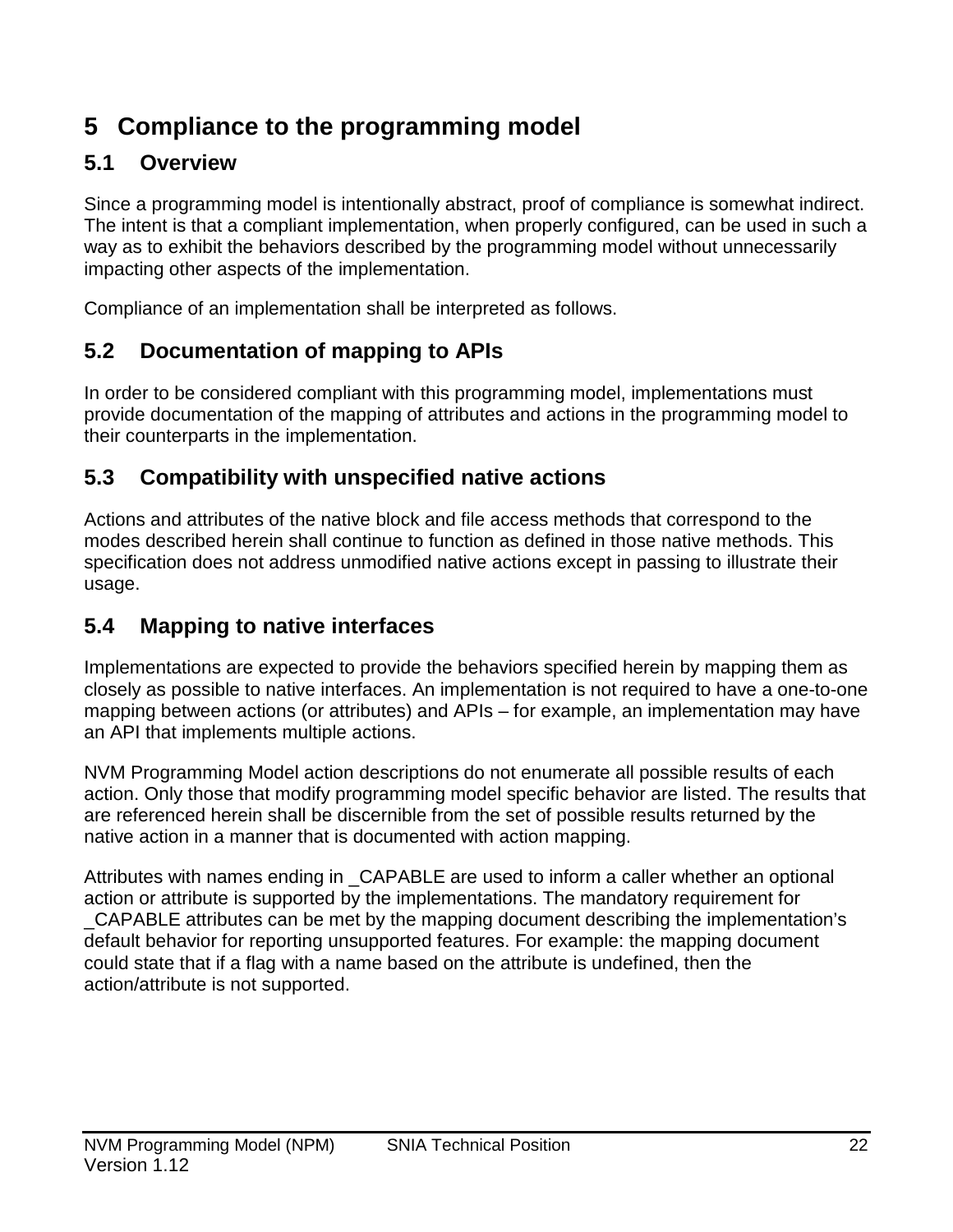# 5 Compliance to the programming model

## 5.1 Overview

Since a programming model is intentionally abstract, proof of compliance is somewhat indirect. The intent is that a compliant implementation, when properly configured, can be used in such a way as to exhibit the behaviors described by the programming model without unnecessarily impacting other aspects of the implementation.

Compliance of an implementation shall be interpreted as follows.

## 5.2 Documentation of mapping to APIs

In order to be considered compliant with this programming model, implementations must provide documentation of the mapping of attributes and actions in the programming model to their counterparts in the implementation.

## 5.3 Compatibility with unspecified native actions

Actions and attributes of the native block and file access methods that correspond to the modes described herein shall continue to function as defined in those native methods. This specification does not address unmodified native actions except in passing to illustrate their usage.

## 5.4 Mapping to native interfaces

Implementations are expected to provide the behaviors specified herein by mapping them as closely as possible to native interfaces. An implementation is not required to have a one-to-one mapping between actions (or attributes) and APIs – for example, an implementation may have an API that implements multiple actions.

NVM Programming Model action descriptions do not enumerate all possible results of each action. Only those that modify programming model specific behavior are listed. The results that are referenced herein shall be discernible from the set of possible results returned by the native action in a manner that is documented with action mapping.

Attributes with names ending in _CAPABLE are used to inform a caller whether an optional action or attribute is supported by the implementations. The mandatory requirement for _CAPABLE attributes can be met by the mapping document describing the implementation's default behavior for reporting unsupported features. For example: the mapping document could state that if a flag with a name based on the attribute is undefined, then the action/attribute is not supported.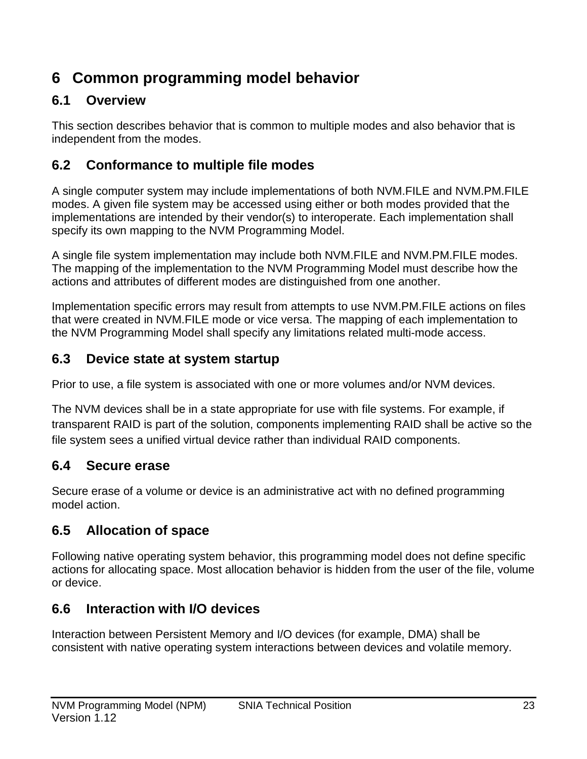# 6 Common programming model behavior

## 6.1 Overview

This section describes behavior that is common to multiple modes and also behavior that is independent from the modes.

## 6.2 Conformance to multiple file modes

A single computer system may include implementations of both NVM.FILE and NVM.PM.FILE modes. A given file system may be accessed using either or both modes provided that the implementations are intended by their vendor(s) to interoperate. Each implementation shall specify its own mapping to the NVM Programming Model.

A single file system implementation may include both NVM.FILE and NVM.PM.FILE modes. The mapping of the implementation to the NVM Programming Model must describe how the actions and attributes of different modes are distinguished from one another.

Implementation specific errors may result from attempts to use NVM.PM.FILE actions on files that were created in NVM.FILE mode or vice versa. The mapping of each implementation to the NVM Programming Model shall specify any limitations related multi-mode access.

## 6.3 Device state at system startup

Prior to use, a file system is associated with one or more volumes and/or NVM devices.

The NVM devices shall be in a state appropriate for use with file systems. For example, if transparent RAID is part of the solution, components implementing RAID shall be active so the file system sees a unified virtual device rather than individual RAID components.

## 6.4 Secure erase

Secure erase of a volume or device is an administrative act with no defined programming model action.

## 6.5 Allocation of space

Following native operating system behavior, this programming model does not define specific actions for allocating space. Most allocation behavior is hidden from the user of the file, volume or device.

## 6.6 Interaction with I/O devices

Interaction between Persistent Memory and I/O devices (for example, DMA) shall be consistent with native operating system interactions between devices and volatile memory.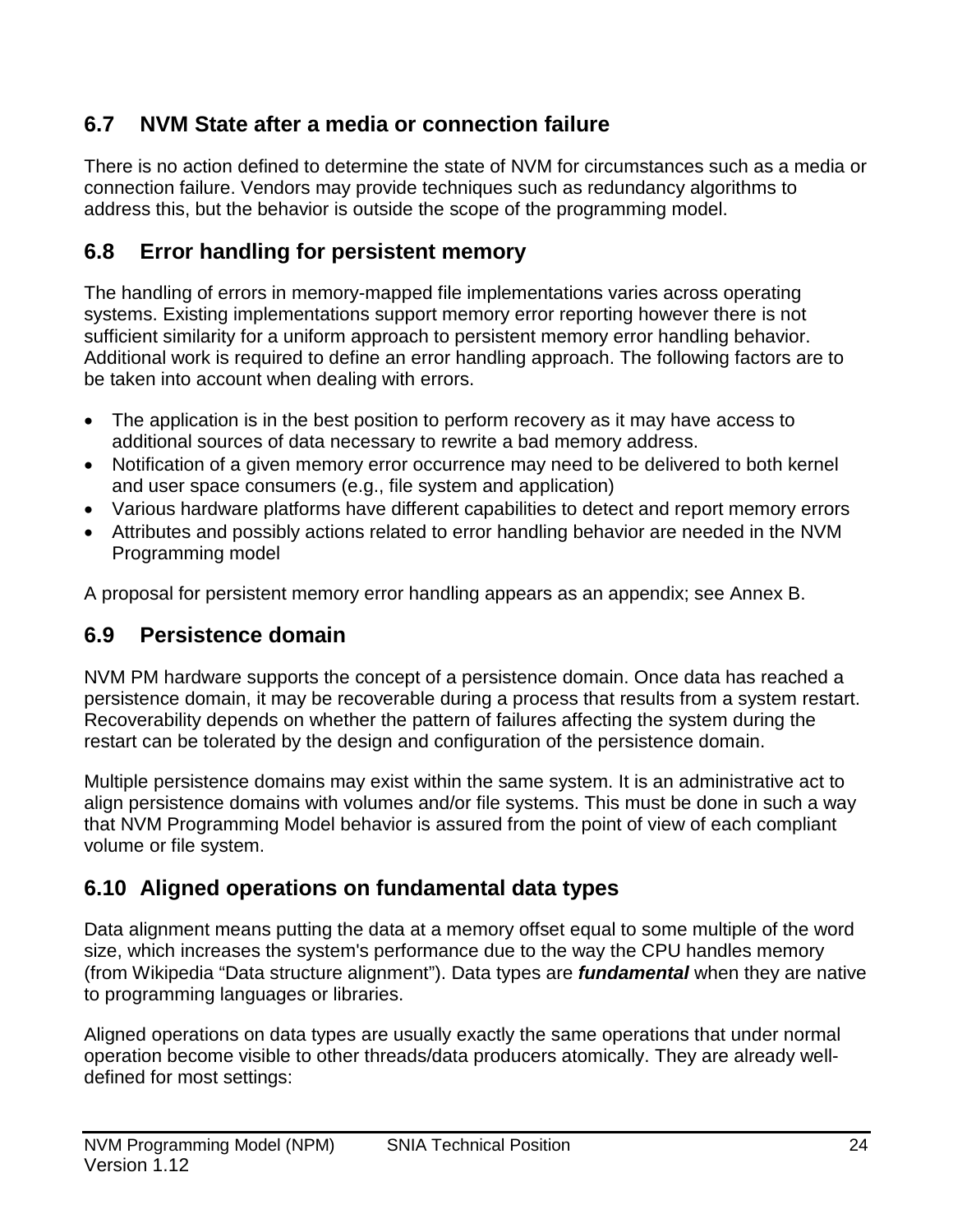## 6.7 NVM State after a media or connection failure

There is no action defined to determine the state of NVM for circumstances such as a media or connection failure. Vendors may provide techniques such as redundancy algorithms to address this, but the behavior is outside the scope of the programming model.

## 6.8 Error handling for persistent memory

The handling of errors in memory-mapped file implementations varies across operating systems. Existing implementations support memory error reporting however there is not sufficient similarity for a uniform approach to persistent memory error handling behavior. Additional work is required to define an error handling approach. The following factors are to be taken into account when dealing with errors.

- The application is in the best position to perform recovery as it may have access to additional sources of data necessary to rewrite a bad memory address.
- Notification of a given memory error occurrence may need to be delivered to both kernel and user space consumers (e.g., file system and application)
- Various hardware platforms have different capabilities to detect and report memory errors
- Attributes and possibly actions related to error handling behavior are needed in the NVM Programming model

A proposal for persistent memory error handling appears as an appendix; see Annex B.

## 6.9 Persistence domain

NVM PM hardware supports the concept of a persistence domain. Once data has reached a persistence domain, it may be recoverable during a process that results from a system restart. Recoverability depends on whether the pattern of failures affecting the system during the restart can be tolerated by the design and configuration of the persistence domain.

Multiple persistence domains may exist within the same system. It is an administrative act to align persistence domains with volumes and/or file systems. This must be done in such a way that NVM Programming Model behavior is assured from the point of view of each compliant volume or file system.

## 6.10 Aligned operations on fundamental data types

Data alignment means putting the data at a memory offset equal to some multiple of the word size, which increases the system's performance due to the way the CPU handles memory (from Wikipedia "Data structure alignment"). Data types are ***fundamental*** when they are native to programming languages or libraries.

Aligned operations on data types are usually exactly the same operations that under normal operation become visible to other threads/data producers atomically. They are already well-defined for most settings: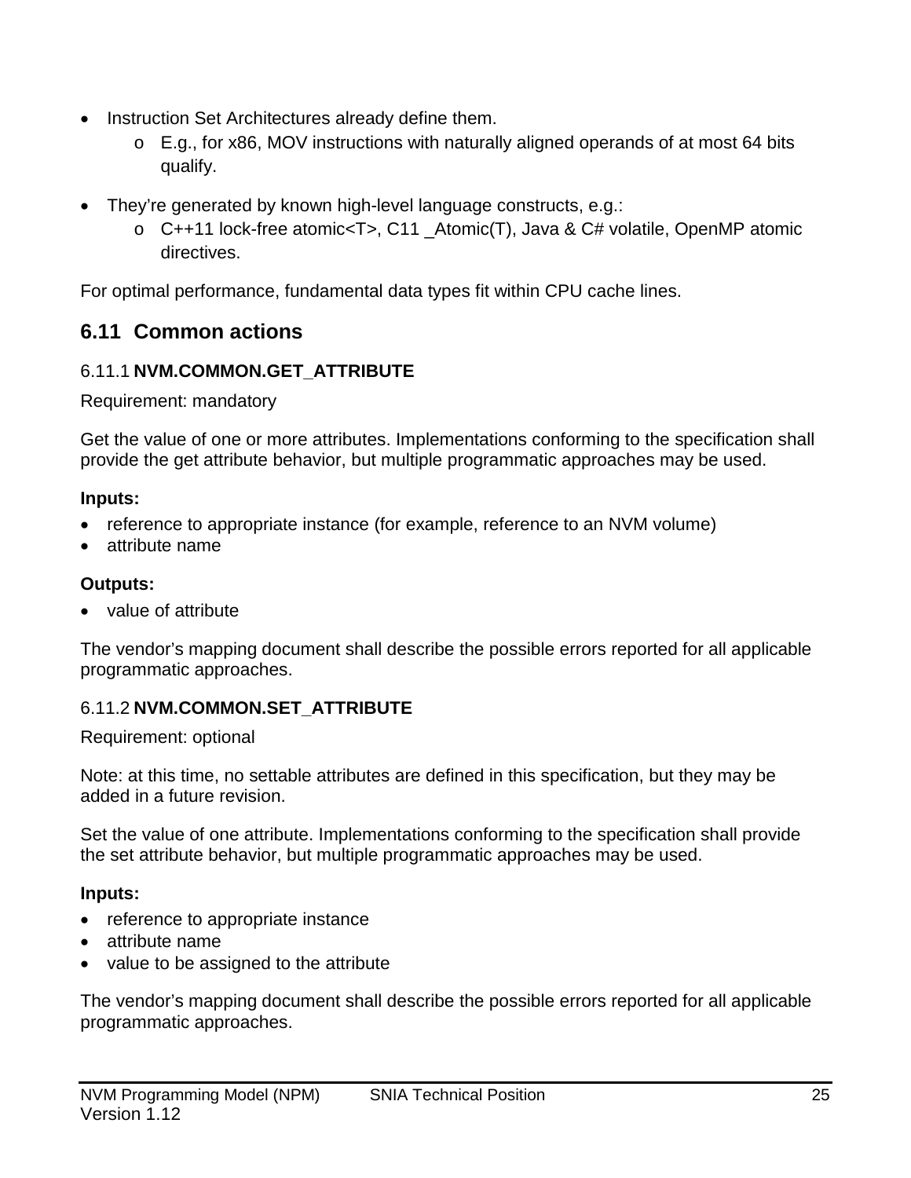- Instruction Set Architectures already define them.
  - E.g., for x86, MOV instructions with naturally aligned operands of at most 64 bits qualify.
- They're generated by known high-level language constructs, e.g.:
  - C++11 lock-free atomic<T>, C11 _Atomic(T), Java & C# volatile, OpenMP atomic directives.

For optimal performance, fundamental data types fit within CPU cache lines.

## 6.11 Common actions

### 6.11.1 NVM.COMMON.GET_ATTRIBUTE

Requirement: mandatory

Get the value of one or more attributes. Implementations conforming to the specification shall provide the get attribute behavior, but multiple programmatic approaches may be used.

**Inputs:**

- reference to appropriate instance (for example, reference to an NVM volume)
- attribute name

**Outputs:**

- value of attribute

The vendor's mapping document shall describe the possible errors reported for all applicable programmatic approaches.

### 6.11.2 NVM.COMMON.SET_ATTRIBUTE

Requirement: optional

Note: at this time, no settable attributes are defined in this specification, but they may be added in a future revision.

Set the value of one attribute. Implementations conforming to the specification shall provide the set attribute behavior, but multiple programmatic approaches may be used.

**Inputs:**

- reference to appropriate instance
- attribute name
- value to be assigned to the attribute

The vendor's mapping document shall describe the possible errors reported for all applicable programmatic approaches.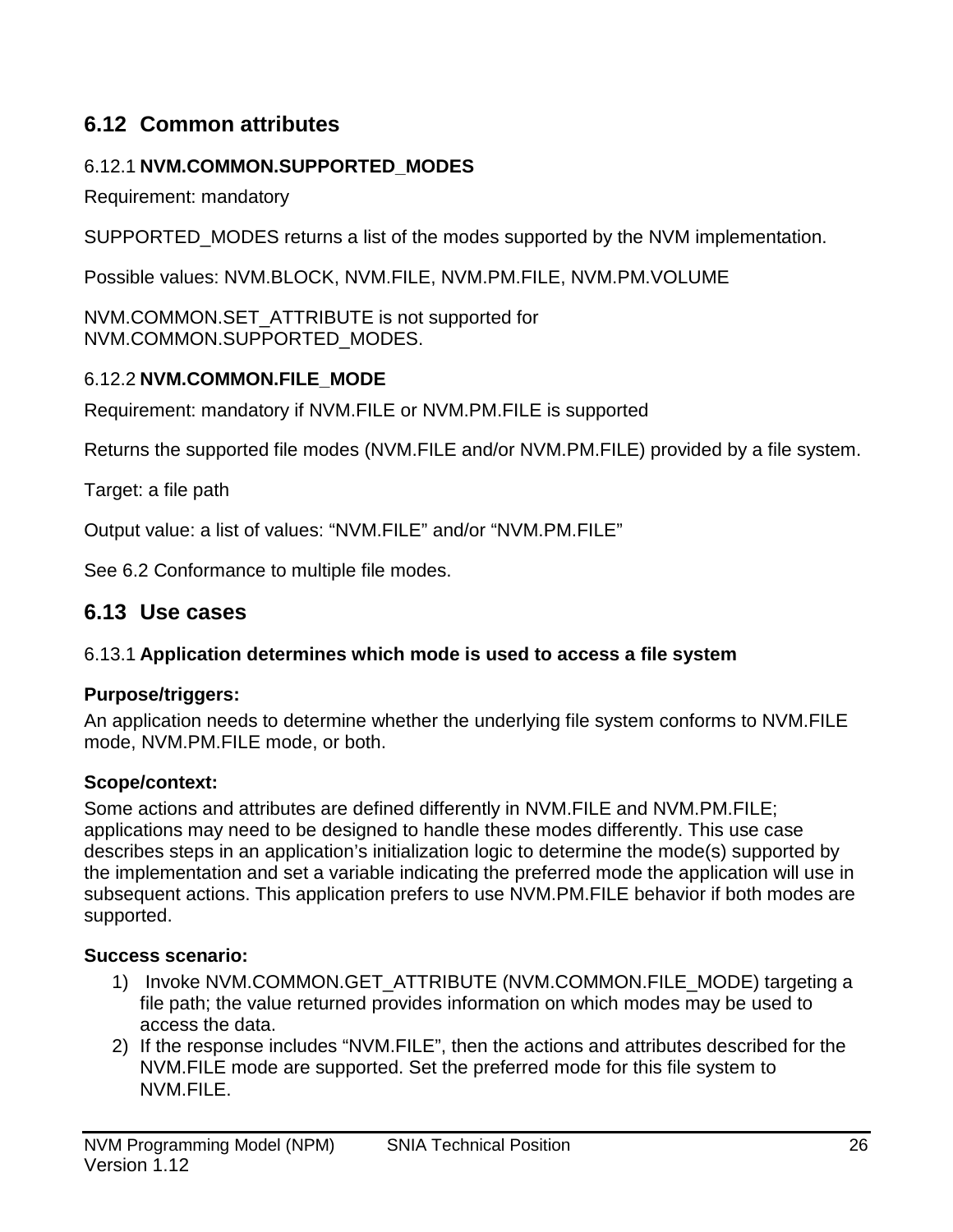## 6.12 Common attributes

### 6.12.1 **NVM.COMMON.SUPPORTED_MODES**

Requirement: mandatory

SUPPORTED_MODES returns a list of the modes supported by the NVM implementation.

Possible values: NVM.BLOCK, NVM.FILE, NVM.PM.FILE, NVM.PM.VOLUME

NVM.COMMON.SET_ATTRIBUTE is not supported for NVM.COMMON.SUPPORTED_MODES.

### 6.12.2 **NVM.COMMON.FILE_MODE**

Requirement: mandatory if NVM.FILE or NVM.PM.FILE is supported

Returns the supported file modes (NVM.FILE and/or NVM.PM.FILE) provided by a file system.

Target: a file path

Output value: a list of values: “NVM.FILE” and/or “NVM.PM.FILE”

See 6.2 Conformance to multiple file modes.

## 6.13 Use cases

### 6.13.1 **Application determines which mode is used to access a file system**

**Purpose/triggers:**

An application needs to determine whether the underlying file system conforms to NVM.FILE mode, NVM.PM.FILE mode, or both.

**Scope/context:**

Some actions and attributes are defined differently in NVM.FILE and NVM.PM.FILE; applications may need to be designed to handle these modes differently. This use case describes steps in an application’s initialization logic to determine the mode(s) supported by the implementation and set a variable indicating the preferred mode the application will use in subsequent actions. This application prefers to use NVM.PM.FILE behavior if both modes are supported.

**Success scenario:**

1) Invoke NVM.COMMON.GET_ATTRIBUTE (NVM.COMMON.FILE_MODE) targeting a file path; the value returned provides information on which modes may be used to access the data.
2) If the response includes “NVM.FILE”, then the actions and attributes described for the NVM.FILE mode are supported. Set the preferred mode for this file system to NVM.FILE.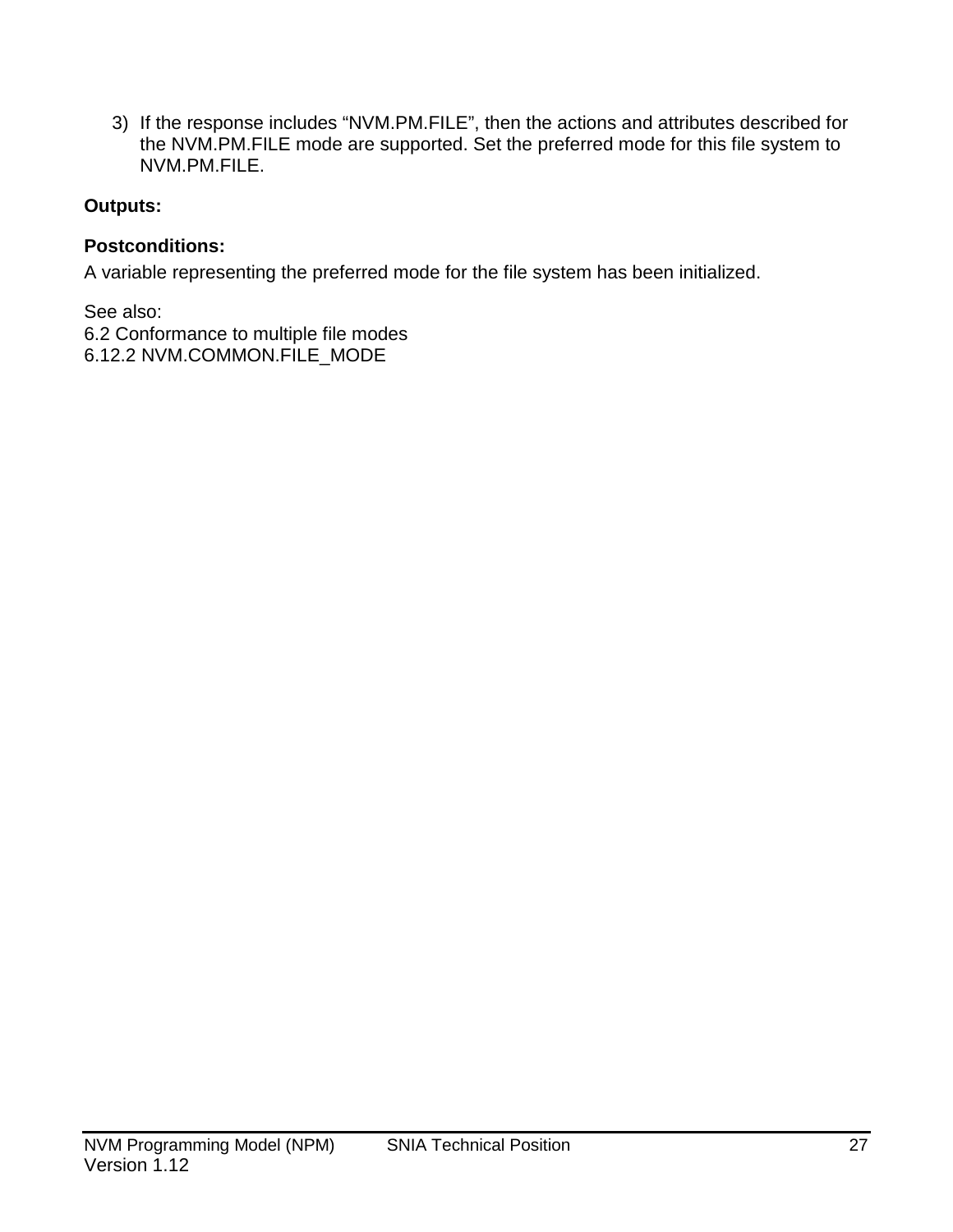3) If the response includes “NVM.PM.FILE”, then the actions and attributes described for the NVM.PM.FILE mode are supported. Set the preferred mode for this file system to NVM.PM.FILE.

**Outputs:**

**Postconditions:**

A variable representing the preferred mode for the file system has been initialized.

See also:
6.2 Conformance to multiple file modes
6.12.2 NVM.COMMON.FILE_MODE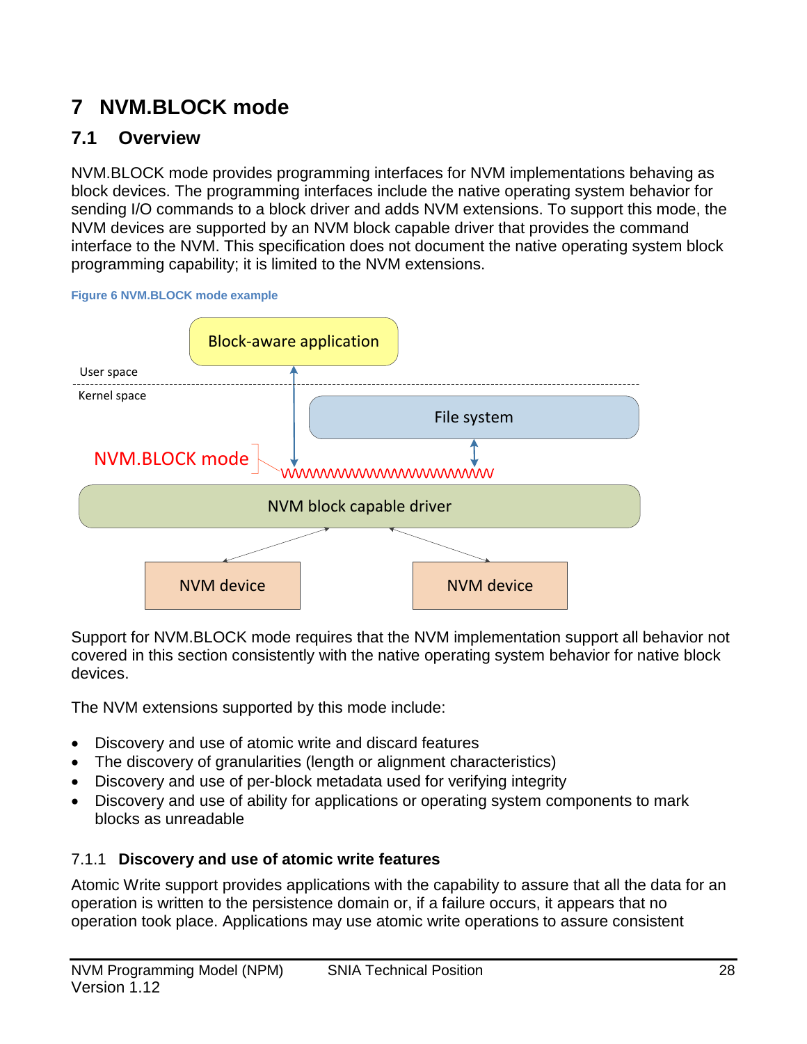# 7 NVM.BLOCK mode

## 7.1 Overview

NVM.BLOCK mode provides programming interfaces for NVM implementations behaving as block devices. The programming interfaces include the native operating system behavior for sending I/O commands to a block driver and adds NVM extensions. To support this mode, the NVM devices are supported by an NVM block capable driver that provides the command interface to the NVM. This specification does not document the native operating system block programming capability; it is limited to the NVM extensions.

Figure 6 NVM.BLOCK mode example

Support for NVM.BLOCK mode requires that the NVM implementation support all behavior not covered in this section consistently with the native operating system behavior for native block devices.

The NVM extensions supported by this mode include:

- Discovery and use of atomic write and discard features
- The discovery of granularities (length or alignment characteristics)
- Discovery and use of per-block metadata used for verifying integrity
- Discovery and use of ability for applications or operating system components to mark blocks as unreadable

### 7.1.1 Discovery and use of atomic write features

Atomic Write support provides applications with the capability to assure that all the data for an operation is written to the persistence domain or, if a failure occurs, it appears that no operation took place. Applications may use atomic write operations to assure consistent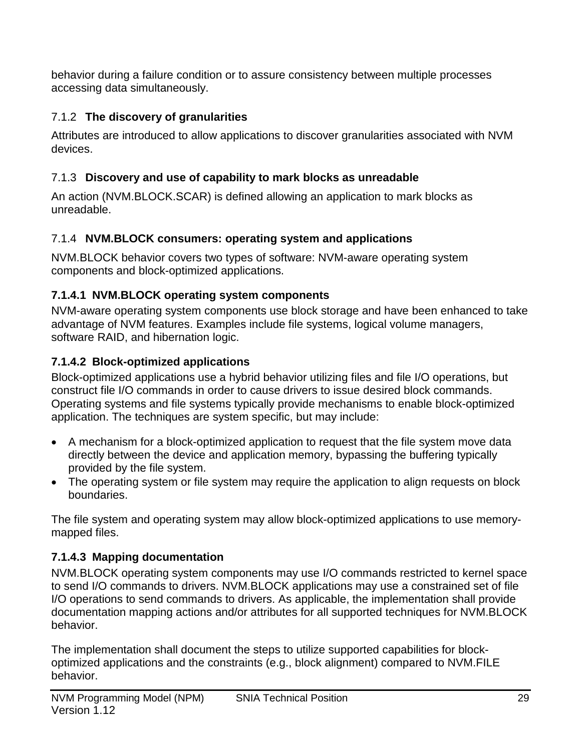behavior during a failure condition or to assure consistency between multiple processes accessing data simultaneously.

### 7.1.2 The discovery of granularities

Attributes are introduced to allow applications to discover granularities associated with NVM devices.

### 7.1.3 Discovery and use of capability to mark blocks as unreadable

An action (NVM.BLOCK.SCAR) is defined allowing an application to mark blocks as unreadable.

### 7.1.4 NVM.BLOCK consumers: operating system and applications

NVM.BLOCK behavior covers two types of software: NVM-aware operating system components and block-optimized applications.

#### 7.1.4.1 NVM.BLOCK operating system components

NVM-aware operating system components use block storage and have been enhanced to take advantage of NVM features. Examples include file systems, logical volume managers, software RAID, and hibernation logic.

#### 7.1.4.2 Block-optimized applications

Block-optimized applications use a hybrid behavior utilizing files and file I/O operations, but construct file I/O commands in order to cause drivers to issue desired block commands. Operating systems and file systems typically provide mechanisms to enable block-optimized application. The techniques are system specific, but may include:

- A mechanism for a block-optimized application to request that the file system move data directly between the device and application memory, bypassing the buffering typically provided by the file system.
- The operating system or file system may require the application to align requests on block boundaries.

The file system and operating system may allow block-optimized applications to use memory-mapped files.

#### 7.1.4.3 Mapping documentation

NVM.BLOCK operating system components may use I/O commands restricted to kernel space to send I/O commands to drivers. NVM.BLOCK applications may use a constrained set of file I/O operations to send commands to drivers. As applicable, the implementation shall provide documentation mapping actions and/or attributes for all supported techniques for NVM.BLOCK behavior.

The implementation shall document the steps to utilize supported capabilities for block-optimized applications and the constraints (e.g., block alignment) compared to NVM.FILE behavior.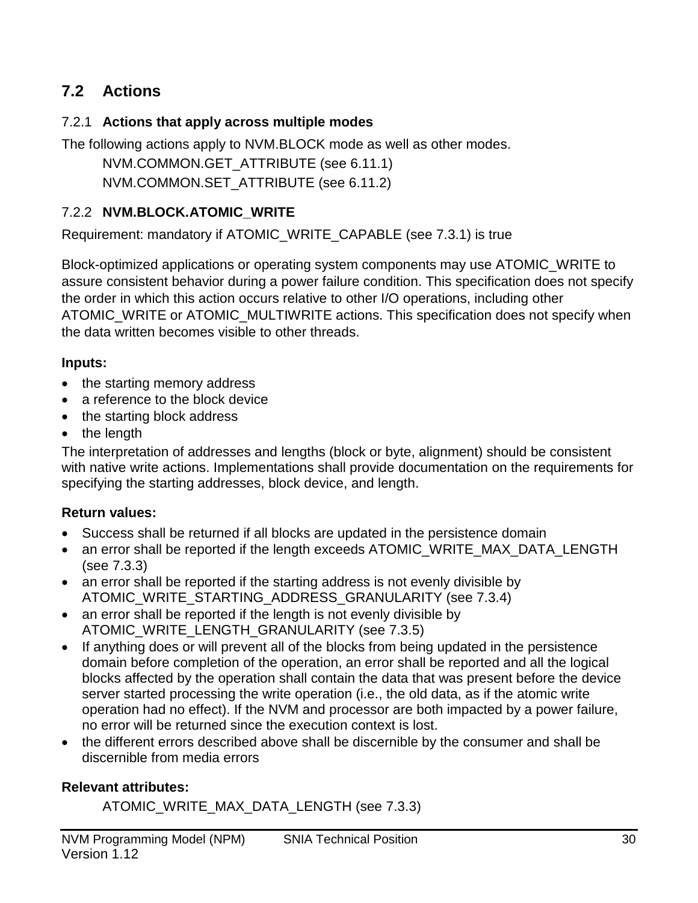## 7.2 Actions

### 7.2.1 Actions that apply across multiple modes

The following actions apply to NVM.BLOCK mode as well as other modes.

NVM.COMMON.GET_ATTRIBUTE (see 6.11.1)
NVM.COMMON.SET_ATTRIBUTE (see 6.11.2)

### 7.2.2 NVM.BLOCK.ATOMIC_WRITE

Requirement: mandatory if ATOMIC_WRITE_CAPABLE (see 7.3.1) is true

Block-optimized applications or operating system components may use ATOMIC_WRITE to assure consistent behavior during a power failure condition. This specification does not specify the order in which this action occurs relative to other I/O operations, including other ATOMIC_WRITE or ATOMIC_MULTIWRITE actions. This specification does not specify when the data written becomes visible to other threads.

**Inputs:**

- the starting memory address
- a reference to the block device
- the starting block address
- the length

The interpretation of addresses and lengths (block or byte, alignment) should be consistent with native write actions. Implementations shall provide documentation on the requirements for specifying the starting addresses, block device, and length.

**Return values:**

- Success shall be returned if all blocks are updated in the persistence domain
- an error shall be reported if the length exceeds ATOMIC_WRITE_MAX_DATA_LENGTH (see 7.3.3)
- an error shall be reported if the starting address is not evenly divisible by ATOMIC_WRITE_STARTING_ADDRESS_GRANULARITY (see 7.3.4)
- an error shall be reported if the length is not evenly divisible by ATOMIC_WRITE_LENGTH_GRANULARITY (see 7.3.5)
- If anything does or will prevent all of the blocks from being updated in the persistence domain before completion of the operation, an error shall be reported and all the logical blocks affected by the operation shall contain the data that was present before the device server started processing the write operation (i.e., the old data, as if the atomic write operation had no effect). If the NVM and processor are both impacted by a power failure, no error will be returned since the execution context is lost.
- the different errors described above shall be discernible by the consumer and shall be discernible from media errors

**Relevant attributes:**

ATOMIC_WRITE_MAX_DATA_LENGTH (see 7.3.3)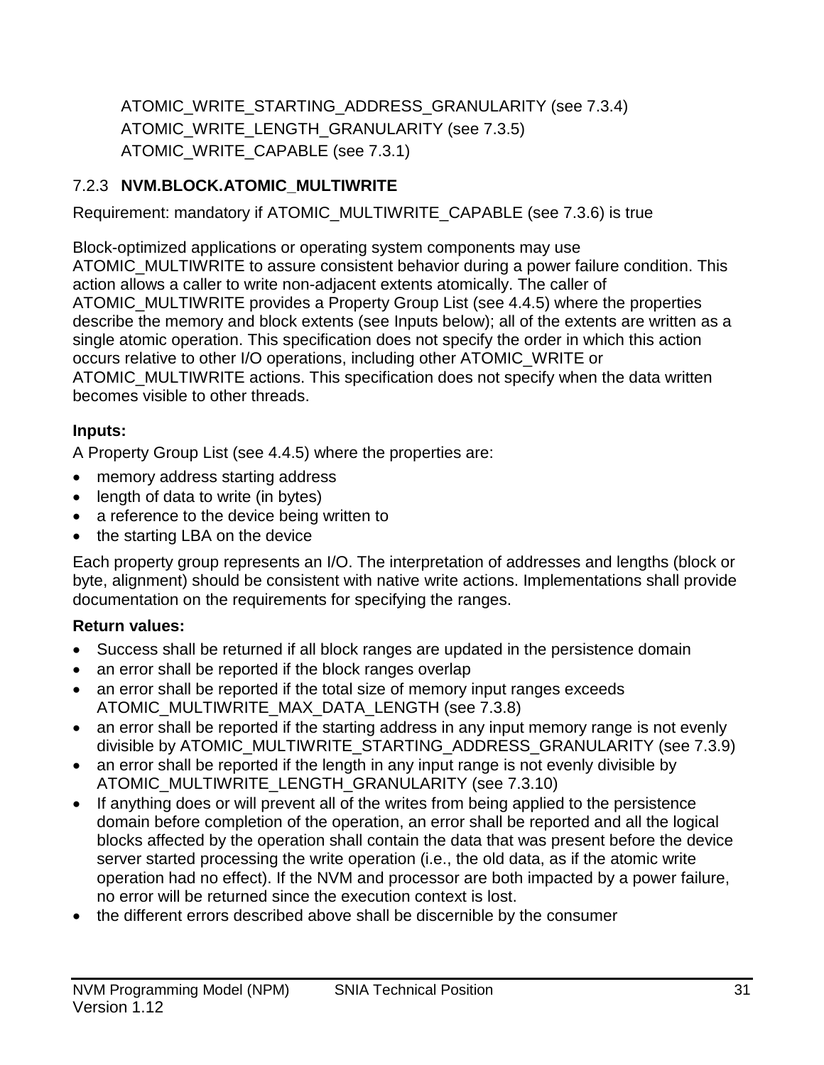ATOMIC_WRITE_STARTING_ADDRESS_GRANULARITY (see 7.3.4)
ATOMIC_WRITE_LENGTH_GRANULARITY (see 7.3.5)
ATOMIC_WRITE_CAPABLE (see 7.3.1)

### 7.2.3 NVM.BLOCK.ATOMIC_MULTIWRITE

Requirement: mandatory if ATOMIC_MULTIWRITE_CAPABLE (see 7.3.6) is true

Block-optimized applications or operating system components may use ATOMIC_MULTIWRITE to assure consistent behavior during a power failure condition. This action allows a caller to write non-adjacent extents atomically. The caller of ATOMIC_MULTIWRITE provides a Property Group List (see 4.4.5) where the properties describe the memory and block extents (see Inputs below); all of the extents are written as a single atomic operation. This specification does not specify the order in which this action occurs relative to other I/O operations, including other ATOMIC_WRITE or ATOMIC_MULTIWRITE actions. This specification does not specify when the data written becomes visible to other threads.

**Inputs:**

A Property Group List (see 4.4.5) where the properties are:

- memory address starting address
- length of data to write (in bytes)
- a reference to the device being written to
- the starting LBA on the device

Each property group represents an I/O. The interpretation of addresses and lengths (block or byte, alignment) should be consistent with native write actions. Implementations shall provide documentation on the requirements for specifying the ranges.

**Return values:**

- Success shall be returned if all block ranges are updated in the persistence domain
- an error shall be reported if the block ranges overlap
- an error shall be reported if the total size of memory input ranges exceeds ATOMIC_MULTIWRITE_MAX_DATA_LENGTH (see 7.3.8)
- an error shall be reported if the starting address in any input memory range is not evenly divisible by ATOMIC_MULTIWRITE_STARTING_ADDRESS_GRANULARITY (see 7.3.9)
- an error shall be reported if the length in any input range is not evenly divisible by ATOMIC_MULTIWRITE_LENGTH_GRANULARITY (see 7.3.10)
- If anything does or will prevent all of the writes from being applied to the persistence domain before completion of the operation, an error shall be reported and all the logical blocks affected by the operation shall contain the data that was present before the device server started processing the write operation (i.e., the old data, as if the atomic write operation had no effect). If the NVM and processor are both impacted by a power failure, no error will be returned since the execution context is lost.
- the different errors described above shall be discernible by the consumer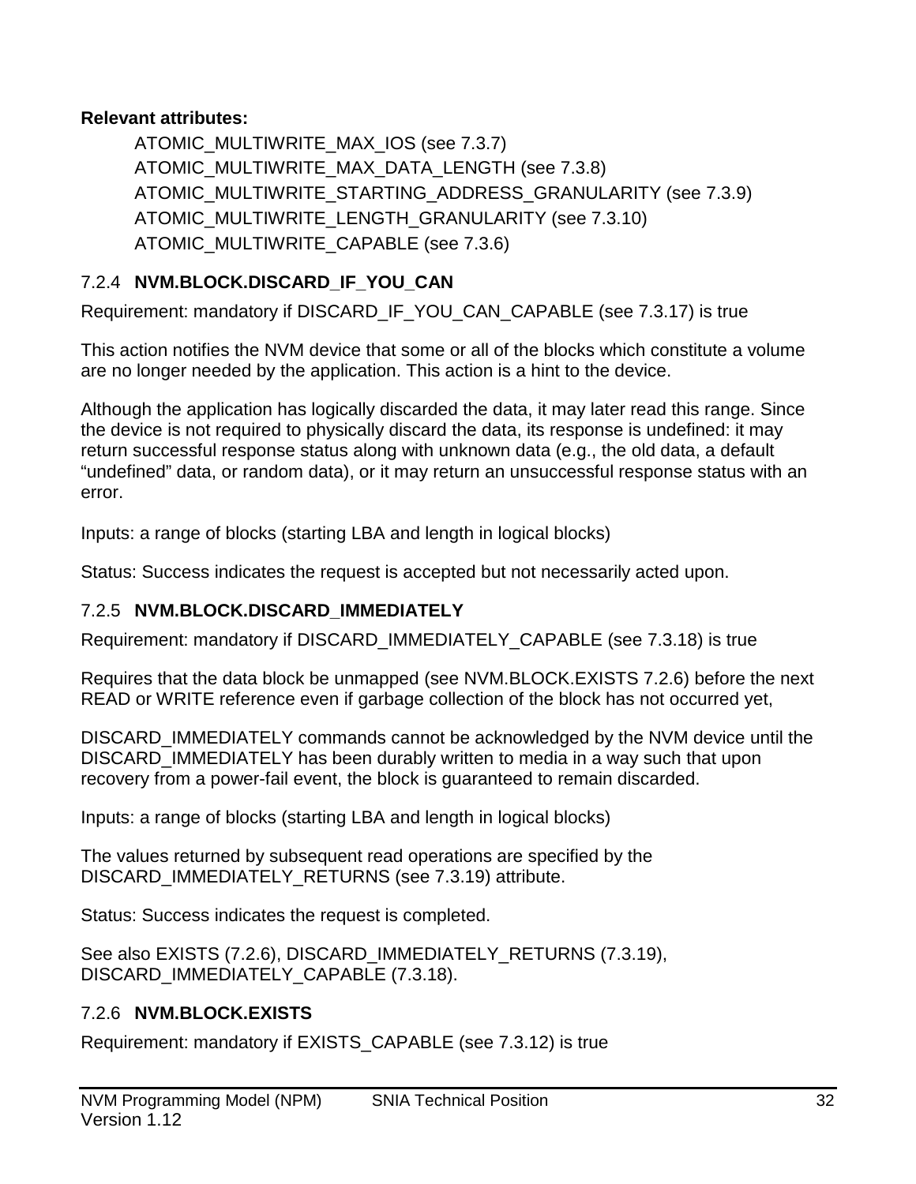**Relevant attributes:**

ATOMIC_MULTIWRITE_MAX_IOS (see 7.3.7)
ATOMIC_MULTIWRITE_MAX_DATA_LENGTH (see 7.3.8)
ATOMIC_MULTIWRITE_STARTING_ADDRESS_GRANULARITY (see 7.3.9)
ATOMIC_MULTIWRITE_LENGTH_GRANULARITY (see 7.3.10)
ATOMIC_MULTIWRITE_CAPABLE (see 7.3.6)

### 7.2.4 NVM.BLOCK.DISCARD_IF_YOU_CAN

Requirement: mandatory if DISCARD_IF_YOU_CAN_CAPABLE (see 7.3.17) is true

This action notifies the NVM device that some or all of the blocks which constitute a volume are no longer needed by the application. This action is a hint to the device.

Although the application has logically discarded the data, it may later read this range. Since the device is not required to physically discard the data, its response is undefined: it may return successful response status along with unknown data (e.g., the old data, a default "undefined" data, or random data), or it may return an unsuccessful response status with an error.

Inputs: a range of blocks (starting LBA and length in logical blocks)

Status: Success indicates the request is accepted but not necessarily acted upon.

### 7.2.5 NVM.BLOCK.DISCARD_IMMEDIATELY

Requirement: mandatory if DISCARD_IMMEDIATELY_CAPABLE (see 7.3.18) is true

Requires that the data block be unmapped (see NVM.BLOCK.EXISTS 7.2.6) before the next READ or WRITE reference even if garbage collection of the block has not occurred yet,

DISCARD_IMMEDIATELY commands cannot be acknowledged by the NVM device until the DISCARD_IMMEDIATELY has been durably written to media in a way such that upon recovery from a power-fail event, the block is guaranteed to remain discarded.

Inputs: a range of blocks (starting LBA and length in logical blocks)

The values returned by subsequent read operations are specified by the DISCARD_IMMEDIATELY_RETURNS (see 7.3.19) attribute.

Status: Success indicates the request is completed.

See also EXISTS (7.2.6), DISCARD_IMMEDIATELY_RETURNS (7.3.19), DISCARD_IMMEDIATELY_CAPABLE (7.3.18).

### 7.2.6 NVM.BLOCK.EXISTS

Requirement: mandatory if EXISTS_CAPABLE (see 7.3.12) is true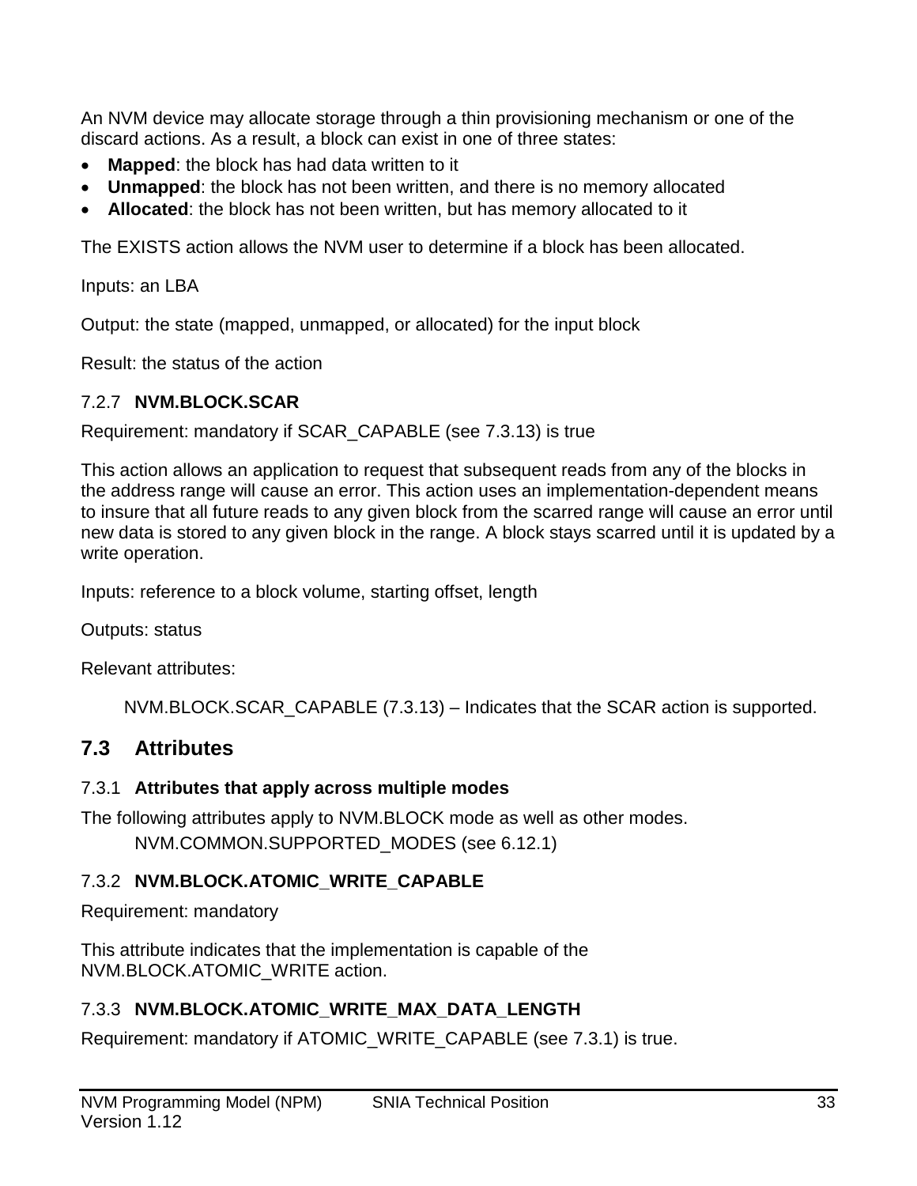An NVM device may allocate storage through a thin provisioning mechanism or one of the discard actions. As a result, a block can exist in one of three states:

- **Mapped**: the block has had data written to it
- **Unmapped**: the block has not been written, and there is no memory allocated
- **Allocated**: the block has not been written, but has memory allocated to it

The EXISTS action allows the NVM user to determine if a block has been allocated.

Inputs: an LBA

Output: the state (mapped, unmapped, or allocated) for the input block

Result: the status of the action

### 7.2.7 NVM.BLOCK.SCAR

Requirement: mandatory if SCAR_CAPABLE (see 7.3.13) is true

This action allows an application to request that subsequent reads from any of the blocks in the address range will cause an error. This action uses an implementation-dependent means to insure that all future reads to any given block from the scarred range will cause an error until new data is stored to any given block in the range. A block stays scarred until it is updated by a write operation.

Inputs: reference to a block volume, starting offset, length

Outputs: status

Relevant attributes:

NVM.BLOCK.SCAR_CAPABLE (7.3.13) – Indicates that the SCAR action is supported.

## 7.3 Attributes

### 7.3.1 Attributes that apply across multiple modes

The following attributes apply to NVM.BLOCK mode as well as other modes.

NVM.COMMON.SUPPORTED_MODES (see 6.12.1)

### 7.3.2 NVM.BLOCK.ATOMIC_WRITE_CAPABLE

Requirement: mandatory

This attribute indicates that the implementation is capable of the NVM.BLOCK.ATOMIC_WRITE action.

### 7.3.3 NVM.BLOCK.ATOMIC_WRITE_MAX_DATA_LENGTH

Requirement: mandatory if ATOMIC_WRITE_CAPABLE (see 7.3.1) is true.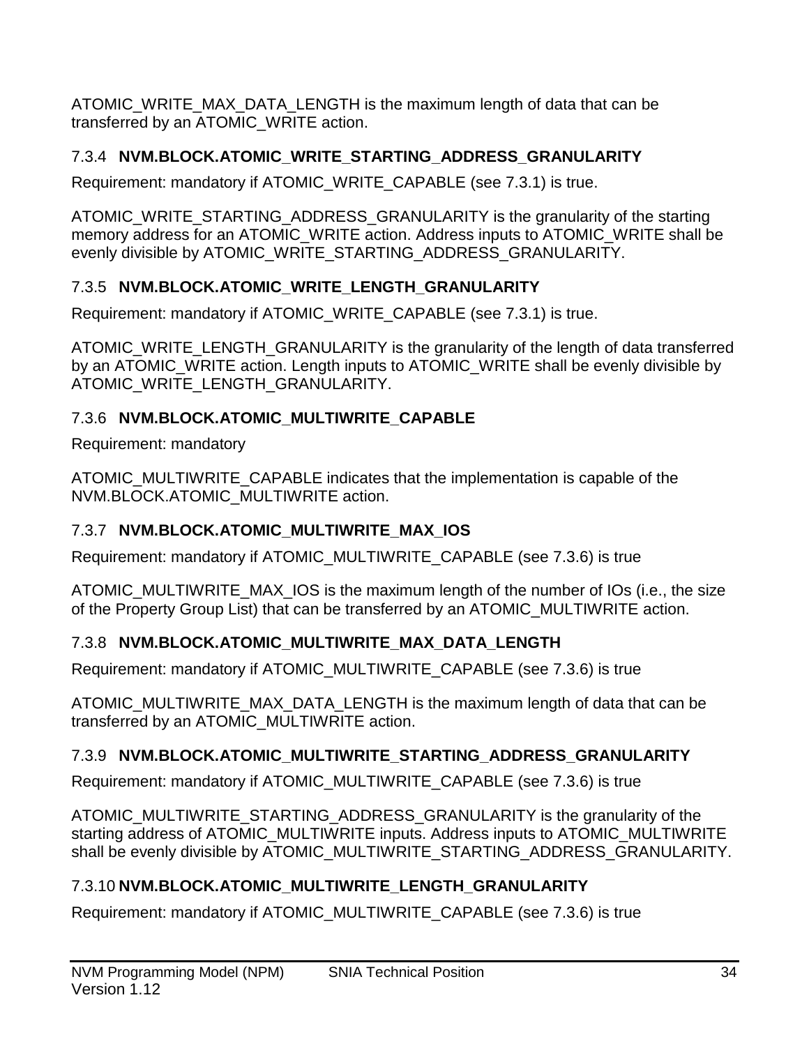ATOMIC_WRITE_MAX_DATA_LENGTH is the maximum length of data that can be transferred by an ATOMIC_WRITE action.

### 7.3.4 NVM.BLOCK.ATOMIC_WRITE_STARTING_ADDRESS_GRANULARITY

Requirement: mandatory if ATOMIC_WRITE_CAPABLE (see 7.3.1) is true.

ATOMIC_WRITE_STARTING_ADDRESS_GRANULARITY is the granularity of the starting memory address for an ATOMIC_WRITE action. Address inputs to ATOMIC_WRITE shall be evenly divisible by ATOMIC_WRITE_STARTING_ADDRESS_GRANULARITY.

### 7.3.5 NVM.BLOCK.ATOMIC_WRITE_LENGTH_GRANULARITY

Requirement: mandatory if ATOMIC_WRITE_CAPABLE (see 7.3.1) is true.

ATOMIC_WRITE_LENGTH_GRANULARITY is the granularity of the length of data transferred by an ATOMIC_WRITE action. Length inputs to ATOMIC_WRITE shall be evenly divisible by ATOMIC_WRITE_LENGTH_GRANULARITY.

### 7.3.6 NVM.BLOCK.ATOMIC_MULTIWRITE_CAPABLE

Requirement: mandatory

ATOMIC_MULTIWRITE_CAPABLE indicates that the implementation is capable of the NVM.BLOCK.ATOMIC_MULTIWRITE action.

### 7.3.7 NVM.BLOCK.ATOMIC_MULTIWRITE_MAX_IOS

Requirement: mandatory if ATOMIC_MULTIWRITE_CAPABLE (see 7.3.6) is true

ATOMIC_MULTIWRITE_MAX_IOS is the maximum length of the number of IOs (i.e., the size of the Property Group List) that can be transferred by an ATOMIC_MULTIWRITE action.

### 7.3.8 NVM.BLOCK.ATOMIC_MULTIWRITE_MAX_DATA_LENGTH

Requirement: mandatory if ATOMIC_MULTIWRITE_CAPABLE (see 7.3.6) is true

ATOMIC_MULTIWRITE_MAX_DATA_LENGTH is the maximum length of data that can be transferred by an ATOMIC_MULTIWRITE action.

### 7.3.9 NVM.BLOCK.ATOMIC_MULTIWRITE_STARTING_ADDRESS_GRANULARITY

Requirement: mandatory if ATOMIC_MULTIWRITE_CAPABLE (see 7.3.6) is true

ATOMIC_MULTIWRITE_STARTING_ADDRESS_GRANULARITY is the granularity of the starting address of ATOMIC_MULTIWRITE inputs. Address inputs to ATOMIC_MULTIWRITE shall be evenly divisible by ATOMIC_MULTIWRITE_STARTING_ADDRESS_GRANULARITY.

### 7.3.10 NVM.BLOCK.ATOMIC_MULTIWRITE_LENGTH_GRANULARITY

Requirement: mandatory if ATOMIC_MULTIWRITE_CAPABLE (see 7.3.6) is true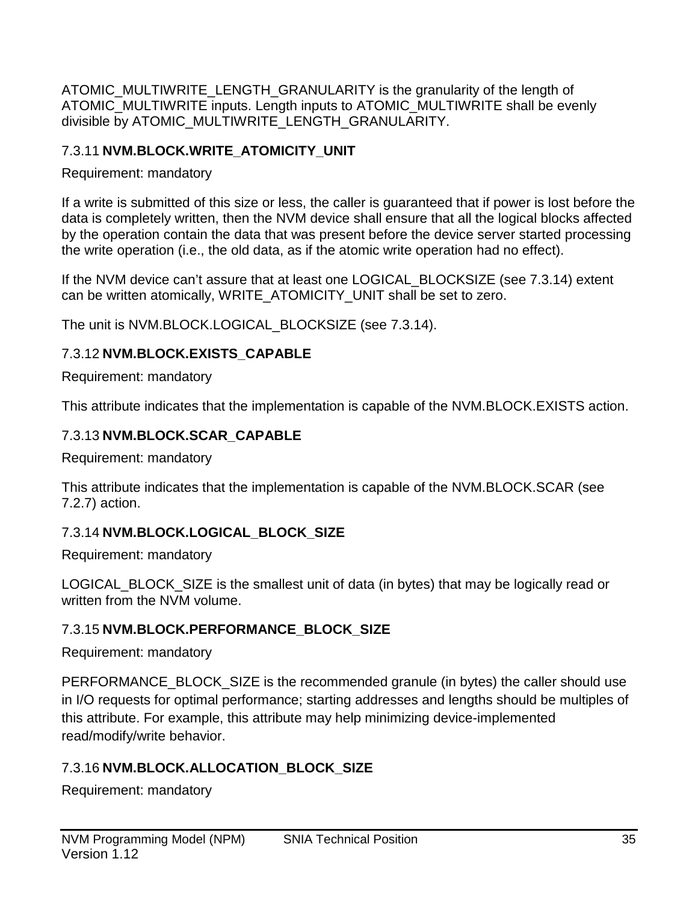ATOMIC_MULTIWRITE_LENGTH_GRANULARITY is the granularity of the length of ATOMIC_MULTIWRITE inputs. Length inputs to ATOMIC_MULTIWRITE shall be evenly divisible by ATOMIC_MULTIWRITE_LENGTH_GRANULARITY.

### 7.3.11 NVM.BLOCK.WRITE_ATOMICITY_UNIT

Requirement: mandatory

If a write is submitted of this size or less, the caller is guaranteed that if power is lost before the data is completely written, then the NVM device shall ensure that all the logical blocks affected by the operation contain the data that was present before the device server started processing the write operation (i.e., the old data, as if the atomic write operation had no effect).

If the NVM device can't assure that at least one LOGICAL_BLOCKSIZE (see 7.3.14) extent can be written atomically, WRITE_ATOMICITY_UNIT shall be set to zero.

The unit is NVM.BLOCK.LOGICAL_BLOCKSIZE (see 7.3.14).

### 7.3.12 NVM.BLOCK.EXISTS_CAPABLE

Requirement: mandatory

This attribute indicates that the implementation is capable of the NVM.BLOCK.EXISTS action.

### 7.3.13 NVM.BLOCK.SCAR_CAPABLE

Requirement: mandatory

This attribute indicates that the implementation is capable of the NVM.BLOCK.SCAR (see 7.2.7) action.

### 7.3.14 NVM.BLOCK.LOGICAL_BLOCK_SIZE

Requirement: mandatory

LOGICAL_BLOCK_SIZE is the smallest unit of data (in bytes) that may be logically read or written from the NVM volume.

### 7.3.15 NVM.BLOCK.PERFORMANCE_BLOCK_SIZE

Requirement: mandatory

PERFORMANCE_BLOCK_SIZE is the recommended granule (in bytes) the caller should use in I/O requests for optimal performance; starting addresses and lengths should be multiples of this attribute. For example, this attribute may help minimizing device-implemented read/modify/write behavior.

### 7.3.16 NVM.BLOCK.ALLOCATION_BLOCK_SIZE

Requirement: mandatory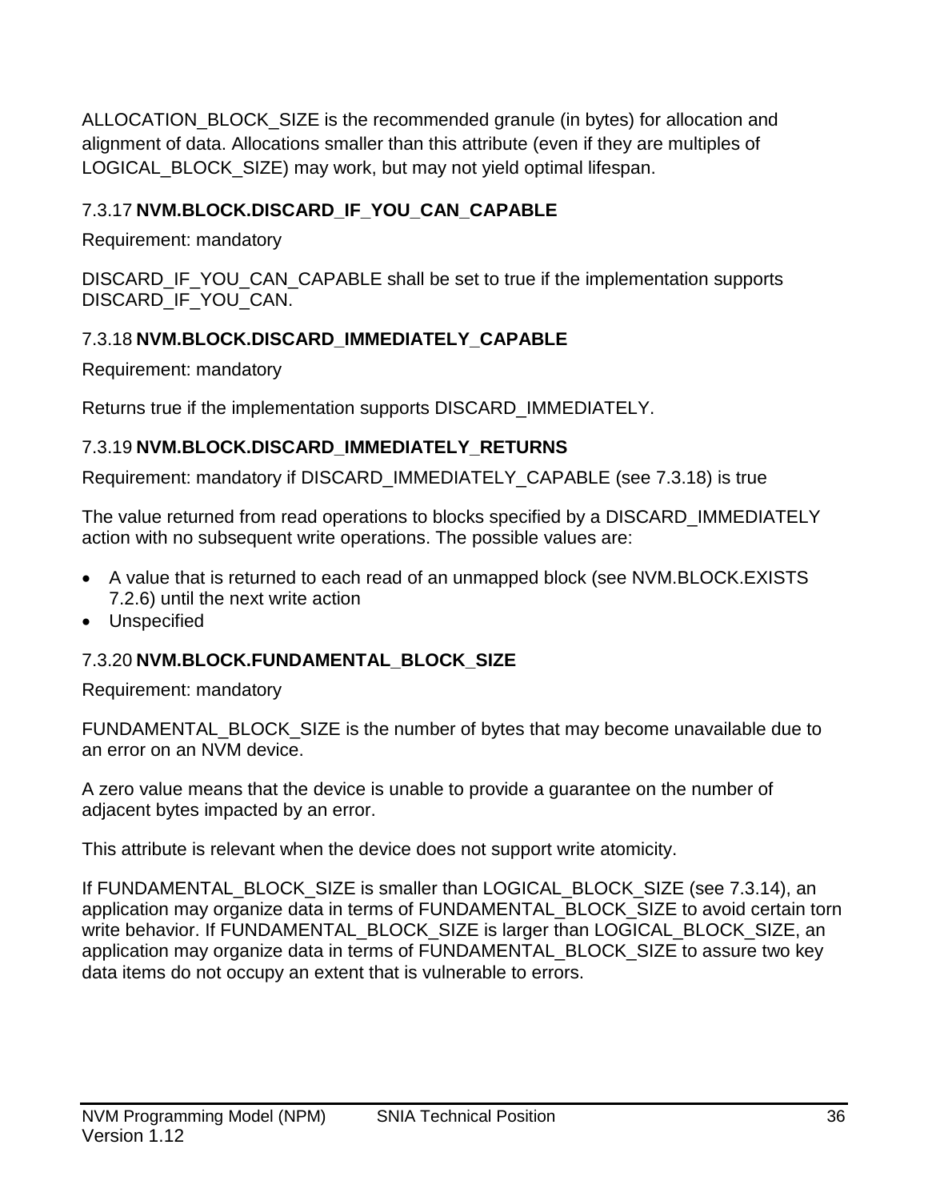ALLOCATION_BLOCK_SIZE is the recommended granule (in bytes) for allocation and alignment of data. Allocations smaller than this attribute (even if they are multiples of LOGICAL_BLOCK_SIZE) may work, but may not yield optimal lifespan.

### 7.3.17 NVM.BLOCK.DISCARD_IF_YOU_CAN_CAPABLE

Requirement: mandatory

DISCARD_IF_YOU_CAN_CAPABLE shall be set to true if the implementation supports DISCARD_IF_YOU_CAN.

### 7.3.18 NVM.BLOCK.DISCARD_IMMEDIATELY_CAPABLE

Requirement: mandatory

Returns true if the implementation supports DISCARD_IMMEDIATELY.

### 7.3.19 NVM.BLOCK.DISCARD_IMMEDIATELY_RETURNS

Requirement: mandatory if DISCARD_IMMEDIATELY_CAPABLE (see 7.3.18) is true

The value returned from read operations to blocks specified by a DISCARD_IMMEDIATELY action with no subsequent write operations. The possible values are:

- A value that is returned to each read of an unmapped block (see NVM.BLOCK.EXISTS 7.2.6) until the next write action
- Unspecified

### 7.3.20 NVM.BLOCK.FUNDAMENTAL_BLOCK_SIZE

Requirement: mandatory

FUNDAMENTAL_BLOCK_SIZE is the number of bytes that may become unavailable due to an error on an NVM device.

A zero value means that the device is unable to provide a guarantee on the number of adjacent bytes impacted by an error.

This attribute is relevant when the device does not support write atomicity.

If FUNDAMENTAL_BLOCK_SIZE is smaller than LOGICAL_BLOCK_SIZE (see 7.3.14), an application may organize data in terms of FUNDAMENTAL_BLOCK_SIZE to avoid certain torn write behavior. If FUNDAMENTAL_BLOCK_SIZE is larger than LOGICAL_BLOCK_SIZE, an application may organize data in terms of FUNDAMENTAL_BLOCK_SIZE to assure two key data items do not occupy an extent that is vulnerable to errors.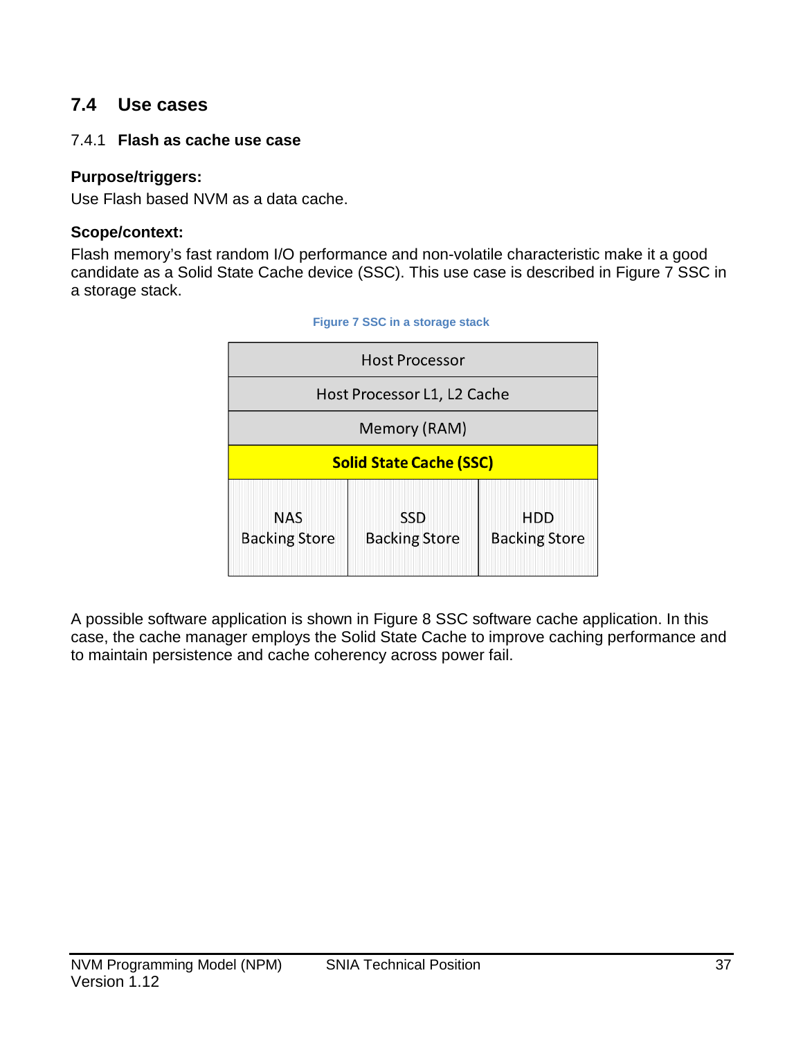## 7.4 Use cases

### 7.4.1 Flash as cache use case

**Purpose/triggers:**

Use Flash based NVM as a data cache.

**Scope/context:**

Flash memory's fast random I/O performance and non-volatile characteristic make it a good candidate as a Solid State Cache device (SSC). This use case is described in Figure 7 SSC in a storage stack.

**Figure 7 SSC in a storage stack**

| Host Processor | | |
|---|---|---|
| Host Processor L1, L2 Cache | | |
| Memory (RAM) | | |
| **Solid State Cache (SSC)** | | |
| NAS Backing Store | SSD Backing Store | HDD Backing Store |

A possible software application is shown in Figure 8 SSC software cache application. In this case, the cache manager employs the Solid State Cache to improve caching performance and to maintain persistence and cache coherency across power fail.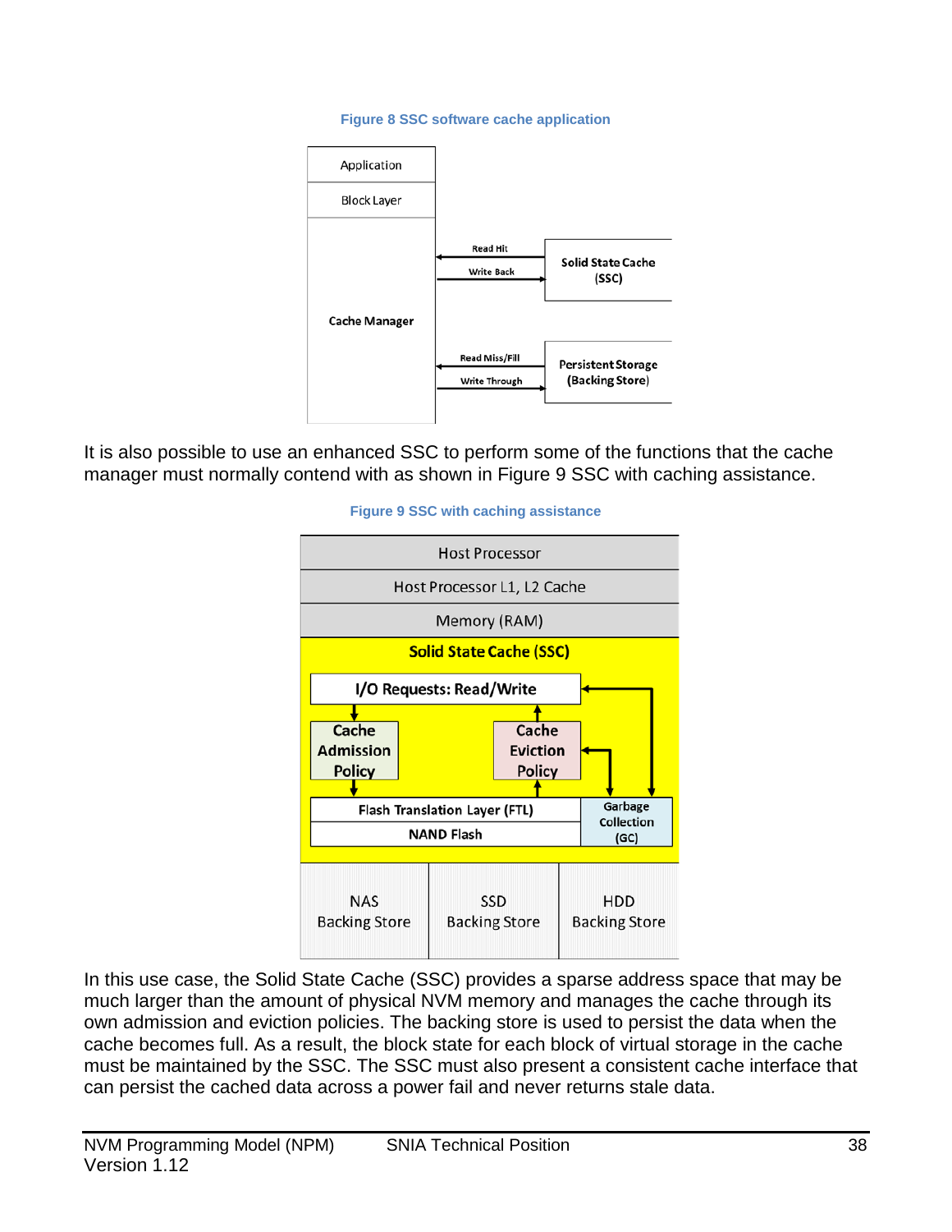Figure 8 SSC software cache application

It is also possible to use an enhanced SSC to perform some of the functions that the cache manager must normally contend with as shown in Figure 9 SSC with caching assistance.

Figure 9 SSC with caching assistance

In this use case, the Solid State Cache (SSC) provides a sparse address space that may be much larger than the amount of physical NVM memory and manages the cache through its own admission and eviction policies. The backing store is used to persist the data when the cache becomes full. As a result, the block state for each block of virtual storage in the cache must be maintained by the SSC. The SSC must also present a consistent cache interface that can persist the cached data across a power fail and never returns stale data.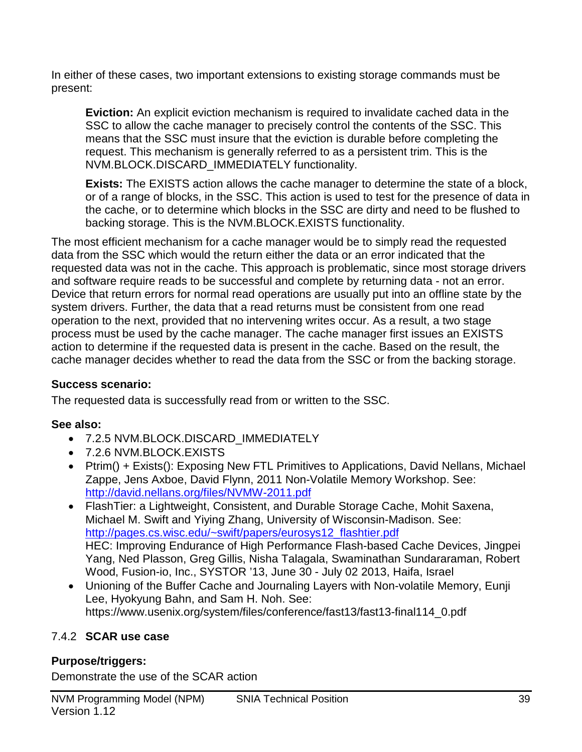In either of these cases, two important extensions to existing storage commands must be present:

**Eviction:** An explicit eviction mechanism is required to invalidate cached data in the SSC to allow the cache manager to precisely control the contents of the SSC. This means that the SSC must insure that the eviction is durable before completing the request. This mechanism is generally referred to as a persistent trim. This is the NVM.BLOCK.DISCARD_IMMEDIATELY functionality.

**Exists:** The EXISTS action allows the cache manager to determine the state of a block, or of a range of blocks, in the SSC. This action is used to test for the presence of data in the cache, or to determine which blocks in the SSC are dirty and need to be flushed to backing storage. This is the NVM.BLOCK.EXISTS functionality.

The most efficient mechanism for a cache manager would be to simply read the requested data from the SSC which would the return either the data or an error indicated that the requested data was not in the cache. This approach is problematic, since most storage drivers and software require reads to be successful and complete by returning data - not an error. Device that return errors for normal read operations are usually put into an offline state by the system drivers. Further, the data that a read returns must be consistent from one read operation to the next, provided that no intervening writes occur. As a result, a two stage process must be used by the cache manager. The cache manager first issues an EXISTS action to determine if the requested data is present in the cache. Based on the result, the cache manager decides whether to read the data from the SSC or from the backing storage.

**Success scenario:**

The requested data is successfully read from or written to the SSC.

**See also:**

- 7.2.5 NVM.BLOCK.DISCARD_IMMEDIATELY
- 7.2.6 NVM.BLOCK.EXISTS
- Ptrim() + Exists(): Exposing New FTL Primitives to Applications, David Nellans, Michael Zappe, Jens Axboe, David Flynn, 2011 Non-Volatile Memory Workshop. See: [http://david.nellans.org/files/NVMW-2011.pdf](http://david.nellans.org/files/NVMW-2011.pdf)
- FlashTier: a Lightweight, Consistent, and Durable Storage Cache, Mohit Saxena, Michael M. Swift and Yiying Zhang, University of Wisconsin-Madison. See: [http://pages.cs.wisc.edu/~swift/papers/eurosys12_flashtier.pdf](http://pages.cs.wisc.edu/~swift/papers/eurosys12_flashtier.pdf)
  HEC: Improving Endurance of High Performance Flash-based Cache Devices, Jingpei Yang, Ned Plasson, Greg Gillis, Nisha Talagala, Swaminathan Sundararaman, Robert Wood, Fusion-io, Inc., SYSTOR '13, June 30 - July 02 2013, Haifa, Israel
- Unioning of the Buffer Cache and Journaling Layers with Non-volatile Memory, Eunji Lee, Hyokyung Bahn, and Sam H. Noh. See: https://www.usenix.org/system/files/conference/fast13/fast13-final114_0.pdf

### 7.4.2 SCAR use case

**Purpose/triggers:**

Demonstrate the use of the SCAR action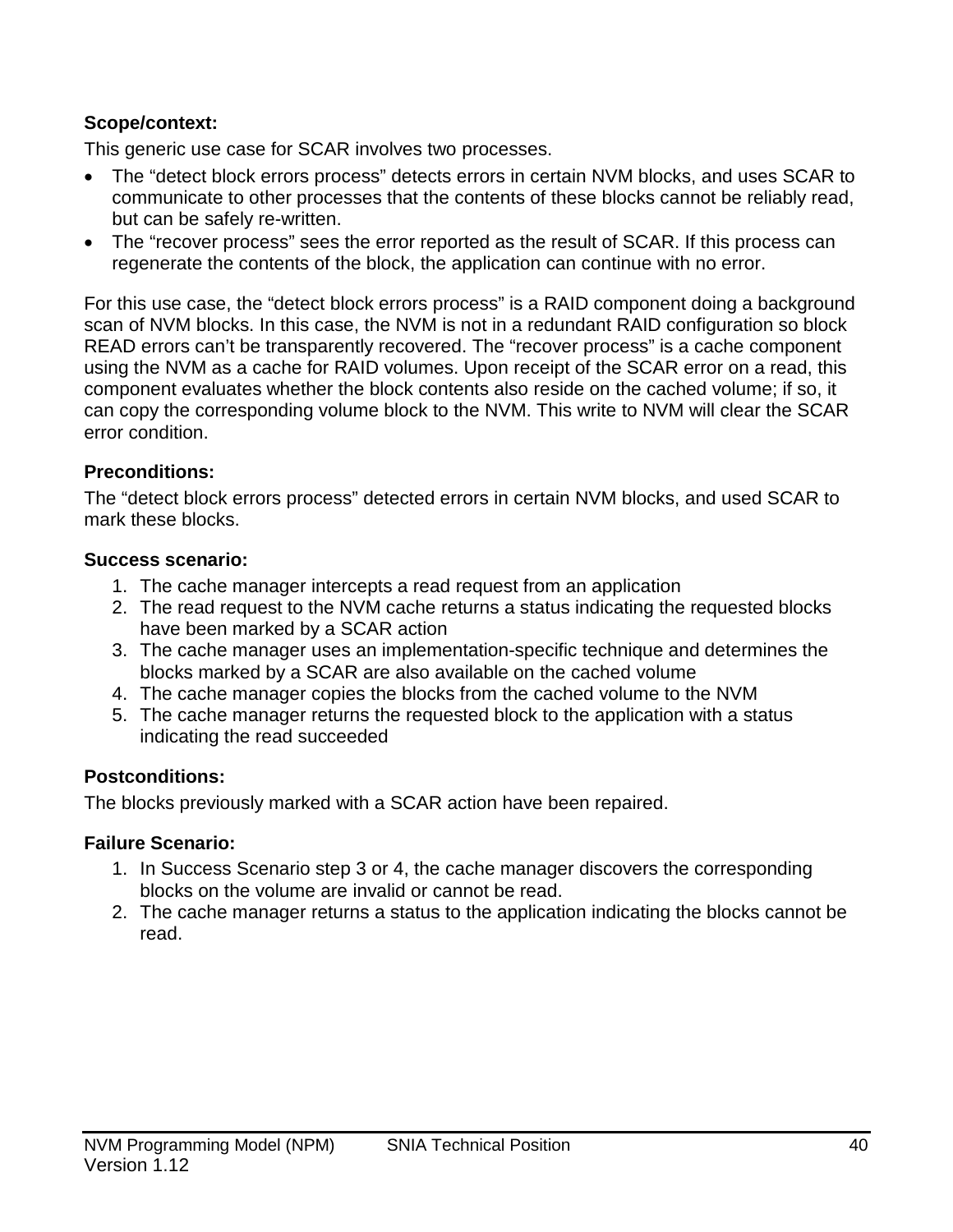**Scope/context:**

This generic use case for SCAR involves two processes.

- The "detect block errors process" detects errors in certain NVM blocks, and uses SCAR to communicate to other processes that the contents of these blocks cannot be reliably read, but can be safely re-written.
- The "recover process" sees the error reported as the result of SCAR. If this process can regenerate the contents of the block, the application can continue with no error.

For this use case, the "detect block errors process" is a RAID component doing a background scan of NVM blocks. In this case, the NVM is not in a redundant RAID configuration so block READ errors can't be transparently recovered. The "recover process" is a cache component using the NVM as a cache for RAID volumes. Upon receipt of the SCAR error on a read, this component evaluates whether the block contents also reside on the cached volume; if so, it can copy the corresponding volume block to the NVM. This write to NVM will clear the SCAR error condition.

**Preconditions:**

The "detect block errors process" detected errors in certain NVM blocks, and used SCAR to mark these blocks.

**Success scenario:**

1. The cache manager intercepts a read request from an application
2. The read request to the NVM cache returns a status indicating the requested blocks have been marked by a SCAR action
3. The cache manager uses an implementation-specific technique and determines the blocks marked by a SCAR are also available on the cached volume
4. The cache manager copies the blocks from the cached volume to the NVM
5. The cache manager returns the requested block to the application with a status indicating the read succeeded

**Postconditions:**

The blocks previously marked with a SCAR action have been repaired.

**Failure Scenario:**

1. In Success Scenario step 3 or 4, the cache manager discovers the corresponding blocks on the volume are invalid or cannot be read.
2. The cache manager returns a status to the application indicating the blocks cannot be read.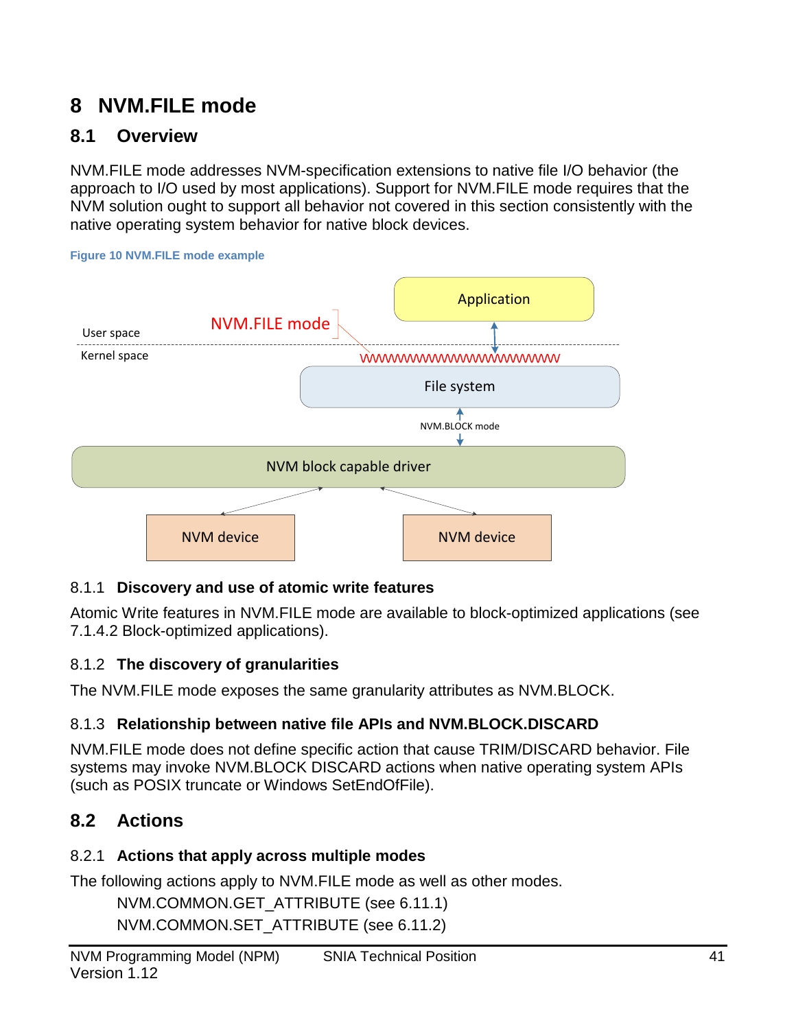# 8 NVM.FILE mode

## 8.1 Overview

NVM.FILE mode addresses NVM-specification extensions to native file I/O behavior (the approach to I/O used by most applications). Support for NVM.FILE mode requires that the NVM solution ought to support all behavior not covered in this section consistently with the native operating system behavior for native block devices.

**Figure 10 NVM.FILE mode example**

### 8.1.1 Discovery and use of atomic write features

Atomic Write features in NVM.FILE mode are available to block-optimized applications (see 7.1.4.2 Block-optimized applications).

### 8.1.2 The discovery of granularities

The NVM.FILE mode exposes the same granularity attributes as NVM.BLOCK.

### 8.1.3 Relationship between native file APIs and NVM.BLOCK.DISCARD

NVM.FILE mode does not define specific action that cause TRIM/DISCARD behavior. File systems may invoke NVM.BLOCK DISCARD actions when native operating system APIs (such as POSIX truncate or Windows SetEndOfFile).

## 8.2 Actions

### 8.2.1 Actions that apply across multiple modes

The following actions apply to NVM.FILE mode as well as other modes.

NVM.COMMON.GET_ATTRIBUTE (see 6.11.1)
NVM.COMMON.SET_ATTRIBUTE (see 6.11.2)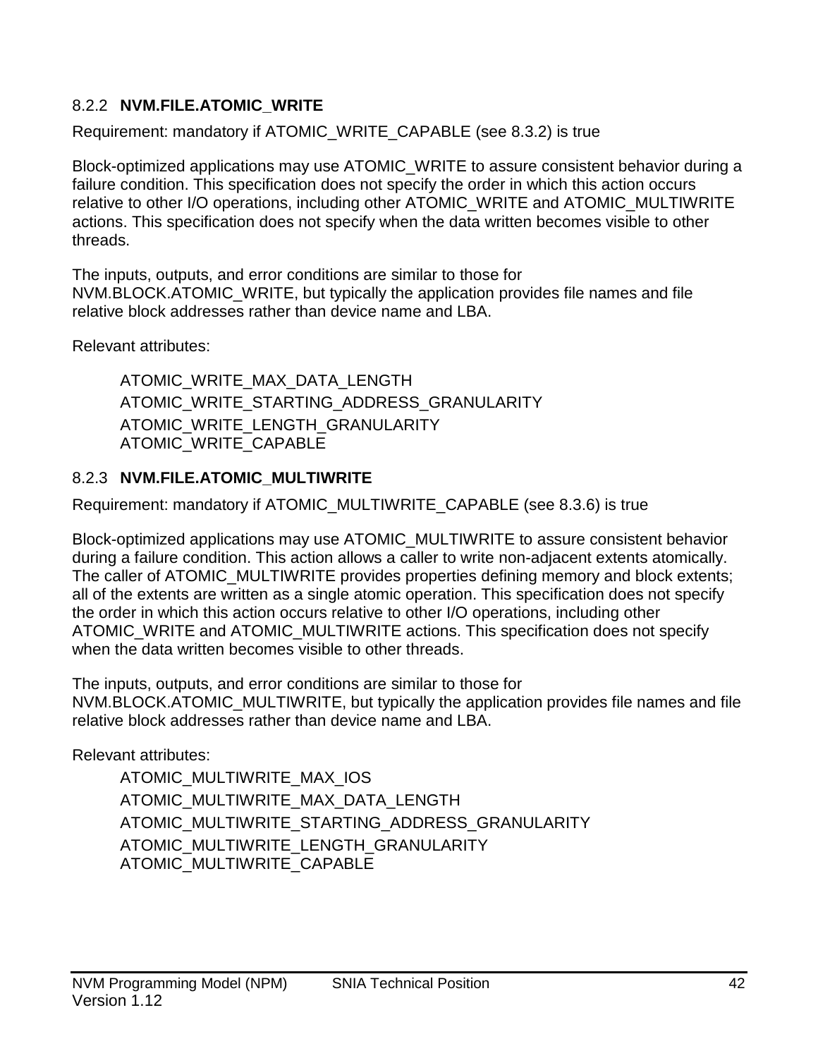### 8.2.2 NVM.FILE.ATOMIC_WRITE

Requirement: mandatory if ATOMIC_WRITE_CAPABLE (see 8.3.2) is true

Block-optimized applications may use ATOMIC_WRITE to assure consistent behavior during a failure condition. This specification does not specify the order in which this action occurs relative to other I/O operations, including other ATOMIC_WRITE and ATOMIC_MULTIWRITE actions. This specification does not specify when the data written becomes visible to other threads.

The inputs, outputs, and error conditions are similar to those for NVM.BLOCK.ATOMIC_WRITE, but typically the application provides file names and file relative block addresses rather than device name and LBA.

Relevant attributes:

ATOMIC_WRITE_MAX_DATA_LENGTH
ATOMIC_WRITE_STARTING_ADDRESS_GRANULARITY
ATOMIC_WRITE_LENGTH_GRANULARITY
ATOMIC_WRITE_CAPABLE

### 8.2.3 NVM.FILE.ATOMIC_MULTIWRITE

Requirement: mandatory if ATOMIC_MULTIWRITE_CAPABLE (see 8.3.6) is true

Block-optimized applications may use ATOMIC_MULTIWRITE to assure consistent behavior during a failure condition. This action allows a caller to write non-adjacent extents atomically. The caller of ATOMIC_MULTIWRITE provides properties defining memory and block extents; all of the extents are written as a single atomic operation. This specification does not specify the order in which this action occurs relative to other I/O operations, including other ATOMIC_WRITE and ATOMIC_MULTIWRITE actions. This specification does not specify when the data written becomes visible to other threads.

The inputs, outputs, and error conditions are similar to those for NVM.BLOCK.ATOMIC_MULTIWRITE, but typically the application provides file names and file relative block addresses rather than device name and LBA.

Relevant attributes:

ATOMIC_MULTIWRITE_MAX_IOS
ATOMIC_MULTIWRITE_MAX_DATA_LENGTH
ATOMIC_MULTIWRITE_STARTING_ADDRESS_GRANULARITY
ATOMIC_MULTIWRITE_LENGTH_GRANULARITY
ATOMIC_MULTIWRITE_CAPABLE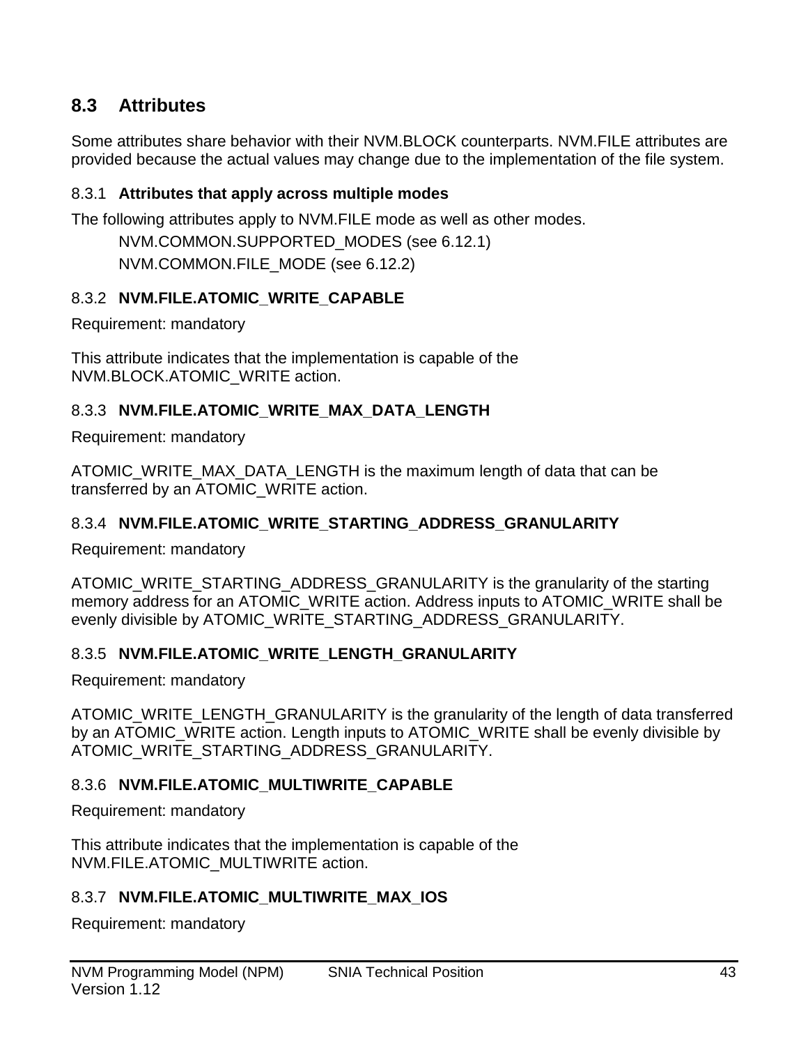## 8.3 Attributes

Some attributes share behavior with their NVM.BLOCK counterparts. NVM.FILE attributes are provided because the actual values may change due to the implementation of the file system.

### 8.3.1 Attributes that apply across multiple modes

The following attributes apply to NVM.FILE mode as well as other modes.

NVM.COMMON.SUPPORTED_MODES (see 6.12.1)

NVM.COMMON.FILE_MODE (see 6.12.2)

### 8.3.2 NVM.FILE.ATOMIC_WRITE_CAPABLE

Requirement: mandatory

This attribute indicates that the implementation is capable of the NVM.BLOCK.ATOMIC_WRITE action.

### 8.3.3 NVM.FILE.ATOMIC_WRITE_MAX_DATA_LENGTH

Requirement: mandatory

ATOMIC_WRITE_MAX_DATA_LENGTH is the maximum length of data that can be transferred by an ATOMIC_WRITE action.

### 8.3.4 NVM.FILE.ATOMIC_WRITE_STARTING_ADDRESS_GRANULARITY

Requirement: mandatory

ATOMIC_WRITE_STARTING_ADDRESS_GRANULARITY is the granularity of the starting memory address for an ATOMIC_WRITE action. Address inputs to ATOMIC_WRITE shall be evenly divisible by ATOMIC_WRITE_STARTING_ADDRESS_GRANULARITY.

### 8.3.5 NVM.FILE.ATOMIC_WRITE_LENGTH_GRANULARITY

Requirement: mandatory

ATOMIC_WRITE_LENGTH_GRANULARITY is the granularity of the length of data transferred by an ATOMIC_WRITE action. Length inputs to ATOMIC_WRITE shall be evenly divisible by ATOMIC_WRITE_STARTING_ADDRESS_GRANULARITY.

### 8.3.6 NVM.FILE.ATOMIC_MULTIWRITE_CAPABLE

Requirement: mandatory

This attribute indicates that the implementation is capable of the NVM.FILE.ATOMIC_MULTIWRITE action.

### 8.3.7 NVM.FILE.ATOMIC_MULTIWRITE_MAX_IOS

Requirement: mandatory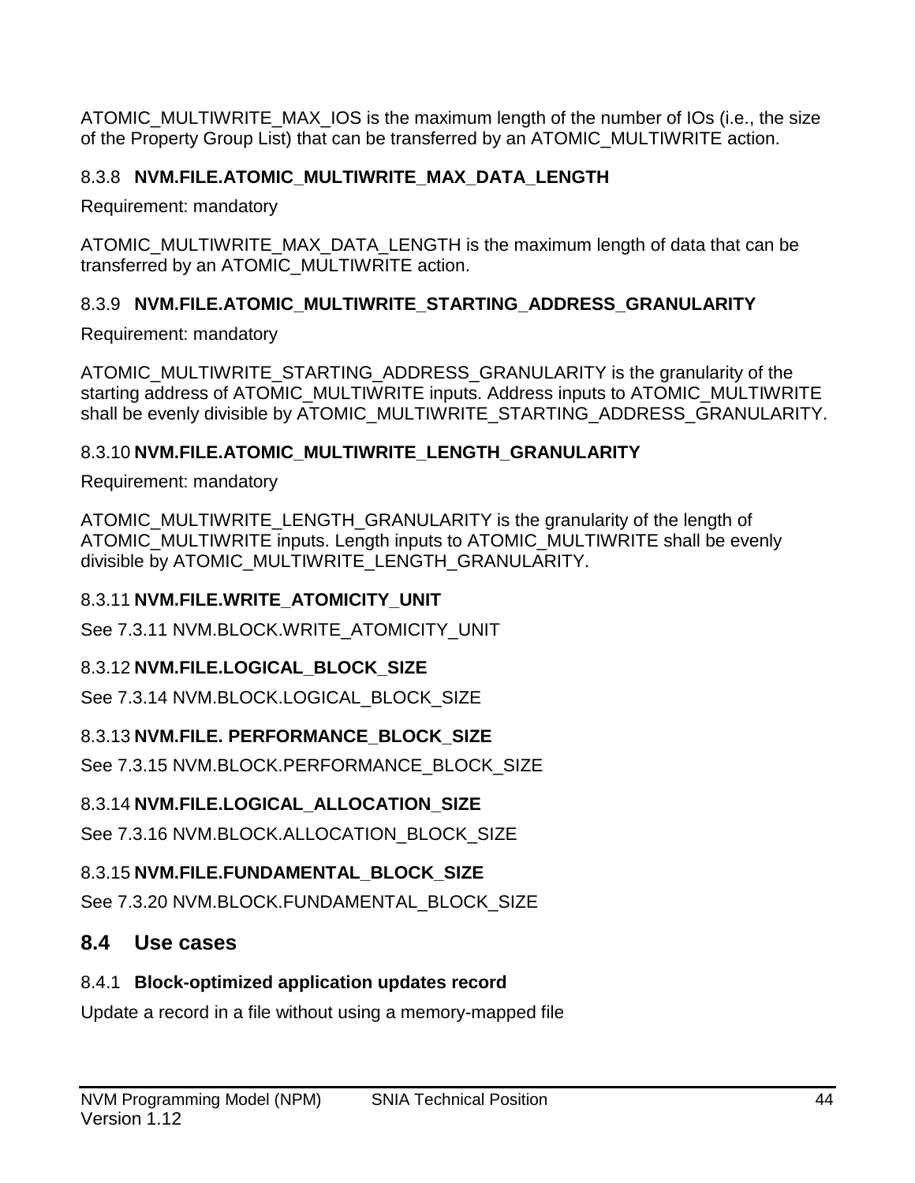ATOMIC_MULTIWRITE_MAX_IOS is the maximum length of the number of IOs (i.e., the size of the Property Group List) that can be transferred by an ATOMIC_MULTIWRITE action.

### 8.3.8 NVM.FILE.ATOMIC_MULTIWRITE_MAX_DATA_LENGTH

Requirement: mandatory

ATOMIC_MULTIWRITE_MAX_DATA_LENGTH is the maximum length of data that can be transferred by an ATOMIC_MULTIWRITE action.

### 8.3.9 NVM.FILE.ATOMIC_MULTIWRITE_STARTING_ADDRESS_GRANULARITY

Requirement: mandatory

ATOMIC_MULTIWRITE_STARTING_ADDRESS_GRANULARITY is the granularity of the starting address of ATOMIC_MULTIWRITE inputs. Address inputs to ATOMIC_MULTIWRITE shall be evenly divisible by ATOMIC_MULTIWRITE_STARTING_ADDRESS_GRANULARITY.

### 8.3.10 NVM.FILE.ATOMIC_MULTIWRITE_LENGTH_GRANULARITY

Requirement: mandatory

ATOMIC_MULTIWRITE_LENGTH_GRANULARITY is the granularity of the length of ATOMIC_MULTIWRITE inputs. Length inputs to ATOMIC_MULTIWRITE shall be evenly divisible by ATOMIC_MULTIWRITE_LENGTH_GRANULARITY.

### 8.3.11 NVM.FILE.WRITE_ATOMICITY_UNIT

See 7.3.11 NVM.BLOCK.WRITE_ATOMICITY_UNIT

### 8.3.12 NVM.FILE.LOGICAL_BLOCK_SIZE

See 7.3.14 NVM.BLOCK.LOGICAL_BLOCK_SIZE

### 8.3.13 NVM.FILE. PERFORMANCE_BLOCK_SIZE

See 7.3.15 NVM.BLOCK.PERFORMANCE_BLOCK_SIZE

### 8.3.14 NVM.FILE.LOGICAL_ALLOCATION_SIZE

See 7.3.16 NVM.BLOCK.ALLOCATION_BLOCK_SIZE

### 8.3.15 NVM.FILE.FUNDAMENTAL_BLOCK_SIZE

See 7.3.20 NVM.BLOCK.FUNDAMENTAL_BLOCK_SIZE

## 8.4 Use cases

### 8.4.1 Block-optimized application updates record

Update a record in a file without using a memory-mapped file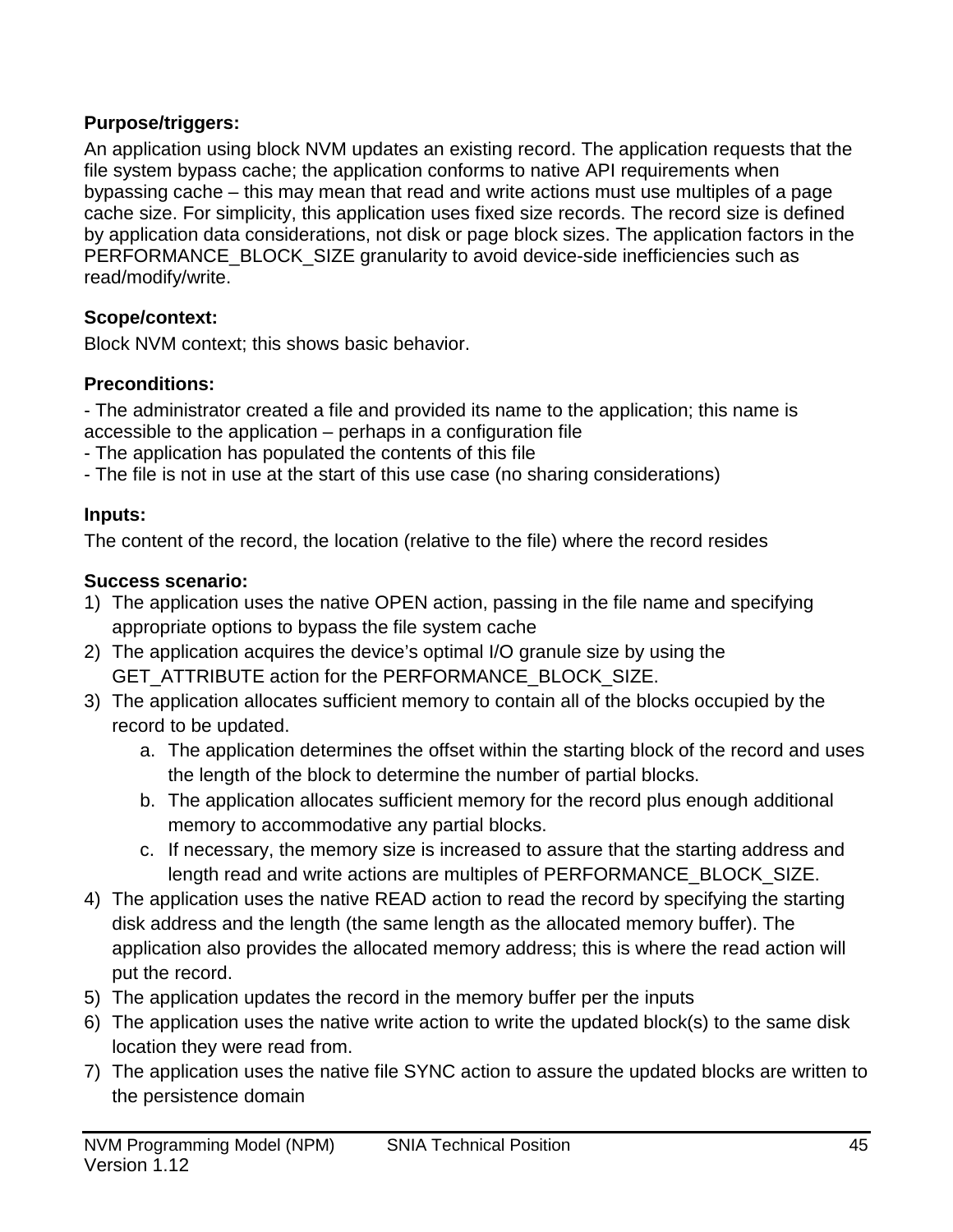**Purpose/triggers:**

An application using block NVM updates an existing record. The application requests that the file system bypass cache; the application conforms to native API requirements when bypassing cache – this may mean that read and write actions must use multiples of a page cache size. For simplicity, this application uses fixed size records. The record size is defined by application data considerations, not disk or page block sizes. The application factors in the PERFORMANCE_BLOCK_SIZE granularity to avoid device-side inefficiencies such as read/modify/write.

**Scope/context:**

Block NVM context; this shows basic behavior.

**Preconditions:**

- The administrator created a file and provided its name to the application; this name is accessible to the application – perhaps in a configuration file
- The application has populated the contents of this file
- The file is not in use at the start of this use case (no sharing considerations)

**Inputs:**

The content of the record, the location (relative to the file) where the record resides

**Success scenario:**

1) The application uses the native OPEN action, passing in the file name and specifying appropriate options to bypass the file system cache
2) The application acquires the device's optimal I/O granule size by using the GET_ATTRIBUTE action for the PERFORMANCE_BLOCK_SIZE.
3) The application allocates sufficient memory to contain all of the blocks occupied by the record to be updated.
    a. The application determines the offset within the starting block of the record and uses the length of the block to determine the number of partial blocks.
    b. The application allocates sufficient memory for the record plus enough additional memory to accommodative any partial blocks.
    c. If necessary, the memory size is increased to assure that the starting address and length read and write actions are multiples of PERFORMANCE_BLOCK_SIZE.
4) The application uses the native READ action to read the record by specifying the starting disk address and the length (the same length as the allocated memory buffer). The application also provides the allocated memory address; this is where the read action will put the record.
5) The application updates the record in the memory buffer per the inputs
6) The application uses the native write action to write the updated block(s) to the same disk location they were read from.
7) The application uses the native file SYNC action to assure the updated blocks are written to the persistence domain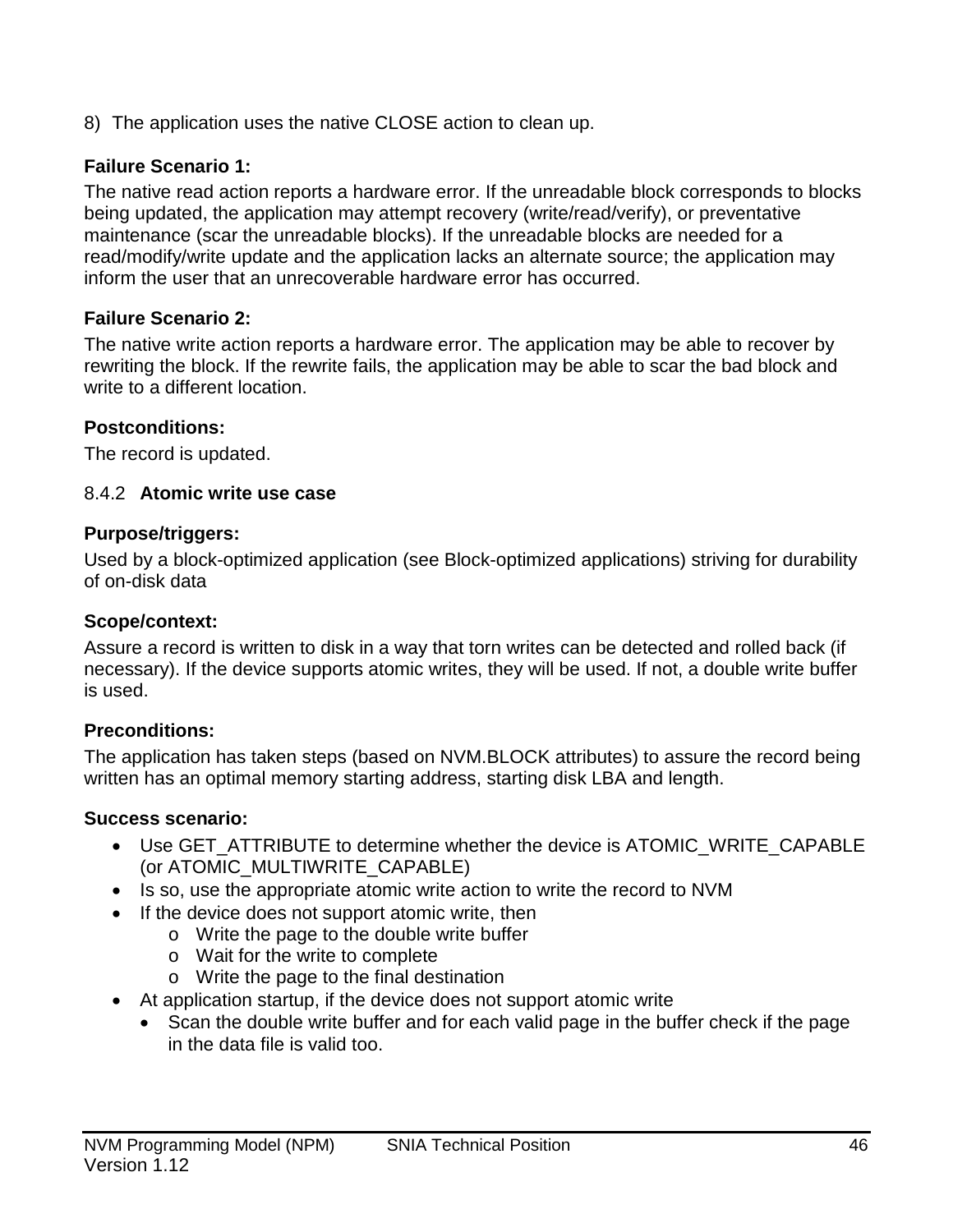8) The application uses the native CLOSE action to clean up.

**Failure Scenario 1:**

The native read action reports a hardware error. If the unreadable block corresponds to blocks being updated, the application may attempt recovery (write/read/verify), or preventative maintenance (scar the unreadable blocks). If the unreadable blocks are needed for a read/modify/write update and the application lacks an alternate source; the application may inform the user that an unrecoverable hardware error has occurred.

**Failure Scenario 2:**

The native write action reports a hardware error. The application may be able to recover by rewriting the block. If the rewrite fails, the application may be able to scar the bad block and write to a different location.

**Postconditions:**

The record is updated.

### 8.4.2 Atomic write use case

**Purpose/triggers:**

Used by a block-optimized application (see Block-optimized applications) striving for durability of on-disk data

**Scope/context:**

Assure a record is written to disk in a way that torn writes can be detected and rolled back (if necessary). If the device supports atomic writes, they will be used. If not, a double write buffer is used.

**Preconditions:**

The application has taken steps (based on NVM.BLOCK attributes) to assure the record being written has an optimal memory starting address, starting disk LBA and length.

**Success scenario:**

- Use GET_ATTRIBUTE to determine whether the device is ATOMIC_WRITE_CAPABLE (or ATOMIC_MULTIWRITE_CAPABLE)
- Is so, use the appropriate atomic write action to write the record to NVM
- If the device does not support atomic write, then
    - Write the page to the double write buffer
    - Wait for the write to complete
    - Write the page to the final destination
- At application startup, if the device does not support atomic write
    - Scan the double write buffer and for each valid page in the buffer check if the page in the data file is valid too.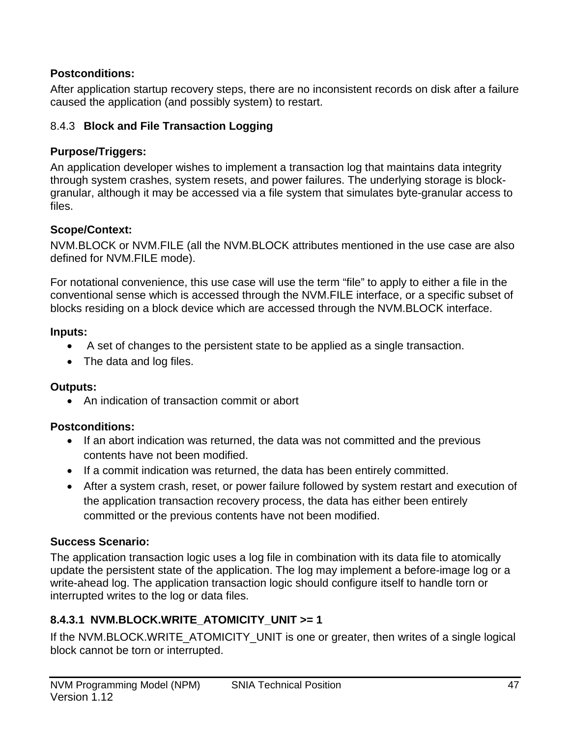**Postconditions:**

After application startup recovery steps, there are no inconsistent records on disk after a failure caused the application (and possibly system) to restart.

### 8.4.3 Block and File Transaction Logging

**Purpose/Triggers:**

An application developer wishes to implement a transaction log that maintains data integrity through system crashes, system resets, and power failures. The underlying storage is block-granular, although it may be accessed via a file system that simulates byte-granular access to files.

**Scope/Context:**

NVM.BLOCK or NVM.FILE (all the NVM.BLOCK attributes mentioned in the use case are also defined for NVM.FILE mode).

For notational convenience, this use case will use the term “file” to apply to either a file in the conventional sense which is accessed through the NVM.FILE interface, or a specific subset of blocks residing on a block device which are accessed through the NVM.BLOCK interface.

**Inputs:**

- A set of changes to the persistent state to be applied as a single transaction.
- The data and log files.

**Outputs:**

- An indication of transaction commit or abort

**Postconditions:**

- If an abort indication was returned, the data was not committed and the previous contents have not been modified.
- If a commit indication was returned, the data has been entirely committed.
- After a system crash, reset, or power failure followed by system restart and execution of the application transaction recovery process, the data has either been entirely committed or the previous contents have not been modified.

**Success Scenario:**

The application transaction logic uses a log file in combination with its data file to atomically update the persistent state of the application. The log may implement a before-image log or a write-ahead log. The application transaction logic should configure itself to handle torn or interrupted writes to the log or data files.

#### 8.4.3.1 NVM.BLOCK.WRITE_ATOMICITY_UNIT >= 1

If the NVM.BLOCK.WRITE_ATOMICITY_UNIT is one or greater, then writes of a single logical block cannot be torn or interrupted.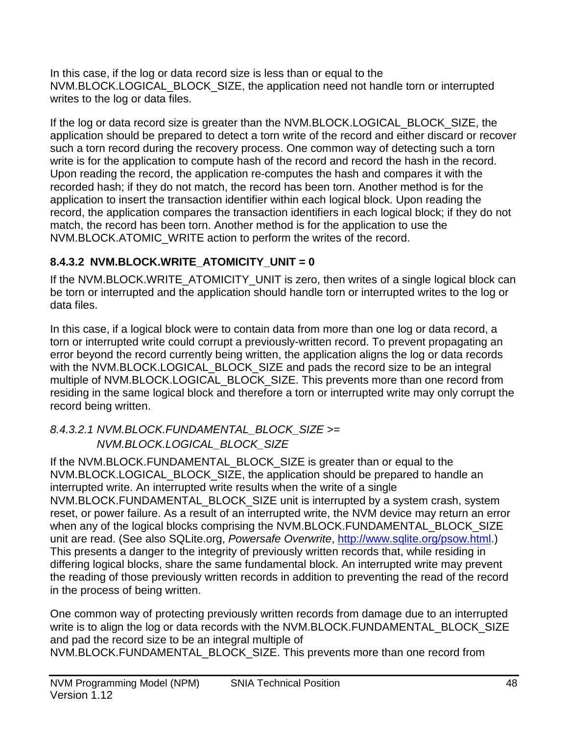In this case, if the log or data record size is less than or equal to the NVM.BLOCK.LOGICAL_BLOCK_SIZE, the application need not handle torn or interrupted writes to the log or data files.

If the log or data record size is greater than the NVM.BLOCK.LOGICAL_BLOCK_SIZE, the application should be prepared to detect a torn write of the record and either discard or recover such a torn record during the recovery process. One common way of detecting such a torn write is for the application to compute hash of the record and record the hash in the record. Upon reading the record, the application re-computes the hash and compares it with the recorded hash; if they do not match, the record has been torn. Another method is for the application to insert the transaction identifier within each logical block. Upon reading the record, the application compares the transaction identifiers in each logical block; if they do not match, the record has been torn. Another method is for the application to use the NVM.BLOCK.ATOMIC_WRITE action to perform the writes of the record.

### 8.4.3.2 NVM.BLOCK.WRITE_ATOMICITY_UNIT = 0

If the NVM.BLOCK.WRITE_ATOMICITY_UNIT is zero, then writes of a single logical block can be torn or interrupted and the application should handle torn or interrupted writes to the log or data files.

In this case, if a logical block were to contain data from more than one log or data record, a torn or interrupted write could corrupt a previously-written record. To prevent propagating an error beyond the record currently being written, the application aligns the log or data records with the NVM.BLOCK.LOGICAL_BLOCK_SIZE and pads the record size to be an integral multiple of NVM.BLOCK.LOGICAL_BLOCK_SIZE. This prevents more than one record from residing in the same logical block and therefore a torn or interrupted write may only corrupt the record being written.

#### *8.4.3.2.1 NVM.BLOCK.FUNDAMENTAL_BLOCK_SIZE >= NVM.BLOCK.LOGICAL_BLOCK_SIZE*

If the NVM.BLOCK.FUNDAMENTAL_BLOCK_SIZE is greater than or equal to the NVM.BLOCK.LOGICAL_BLOCK_SIZE, the application should be prepared to handle an interrupted write. An interrupted write results when the write of a single NVM.BLOCK.FUNDAMENTAL_BLOCK_SIZE unit is interrupted by a system crash, system reset, or power failure. As a result of an interrupted write, the NVM device may return an error when any of the logical blocks comprising the NVM.BLOCK.FUNDAMENTAL_BLOCK_SIZE unit are read. (See also SQLite.org, *Powersafe Overwrite*, [http://www.sqlite.org/psow.html](http://www.sqlite.org/psow.html).) This presents a danger to the integrity of previously written records that, while residing in differing logical blocks, share the same fundamental block. An interrupted write may prevent the reading of those previously written records in addition to preventing the read of the record in the process of being written.

One common way of protecting previously written records from damage due to an interrupted write is to align the log or data records with the NVM.BLOCK.FUNDAMENTAL_BLOCK_SIZE and pad the record size to be an integral multiple of NVM.BLOCK.FUNDAMENTAL_BLOCK_SIZE. This prevents more than one record from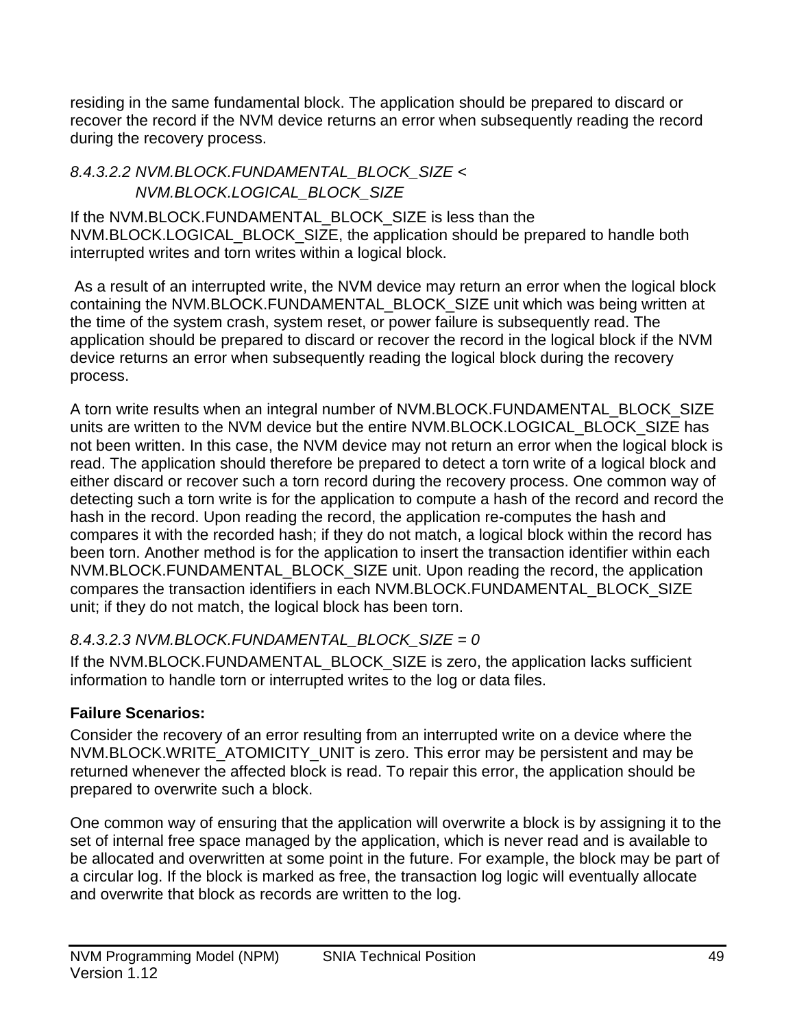residing in the same fundamental block. The application should be prepared to discard or recover the record if the NVM device returns an error when subsequently reading the record during the recovery process.

#### *8.4.3.2.2 NVM.BLOCK.FUNDAMENTAL_BLOCK_SIZE < NVM.BLOCK.LOGICAL_BLOCK_SIZE*

If the NVM.BLOCK.FUNDAMENTAL_BLOCK_SIZE is less than the NVM.BLOCK.LOGICAL_BLOCK_SIZE, the application should be prepared to handle both interrupted writes and torn writes within a logical block.

As a result of an interrupted write, the NVM device may return an error when the logical block containing the NVM.BLOCK.FUNDAMENTAL_BLOCK_SIZE unit which was being written at the time of the system crash, system reset, or power failure is subsequently read. The application should be prepared to discard or recover the record in the logical block if the NVM device returns an error when subsequently reading the logical block during the recovery process.

A torn write results when an integral number of NVM.BLOCK.FUNDAMENTAL_BLOCK_SIZE units are written to the NVM device but the entire NVM.BLOCK.LOGICAL_BLOCK_SIZE has not been written. In this case, the NVM device may not return an error when the logical block is read. The application should therefore be prepared to detect a torn write of a logical block and either discard or recover such a torn record during the recovery process. One common way of detecting such a torn write is for the application to compute a hash of the record and record the hash in the record. Upon reading the record, the application re-computes the hash and compares it with the recorded hash; if they do not match, a logical block within the record has been torn. Another method is for the application to insert the transaction identifier within each NVM.BLOCK.FUNDAMENTAL_BLOCK_SIZE unit. Upon reading the record, the application compares the transaction identifiers in each NVM.BLOCK.FUNDAMENTAL_BLOCK_SIZE unit; if they do not match, the logical block has been torn.

#### *8.4.3.2.3 NVM.BLOCK.FUNDAMENTAL_BLOCK_SIZE = 0*

If the NVM.BLOCK.FUNDAMENTAL_BLOCK_SIZE is zero, the application lacks sufficient information to handle torn or interrupted writes to the log or data files.

**Failure Scenarios:**

Consider the recovery of an error resulting from an interrupted write on a device where the NVM.BLOCK.WRITE_ATOMICITY_UNIT is zero. This error may be persistent and may be returned whenever the affected block is read. To repair this error, the application should be prepared to overwrite such a block.

One common way of ensuring that the application will overwrite a block is by assigning it to the set of internal free space managed by the application, which is never read and is available to be allocated and overwritten at some point in the future. For example, the block may be part of a circular log. If the block is marked as free, the transaction log logic will eventually allocate and overwrite that block as records are written to the log.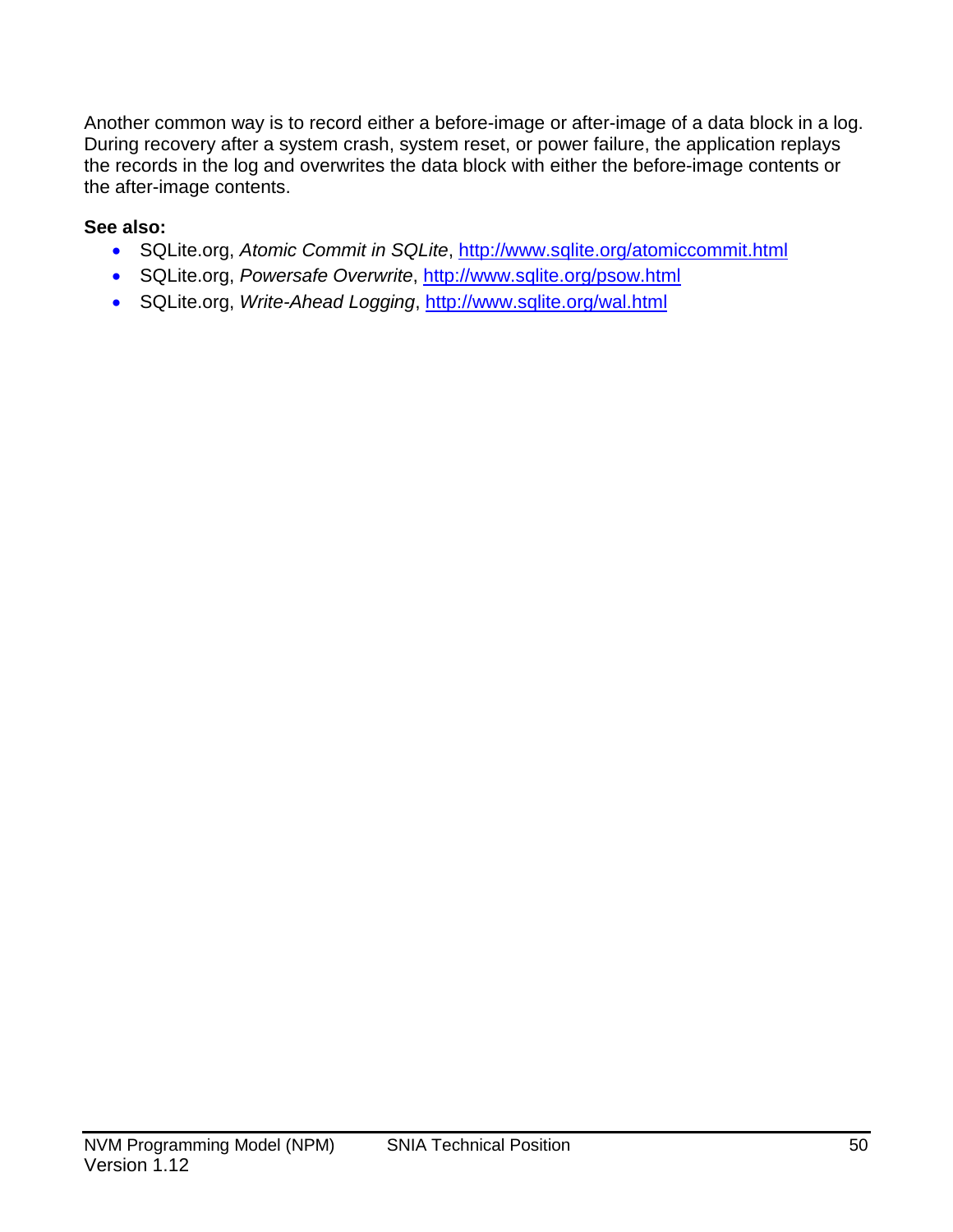Another common way is to record either a before-image or after-image of a data block in a log. During recovery after a system crash, system reset, or power failure, the application replays the records in the log and overwrites the data block with either the before-image contents or the after-image contents.

**See also:**

- SQLite.org, *Atomic Commit in SQLite*, http://www.sqlite.org/atomiccommit.html
- SQLite.org, *Powersafe Overwrite*, http://www.sqlite.org/psow.html
- SQLite.org, *Write-Ahead Logging*, http://www.sqlite.org/wal.html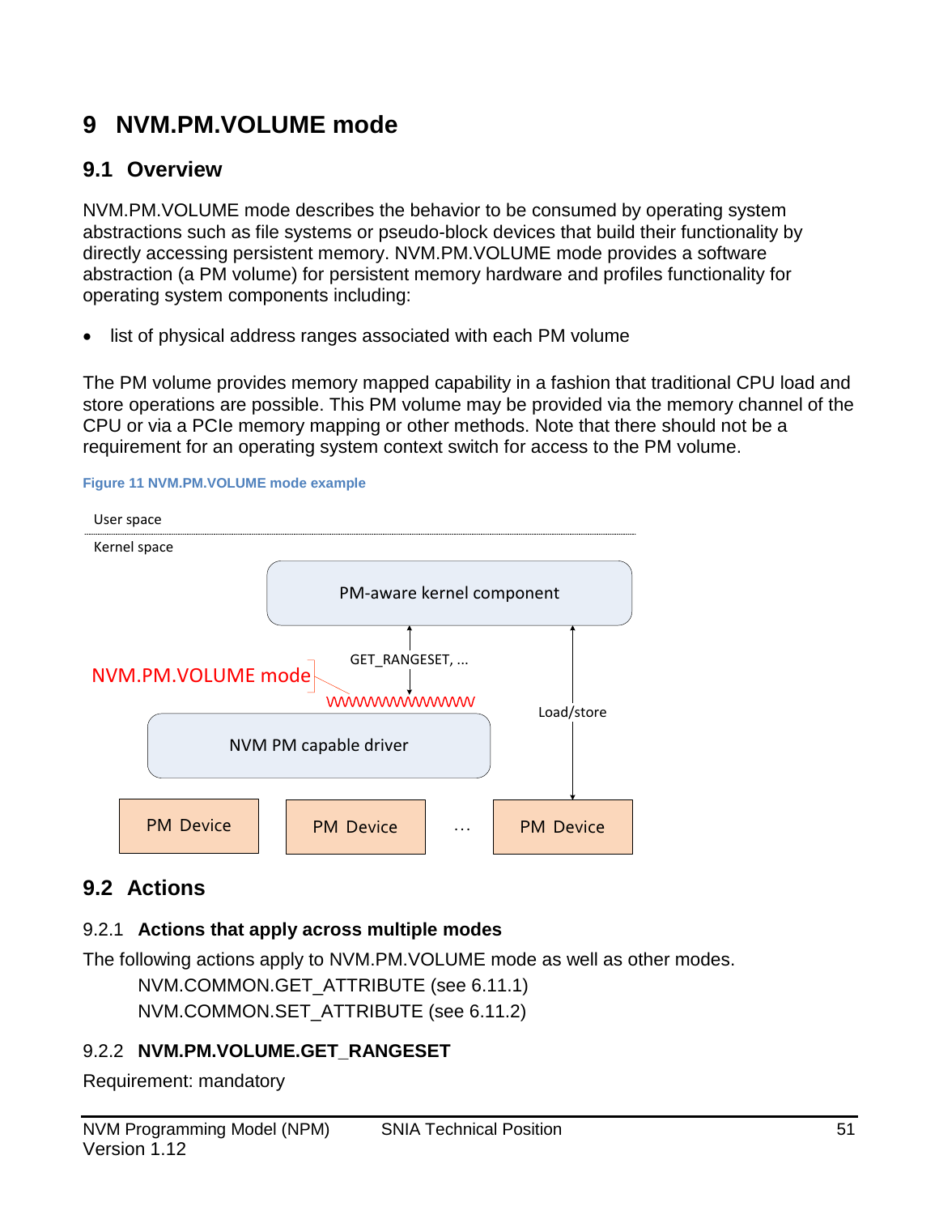# 9 NVM.PM.VOLUME mode

## 9.1 Overview

NVM.PM.VOLUME mode describes the behavior to be consumed by operating system abstractions such as file systems or pseudo-block devices that build their functionality by directly accessing persistent memory. NVM.PM.VOLUME mode provides a software abstraction (a PM volume) for persistent memory hardware and profiles functionality for operating system components including:

- list of physical address ranges associated with each PM volume

The PM volume provides memory mapped capability in a fashion that traditional CPU load and store operations are possible. This PM volume may be provided via the memory channel of the CPU or via a PCIe memory mapping or other methods. Note that there should not be a requirement for an operating system context switch for access to the PM volume.

Figure 11 NVM.PM.VOLUME mode example

User space

Kernel space

PM-aware kernel component

GET_RANGESET, ...

NVM.PM.VOLUME mode

Load/store

NVM PM capable driver

PM Device

PM Device

...

PM Device

## 9.2 Actions

### 9.2.1 Actions that apply across multiple modes

The following actions apply to NVM.PM.VOLUME mode as well as other modes.

NVM.COMMON.GET_ATTRIBUTE (see 6.11.1)

NVM.COMMON.SET_ATTRIBUTE (see 6.11.2)

### 9.2.2 NVM.PM.VOLUME.GET_RANGESET

Requirement: mandatory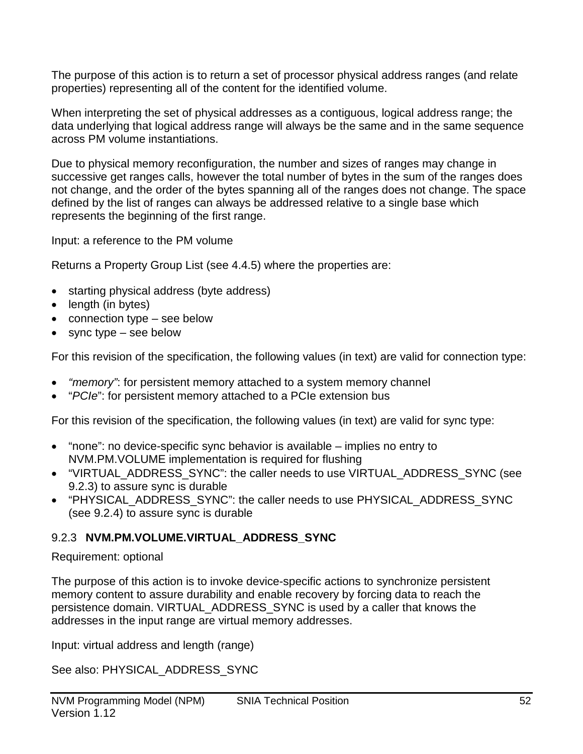The purpose of this action is to return a set of processor physical address ranges (and relate properties) representing all of the content for the identified volume.

When interpreting the set of physical addresses as a contiguous, logical address range; the data underlying that logical address range will always be the same and in the same sequence across PM volume instantiations.

Due to physical memory reconfiguration, the number and sizes of ranges may change in successive get ranges calls, however the total number of bytes in the sum of the ranges does not change, and the order of the bytes spanning all of the ranges does not change. The space defined by the list of ranges can always be addressed relative to a single base which represents the beginning of the first range.

Input: a reference to the PM volume

Returns a Property Group List (see 4.4.5) where the properties are:

- starting physical address (byte address)
- length (in bytes)
- connection type – see below
- sync type – see below

For this revision of the specification, the following values (in text) are valid for connection type:

- *“memory”*: for persistent memory attached to a system memory channel
- “*PCIe*”: for persistent memory attached to a PCIe extension bus

For this revision of the specification, the following values (in text) are valid for sync type:

- “none”: no device-specific sync behavior is available – implies no entry to NVM.PM.VOLUME implementation is required for flushing
- “VIRTUAL_ADDRESS_SYNC”: the caller needs to use VIRTUAL_ADDRESS_SYNC (see 9.2.3) to assure sync is durable
- “PHYSICAL_ADDRESS_SYNC”: the caller needs to use PHYSICAL_ADDRESS_SYNC (see 9.2.4) to assure sync is durable

### 9.2.3 **NVM.PM.VOLUME.VIRTUAL_ADDRESS_SYNC**

Requirement: optional

The purpose of this action is to invoke device-specific actions to synchronize persistent memory content to assure durability and enable recovery by forcing data to reach the persistence domain. VIRTUAL_ADDRESS_SYNC is used by a caller that knows the addresses in the input range are virtual memory addresses.

Input: virtual address and length (range)

See also: PHYSICAL_ADDRESS_SYNC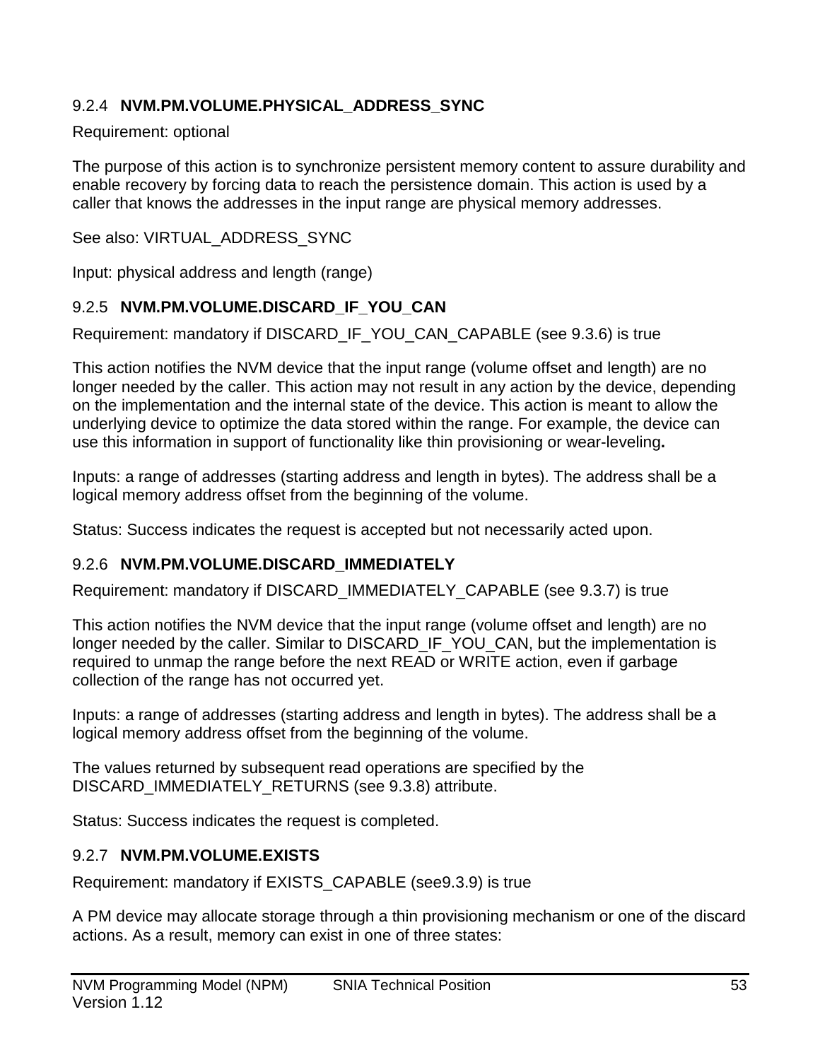### 9.2.4 NVM.PM.VOLUME.PHYSICAL_ADDRESS_SYNC

Requirement: optional

The purpose of this action is to synchronize persistent memory content to assure durability and enable recovery by forcing data to reach the persistence domain. This action is used by a caller that knows the addresses in the input range are physical memory addresses.

See also: VIRTUAL_ADDRESS_SYNC

Input: physical address and length (range)

### 9.2.5 NVM.PM.VOLUME.DISCARD_IF_YOU_CAN

Requirement: mandatory if DISCARD_IF_YOU_CAN_CAPABLE (see 9.3.6) is true

This action notifies the NVM device that the input range (volume offset and length) are no longer needed by the caller. This action may not result in any action by the device, depending on the implementation and the internal state of the device. This action is meant to allow the underlying device to optimize the data stored within the range. For example, the device can use this information in support of functionality like thin provisioning or wear-leveling**.**

Inputs: a range of addresses (starting address and length in bytes). The address shall be a logical memory address offset from the beginning of the volume.

Status: Success indicates the request is accepted but not necessarily acted upon.

### 9.2.6 NVM.PM.VOLUME.DISCARD_IMMEDIATELY

Requirement: mandatory if DISCARD_IMMEDIATELY_CAPABLE (see 9.3.7) is true

This action notifies the NVM device that the input range (volume offset and length) are no longer needed by the caller. Similar to DISCARD_IF_YOU_CAN, but the implementation is required to unmap the range before the next READ or WRITE action, even if garbage collection of the range has not occurred yet.

Inputs: a range of addresses (starting address and length in bytes). The address shall be a logical memory address offset from the beginning of the volume.

The values returned by subsequent read operations are specified by the DISCARD_IMMEDIATELY_RETURNS (see 9.3.8) attribute.

Status: Success indicates the request is completed.

### 9.2.7 NVM.PM.VOLUME.EXISTS

Requirement: mandatory if EXISTS_CAPABLE (see9.3.9) is true

A PM device may allocate storage through a thin provisioning mechanism or one of the discard actions. As a result, memory can exist in one of three states: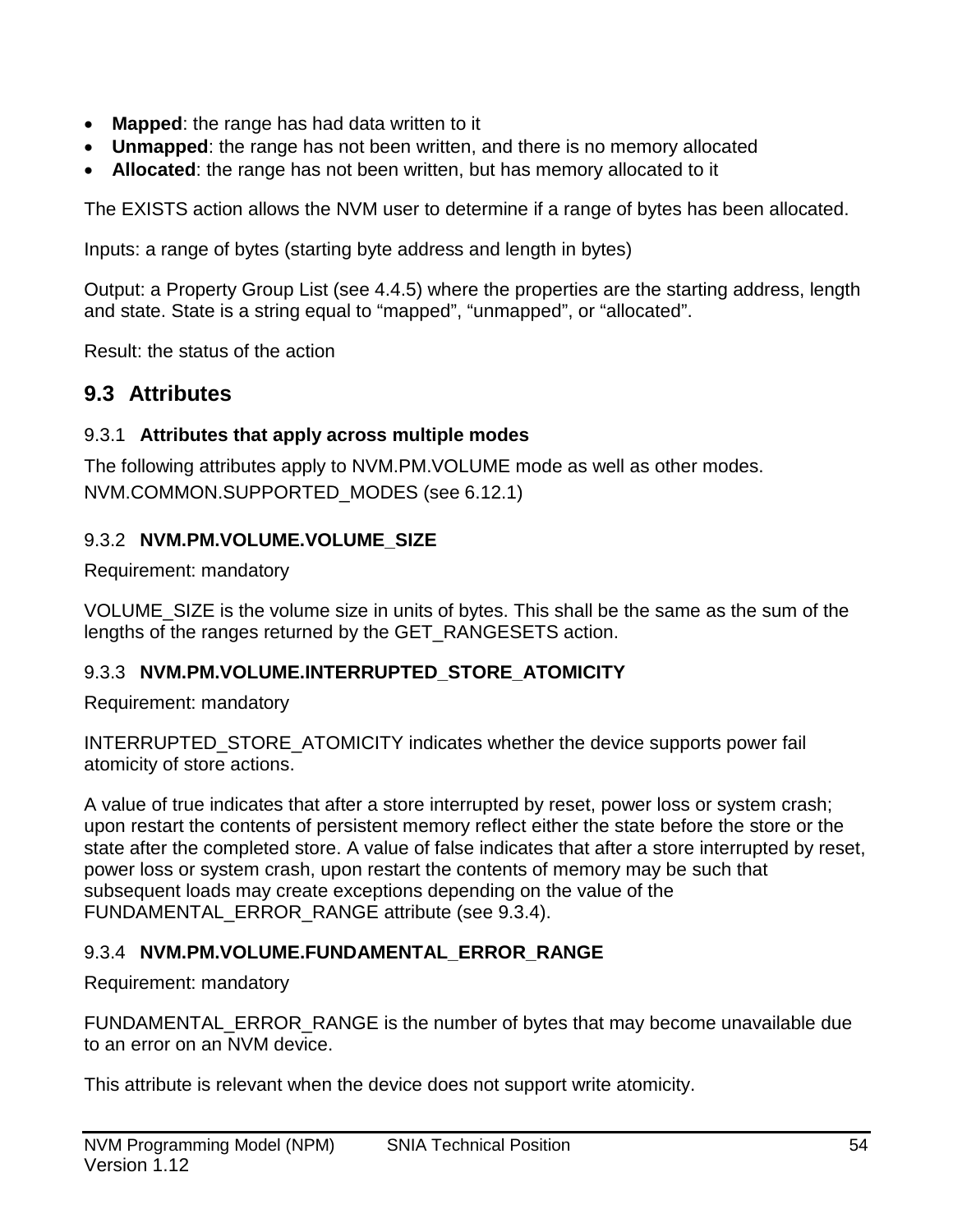- **Mapped**: the range has had data written to it
- **Unmapped**: the range has not been written, and there is no memory allocated
- **Allocated**: the range has not been written, but has memory allocated to it

The EXISTS action allows the NVM user to determine if a range of bytes has been allocated.

Inputs: a range of bytes (starting byte address and length in bytes)

Output: a Property Group List (see 4.4.5) where the properties are the starting address, length and state. State is a string equal to “mapped”, “unmapped”, or “allocated”.

Result: the status of the action

## 9.3 Attributes

### 9.3.1 Attributes that apply across multiple modes

The following attributes apply to NVM.PM.VOLUME mode as well as other modes.
NVM.COMMON.SUPPORTED_MODES (see 6.12.1)

### 9.3.2 NVM.PM.VOLUME.VOLUME_SIZE

Requirement: mandatory

VOLUME_SIZE is the volume size in units of bytes. This shall be the same as the sum of the lengths of the ranges returned by the GET_RANGESETS action.

### 9.3.3 NVM.PM.VOLUME.INTERRUPTED_STORE_ATOMICITY

Requirement: mandatory

INTERRUPTED_STORE_ATOMICITY indicates whether the device supports power fail atomicity of store actions.

A value of true indicates that after a store interrupted by reset, power loss or system crash; upon restart the contents of persistent memory reflect either the state before the store or the state after the completed store. A value of false indicates that after a store interrupted by reset, power loss or system crash, upon restart the contents of memory may be such that subsequent loads may create exceptions depending on the value of the FUNDAMENTAL_ERROR_RANGE attribute (see 9.3.4).

### 9.3.4 NVM.PM.VOLUME.FUNDAMENTAL_ERROR_RANGE

Requirement: mandatory

FUNDAMENTAL_ERROR_RANGE is the number of bytes that may become unavailable due to an error on an NVM device.

This attribute is relevant when the device does not support write atomicity.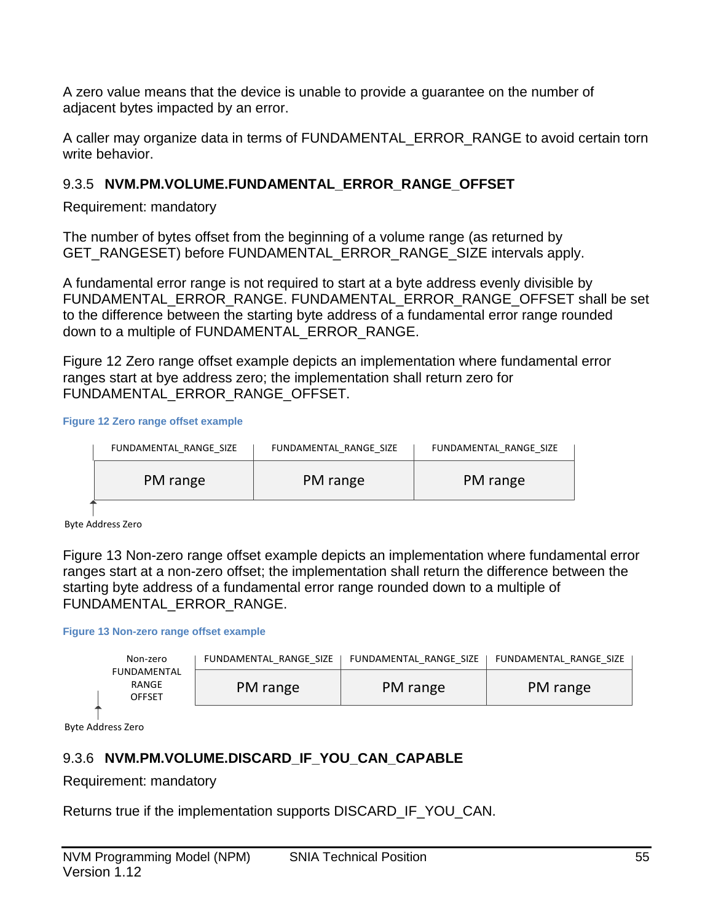A zero value means that the device is unable to provide a guarantee on the number of adjacent bytes impacted by an error.

A caller may organize data in terms of FUNDAMENTAL_ERROR_RANGE to avoid certain torn write behavior.

### 9.3.5 NVM.PM.VOLUME.FUNDAMENTAL_ERROR_RANGE_OFFSET

Requirement: mandatory

The number of bytes offset from the beginning of a volume range (as returned by GET_RANGESET) before FUNDAMENTAL_ERROR_RANGE_SIZE intervals apply.

A fundamental error range is not required to start at a byte address evenly divisible by FUNDAMENTAL_ERROR_RANGE. FUNDAMENTAL_ERROR_RANGE_OFFSET shall be set to the difference between the starting byte address of a fundamental error range rounded down to a multiple of FUNDAMENTAL_ERROR_RANGE.

Figure 12 Zero range offset example depicts an implementation where fundamental error ranges start at bye address zero; the implementation shall return zero for FUNDAMENTAL_ERROR_RANGE_OFFSET.

**Figure 12 Zero range offset example**

| FUNDAMENTAL_RANGE_SIZE | FUNDAMENTAL_RANGE_SIZE | FUNDAMENTAL_RANGE_SIZE |
|---|---|---|
| PM range | PM range | PM range |

Byte Address Zero

Figure 13 Non-zero range offset example depicts an implementation where fundamental error ranges start at a non-zero offset; the implementation shall return the difference between the starting byte address of a fundamental error range rounded down to a multiple of FUNDAMENTAL_ERROR_RANGE.

**Figure 13 Non-zero range offset example**

| Non-zero FUNDAMENTAL RANGE OFFSET | FUNDAMENTAL_RANGE_SIZE | FUNDAMENTAL_RANGE_SIZE | FUNDAMENTAL_RANGE_SIZE |
|---|---|---|---|
| | PM range | PM range | PM range |

Byte Address Zero

### 9.3.6 NVM.PM.VOLUME.DISCARD_IF_YOU_CAN_CAPABLE

Requirement: mandatory

Returns true if the implementation supports DISCARD_IF_YOU_CAN.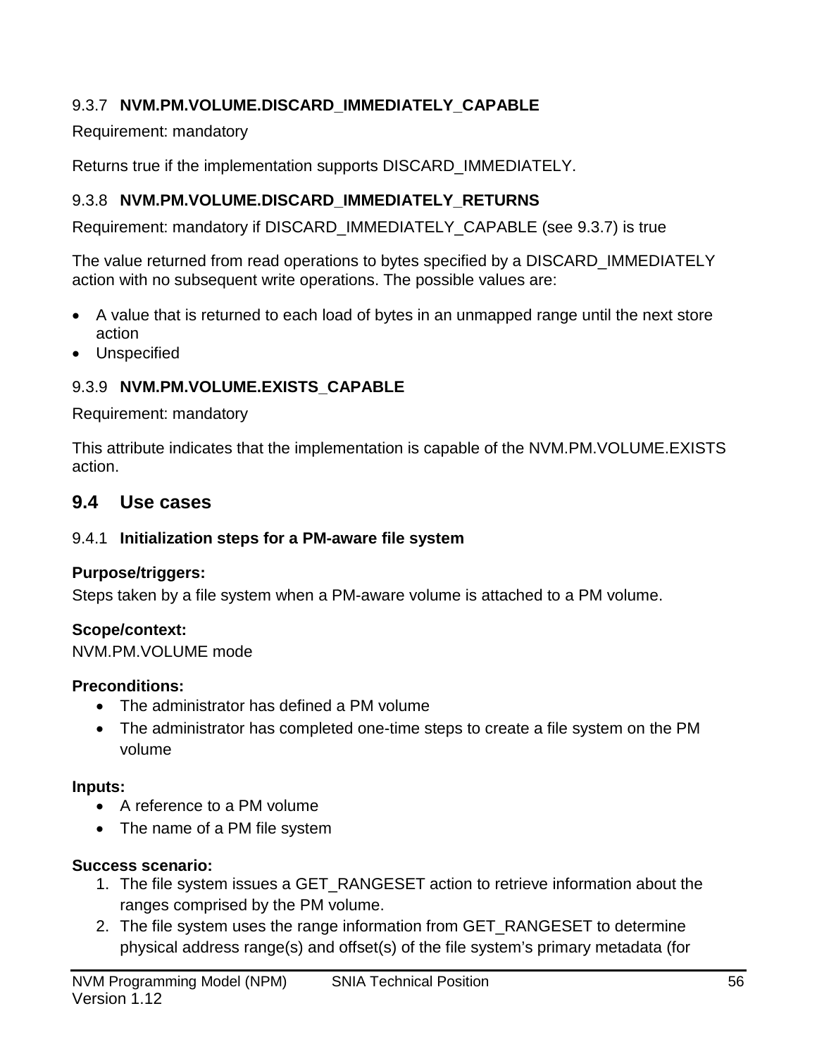#### 9.3.7 NVM.PM.VOLUME.DISCARD_IMMEDIATELY_CAPABLE

Requirement: mandatory

Returns true if the implementation supports DISCARD_IMMEDIATELY.

#### 9.3.8 NVM.PM.VOLUME.DISCARD_IMMEDIATELY_RETURNS

Requirement: mandatory if DISCARD_IMMEDIATELY_CAPABLE (see 9.3.7) is true

The value returned from read operations to bytes specified by a DISCARD_IMMEDIATELY action with no subsequent write operations. The possible values are:

- A value that is returned to each load of bytes in an unmapped range until the next store action
- Unspecified

#### 9.3.9 NVM.PM.VOLUME.EXISTS_CAPABLE

Requirement: mandatory

This attribute indicates that the implementation is capable of the NVM.PM.VOLUME.EXISTS action.

## 9.4 Use cases

#### 9.4.1 Initialization steps for a PM-aware file system

**Purpose/triggers:**
Steps taken by a file system when a PM-aware volume is attached to a PM volume.

**Scope/context:**
NVM.PM.VOLUME mode

**Preconditions:**

- The administrator has defined a PM volume
- The administrator has completed one-time steps to create a file system on the PM volume

**Inputs:**

- A reference to a PM volume
- The name of a PM file system

**Success scenario:**

1. The file system issues a GET_RANGESET action to retrieve information about the ranges comprised by the PM volume.
2. The file system uses the range information from GET_RANGESET to determine physical address range(s) and offset(s) of the file system's primary metadata (for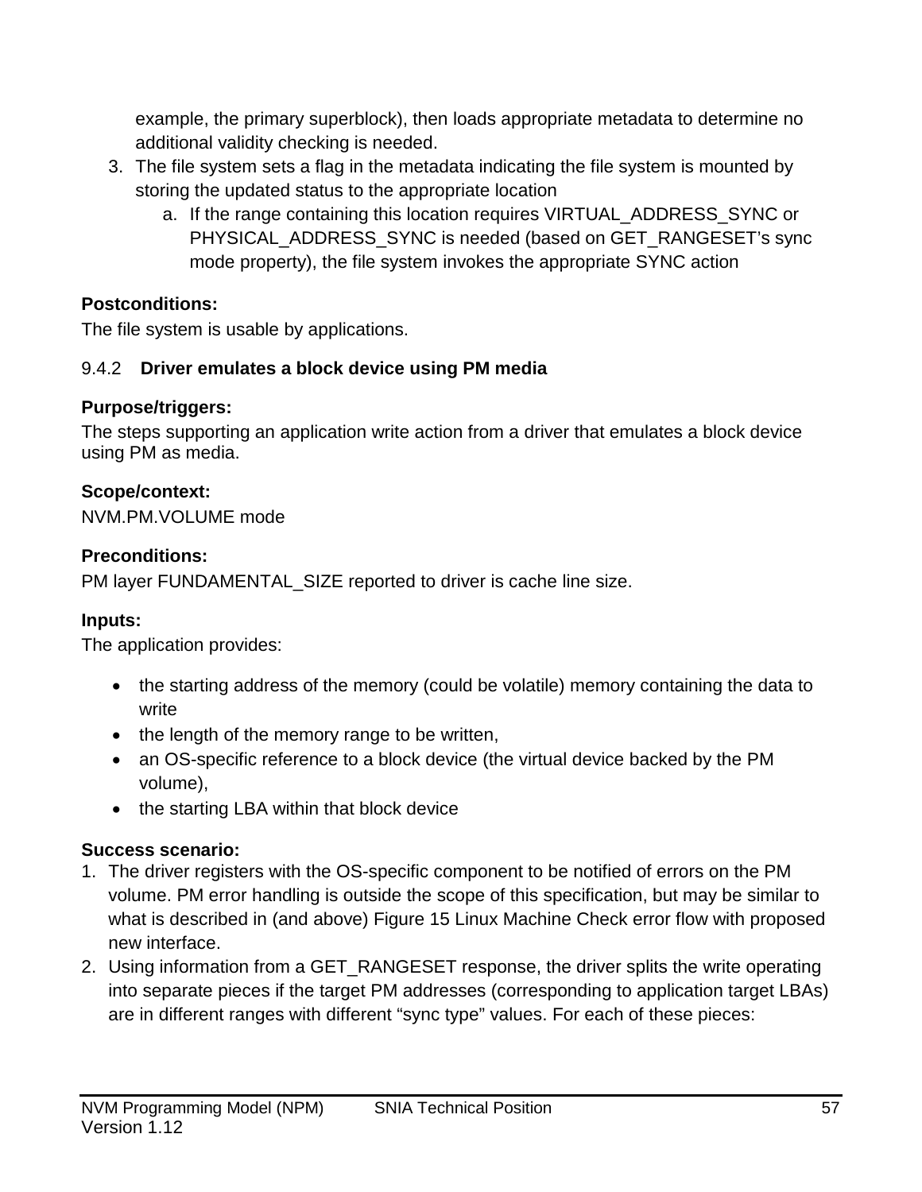example, the primary superblock), then loads appropriate metadata to determine no additional validity checking is needed.

3. The file system sets a flag in the metadata indicating the file system is mounted by storing the updated status to the appropriate location
   a. If the range containing this location requires VIRTUAL_ADDRESS_SYNC or PHYSICAL_ADDRESS_SYNC is needed (based on GET_RANGESET's sync mode property), the file system invokes the appropriate SYNC action

**Postconditions:**

The file system is usable by applications.

### 9.4.2 Driver emulates a block device using PM media

**Purpose/triggers:**

The steps supporting an application write action from a driver that emulates a block device using PM as media.

**Scope/context:**

NVM.PM.VOLUME mode

**Preconditions:**

PM layer FUNDAMENTAL_SIZE reported to driver is cache line size.

**Inputs:**

The application provides:

- the starting address of the memory (could be volatile) memory containing the data to write
- the length of the memory range to be written,
- an OS-specific reference to a block device (the virtual device backed by the PM volume),
- the starting LBA within that block device

**Success scenario:**

1. The driver registers with the OS-specific component to be notified of errors on the PM volume. PM error handling is outside the scope of this specification, but may be similar to what is described in (and above) Figure 15 Linux Machine Check error flow with proposed new interface.
2. Using information from a GET_RANGESET response, the driver splits the write operating into separate pieces if the target PM addresses (corresponding to application target LBAs) are in different ranges with different "sync type" values. For each of these pieces: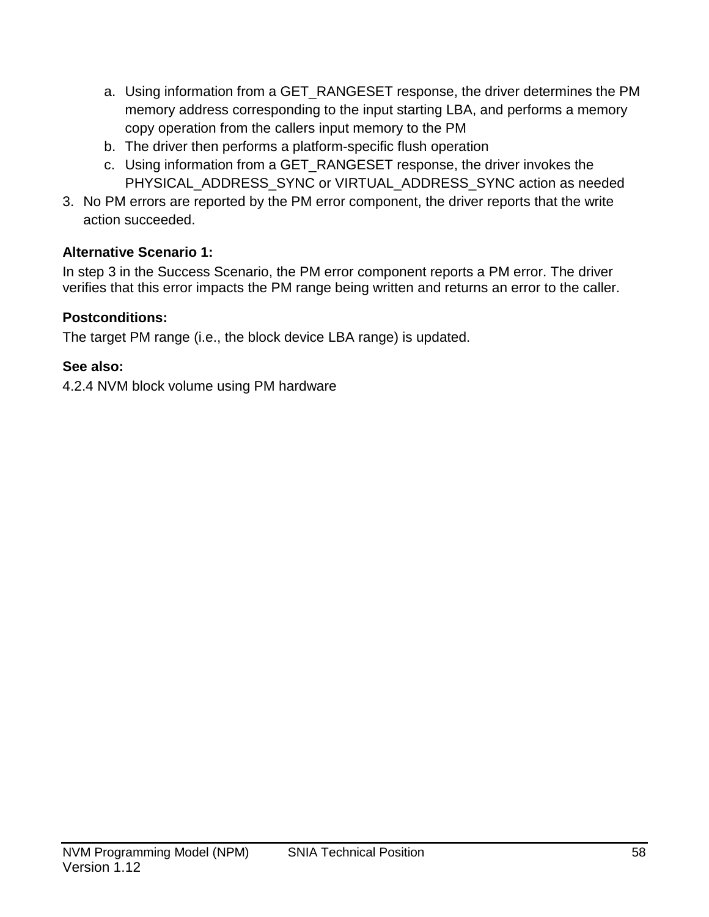a. Using information from a GET_RANGESET response, the driver determines the PM memory address corresponding to the input starting LBA, and performs a memory copy operation from the callers input memory to the PM
   b. The driver then performs a platform-specific flush operation
   c. Using information from a GET_RANGESET response, the driver invokes the PHYSICAL_ADDRESS_SYNC or VIRTUAL_ADDRESS_SYNC action as needed
3. No PM errors are reported by the PM error component, the driver reports that the write action succeeded.

**Alternative Scenario 1:**

In step 3 in the Success Scenario, the PM error component reports a PM error. The driver verifies that this error impacts the PM range being written and returns an error to the caller.

**Postconditions:**

The target PM range (i.e., the block device LBA range) is updated.

**See also:**

4.2.4 NVM block volume using PM hardware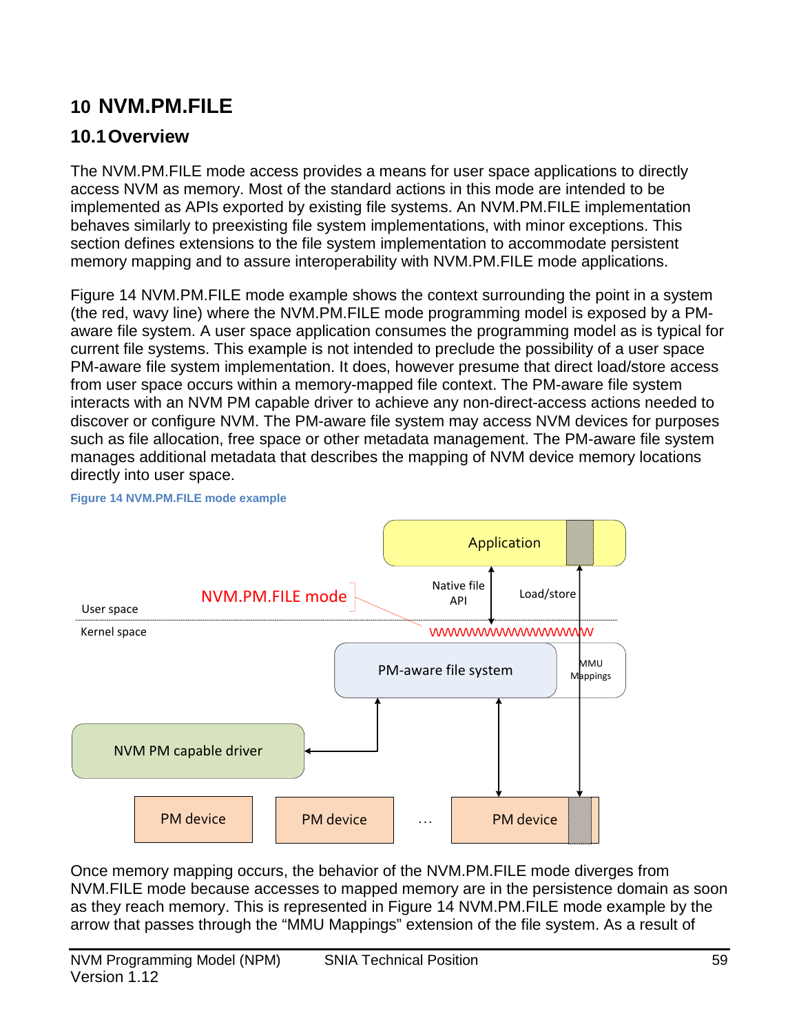# 10 NVM.PM.FILE

## 10.1 Overview

The NVM.PM.FILE mode access provides a means for user space applications to directly access NVM as memory. Most of the standard actions in this mode are intended to be implemented as APIs exported by existing file systems. An NVM.PM.FILE implementation behaves similarly to preexisting file system implementations, with minor exceptions. This section defines extensions to the file system implementation to accommodate persistent memory mapping and to assure interoperability with NVM.PM.FILE mode applications.

Figure 14 NVM.PM.FILE mode example shows the context surrounding the point in a system (the red, wavy line) where the NVM.PM.FILE mode programming model is exposed by a PM-aware file system. A user space application consumes the programming model as is typical for current file systems. This example is not intended to preclude the possibility of a user space PM-aware file system implementation. It does, however presume that direct load/store access from user space occurs within a memory-mapped file context. The PM-aware file system interacts with an NVM PM capable driver to achieve any non-direct-access actions needed to discover or configure NVM. The PM-aware file system may access NVM devices for purposes such as file allocation, free space or other metadata management. The PM-aware file system manages additional metadata that describes the mapping of NVM device memory locations directly into user space.

Figure 14 NVM.PM.FILE mode example

Once memory mapping occurs, the behavior of the NVM.PM.FILE mode diverges from NVM.FILE mode because accesses to mapped memory are in the persistence domain as soon as they reach memory. This is represented in Figure 14 NVM.PM.FILE mode example by the arrow that passes through the “MMU Mappings” extension of the file system. As a result of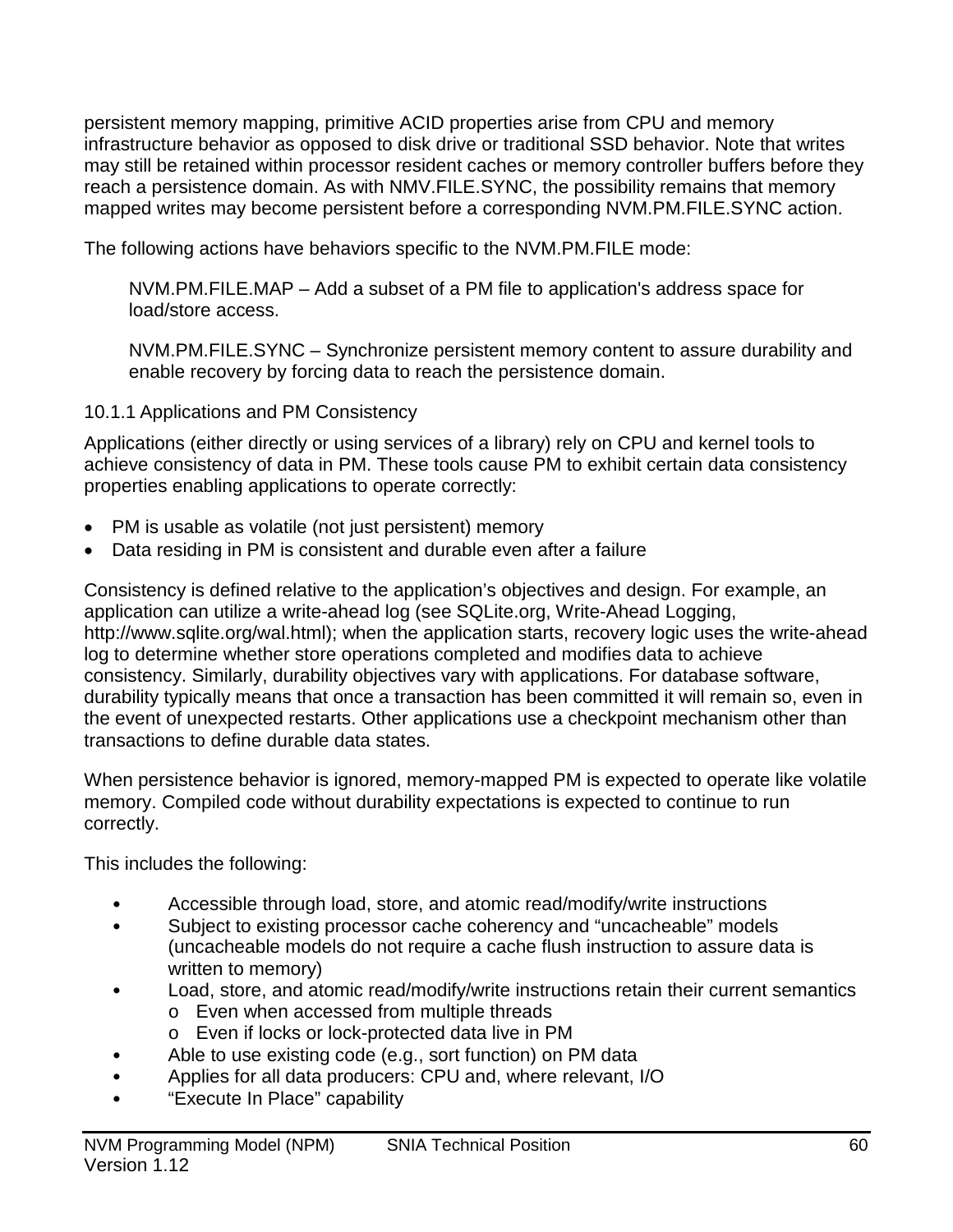persistent memory mapping, primitive ACID properties arise from CPU and memory infrastructure behavior as opposed to disk drive or traditional SSD behavior. Note that writes may still be retained within processor resident caches or memory controller buffers before they reach a persistence domain. As with NMV.FILE.SYNC, the possibility remains that memory mapped writes may become persistent before a corresponding NVM.PM.FILE.SYNC action.

The following actions have behaviors specific to the NVM.PM.FILE mode:

> NVM.PM.FILE.MAP – Add a subset of a PM file to application's address space for load/store access.
>
> NVM.PM.FILE.SYNC – Synchronize persistent memory content to assure durability and enable recovery by forcing data to reach the persistence domain.

### 10.1.1 Applications and PM Consistency

Applications (either directly or using services of a library) rely on CPU and kernel tools to achieve consistency of data in PM. These tools cause PM to exhibit certain data consistency properties enabling applications to operate correctly:

- PM is usable as volatile (not just persistent) memory
- Data residing in PM is consistent and durable even after a failure

Consistency is defined relative to the application's objectives and design. For example, an application can utilize a write-ahead log (see SQLite.org, Write-Ahead Logging, http://www.sqlite.org/wal.html); when the application starts, recovery logic uses the write-ahead log to determine whether store operations completed and modifies data to achieve consistency. Similarly, durability objectives vary with applications. For database software, durability typically means that once a transaction has been committed it will remain so, even in the event of unexpected restarts. Other applications use a checkpoint mechanism other than transactions to define durable data states.

When persistence behavior is ignored, memory-mapped PM is expected to operate like volatile memory. Compiled code without durability expectations is expected to continue to run correctly.

This includes the following:

- Accessible through load, store, and atomic read/modify/write instructions
- Subject to existing processor cache coherency and "uncacheable" models (uncacheable models do not require a cache flush instruction to assure data is written to memory)
- Load, store, and atomic read/modify/write instructions retain their current semantics
    - Even when accessed from multiple threads
    - Even if locks or lock-protected data live in PM
- Able to use existing code (e.g., sort function) on PM data
- Applies for all data producers: CPU and, where relevant, I/O
- "Execute In Place" capability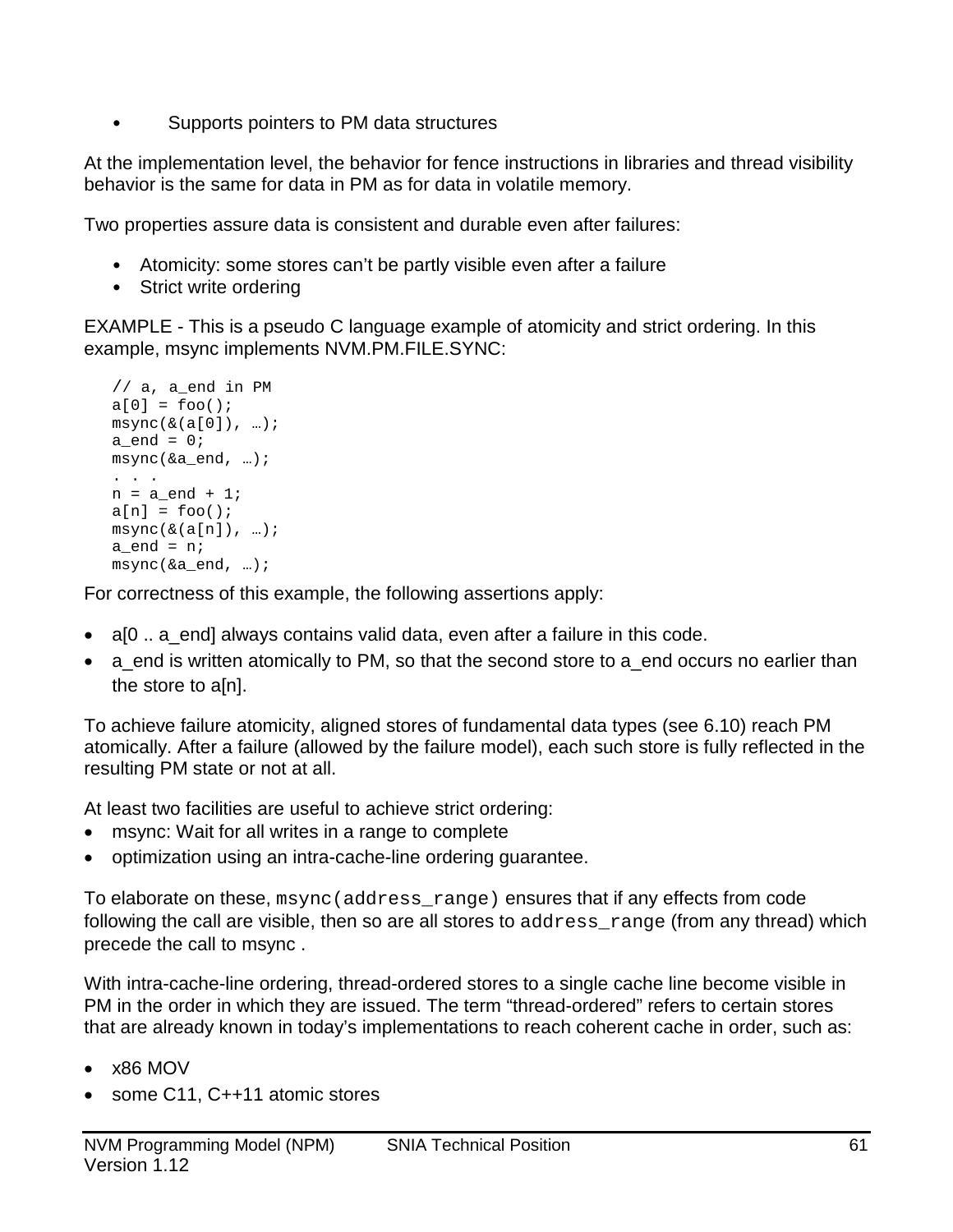- Supports pointers to PM data structures

At the implementation level, the behavior for fence instructions in libraries and thread visibility behavior is the same for data in PM as for data in volatile memory.

Two properties assure data is consistent and durable even after failures:

- Atomicity: some stores can't be partly visible even after a failure
- Strict write ordering

EXAMPLE - This is a pseudo C language example of atomicity and strict ordering. In this example, msync implements NVM.PM.FILE.SYNC:

```
// a, a_end in PM
a[0] = foo();
msync(&(a[0]), …);
a_end = 0;
msync(&a_end, …);
. . .
n = a_end + 1;
a[n] = foo();
msync(&(a[n]), …);
a_end = n;
msync(&a_end, …);
```

For correctness of this example, the following assertions apply:

- a[0 .. a_end] always contains valid data, even after a failure in this code.
- a_end is written atomically to PM, so that the second store to a_end occurs no earlier than the store to a[n].

To achieve failure atomicity, aligned stores of fundamental data types (see 6.10) reach PM atomically. After a failure (allowed by the failure model), each such store is fully reflected in the resulting PM state or not at all.

At least two facilities are useful to achieve strict ordering:

- msync: Wait for all writes in a range to complete
- optimization using an intra-cache-line ordering guarantee.

To elaborate on these, `msync(address_range)` ensures that if any effects from code following the call are visible, then so are all stores to `address_range` (from any thread) which precede the call to msync .

With intra-cache-line ordering, thread-ordered stores to a single cache line become visible in PM in the order in which they are issued. The term "thread-ordered" refers to certain stores that are already known in today's implementations to reach coherent cache in order, such as:

- x86 MOV
- some C11, C++11 atomic stores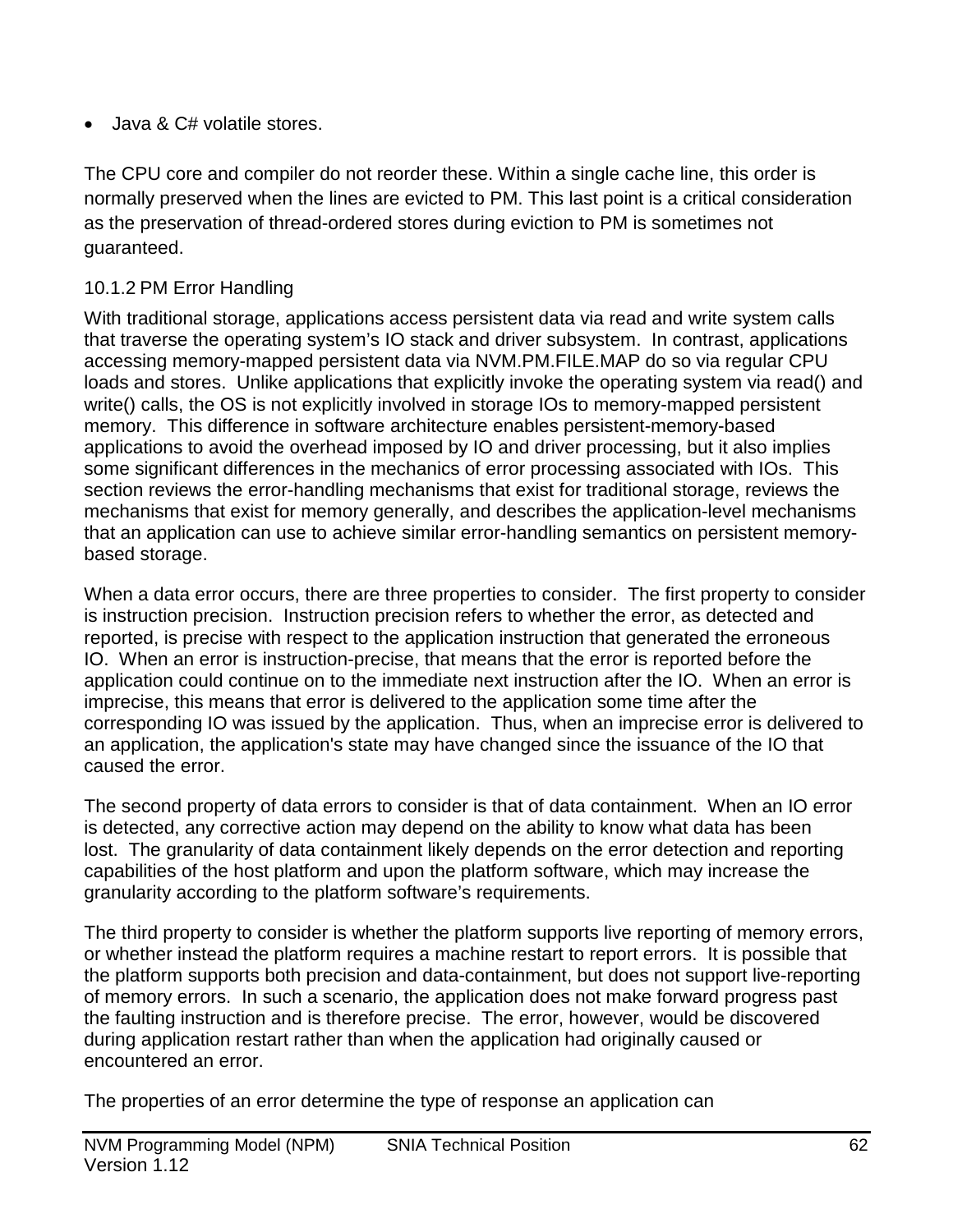- Java & C# volatile stores.

The CPU core and compiler do not reorder these. Within a single cache line, this order is normally preserved when the lines are evicted to PM. This last point is a critical consideration as the preservation of thread-ordered stores during eviction to PM is sometimes not guaranteed.

### 10.1.2 PM Error Handling

With traditional storage, applications access persistent data via read and write system calls that traverse the operating system's IO stack and driver subsystem. In contrast, applications accessing memory-mapped persistent data via NVM.PM.FILE.MAP do so via regular CPU loads and stores. Unlike applications that explicitly invoke the operating system via read() and write() calls, the OS is not explicitly involved in storage IOs to memory-mapped persistent memory. This difference in software architecture enables persistent-memory-based applications to avoid the overhead imposed by IO and driver processing, but it also implies some significant differences in the mechanics of error processing associated with IOs. This section reviews the error-handling mechanisms that exist for traditional storage, reviews the mechanisms that exist for memory generally, and describes the application-level mechanisms that an application can use to achieve similar error-handling semantics on persistent memory-based storage.

When a data error occurs, there are three properties to consider. The first property to consider is instruction precision. Instruction precision refers to whether the error, as detected and reported, is precise with respect to the application instruction that generated the erroneous IO. When an error is instruction-precise, that means that the error is reported before the application could continue on to the immediate next instruction after the IO. When an error is imprecise, this means that error is delivered to the application some time after the corresponding IO was issued by the application. Thus, when an imprecise error is delivered to an application, the application's state may have changed since the issuance of the IO that caused the error.

The second property of data errors to consider is that of data containment. When an IO error is detected, any corrective action may depend on the ability to know what data has been lost. The granularity of data containment likely depends on the error detection and reporting capabilities of the host platform and upon the platform software, which may increase the granularity according to the platform software's requirements.

The third property to consider is whether the platform supports live reporting of memory errors, or whether instead the platform requires a machine restart to report errors. It is possible that the platform supports both precision and data-containment, but does not support live-reporting of memory errors. In such a scenario, the application does not make forward progress past the faulting instruction and is therefore precise. The error, however, would be discovered during application restart rather than when the application had originally caused or encountered an error.

The properties of an error determine the type of response an application can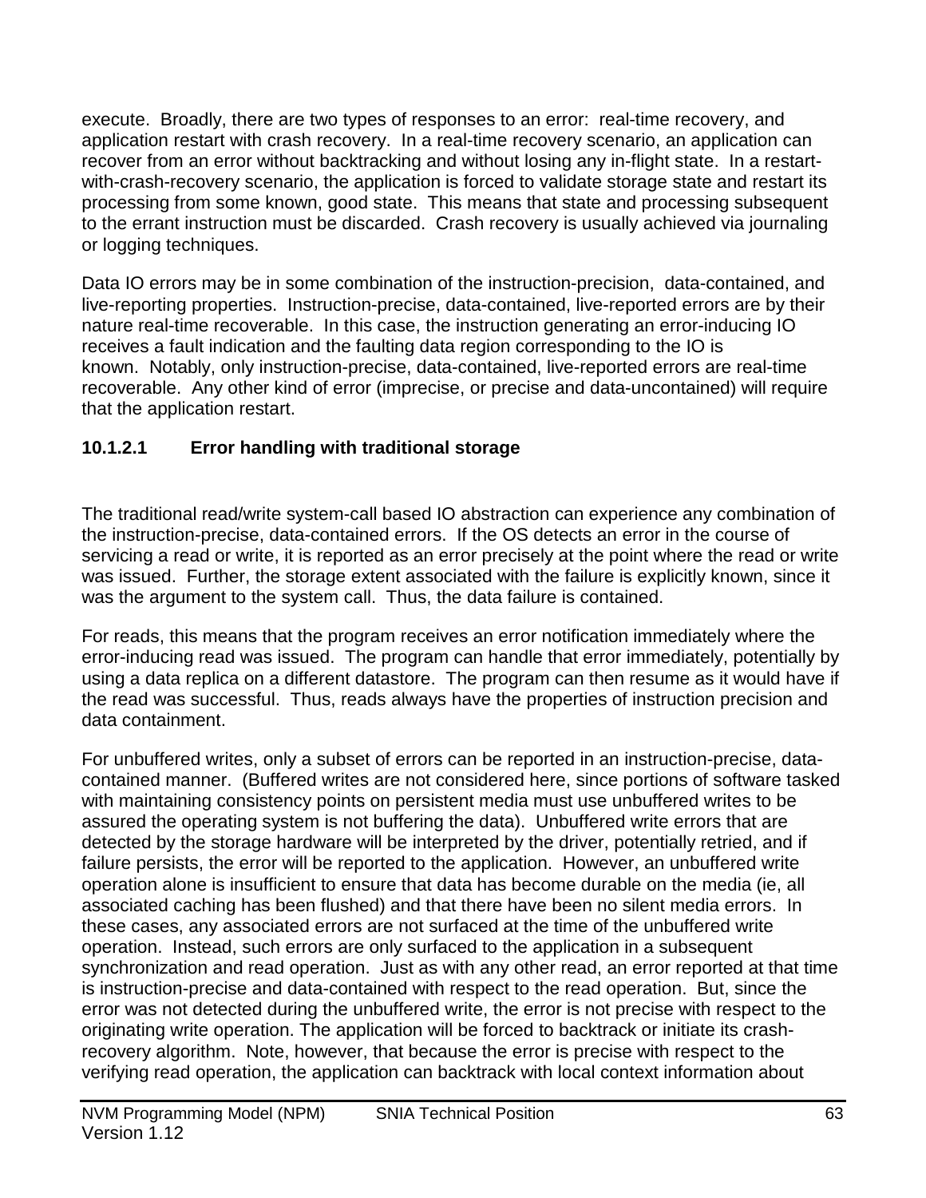execute. Broadly, there are two types of responses to an error: real-time recovery, and application restart with crash recovery. In a real-time recovery scenario, an application can recover from an error without backtracking and without losing any in-flight state. In a restart-with-crash-recovery scenario, the application is forced to validate storage state and restart its processing from some known, good state. This means that state and processing subsequent to the errant instruction must be discarded. Crash recovery is usually achieved via journaling or logging techniques.

Data IO errors may be in some combination of the instruction-precision, data-contained, and live-reporting properties. Instruction-precise, data-contained, live-reported errors are by their nature real-time recoverable. In this case, the instruction generating an error-inducing IO receives a fault indication and the faulting data region corresponding to the IO is known. Notably, only instruction-precise, data-contained, live-reported errors are real-time recoverable. Any other kind of error (imprecise, or precise and data-uncontained) will require that the application restart.

#### 10.1.2.1 Error handling with traditional storage

The traditional read/write system-call based IO abstraction can experience any combination of the instruction-precise, data-contained errors. If the OS detects an error in the course of servicing a read or write, it is reported as an error precisely at the point where the read or write was issued. Further, the storage extent associated with the failure is explicitly known, since it was the argument to the system call. Thus, the data failure is contained.

For reads, this means that the program receives an error notification immediately where the error-inducing read was issued. The program can handle that error immediately, potentially by using a data replica on a different datastore. The program can then resume as it would have if the read was successful. Thus, reads always have the properties of instruction precision and data containment.

For unbuffered writes, only a subset of errors can be reported in an instruction-precise, data-contained manner. (Buffered writes are not considered here, since portions of software tasked with maintaining consistency points on persistent media must use unbuffered writes to be assured the operating system is not buffering the data). Unbuffered write errors that are detected by the storage hardware will be interpreted by the driver, potentially retried, and if failure persists, the error will be reported to the application. However, an unbuffered write operation alone is insufficient to ensure that data has become durable on the media (ie, all associated caching has been flushed) and that there have been no silent media errors. In these cases, any associated errors are not surfaced at the time of the unbuffered write operation. Instead, such errors are only surfaced to the application in a subsequent synchronization and read operation. Just as with any other read, an error reported at that time is instruction-precise and data-contained with respect to the read operation. But, since the error was not detected during the unbuffered write, the error is not precise with respect to the originating write operation. The application will be forced to backtrack or initiate its crash-recovery algorithm. Note, however, that because the error is precise with respect to the verifying read operation, the application can backtrack with local context information about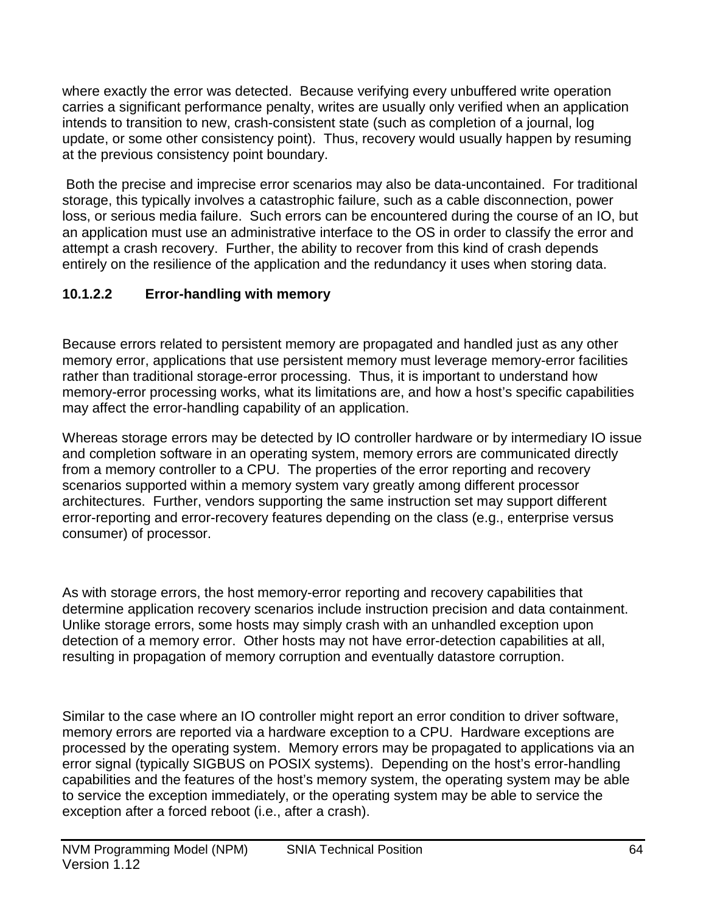where exactly the error was detected.  Because verifying every unbuffered write operation carries a significant performance penalty, writes are usually only verified when an application intends to transition to new, crash-consistent state (such as completion of a journal, log update, or some other consistency point).  Thus, recovery would usually happen by resuming at the previous consistency point boundary.

Both the precise and imprecise error scenarios may also be data-uncontained.  For traditional storage, this typically involves a catastrophic failure, such as a cable disconnection, power loss, or serious media failure.  Such errors can be encountered during the course of an IO, but an application must use an administrative interface to the OS in order to classify the error and attempt a crash recovery.  Further, the ability to recover from this kind of crash depends entirely on the resilience of the application and the redundancy it uses when storing data.

#### 10.1.2.2 Error-handling with memory

Because errors related to persistent memory are propagated and handled just as any other memory error, applications that use persistent memory must leverage memory-error facilities rather than traditional storage-error processing.  Thus, it is important to understand how memory-error processing works, what its limitations are, and how a host's specific capabilities may affect the error-handling capability of an application.

Whereas storage errors may be detected by IO controller hardware or by intermediary IO issue and completion software in an operating system, memory errors are communicated directly from a memory controller to a CPU.  The properties of the error reporting and recovery scenarios supported within a memory system vary greatly among different processor architectures.  Further, vendors supporting the same instruction set may support different error-reporting and error-recovery features depending on the class (e.g., enterprise versus consumer) of processor.

As with storage errors, the host memory-error reporting and recovery capabilities that determine application recovery scenarios include instruction precision and data containment.  Unlike storage errors, some hosts may simply crash with an unhandled exception upon detection of a memory error.  Other hosts may not have error-detection capabilities at all, resulting in propagation of memory corruption and eventually datastore corruption.

Similar to the case where an IO controller might report an error condition to driver software, memory errors are reported via a hardware exception to a CPU.  Hardware exceptions are processed by the operating system.  Memory errors may be propagated to applications via an error signal (typically SIGBUS on POSIX systems).  Depending on the host's error-handling capabilities and the features of the host's memory system, the operating system may be able to service the exception immediately, or the operating system may be able to service the exception after a forced reboot (i.e., after a crash).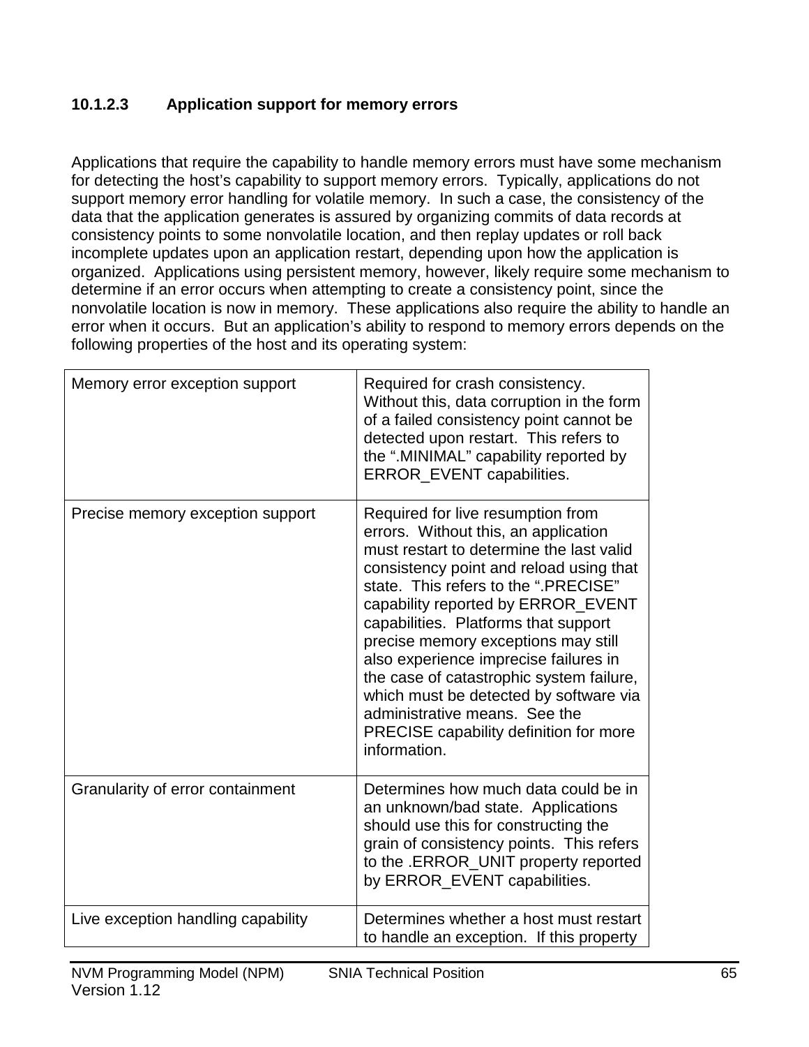#### 10.1.2.3 Application support for memory errors

Applications that require the capability to handle memory errors must have some mechanism for detecting the host's capability to support memory errors. Typically, applications do not support memory error handling for volatile memory. In such a case, the consistency of the data that the application generates is assured by organizing commits of data records at consistency points to some nonvolatile location, and then replay updates or roll back incomplete updates upon an application restart, depending upon how the application is organized. Applications using persistent memory, however, likely require some mechanism to determine if an error occurs when attempting to create a consistency point, since the nonvolatile location is now in memory. These applications also require the ability to handle an error when it occurs. But an application's ability to respond to memory errors depends on the following properties of the host and its operating system:

| | |
|---|---|
| Memory error exception support | Required for crash consistency. Without this, data corruption in the form of a failed consistency point cannot be detected upon restart. This refers to the ".MINIMAL" capability reported by ERROR_EVENT capabilities. |
| Precise memory exception support | Required for live resumption from errors. Without this, an application must restart to determine the last valid consistency point and reload using that state. This refers to the ".PRECISE" capability reported by ERROR_EVENT capabilities. Platforms that support precise memory exceptions may still also experience imprecise failures in the case of catastrophic system failure, which must be detected by software via administrative means. See the PRECISE capability definition for more information. |
| Granularity of error containment | Determines how much data could be in an unknown/bad state. Applications should use this for constructing the grain of consistency points. This refers to the .ERROR_UNIT property reported by ERROR_EVENT capabilities. |
| Live exception handling capability | Determines whether a host must restart to handle an exception. If this property |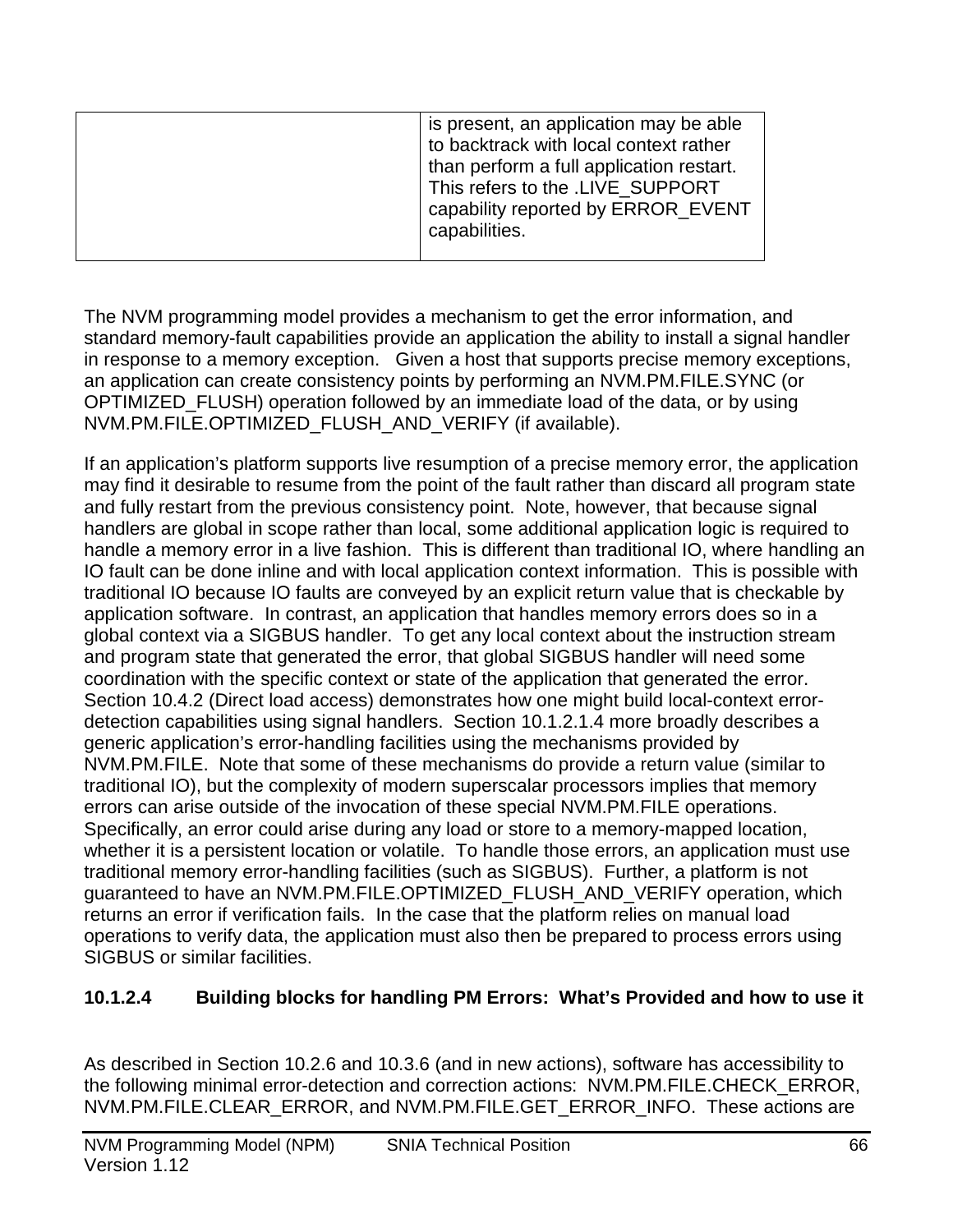| | is present, an application may be able to backtrack with local context rather than perform a full application restart. This refers to the .LIVE_SUPPORT capability reported by ERROR_EVENT capabilities. |
|---|---|

The NVM programming model provides a mechanism to get the error information, and standard memory-fault capabilities provide an application the ability to install a signal handler in response to a memory exception. Given a host that supports precise memory exceptions, an application can create consistency points by performing an NVM.PM.FILE.SYNC (or OPTIMIZED_FLUSH) operation followed by an immediate load of the data, or by using NVM.PM.FILE.OPTIMIZED_FLUSH_AND_VERIFY (if available).

If an application's platform supports live resumption of a precise memory error, the application may find it desirable to resume from the point of the fault rather than discard all program state and fully restart from the previous consistency point. Note, however, that because signal handlers are global in scope rather than local, some additional application logic is required to handle a memory error in a live fashion. This is different than traditional IO, where handling an IO fault can be done inline and with local application context information. This is possible with traditional IO because IO faults are conveyed by an explicit return value that is checkable by application software. In contrast, an application that handles memory errors does so in a global context via a SIGBUS handler. To get any local context about the instruction stream and program state that generated the error, that global SIGBUS handler will need some coordination with the specific context or state of the application that generated the error. Section 10.4.2 (Direct load access) demonstrates how one might build local-context error-detection capabilities using signal handlers. Section 10.1.2.1.4 more broadly describes a generic application's error-handling facilities using the mechanisms provided by NVM.PM.FILE. Note that some of these mechanisms do provide a return value (similar to traditional IO), but the complexity of modern superscalar processors implies that memory errors can arise outside of the invocation of these special NVM.PM.FILE operations. Specifically, an error could arise during any load or store to a memory-mapped location, whether it is a persistent location or volatile. To handle those errors, an application must use traditional memory error-handling facilities (such as SIGBUS). Further, a platform is not guaranteed to have an NVM.PM.FILE.OPTIMIZED_FLUSH_AND_VERIFY operation, which returns an error if verification fails. In the case that the platform relies on manual load operations to verify data, the application must also then be prepared to process errors using SIGBUS or similar facilities.

#### 10.1.2.4 Building blocks for handling PM Errors: What's Provided and how to use it

As described in Section 10.2.6 and 10.3.6 (and in new actions), software has accessibility to the following minimal error-detection and correction actions: NVM.PM.FILE.CHECK_ERROR, NVM.PM.FILE.CLEAR_ERROR, and NVM.PM.FILE.GET_ERROR_INFO. These actions are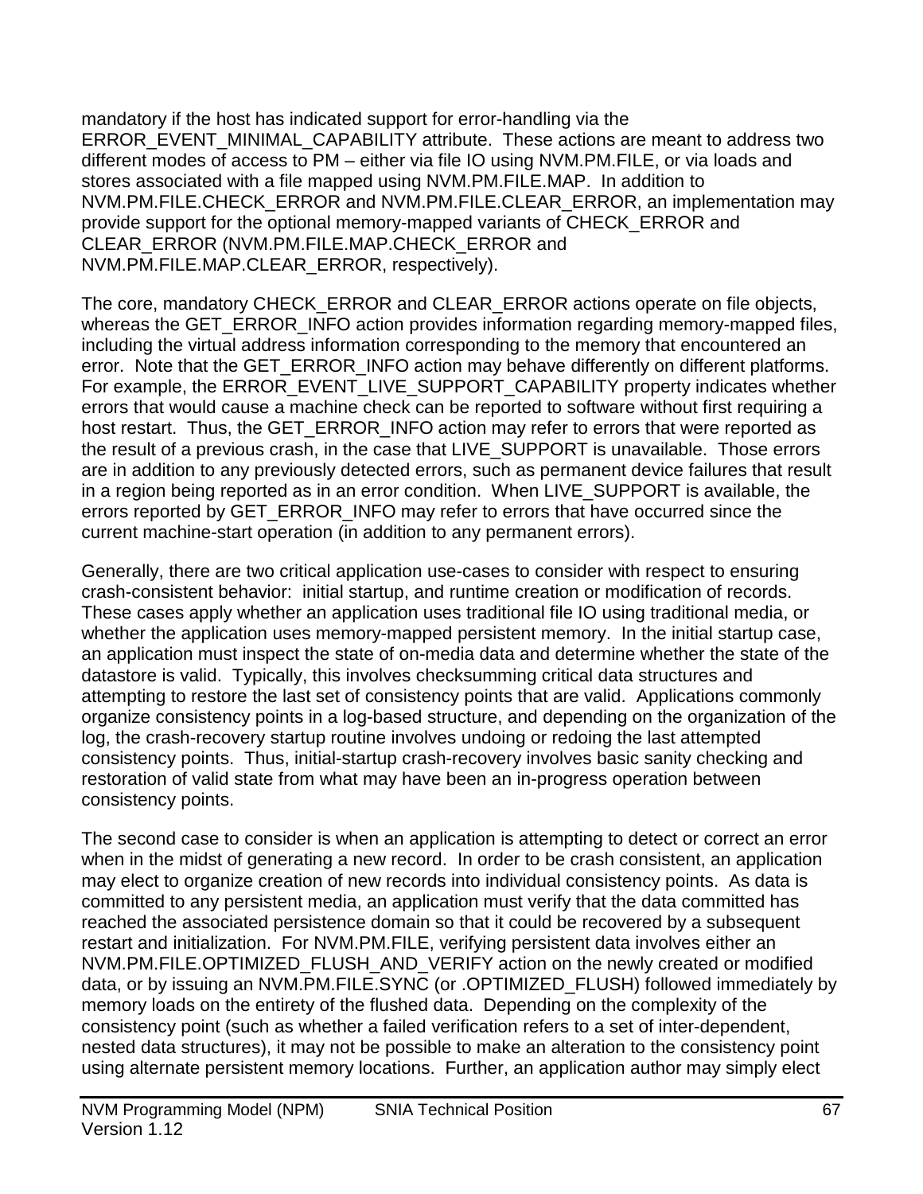mandatory if the host has indicated support for error-handling via the ERROR_EVENT_MINIMAL_CAPABILITY attribute. These actions are meant to address two different modes of access to PM – either via file IO using NVM.PM.FILE, or via loads and stores associated with a file mapped using NVM.PM.FILE.MAP. In addition to NVM.PM.FILE.CHECK_ERROR and NVM.PM.FILE.CLEAR_ERROR, an implementation may provide support for the optional memory-mapped variants of CHECK_ERROR and CLEAR_ERROR (NVM.PM.FILE.MAP.CHECK_ERROR and NVM.PM.FILE.MAP.CLEAR_ERROR, respectively).

The core, mandatory CHECK_ERROR and CLEAR_ERROR actions operate on file objects, whereas the GET_ERROR_INFO action provides information regarding memory-mapped files, including the virtual address information corresponding to the memory that encountered an error. Note that the GET_ERROR_INFO action may behave differently on different platforms. For example, the ERROR_EVENT_LIVE_SUPPORT_CAPABILITY property indicates whether errors that would cause a machine check can be reported to software without first requiring a host restart. Thus, the GET_ERROR_INFO action may refer to errors that were reported as the result of a previous crash, in the case that LIVE_SUPPORT is unavailable. Those errors are in addition to any previously detected errors, such as permanent device failures that result in a region being reported as in an error condition. When LIVE_SUPPORT is available, the errors reported by GET_ERROR_INFO may refer to errors that have occurred since the current machine-start operation (in addition to any permanent errors).

Generally, there are two critical application use-cases to consider with respect to ensuring crash-consistent behavior: initial startup, and runtime creation or modification of records. These cases apply whether an application uses traditional file IO using traditional media, or whether the application uses memory-mapped persistent memory. In the initial startup case, an application must inspect the state of on-media data and determine whether the state of the datastore is valid. Typically, this involves checksumming critical data structures and attempting to restore the last set of consistency points that are valid. Applications commonly organize consistency points in a log-based structure, and depending on the organization of the log, the crash-recovery startup routine involves undoing or redoing the last attempted consistency points. Thus, initial-startup crash-recovery involves basic sanity checking and restoration of valid state from what may have been an in-progress operation between consistency points.

The second case to consider is when an application is attempting to detect or correct an error when in the midst of generating a new record. In order to be crash consistent, an application may elect to organize creation of new records into individual consistency points. As data is committed to any persistent media, an application must verify that the data committed has reached the associated persistence domain so that it could be recovered by a subsequent restart and initialization. For NVM.PM.FILE, verifying persistent data involves either an NVM.PM.FILE.OPTIMIZED_FLUSH_AND_VERIFY action on the newly created or modified data, or by issuing an NVM.PM.FILE.SYNC (or .OPTIMIZED_FLUSH) followed immediately by memory loads on the entirety of the flushed data. Depending on the complexity of the consistency point (such as whether a failed verification refers to a set of inter-dependent, nested data structures), it may not be possible to make an alteration to the consistency point using alternate persistent memory locations. Further, an application author may simply elect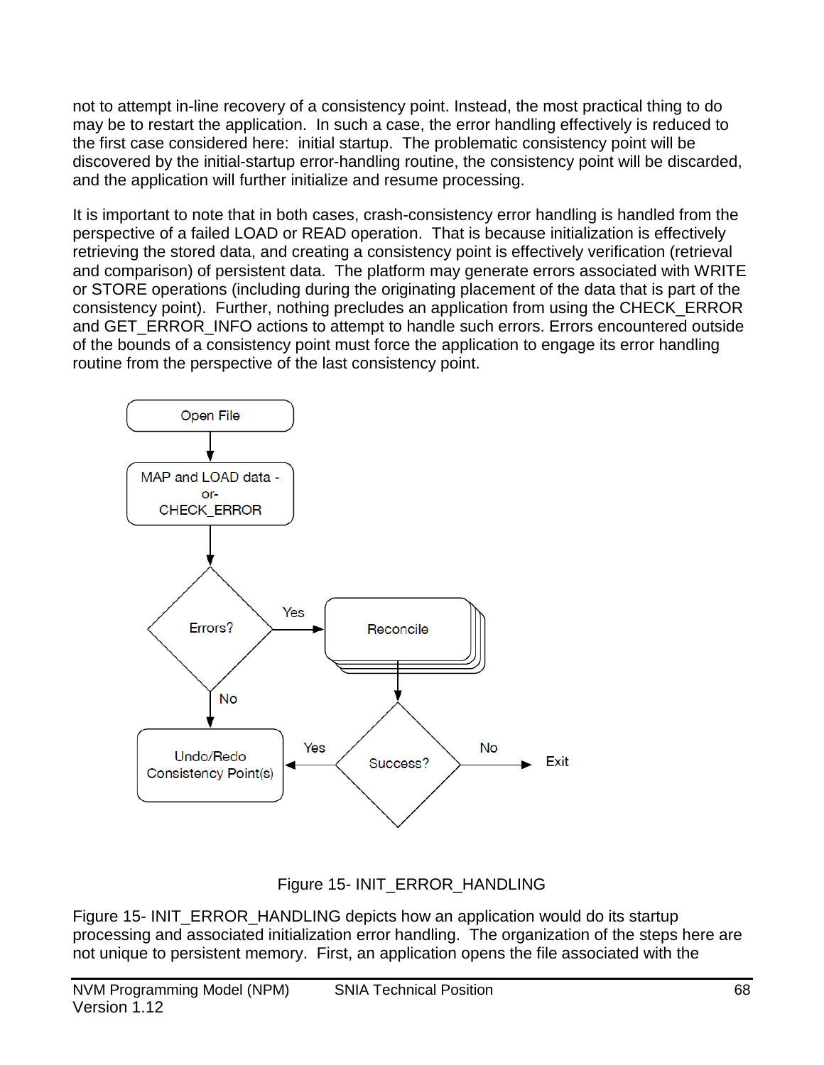not to attempt in-line recovery of a consistency point. Instead, the most practical thing to do may be to restart the application. In such a case, the error handling effectively is reduced to the first case considered here: initial startup. The problematic consistency point will be discovered by the initial-startup error-handling routine, the consistency point will be discarded, and the application will further initialize and resume processing.

It is important to note that in both cases, crash-consistency error handling is handled from the perspective of a failed LOAD or READ operation. That is because initialization is effectively retrieving the stored data, and creating a consistency point is effectively verification (retrieval and comparison) of persistent data. The platform may generate errors associated with WRITE or STORE operations (including during the originating placement of the data that is part of the consistency point). Further, nothing precludes an application from using the CHECK_ERROR and GET_ERROR_INFO actions to attempt to handle such errors. Errors encountered outside of the bounds of a consistency point must force the application to engage its error handling routine from the perspective of the last consistency point.

Figure 15- INIT_ERROR_HANDLING

Figure 15- INIT_ERROR_HANDLING depicts how an application would do its startup processing and associated initialization error handling. The organization of the steps here are not unique to persistent memory. First, an application opens the file associated with the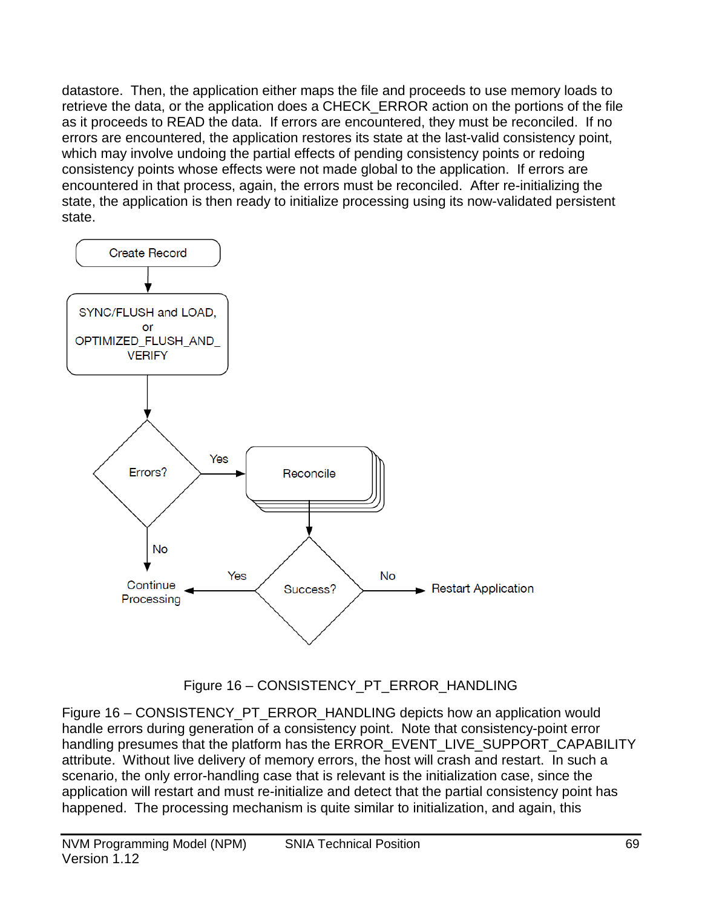datastore. Then, the application either maps the file and proceeds to use memory loads to retrieve the data, or the application does a CHECK_ERROR action on the portions of the file as it proceeds to READ the data. If errors are encountered, they must be reconciled. If no errors are encountered, the application restores its state at the last-valid consistency point, which may involve undoing the partial effects of pending consistency points or redoing consistency points whose effects were not made global to the application. If errors are encountered in that process, again, the errors must be reconciled. After re-initializing the state, the application is then ready to initialize processing using its now-validated persistent state.

Figure 16 – CONSISTENCY_PT_ERROR_HANDLING

Figure 16 – CONSISTENCY_PT_ERROR_HANDLING depicts how an application would handle errors during generation of a consistency point. Note that consistency-point error handling presumes that the platform has the ERROR_EVENT_LIVE_SUPPORT_CAPABILITY attribute. Without live delivery of memory errors, the host will crash and restart. In such a scenario, the only error-handling case that is relevant is the initialization case, since the application will restart and must re-initialize and detect that the partial consistency point has happened. The processing mechanism is quite similar to initialization, and again, this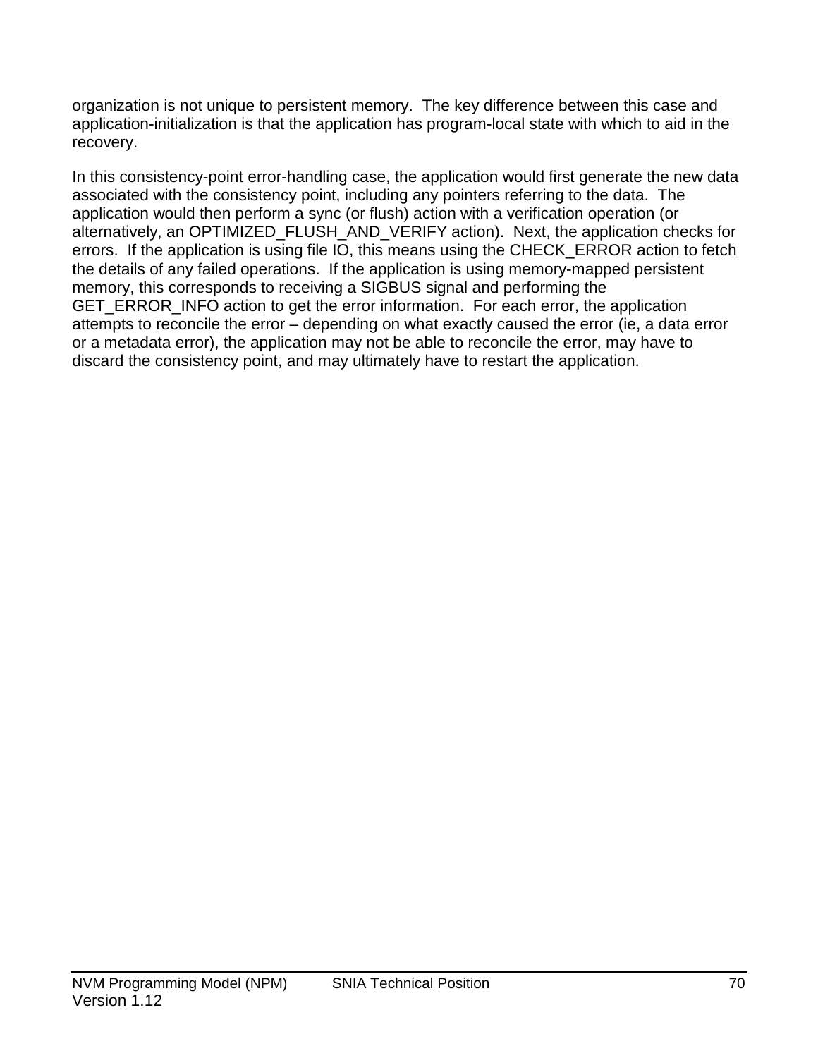organization is not unique to persistent memory. The key difference between this case and application-initialization is that the application has program-local state with which to aid in the recovery.

In this consistency-point error-handling case, the application would first generate the new data associated with the consistency point, including any pointers referring to the data. The application would then perform a sync (or flush) action with a verification operation (or alternatively, an OPTIMIZED_FLUSH_AND_VERIFY action). Next, the application checks for errors. If the application is using file IO, this means using the CHECK_ERROR action to fetch the details of any failed operations. If the application is using memory-mapped persistent memory, this corresponds to receiving a SIGBUS signal and performing the GET_ERROR_INFO action to get the error information. For each error, the application attempts to reconcile the error – depending on what exactly caused the error (ie, a data error or a metadata error), the application may not be able to reconcile the error, may have to discard the consistency point, and may ultimately have to restart the application.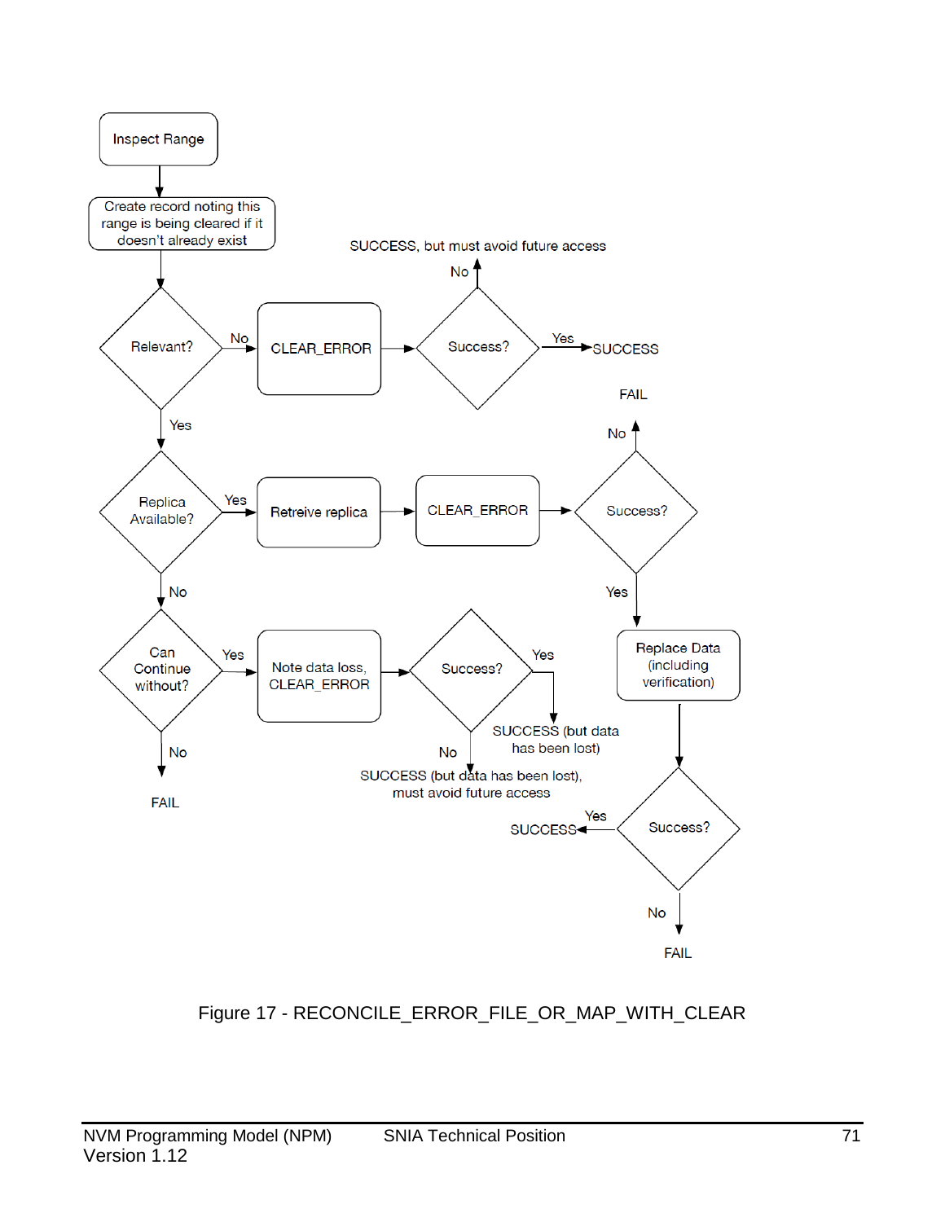Inspect Range

Create record noting this range is being cleared if it doesn't already exist

Relevant?

No → CLEAR_ERROR → Success?

- Yes → SUCCESS
- No → SUCCESS, but must avoid future access

Yes → Replica Available?

Yes → Retreive replica → CLEAR_ERROR → Success?

- No → FAIL
- Yes → Replace Data (including verification) → Success?
  - Yes → SUCCESS
  - No → FAIL

No → Can Continue without?

Yes → Note data loss, CLEAR_ERROR → Success?

- Yes → SUCCESS (but data has been lost)
- No → SUCCESS (but data has been lost), must avoid future access

No → FAIL

Figure 17 - RECONCILE_ERROR_FILE_OR_MAP_WITH_CLEAR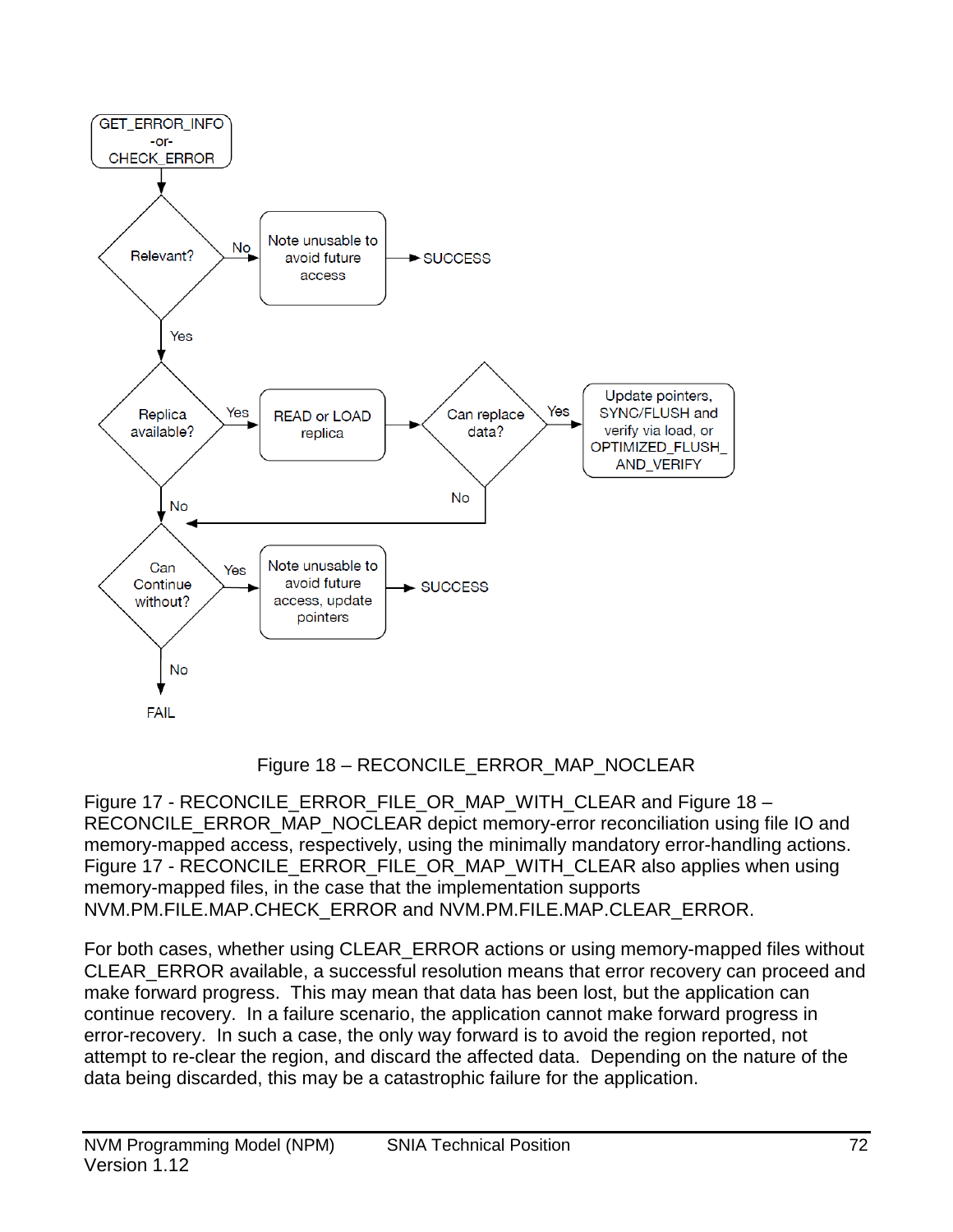Figure 18 – RECONCILE_ERROR_MAP_NOCLEAR

Figure 17 - RECONCILE_ERROR_FILE_OR_MAP_WITH_CLEAR and Figure 18 – RECONCILE_ERROR_MAP_NOCLEAR depict memory-error reconciliation using file IO and memory-mapped access, respectively, using the minimally mandatory error-handling actions. Figure 17 - RECONCILE_ERROR_FILE_OR_MAP_WITH_CLEAR also applies when using memory-mapped files, in the case that the implementation supports NVM.PM.FILE.MAP.CHECK_ERROR and NVM.PM.FILE.MAP.CLEAR_ERROR.

For both cases, whether using CLEAR_ERROR actions or using memory-mapped files without CLEAR_ERROR available, a successful resolution means that error recovery can proceed and make forward progress. This may mean that data has been lost, but the application can continue recovery. In a failure scenario, the application cannot make forward progress in error-recovery. In such a case, the only way forward is to avoid the region reported, not attempt to re-clear the region, and discard the affected data. Depending on the nature of the data being discarded, this may be a catastrophic failure for the application.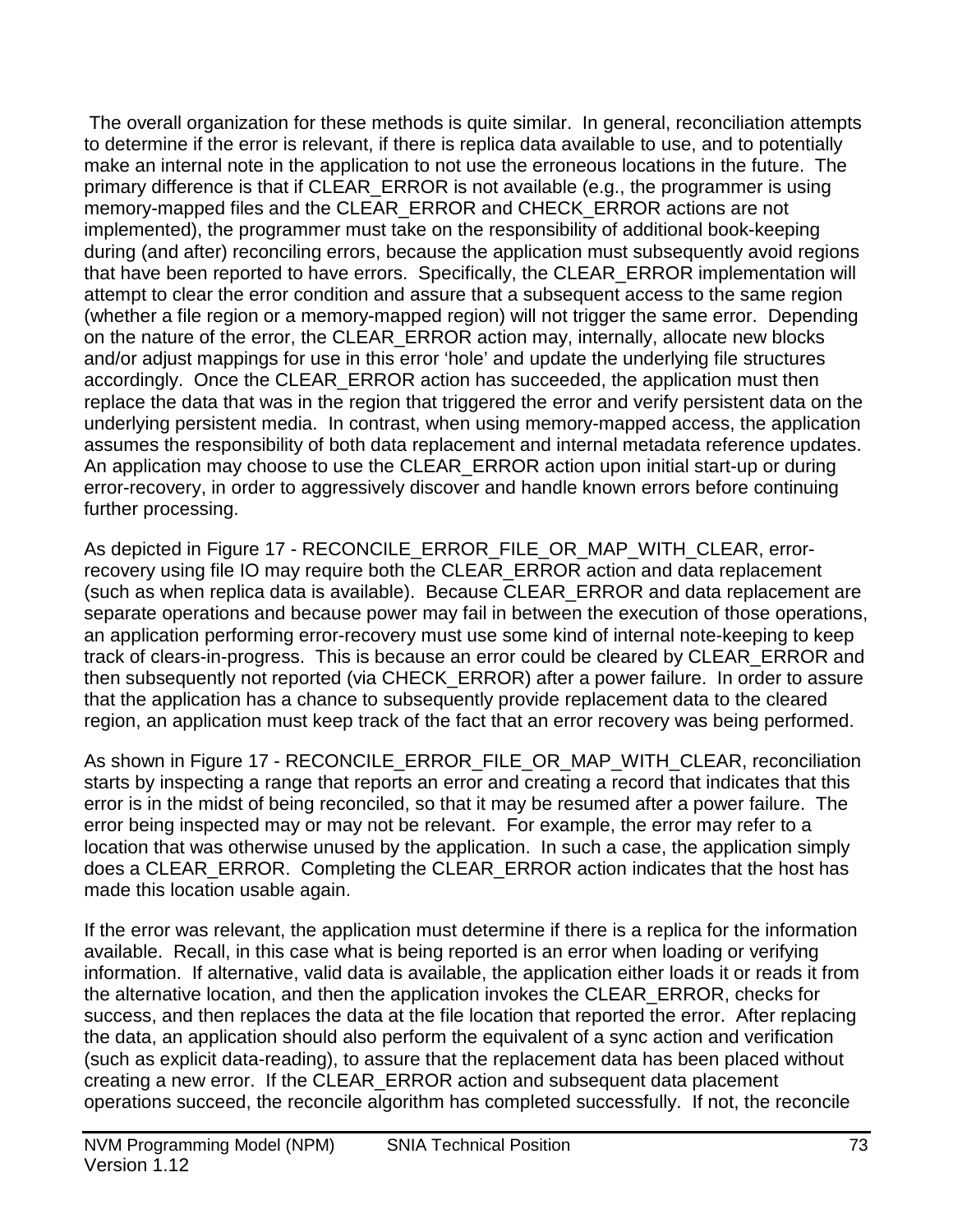The overall organization for these methods is quite similar. In general, reconciliation attempts to determine if the error is relevant, if there is replica data available to use, and to potentially make an internal note in the application to not use the erroneous locations in the future. The primary difference is that if CLEAR_ERROR is not available (e.g., the programmer is using memory-mapped files and the CLEAR_ERROR and CHECK_ERROR actions are not implemented), the programmer must take on the responsibility of additional book-keeping during (and after) reconciling errors, because the application must subsequently avoid regions that have been reported to have errors. Specifically, the CLEAR_ERROR implementation will attempt to clear the error condition and assure that a subsequent access to the same region (whether a file region or a memory-mapped region) will not trigger the same error. Depending on the nature of the error, the CLEAR_ERROR action may, internally, allocate new blocks and/or adjust mappings for use in this error 'hole' and update the underlying file structures accordingly. Once the CLEAR_ERROR action has succeeded, the application must then replace the data that was in the region that triggered the error and verify persistent data on the underlying persistent media. In contrast, when using memory-mapped access, the application assumes the responsibility of both data replacement and internal metadata reference updates. An application may choose to use the CLEAR_ERROR action upon initial start-up or during error-recovery, in order to aggressively discover and handle known errors before continuing further processing.

As depicted in Figure 17 - RECONCILE_ERROR_FILE_OR_MAP_WITH_CLEAR, error-recovery using file IO may require both the CLEAR_ERROR action and data replacement (such as when replica data is available). Because CLEAR_ERROR and data replacement are separate operations and because power may fail in between the execution of those operations, an application performing error-recovery must use some kind of internal note-keeping to keep track of clears-in-progress. This is because an error could be cleared by CLEAR_ERROR and then subsequently not reported (via CHECK_ERROR) after a power failure. In order to assure that the application has a chance to subsequently provide replacement data to the cleared region, an application must keep track of the fact that an error recovery was being performed.

As shown in Figure 17 - RECONCILE_ERROR_FILE_OR_MAP_WITH_CLEAR, reconciliation starts by inspecting a range that reports an error and creating a record that indicates that this error is in the midst of being reconciled, so that it may be resumed after a power failure. The error being inspected may or may not be relevant. For example, the error may refer to a location that was otherwise unused by the application. In such a case, the application simply does a CLEAR_ERROR. Completing the CLEAR_ERROR action indicates that the host has made this location usable again.

If the error was relevant, the application must determine if there is a replica for the information available. Recall, in this case what is being reported is an error when loading or verifying information. If alternative, valid data is available, the application either loads it or reads it from the alternative location, and then the application invokes the CLEAR_ERROR, checks for success, and then replaces the data at the file location that reported the error. After replacing the data, an application should also perform the equivalent of a sync action and verification (such as explicit data-reading), to assure that the replacement data has been placed without creating a new error. If the CLEAR_ERROR action and subsequent data placement operations succeed, the reconcile algorithm has completed successfully. If not, the reconcile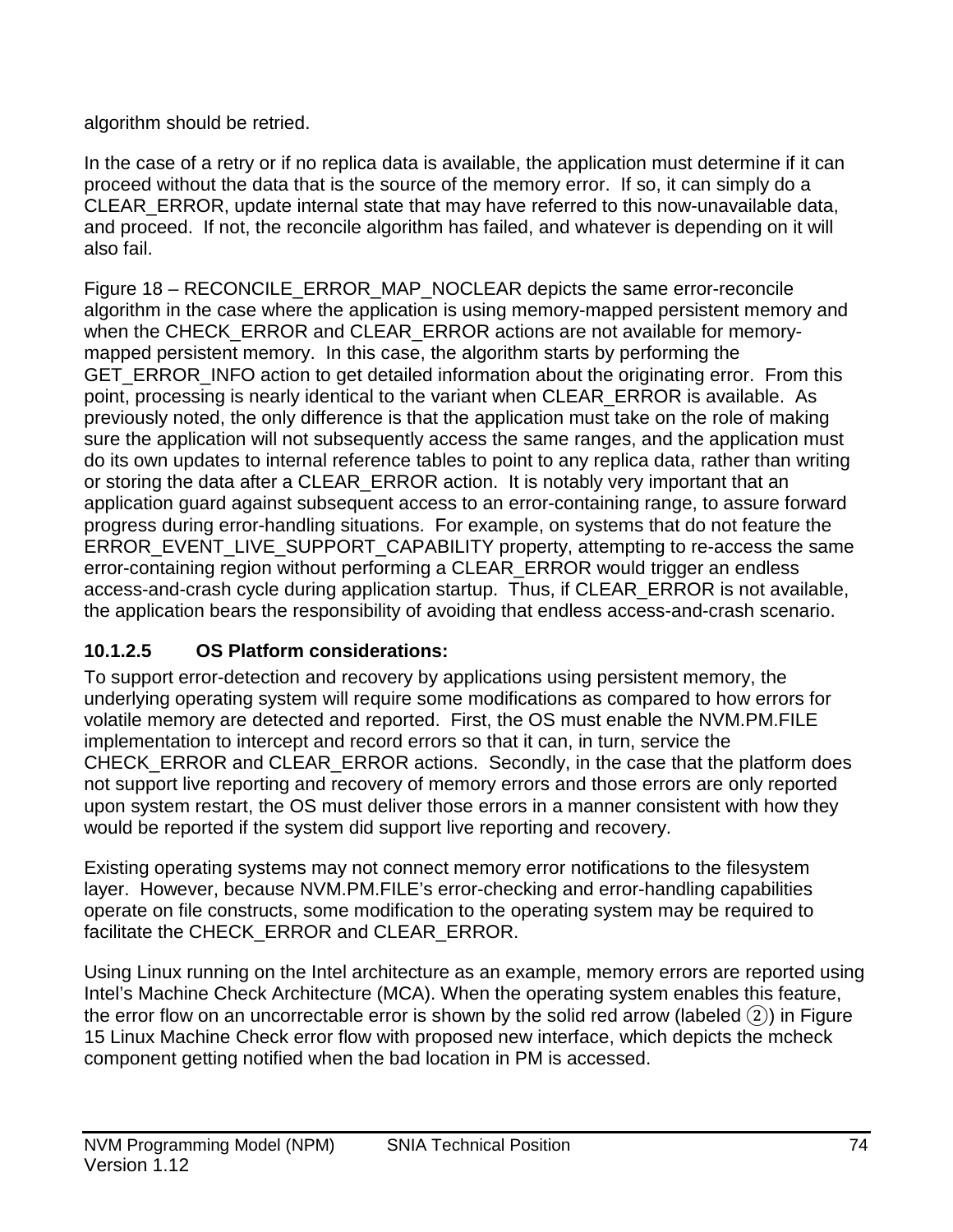algorithm should be retried.

In the case of a retry or if no replica data is available, the application must determine if it can proceed without the data that is the source of the memory error. If so, it can simply do a CLEAR_ERROR, update internal state that may have referred to this now-unavailable data, and proceed. If not, the reconcile algorithm has failed, and whatever is depending on it will also fail.

Figure 18 – RECONCILE_ERROR_MAP_NOCLEAR depicts the same error-reconcile algorithm in the case where the application is using memory-mapped persistent memory and when the CHECK_ERROR and CLEAR_ERROR actions are not available for memory-mapped persistent memory. In this case, the algorithm starts by performing the GET_ERROR_INFO action to get detailed information about the originating error. From this point, processing is nearly identical to the variant when CLEAR_ERROR is available. As previously noted, the only difference is that the application must take on the role of making sure the application will not subsequently access the same ranges, and the application must do its own updates to internal reference tables to point to any replica data, rather than writing or storing the data after a CLEAR_ERROR action. It is notably very important that an application guard against subsequent access to an error-containing range, to assure forward progress during error-handling situations. For example, on systems that do not feature the ERROR_EVENT_LIVE_SUPPORT_CAPABILITY property, attempting to re-access the same error-containing region without performing a CLEAR_ERROR would trigger an endless access-and-crash cycle during application startup. Thus, if CLEAR_ERROR is not available, the application bears the responsibility of avoiding that endless access-and-crash scenario.

#### 10.1.2.5 OS Platform considerations:

To support error-detection and recovery by applications using persistent memory, the underlying operating system will require some modifications as compared to how errors for volatile memory are detected and reported. First, the OS must enable the NVM.PM.FILE implementation to intercept and record errors so that it can, in turn, service the CHECK_ERROR and CLEAR_ERROR actions. Secondly, in the case that the platform does not support live reporting and recovery of memory errors and those errors are only reported upon system restart, the OS must deliver those errors in a manner consistent with how they would be reported if the system did support live reporting and recovery.

Existing operating systems may not connect memory error notifications to the filesystem layer. However, because NVM.PM.FILE's error-checking and error-handling capabilities operate on file constructs, some modification to the operating system may be required to facilitate the CHECK_ERROR and CLEAR_ERROR.

Using Linux running on the Intel architecture as an example, memory errors are reported using Intel's Machine Check Architecture (MCA). When the operating system enables this feature, the error flow on an uncorrectable error is shown by the solid red arrow (labeled ②) in Figure 15 Linux Machine Check error flow with proposed new interface, which depicts the mcheck component getting notified when the bad location in PM is accessed.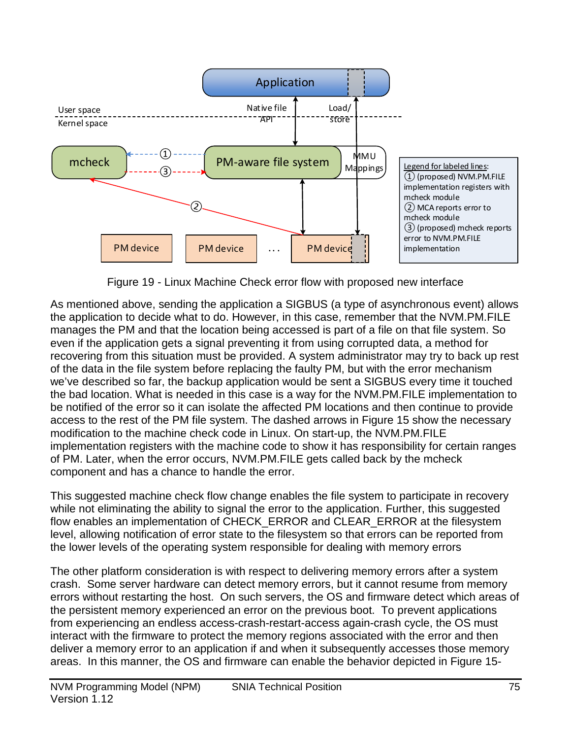Figure 19 - Linux Machine Check error flow with proposed new interface

As mentioned above, sending the application a SIGBUS (a type of asynchronous event) allows the application to decide what to do. However, in this case, remember that the NVM.PM.FILE manages the PM and that the location being accessed is part of a file on that file system. So even if the application gets a signal preventing it from using corrupted data, a method for recovering from this situation must be provided. A system administrator may try to back up rest of the data in the file system before replacing the faulty PM, but with the error mechanism we've described so far, the backup application would be sent a SIGBUS every time it touched the bad location. What is needed in this case is a way for the NVM.PM.FILE implementation to be notified of the error so it can isolate the affected PM locations and then continue to provide access to the rest of the PM file system. The dashed arrows in Figure 15 show the necessary modification to the machine check code in Linux. On start-up, the NVM.PM.FILE implementation registers with the machine code to show it has responsibility for certain ranges of PM. Later, when the error occurs, NVM.PM.FILE gets called back by the mcheck component and has a chance to handle the error.

This suggested machine check flow change enables the file system to participate in recovery while not eliminating the ability to signal the error to the application. Further, this suggested flow enables an implementation of CHECK_ERROR and CLEAR_ERROR at the filesystem level, allowing notification of error state to the filesystem so that errors can be reported from the lower levels of the operating system responsible for dealing with memory errors

The other platform consideration is with respect to delivering memory errors after a system crash. Some server hardware can detect memory errors, but it cannot resume from memory errors without restarting the host. On such servers, the OS and firmware detect which areas of the persistent memory experienced an error on the previous boot. To prevent applications from experiencing an endless access-crash-restart-access again-crash cycle, the OS must interact with the firmware to protect the memory regions associated with the error and then deliver a memory error to an application if and when it subsequently accesses those memory areas. In this manner, the OS and firmware can enable the behavior depicted in Figure 15-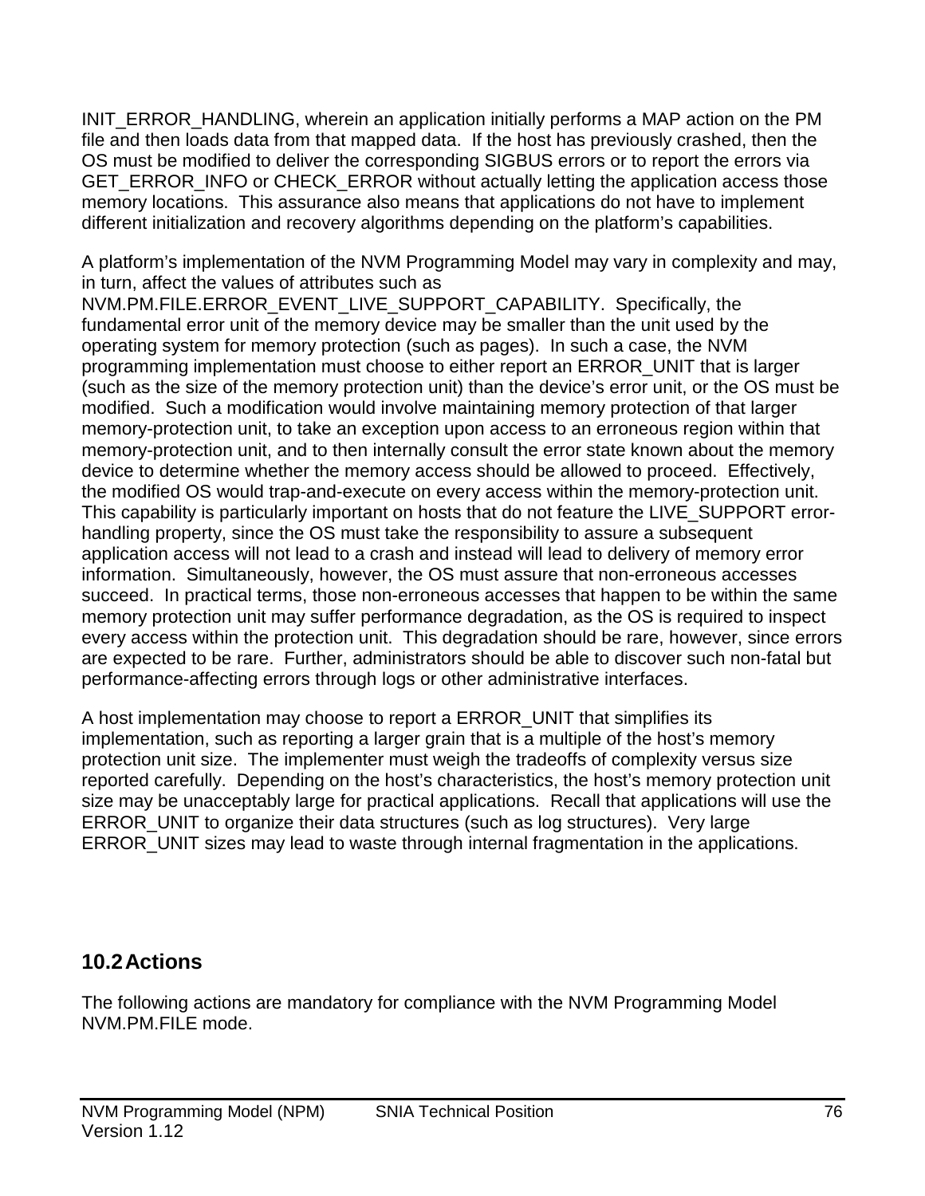INIT_ERROR_HANDLING, wherein an application initially performs a MAP action on the PM file and then loads data from that mapped data. If the host has previously crashed, then the OS must be modified to deliver the corresponding SIGBUS errors or to report the errors via GET_ERROR_INFO or CHECK_ERROR without actually letting the application access those memory locations. This assurance also means that applications do not have to implement different initialization and recovery algorithms depending on the platform's capabilities.

A platform's implementation of the NVM Programming Model may vary in complexity and may, in turn, affect the values of attributes such as NVM.PM.FILE.ERROR_EVENT_LIVE_SUPPORT_CAPABILITY. Specifically, the fundamental error unit of the memory device may be smaller than the unit used by the operating system for memory protection (such as pages). In such a case, the NVM programming implementation must choose to either report an ERROR_UNIT that is larger (such as the size of the memory protection unit) than the device's error unit, or the OS must be modified. Such a modification would involve maintaining memory protection of that larger memory-protection unit, to take an exception upon access to an erroneous region within that memory-protection unit, and to then internally consult the error state known about the memory device to determine whether the memory access should be allowed to proceed. Effectively, the modified OS would trap-and-execute on every access within the memory-protection unit. This capability is particularly important on hosts that do not feature the LIVE_SUPPORT error-handling property, since the OS must take the responsibility to assure a subsequent application access will not lead to a crash and instead will lead to delivery of memory error information. Simultaneously, however, the OS must assure that non-erroneous accesses succeed. In practical terms, those non-erroneous accesses that happen to be within the same memory protection unit may suffer performance degradation, as the OS is required to inspect every access within the protection unit. This degradation should be rare, however, since errors are expected to be rare. Further, administrators should be able to discover such non-fatal but performance-affecting errors through logs or other administrative interfaces.

A host implementation may choose to report a ERROR_UNIT that simplifies its implementation, such as reporting a larger grain that is a multiple of the host's memory protection unit size. The implementer must weigh the tradeoffs of complexity versus size reported carefully. Depending on the host's characteristics, the host's memory protection unit size may be unacceptably large for practical applications. Recall that applications will use the ERROR_UNIT to organize their data structures (such as log structures). Very large ERROR_UNIT sizes may lead to waste through internal fragmentation in the applications.

## 10.2 Actions

The following actions are mandatory for compliance with the NVM Programming Model NVM.PM.FILE mode.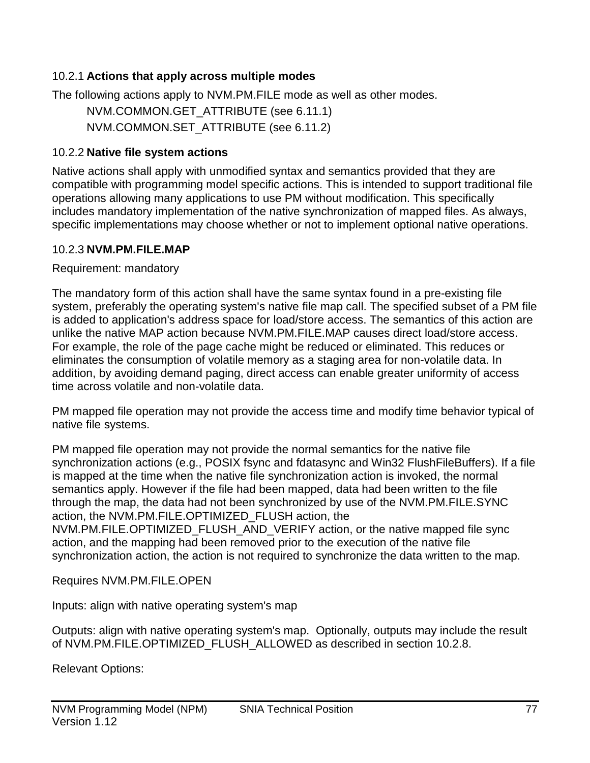### 10.2.1 **Actions that apply across multiple modes**

The following actions apply to NVM.PM.FILE mode as well as other modes.

NVM.COMMON.GET_ATTRIBUTE (see 6.11.1)

NVM.COMMON.SET_ATTRIBUTE (see 6.11.2)

### 10.2.2 **Native file system actions**

Native actions shall apply with unmodified syntax and semantics provided that they are compatible with programming model specific actions. This is intended to support traditional file operations allowing many applications to use PM without modification. This specifically includes mandatory implementation of the native synchronization of mapped files. As always, specific implementations may choose whether or not to implement optional native operations.

### 10.2.3 **NVM.PM.FILE.MAP**

Requirement: mandatory

The mandatory form of this action shall have the same syntax found in a pre-existing file system, preferably the operating system's native file map call. The specified subset of a PM file is added to application's address space for load/store access. The semantics of this action are unlike the native MAP action because NVM.PM.FILE.MAP causes direct load/store access. For example, the role of the page cache might be reduced or eliminated. This reduces or eliminates the consumption of volatile memory as a staging area for non-volatile data. In addition, by avoiding demand paging, direct access can enable greater uniformity of access time across volatile and non-volatile data.

PM mapped file operation may not provide the access time and modify time behavior typical of native file systems.

PM mapped file operation may not provide the normal semantics for the native file synchronization actions (e.g., POSIX fsync and fdatasync and Win32 FlushFileBuffers). If a file is mapped at the time when the native file synchronization action is invoked, the normal semantics apply. However if the file had been mapped, data had been written to the file through the map, the data had not been synchronized by use of the NVM.PM.FILE.SYNC action, the NVM.PM.FILE.OPTIMIZED_FLUSH action, the NVM.PM.FILE.OPTIMIZED_FLUSH_AND_VERIFY action, or the native mapped file sync action, and the mapping had been removed prior to the execution of the native file synchronization action, the action is not required to synchronize the data written to the map.

Requires NVM.PM.FILE.OPEN

Inputs: align with native operating system's map

Outputs: align with native operating system's map. Optionally, outputs may include the result of NVM.PM.FILE.OPTIMIZED_FLUSH_ALLOWED as described in section 10.2.8.

Relevant Options: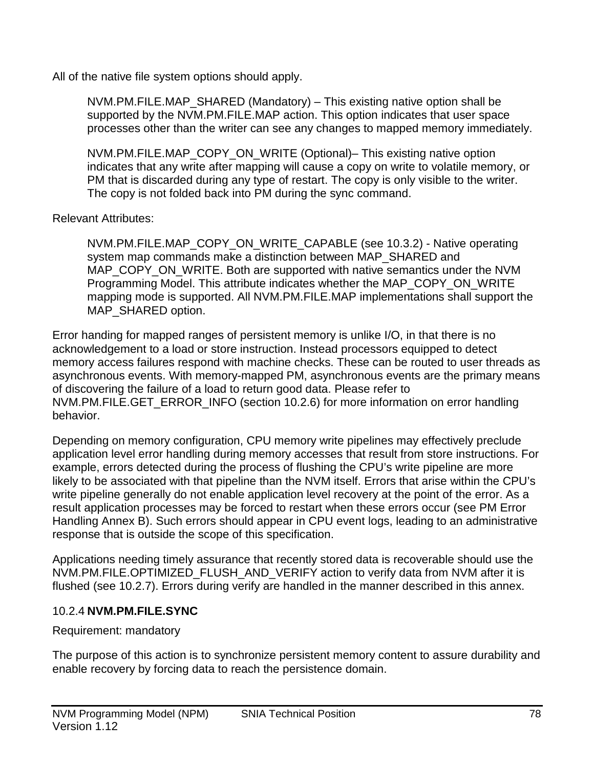All of the native file system options should apply.

> NVM.PM.FILE.MAP_SHARED (Mandatory) – This existing native option shall be supported by the NVM.PM.FILE.MAP action. This option indicates that user space processes other than the writer can see any changes to mapped memory immediately.
>
> NVM.PM.FILE.MAP_COPY_ON_WRITE (Optional)– This existing native option indicates that any write after mapping will cause a copy on write to volatile memory, or PM that is discarded during any type of restart. The copy is only visible to the writer. The copy is not folded back into PM during the sync command.

Relevant Attributes:

> NVM.PM.FILE.MAP_COPY_ON_WRITE_CAPABLE (see 10.3.2) - Native operating system map commands make a distinction between MAP_SHARED and MAP_COPY_ON_WRITE. Both are supported with native semantics under the NVM Programming Model. This attribute indicates whether the MAP_COPY_ON_WRITE mapping mode is supported. All NVM.PM.FILE.MAP implementations shall support the MAP_SHARED option.

Error handing for mapped ranges of persistent memory is unlike I/O, in that there is no acknowledgement to a load or store instruction. Instead processors equipped to detect memory access failures respond with machine checks. These can be routed to user threads as asynchronous events. With memory-mapped PM, asynchronous events are the primary means of discovering the failure of a load to return good data. Please refer to NVM.PM.FILE.GET_ERROR_INFO (section 10.2.6) for more information on error handling behavior.

Depending on memory configuration, CPU memory write pipelines may effectively preclude application level error handling during memory accesses that result from store instructions. For example, errors detected during the process of flushing the CPU's write pipeline are more likely to be associated with that pipeline than the NVM itself. Errors that arise within the CPU's write pipeline generally do not enable application level recovery at the point of the error. As a result application processes may be forced to restart when these errors occur (see PM Error Handling Annex B). Such errors should appear in CPU event logs, leading to an administrative response that is outside the scope of this specification.

Applications needing timely assurance that recently stored data is recoverable should use the NVM.PM.FILE.OPTIMIZED_FLUSH_AND_VERIFY action to verify data from NVM after it is flushed (see 10.2.7). Errors during verify are handled in the manner described in this annex.

### 10.2.4 NVM.PM.FILE.SYNC

Requirement: mandatory

The purpose of this action is to synchronize persistent memory content to assure durability and enable recovery by forcing data to reach the persistence domain.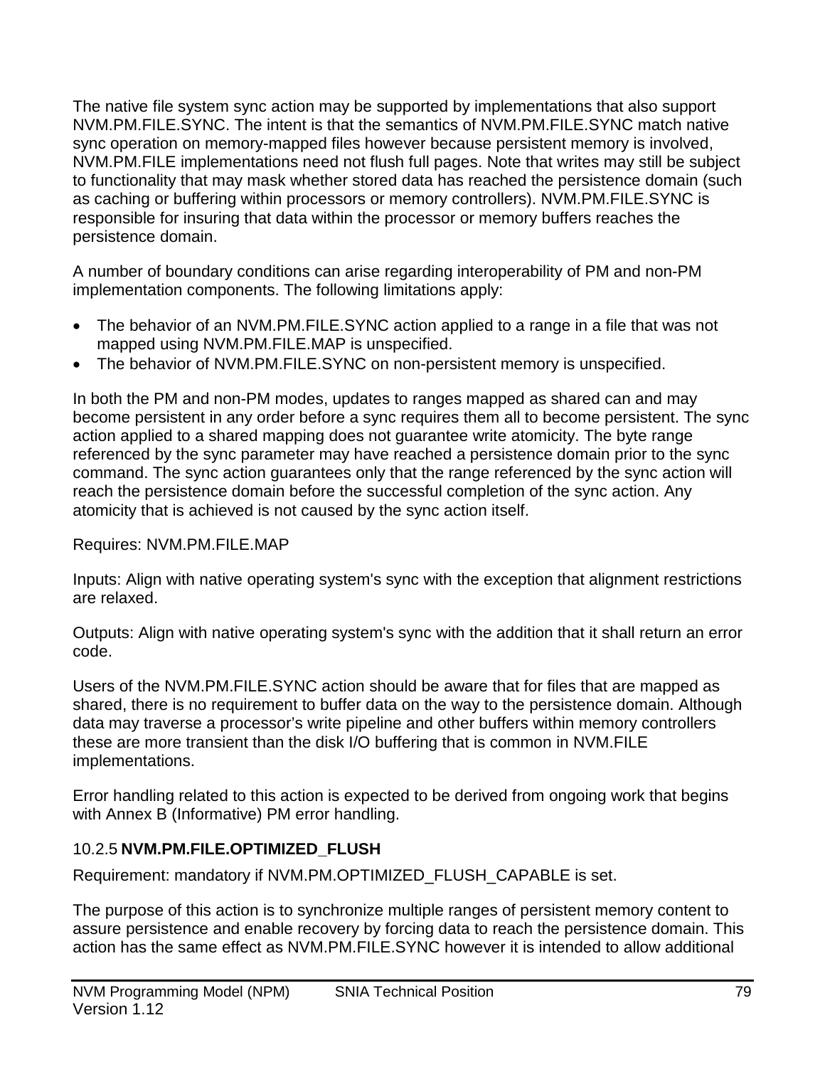The native file system sync action may be supported by implementations that also support NVM.PM.FILE.SYNC. The intent is that the semantics of NVM.PM.FILE.SYNC match native sync operation on memory-mapped files however because persistent memory is involved, NVM.PM.FILE implementations need not flush full pages. Note that writes may still be subject to functionality that may mask whether stored data has reached the persistence domain (such as caching or buffering within processors or memory controllers). NVM.PM.FILE.SYNC is responsible for insuring that data within the processor or memory buffers reaches the persistence domain.

A number of boundary conditions can arise regarding interoperability of PM and non-PM implementation components. The following limitations apply:

- The behavior of an NVM.PM.FILE.SYNC action applied to a range in a file that was not mapped using NVM.PM.FILE.MAP is unspecified.
- The behavior of NVM.PM.FILE.SYNC on non-persistent memory is unspecified.

In both the PM and non-PM modes, updates to ranges mapped as shared can and may become persistent in any order before a sync requires them all to become persistent. The sync action applied to a shared mapping does not guarantee write atomicity. The byte range referenced by the sync parameter may have reached a persistence domain prior to the sync command. The sync action guarantees only that the range referenced by the sync action will reach the persistence domain before the successful completion of the sync action. Any atomicity that is achieved is not caused by the sync action itself.

Requires: NVM.PM.FILE.MAP

Inputs: Align with native operating system's sync with the exception that alignment restrictions are relaxed.

Outputs: Align with native operating system's sync with the addition that it shall return an error code.

Users of the NVM.PM.FILE.SYNC action should be aware that for files that are mapped as shared, there is no requirement to buffer data on the way to the persistence domain. Although data may traverse a processor's write pipeline and other buffers within memory controllers these are more transient than the disk I/O buffering that is common in NVM.FILE implementations.

Error handling related to this action is expected to be derived from ongoing work that begins with Annex B (Informative) PM error handling.

### 10.2.5 **NVM.PM.FILE.OPTIMIZED_FLUSH**

Requirement: mandatory if NVM.PM.OPTIMIZED_FLUSH_CAPABLE is set.

The purpose of this action is to synchronize multiple ranges of persistent memory content to assure persistence and enable recovery by forcing data to reach the persistence domain. This action has the same effect as NVM.PM.FILE.SYNC however it is intended to allow additional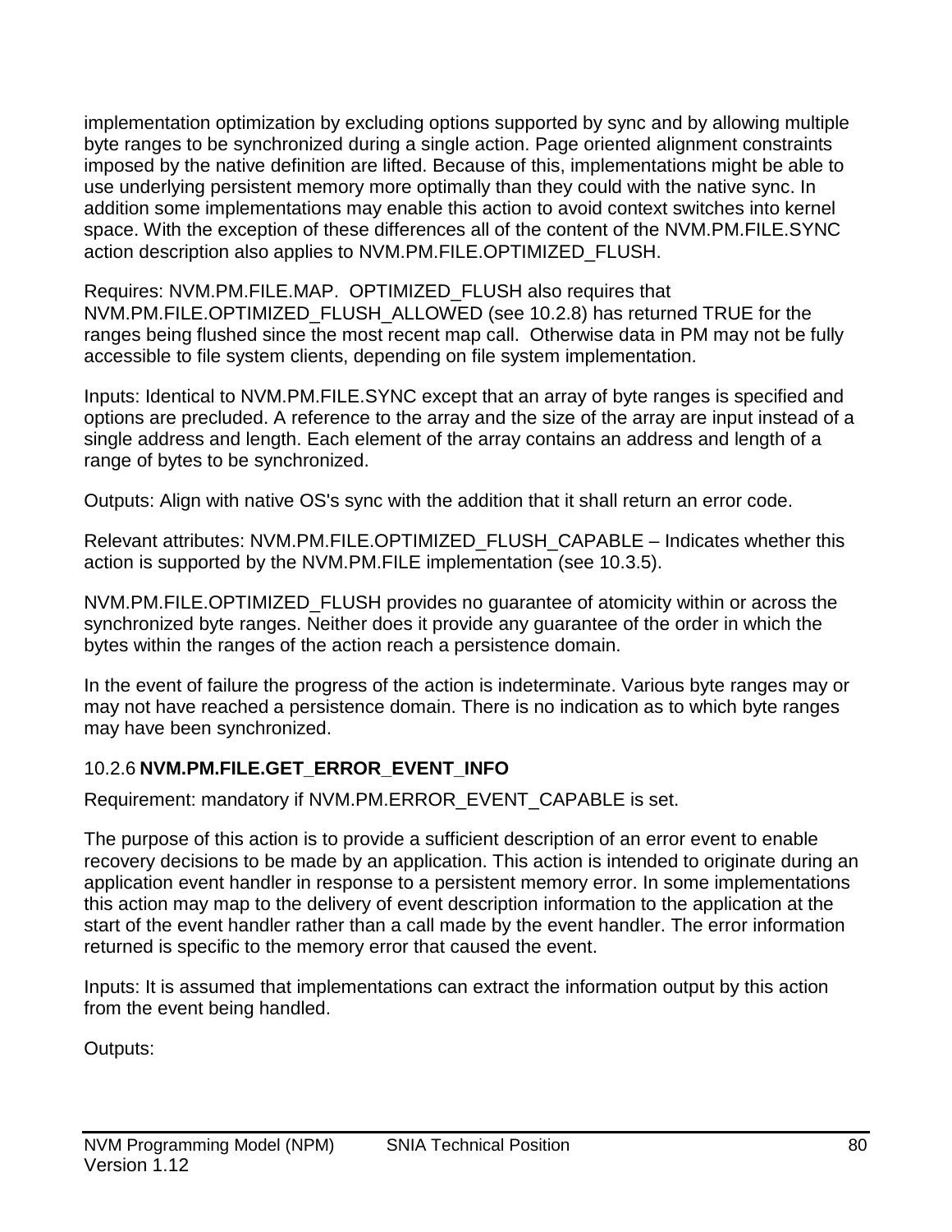implementation optimization by excluding options supported by sync and by allowing multiple byte ranges to be synchronized during a single action. Page oriented alignment constraints imposed by the native definition are lifted. Because of this, implementations might be able to use underlying persistent memory more optimally than they could with the native sync. In addition some implementations may enable this action to avoid context switches into kernel space. With the exception of these differences all of the content of the NVM.PM.FILE.SYNC action description also applies to NVM.PM.FILE.OPTIMIZED_FLUSH.

Requires: NVM.PM.FILE.MAP. OPTIMIZED_FLUSH also requires that NVM.PM.FILE.OPTIMIZED_FLUSH_ALLOWED (see 10.2.8) has returned TRUE for the ranges being flushed since the most recent map call. Otherwise data in PM may not be fully accessible to file system clients, depending on file system implementation.

Inputs: Identical to NVM.PM.FILE.SYNC except that an array of byte ranges is specified and options are precluded. A reference to the array and the size of the array are input instead of a single address and length. Each element of the array contains an address and length of a range of bytes to be synchronized.

Outputs: Align with native OS's sync with the addition that it shall return an error code.

Relevant attributes: NVM.PM.FILE.OPTIMIZED_FLUSH_CAPABLE – Indicates whether this action is supported by the NVM.PM.FILE implementation (see 10.3.5).

NVM.PM.FILE.OPTIMIZED_FLUSH provides no guarantee of atomicity within or across the synchronized byte ranges. Neither does it provide any guarantee of the order in which the bytes within the ranges of the action reach a persistence domain.

In the event of failure the progress of the action is indeterminate. Various byte ranges may or may not have reached a persistence domain. There is no indication as to which byte ranges may have been synchronized.

### 10.2.6 NVM.PM.FILE.GET_ERROR_EVENT_INFO

Requirement: mandatory if NVM.PM.ERROR_EVENT_CAPABLE is set.

The purpose of this action is to provide a sufficient description of an error event to enable recovery decisions to be made by an application. This action is intended to originate during an application event handler in response to a persistent memory error. In some implementations this action may map to the delivery of event description information to the application at the start of the event handler rather than a call made by the event handler. The error information returned is specific to the memory error that caused the event.

Inputs: It is assumed that implementations can extract the information output by this action from the event being handled.

Outputs: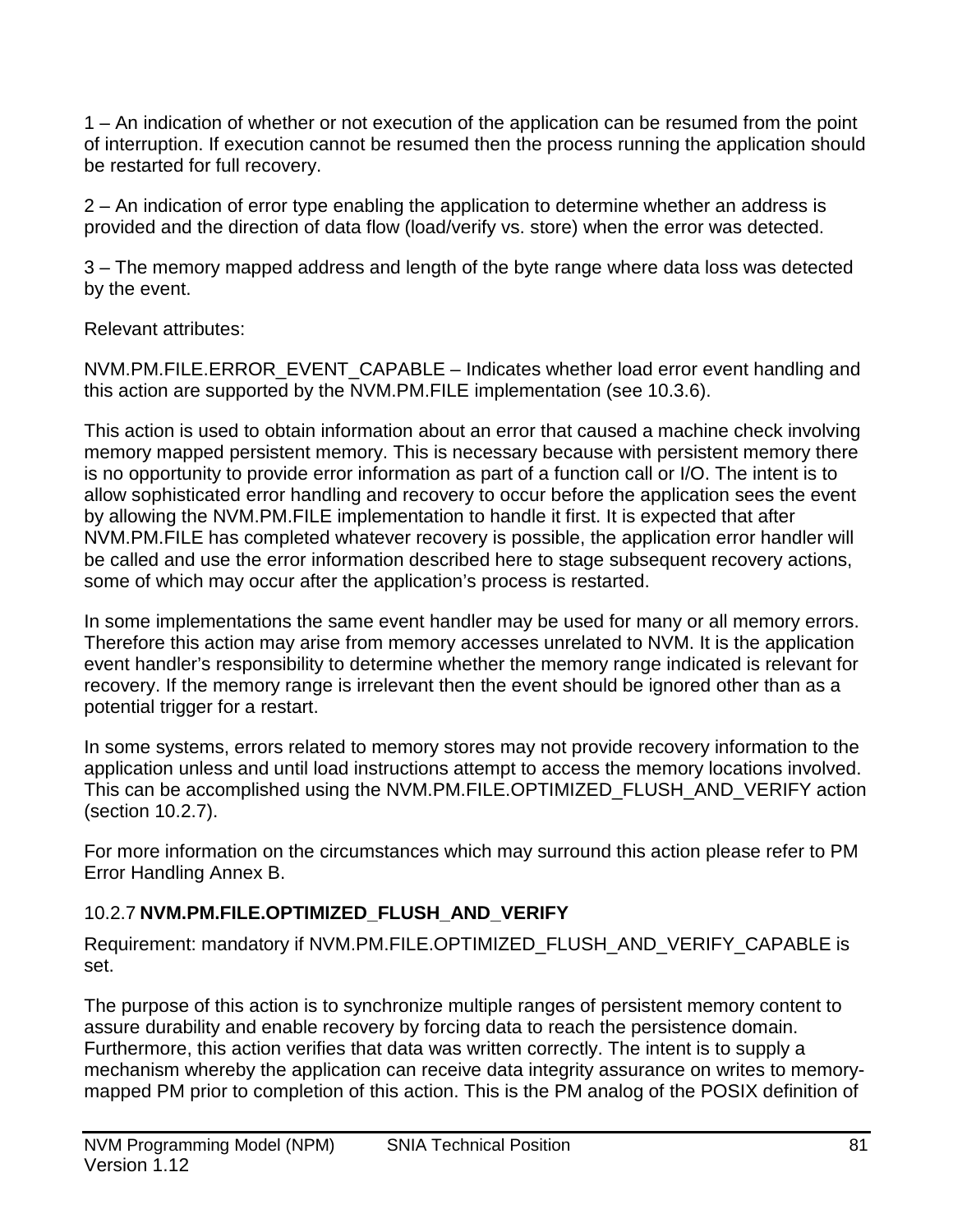1 – An indication of whether or not execution of the application can be resumed from the point of interruption. If execution cannot be resumed then the process running the application should be restarted for full recovery.

2 – An indication of error type enabling the application to determine whether an address is provided and the direction of data flow (load/verify vs. store) when the error was detected.

3 – The memory mapped address and length of the byte range where data loss was detected by the event.

Relevant attributes:

NVM.PM.FILE.ERROR_EVENT_CAPABLE – Indicates whether load error event handling and this action are supported by the NVM.PM.FILE implementation (see 10.3.6).

This action is used to obtain information about an error that caused a machine check involving memory mapped persistent memory. This is necessary because with persistent memory there is no opportunity to provide error information as part of a function call or I/O. The intent is to allow sophisticated error handling and recovery to occur before the application sees the event by allowing the NVM.PM.FILE implementation to handle it first. It is expected that after NVM.PM.FILE has completed whatever recovery is possible, the application error handler will be called and use the error information described here to stage subsequent recovery actions, some of which may occur after the application's process is restarted.

In some implementations the same event handler may be used for many or all memory errors. Therefore this action may arise from memory accesses unrelated to NVM. It is the application event handler's responsibility to determine whether the memory range indicated is relevant for recovery. If the memory range is irrelevant then the event should be ignored other than as a potential trigger for a restart.

In some systems, errors related to memory stores may not provide recovery information to the application unless and until load instructions attempt to access the memory locations involved. This can be accomplished using the NVM.PM.FILE.OPTIMIZED_FLUSH_AND_VERIFY action (section 10.2.7).

For more information on the circumstances which may surround this action please refer to PM Error Handling Annex B.

### 10.2.7 NVM.PM.FILE.OPTIMIZED_FLUSH_AND_VERIFY

Requirement: mandatory if NVM.PM.FILE.OPTIMIZED_FLUSH_AND_VERIFY_CAPABLE is set.

The purpose of this action is to synchronize multiple ranges of persistent memory content to assure durability and enable recovery by forcing data to reach the persistence domain. Furthermore, this action verifies that data was written correctly. The intent is to supply a mechanism whereby the application can receive data integrity assurance on writes to memory-mapped PM prior to completion of this action. This is the PM analog of the POSIX definition of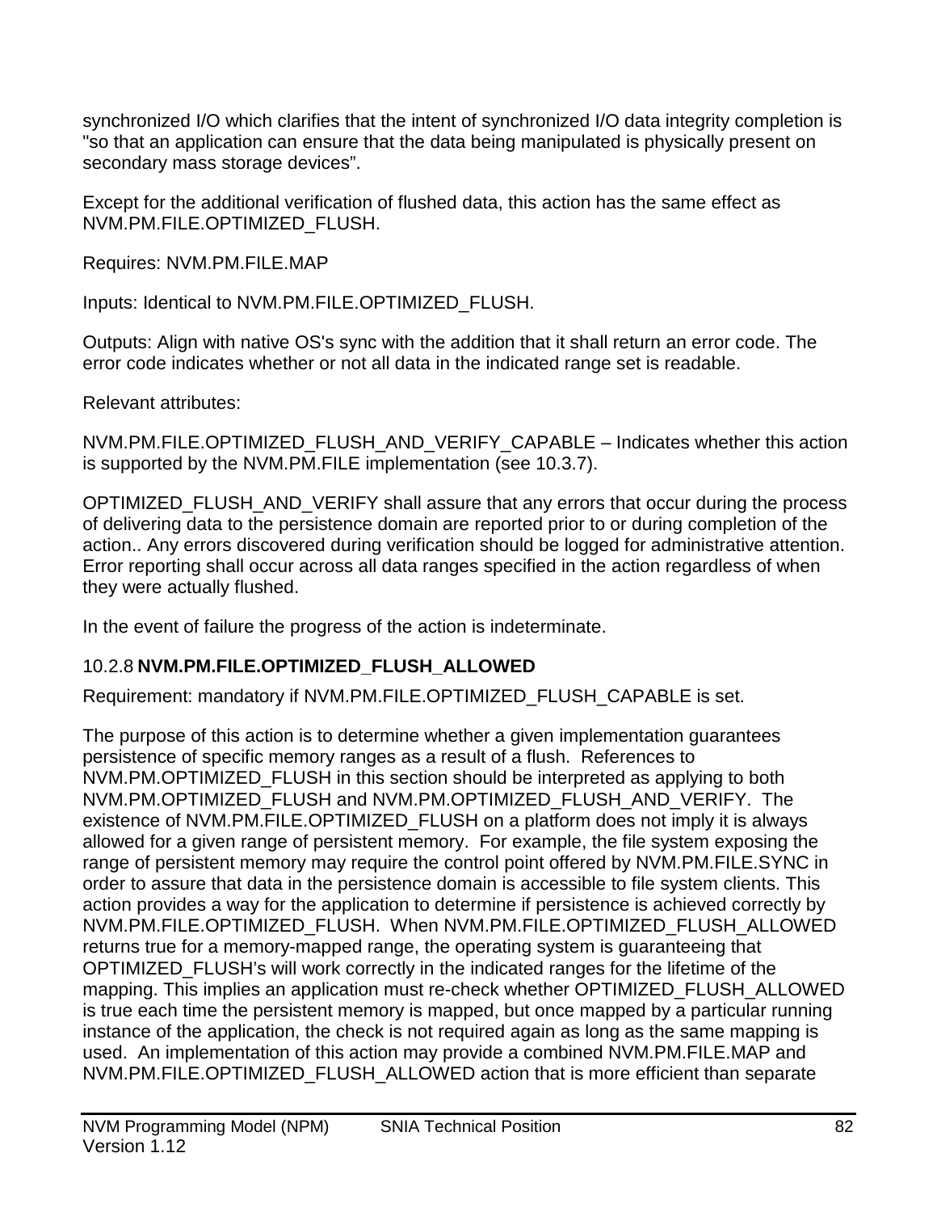synchronized I/O which clarifies that the intent of synchronized I/O data integrity completion is "so that an application can ensure that the data being manipulated is physically present on secondary mass storage devices".

Except for the additional verification of flushed data, this action has the same effect as NVM.PM.FILE.OPTIMIZED_FLUSH.

Requires: NVM.PM.FILE.MAP

Inputs: Identical to NVM.PM.FILE.OPTIMIZED_FLUSH.

Outputs: Align with native OS's sync with the addition that it shall return an error code. The error code indicates whether or not all data in the indicated range set is readable.

Relevant attributes:

NVM.PM.FILE.OPTIMIZED_FLUSH_AND_VERIFY_CAPABLE – Indicates whether this action is supported by the NVM.PM.FILE implementation (see 10.3.7).

OPTIMIZED_FLUSH_AND_VERIFY shall assure that any errors that occur during the process of delivering data to the persistence domain are reported prior to or during completion of the action.. Any errors discovered during verification should be logged for administrative attention. Error reporting shall occur across all data ranges specified in the action regardless of when they were actually flushed.

In the event of failure the progress of the action is indeterminate.

### 10.2.8 NVM.PM.FILE.OPTIMIZED_FLUSH_ALLOWED

Requirement: mandatory if NVM.PM.FILE.OPTIMIZED_FLUSH_CAPABLE is set.

The purpose of this action is to determine whether a given implementation guarantees persistence of specific memory ranges as a result of a flush. References to NVM.PM.OPTIMIZED_FLUSH in this section should be interpreted as applying to both NVM.PM.OPTIMIZED_FLUSH and NVM.PM.OPTIMIZED_FLUSH_AND_VERIFY. The existence of NVM.PM.FILE.OPTIMIZED_FLUSH on a platform does not imply it is always allowed for a given range of persistent memory. For example, the file system exposing the range of persistent memory may require the control point offered by NVM.PM.FILE.SYNC in order to assure that data in the persistence domain is accessible to file system clients. This action provides a way for the application to determine if persistence is achieved correctly by NVM.PM.FILE.OPTIMIZED_FLUSH. When NVM.PM.FILE.OPTIMIZED_FLUSH_ALLOWED returns true for a memory-mapped range, the operating system is guaranteeing that OPTIMIZED_FLUSH's will work correctly in the indicated ranges for the lifetime of the mapping. This implies an application must re-check whether OPTIMIZED_FLUSH_ALLOWED is true each time the persistent memory is mapped, but once mapped by a particular running instance of the application, the check is not required again as long as the same mapping is used. An implementation of this action may provide a combined NVM.PM.FILE.MAP and NVM.PM.FILE.OPTIMIZED_FLUSH_ALLOWED action that is more efficient than separate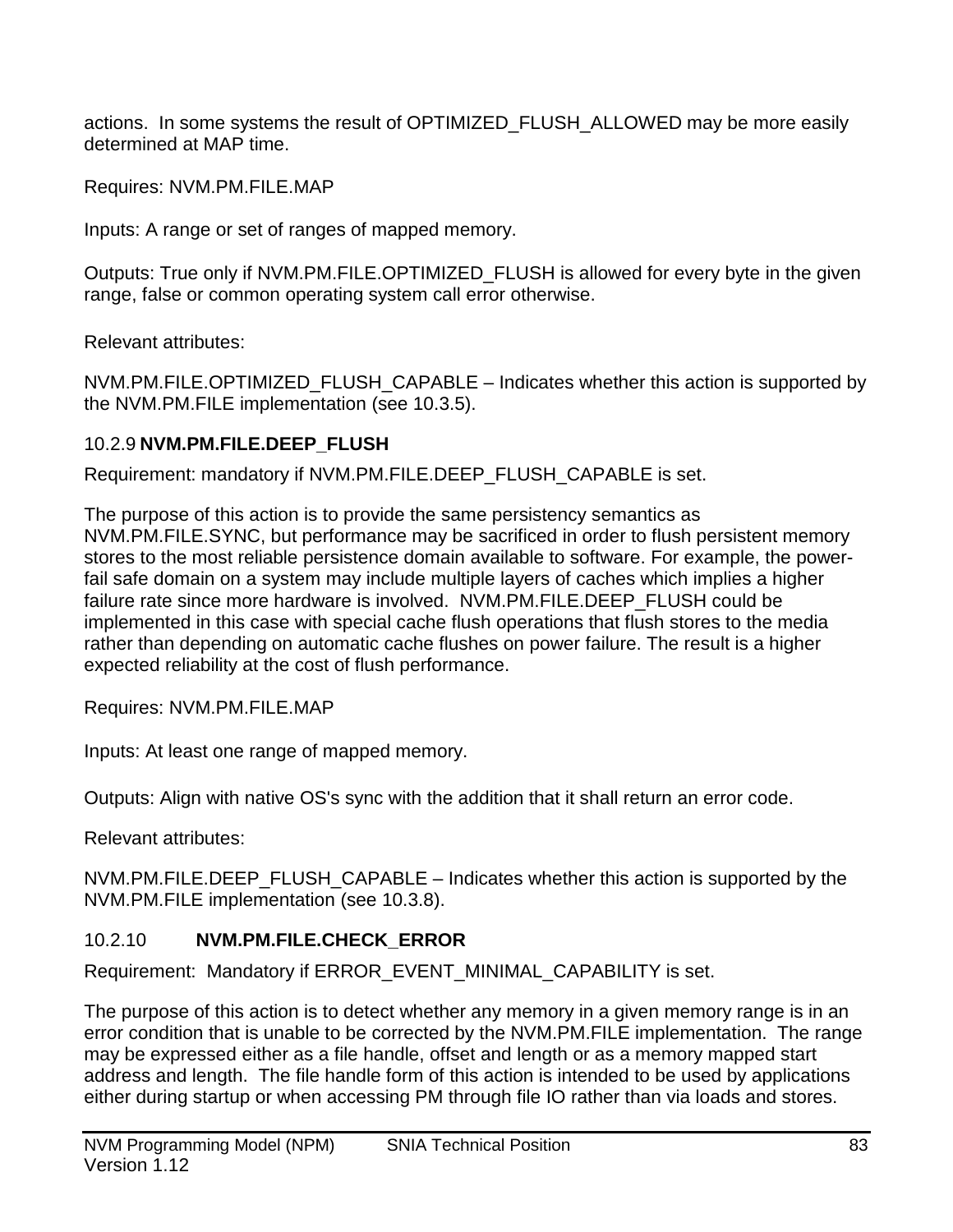actions. In some systems the result of OPTIMIZED_FLUSH_ALLOWED may be more easily determined at MAP time.

Requires: NVM.PM.FILE.MAP

Inputs: A range or set of ranges of mapped memory.

Outputs: True only if NVM.PM.FILE.OPTIMIZED_FLUSH is allowed for every byte in the given range, false or common operating system call error otherwise.

Relevant attributes:

NVM.PM.FILE.OPTIMIZED_FLUSH_CAPABLE – Indicates whether this action is supported by the NVM.PM.FILE implementation (see 10.3.5).

### 10.2.9 NVM.PM.FILE.DEEP_FLUSH

Requirement: mandatory if NVM.PM.FILE.DEEP_FLUSH_CAPABLE is set.

The purpose of this action is to provide the same persistency semantics as NVM.PM.FILE.SYNC, but performance may be sacrificed in order to flush persistent memory stores to the most reliable persistence domain available to software. For example, the power-fail safe domain on a system may include multiple layers of caches which implies a higher failure rate since more hardware is involved. NVM.PM.FILE.DEEP_FLUSH could be implemented in this case with special cache flush operations that flush stores to the media rather than depending on automatic cache flushes on power failure. The result is a higher expected reliability at the cost of flush performance.

Requires: NVM.PM.FILE.MAP

Inputs: At least one range of mapped memory.

Outputs: Align with native OS's sync with the addition that it shall return an error code.

Relevant attributes:

NVM.PM.FILE.DEEP_FLUSH_CAPABLE – Indicates whether this action is supported by the NVM.PM.FILE implementation (see 10.3.8).

### 10.2.10 NVM.PM.FILE.CHECK_ERROR

Requirement: Mandatory if ERROR_EVENT_MINIMAL_CAPABILITY is set.

The purpose of this action is to detect whether any memory in a given memory range is in an error condition that is unable to be corrected by the NVM.PM.FILE implementation. The range may be expressed either as a file handle, offset and length or as a memory mapped start address and length. The file handle form of this action is intended to be used by applications either during startup or when accessing PM through file IO rather than via loads and stores.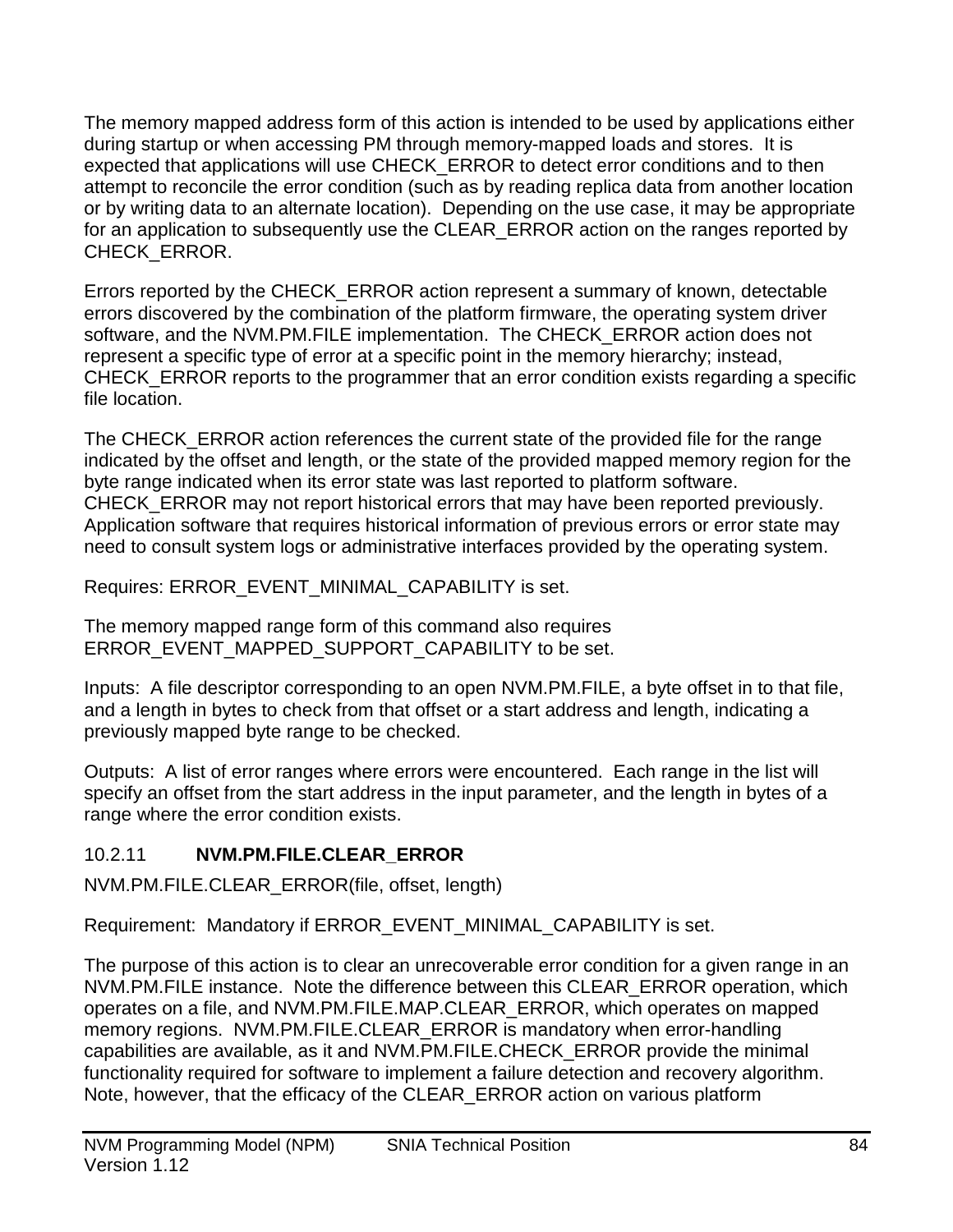The memory mapped address form of this action is intended to be used by applications either during startup or when accessing PM through memory-mapped loads and stores. It is expected that applications will use CHECK_ERROR to detect error conditions and to then attempt to reconcile the error condition (such as by reading replica data from another location or by writing data to an alternate location). Depending on the use case, it may be appropriate for an application to subsequently use the CLEAR_ERROR action on the ranges reported by CHECK_ERROR.

Errors reported by the CHECK_ERROR action represent a summary of known, detectable errors discovered by the combination of the platform firmware, the operating system driver software, and the NVM.PM.FILE implementation. The CHECK_ERROR action does not represent a specific type of error at a specific point in the memory hierarchy; instead, CHECK_ERROR reports to the programmer that an error condition exists regarding a specific file location.

The CHECK_ERROR action references the current state of the provided file for the range indicated by the offset and length, or the state of the provided mapped memory region for the byte range indicated when its error state was last reported to platform software. CHECK_ERROR may not report historical errors that may have been reported previously. Application software that requires historical information of previous errors or error state may need to consult system logs or administrative interfaces provided by the operating system.

Requires: ERROR_EVENT_MINIMAL_CAPABILITY is set.

The memory mapped range form of this command also requires ERROR_EVENT_MAPPED_SUPPORT_CAPABILITY to be set.

Inputs: A file descriptor corresponding to an open NVM.PM.FILE, a byte offset in to that file, and a length in bytes to check from that offset or a start address and length, indicating a previously mapped byte range to be checked.

Outputs: A list of error ranges where errors were encountered. Each range in the list will specify an offset from the start address in the input parameter, and the length in bytes of a range where the error condition exists.

### 10.2.11 **NVM.PM.FILE.CLEAR_ERROR**

NVM.PM.FILE.CLEAR_ERROR(file, offset, length)

Requirement: Mandatory if ERROR_EVENT_MINIMAL_CAPABILITY is set.

The purpose of this action is to clear an unrecoverable error condition for a given range in an NVM.PM.FILE instance. Note the difference between this CLEAR_ERROR operation, which operates on a file, and NVM.PM.FILE.MAP.CLEAR_ERROR, which operates on mapped memory regions. NVM.PM.FILE.CLEAR_ERROR is mandatory when error-handling capabilities are available, as it and NVM.PM.FILE.CHECK_ERROR provide the minimal functionality required for software to implement a failure detection and recovery algorithm. Note, however, that the efficacy of the CLEAR_ERROR action on various platform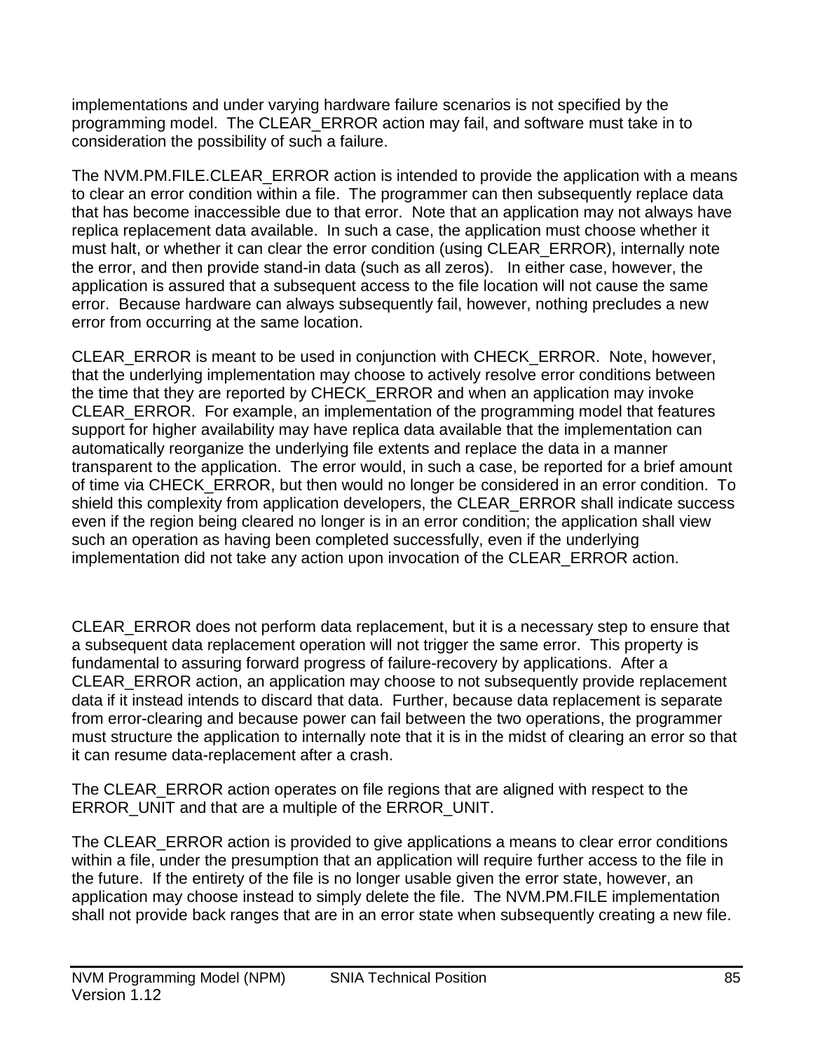implementations and under varying hardware failure scenarios is not specified by the programming model. The CLEAR_ERROR action may fail, and software must take in to consideration the possibility of such a failure.

The NVM.PM.FILE.CLEAR_ERROR action is intended to provide the application with a means to clear an error condition within a file. The programmer can then subsequently replace data that has become inaccessible due to that error. Note that an application may not always have replica replacement data available. In such a case, the application must choose whether it must halt, or whether it can clear the error condition (using CLEAR_ERROR), internally note the error, and then provide stand-in data (such as all zeros). In either case, however, the application is assured that a subsequent access to the file location will not cause the same error. Because hardware can always subsequently fail, however, nothing precludes a new error from occurring at the same location.

CLEAR_ERROR is meant to be used in conjunction with CHECK_ERROR. Note, however, that the underlying implementation may choose to actively resolve error conditions between the time that they are reported by CHECK_ERROR and when an application may invoke CLEAR_ERROR. For example, an implementation of the programming model that features support for higher availability may have replica data available that the implementation can automatically reorganize the underlying file extents and replace the data in a manner transparent to the application. The error would, in such a case, be reported for a brief amount of time via CHECK_ERROR, but then would no longer be considered in an error condition. To shield this complexity from application developers, the CLEAR_ERROR shall indicate success even if the region being cleared no longer is in an error condition; the application shall view such an operation as having been completed successfully, even if the underlying implementation did not take any action upon invocation of the CLEAR_ERROR action.

CLEAR_ERROR does not perform data replacement, but it is a necessary step to ensure that a subsequent data replacement operation will not trigger the same error. This property is fundamental to assuring forward progress of failure-recovery by applications. After a CLEAR_ERROR action, an application may choose to not subsequently provide replacement data if it instead intends to discard that data. Further, because data replacement is separate from error-clearing and because power can fail between the two operations, the programmer must structure the application to internally note that it is in the midst of clearing an error so that it can resume data-replacement after a crash.

The CLEAR_ERROR action operates on file regions that are aligned with respect to the ERROR_UNIT and that are a multiple of the ERROR_UNIT.

The CLEAR_ERROR action is provided to give applications a means to clear error conditions within a file, under the presumption that an application will require further access to the file in the future. If the entirety of the file is no longer usable given the error state, however, an application may choose instead to simply delete the file. The NVM.PM.FILE implementation shall not provide back ranges that are in an error state when subsequently creating a new file.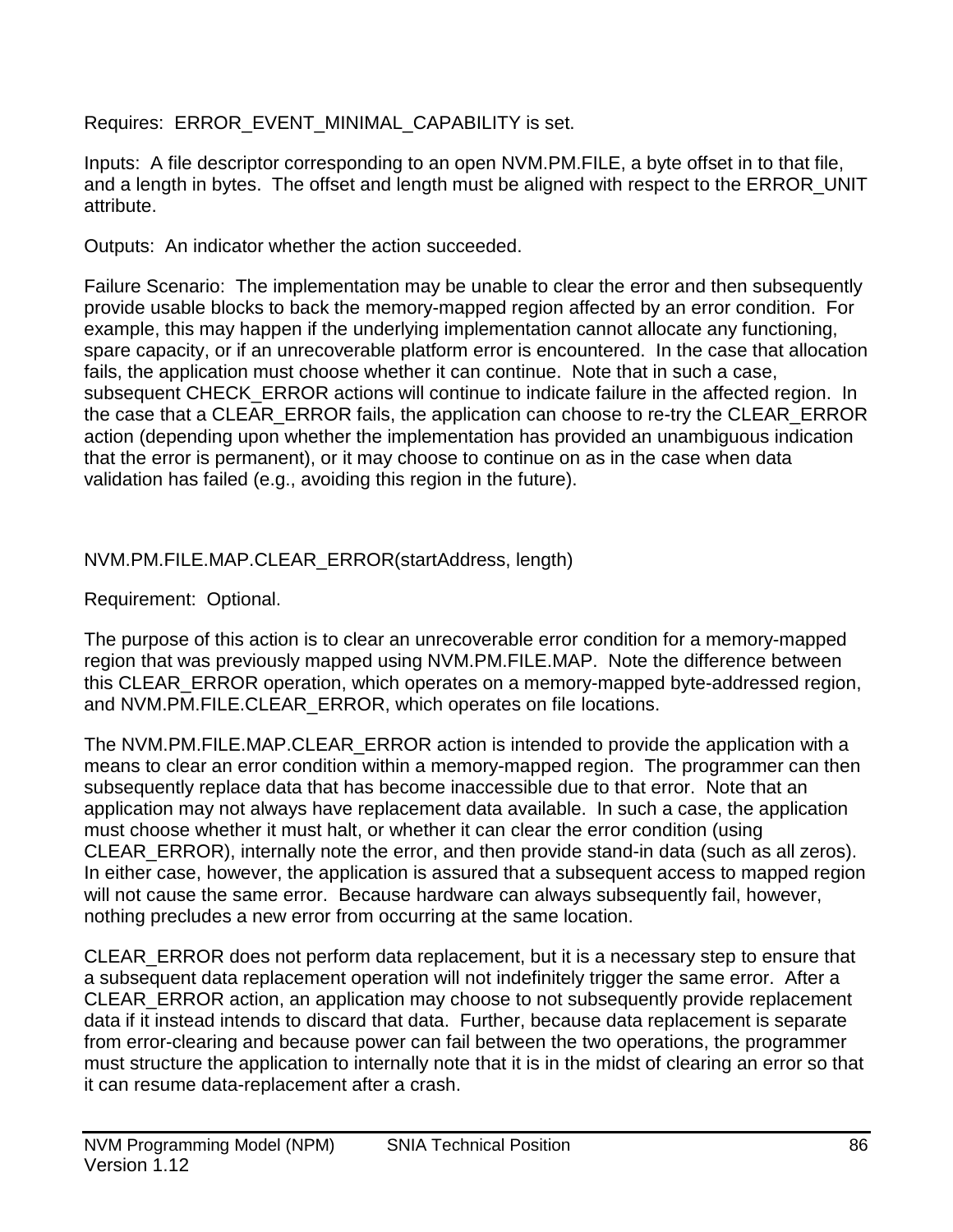Requires: ERROR_EVENT_MINIMAL_CAPABILITY is set.

Inputs: A file descriptor corresponding to an open NVM.PM.FILE, a byte offset in to that file, and a length in bytes. The offset and length must be aligned with respect to the ERROR_UNIT attribute.

Outputs: An indicator whether the action succeeded.

Failure Scenario: The implementation may be unable to clear the error and then subsequently provide usable blocks to back the memory-mapped region affected by an error condition. For example, this may happen if the underlying implementation cannot allocate any functioning, spare capacity, or if an unrecoverable platform error is encountered. In the case that allocation fails, the application must choose whether it can continue. Note that in such a case, subsequent CHECK_ERROR actions will continue to indicate failure in the affected region. In the case that a CLEAR_ERROR fails, the application can choose to re-try the CLEAR_ERROR action (depending upon whether the implementation has provided an unambiguous indication that the error is permanent), or it may choose to continue on as in the case when data validation has failed (e.g., avoiding this region in the future).

NVM.PM.FILE.MAP.CLEAR_ERROR(startAddress, length)

Requirement: Optional.

The purpose of this action is to clear an unrecoverable error condition for a memory-mapped region that was previously mapped using NVM.PM.FILE.MAP. Note the difference between this CLEAR_ERROR operation, which operates on a memory-mapped byte-addressed region, and NVM.PM.FILE.CLEAR_ERROR, which operates on file locations.

The NVM.PM.FILE.MAP.CLEAR_ERROR action is intended to provide the application with a means to clear an error condition within a memory-mapped region. The programmer can then subsequently replace data that has become inaccessible due to that error. Note that an application may not always have replacement data available. In such a case, the application must choose whether it must halt, or whether it can clear the error condition (using CLEAR_ERROR), internally note the error, and then provide stand-in data (such as all zeros). In either case, however, the application is assured that a subsequent access to mapped region will not cause the same error. Because hardware can always subsequently fail, however, nothing precludes a new error from occurring at the same location.

CLEAR_ERROR does not perform data replacement, but it is a necessary step to ensure that a subsequent data replacement operation will not indefinitely trigger the same error. After a CLEAR_ERROR action, an application may choose to not subsequently provide replacement data if it instead intends to discard that data. Further, because data replacement is separate from error-clearing and because power can fail between the two operations, the programmer must structure the application to internally note that it is in the midst of clearing an error so that it can resume data-replacement after a crash.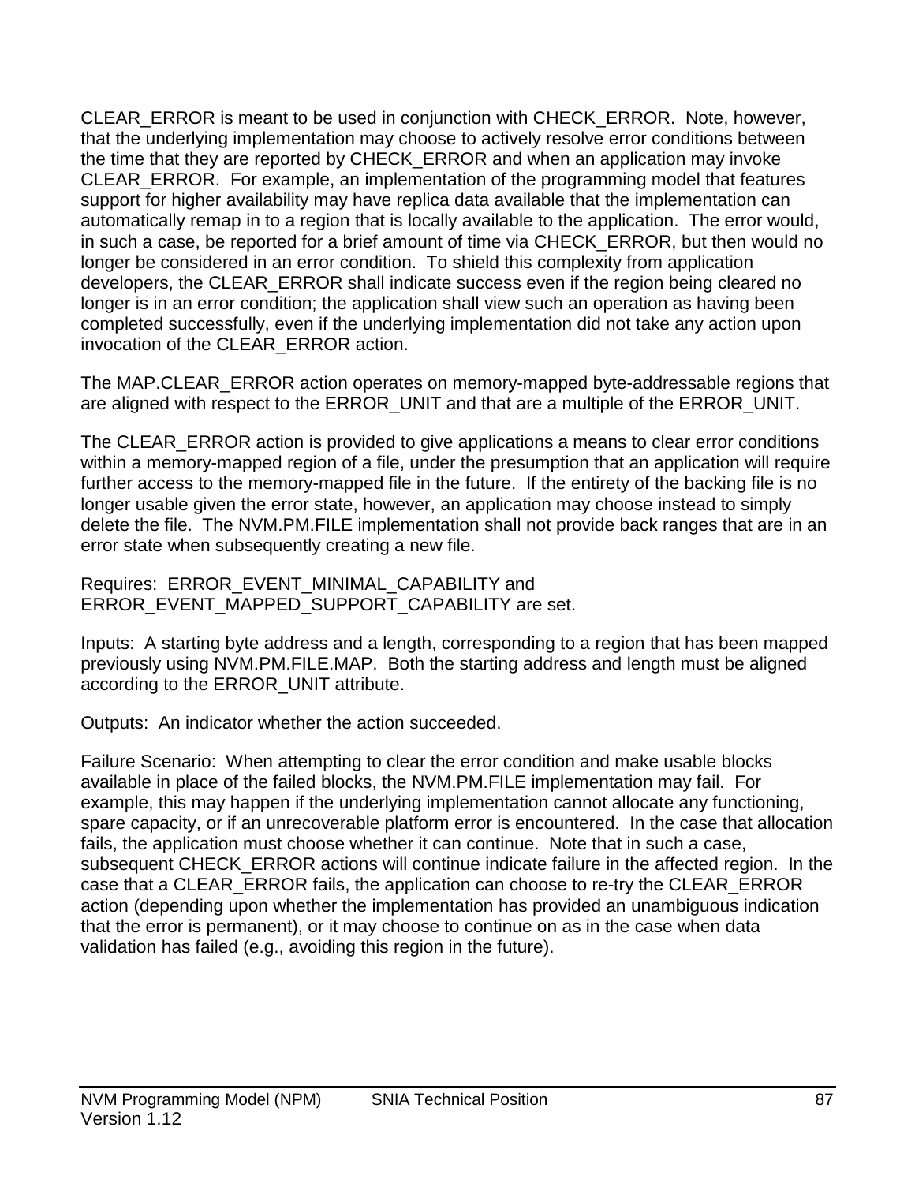CLEAR_ERROR is meant to be used in conjunction with CHECK_ERROR. Note, however, that the underlying implementation may choose to actively resolve error conditions between the time that they are reported by CHECK_ERROR and when an application may invoke CLEAR_ERROR. For example, an implementation of the programming model that features support for higher availability may have replica data available that the implementation can automatically remap in to a region that is locally available to the application. The error would, in such a case, be reported for a brief amount of time via CHECK_ERROR, but then would no longer be considered in an error condition. To shield this complexity from application developers, the CLEAR_ERROR shall indicate success even if the region being cleared no longer is in an error condition; the application shall view such an operation as having been completed successfully, even if the underlying implementation did not take any action upon invocation of the CLEAR_ERROR action.

The MAP.CLEAR_ERROR action operates on memory-mapped byte-addressable regions that are aligned with respect to the ERROR_UNIT and that are a multiple of the ERROR_UNIT.

The CLEAR_ERROR action is provided to give applications a means to clear error conditions within a memory-mapped region of a file, under the presumption that an application will require further access to the memory-mapped file in the future. If the entirety of the backing file is no longer usable given the error state, however, an application may choose instead to simply delete the file. The NVM.PM.FILE implementation shall not provide back ranges that are in an error state when subsequently creating a new file.

Requires: ERROR_EVENT_MINIMAL_CAPABILITY and ERROR_EVENT_MAPPED_SUPPORT_CAPABILITY are set.

Inputs: A starting byte address and a length, corresponding to a region that has been mapped previously using NVM.PM.FILE.MAP. Both the starting address and length must be aligned according to the ERROR_UNIT attribute.

Outputs: An indicator whether the action succeeded.

Failure Scenario: When attempting to clear the error condition and make usable blocks available in place of the failed blocks, the NVM.PM.FILE implementation may fail. For example, this may happen if the underlying implementation cannot allocate any functioning, spare capacity, or if an unrecoverable platform error is encountered. In the case that allocation fails, the application must choose whether it can continue. Note that in such a case, subsequent CHECK_ERROR actions will continue indicate failure in the affected region. In the case that a CLEAR_ERROR fails, the application can choose to re-try the CLEAR_ERROR action (depending upon whether the implementation has provided an unambiguous indication that the error is permanent), or it may choose to continue on as in the case when data validation has failed (e.g., avoiding this region in the future).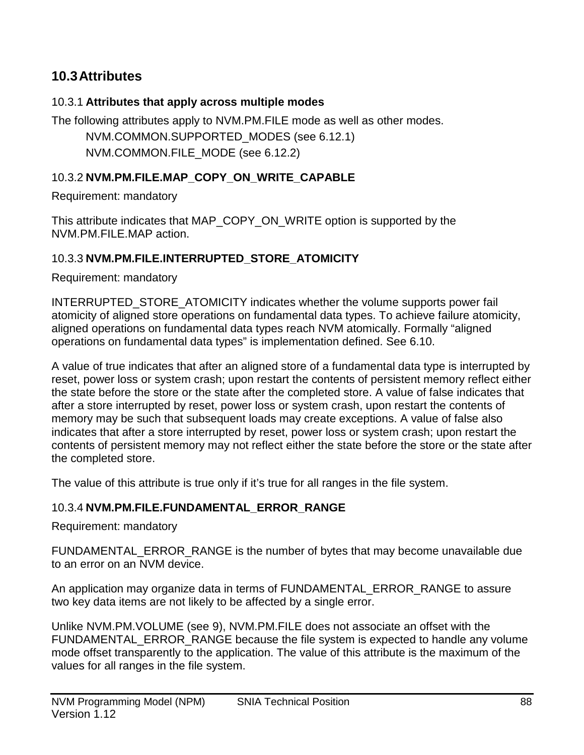## 10.3 Attributes

### 10.3.1 Attributes that apply across multiple modes

The following attributes apply to NVM.PM.FILE mode as well as other modes.

NVM.COMMON.SUPPORTED_MODES (see 6.12.1)

NVM.COMMON.FILE_MODE (see 6.12.2)

### 10.3.2 NVM.PM.FILE.MAP_COPY_ON_WRITE_CAPABLE

Requirement: mandatory

This attribute indicates that MAP_COPY_ON_WRITE option is supported by the NVM.PM.FILE.MAP action.

### 10.3.3 NVM.PM.FILE.INTERRUPTED_STORE_ATOMICITY

Requirement: mandatory

INTERRUPTED_STORE_ATOMICITY indicates whether the volume supports power fail atomicity of aligned store operations on fundamental data types. To achieve failure atomicity, aligned operations on fundamental data types reach NVM atomically. Formally "aligned operations on fundamental data types" is implementation defined. See 6.10.

A value of true indicates that after an aligned store of a fundamental data type is interrupted by reset, power loss or system crash; upon restart the contents of persistent memory reflect either the state before the store or the state after the completed store. A value of false indicates that after a store interrupted by reset, power loss or system crash, upon restart the contents of memory may be such that subsequent loads may create exceptions. A value of false also indicates that after a store interrupted by reset, power loss or system crash; upon restart the contents of persistent memory may not reflect either the state before the store or the state after the completed store.

The value of this attribute is true only if it's true for all ranges in the file system.

### 10.3.4 NVM.PM.FILE.FUNDAMENTAL_ERROR_RANGE

Requirement: mandatory

FUNDAMENTAL_ERROR_RANGE is the number of bytes that may become unavailable due to an error on an NVM device.

An application may organize data in terms of FUNDAMENTAL_ERROR_RANGE to assure two key data items are not likely to be affected by a single error.

Unlike NVM.PM.VOLUME (see 9), NVM.PM.FILE does not associate an offset with the FUNDAMENTAL_ERROR_RANGE because the file system is expected to handle any volume mode offset transparently to the application. The value of this attribute is the maximum of the values for all ranges in the file system.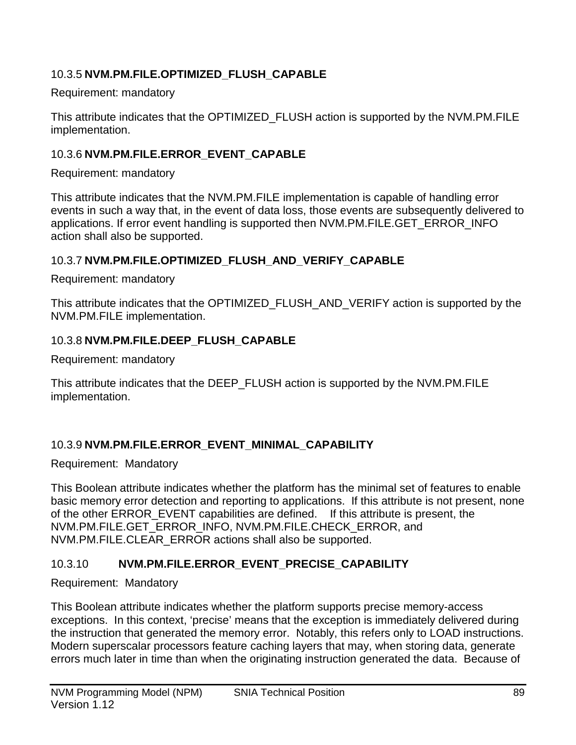### 10.3.5 NVM.PM.FILE.OPTIMIZED_FLUSH_CAPABLE

Requirement: mandatory

This attribute indicates that the OPTIMIZED_FLUSH action is supported by the NVM.PM.FILE implementation.

### 10.3.6 NVM.PM.FILE.ERROR_EVENT_CAPABLE

Requirement: mandatory

This attribute indicates that the NVM.PM.FILE implementation is capable of handling error events in such a way that, in the event of data loss, those events are subsequently delivered to applications. If error event handling is supported then NVM.PM.FILE.GET_ERROR_INFO action shall also be supported.

### 10.3.7 NVM.PM.FILE.OPTIMIZED_FLUSH_AND_VERIFY_CAPABLE

Requirement: mandatory

This attribute indicates that the OPTIMIZED_FLUSH_AND_VERIFY action is supported by the NVM.PM.FILE implementation.

### 10.3.8 NVM.PM.FILE.DEEP_FLUSH_CAPABLE

Requirement: mandatory

This attribute indicates that the DEEP_FLUSH action is supported by the NVM.PM.FILE implementation.

### 10.3.9 NVM.PM.FILE.ERROR_EVENT_MINIMAL_CAPABILITY

Requirement: Mandatory

This Boolean attribute indicates whether the platform has the minimal set of features to enable basic memory error detection and reporting to applications. If this attribute is not present, none of the other ERROR_EVENT capabilities are defined. If this attribute is present, the NVM.PM.FILE.GET_ERROR_INFO, NVM.PM.FILE.CHECK_ERROR, and NVM.PM.FILE.CLEAR_ERROR actions shall also be supported.

### 10.3.10 NVM.PM.FILE.ERROR_EVENT_PRECISE_CAPABILITY

Requirement: Mandatory

This Boolean attribute indicates whether the platform supports precise memory-access exceptions. In this context, 'precise' means that the exception is immediately delivered during the instruction that generated the memory error. Notably, this refers only to LOAD instructions. Modern superscalar processors feature caching layers that may, when storing data, generate errors much later in time than when the originating instruction generated the data. Because of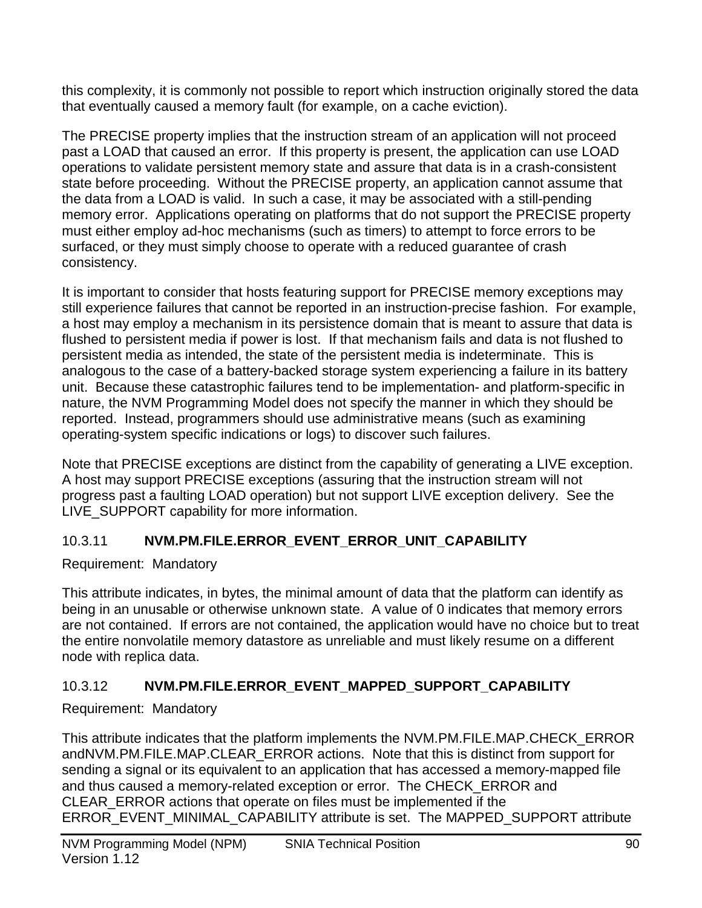this complexity, it is commonly not possible to report which instruction originally stored the data that eventually caused a memory fault (for example, on a cache eviction).

The PRECISE property implies that the instruction stream of an application will not proceed past a LOAD that caused an error. If this property is present, the application can use LOAD operations to validate persistent memory state and assure that data is in a crash-consistent state before proceeding. Without the PRECISE property, an application cannot assume that the data from a LOAD is valid. In such a case, it may be associated with a still-pending memory error. Applications operating on platforms that do not support the PRECISE property must either employ ad-hoc mechanisms (such as timers) to attempt to force errors to be surfaced, or they must simply choose to operate with a reduced guarantee of crash consistency.

It is important to consider that hosts featuring support for PRECISE memory exceptions may still experience failures that cannot be reported in an instruction-precise fashion. For example, a host may employ a mechanism in its persistence domain that is meant to assure that data is flushed to persistent media if power is lost. If that mechanism fails and data is not flushed to persistent media as intended, the state of the persistent media is indeterminate. This is analogous to the case of a battery-backed storage system experiencing a failure in its battery unit. Because these catastrophic failures tend to be implementation- and platform-specific in nature, the NVM Programming Model does not specify the manner in which they should be reported. Instead, programmers should use administrative means (such as examining operating-system specific indications or logs) to discover such failures.

Note that PRECISE exceptions are distinct from the capability of generating a LIVE exception. A host may support PRECISE exceptions (assuring that the instruction stream will not progress past a faulting LOAD operation) but not support LIVE exception delivery. See the LIVE_SUPPORT capability for more information.

### 10.3.11 NVM.PM.FILE.ERROR_EVENT_ERROR_UNIT_CAPABILITY

Requirement: Mandatory

This attribute indicates, in bytes, the minimal amount of data that the platform can identify as being in an unusable or otherwise unknown state. A value of 0 indicates that memory errors are not contained. If errors are not contained, the application would have no choice but to treat the entire nonvolatile memory datastore as unreliable and must likely resume on a different node with replica data.

### 10.3.12 NVM.PM.FILE.ERROR_EVENT_MAPPED_SUPPORT_CAPABILITY

Requirement: Mandatory

This attribute indicates that the platform implements the NVM.PM.FILE.MAP.CHECK_ERROR andNVM.PM.FILE.MAP.CLEAR_ERROR actions. Note that this is distinct from support for sending a signal or its equivalent to an application that has accessed a memory-mapped file and thus caused a memory-related exception or error. The CHECK_ERROR and CLEAR_ERROR actions that operate on files must be implemented if the ERROR_EVENT_MINIMAL_CAPABILITY attribute is set. The MAPPED_SUPPORT attribute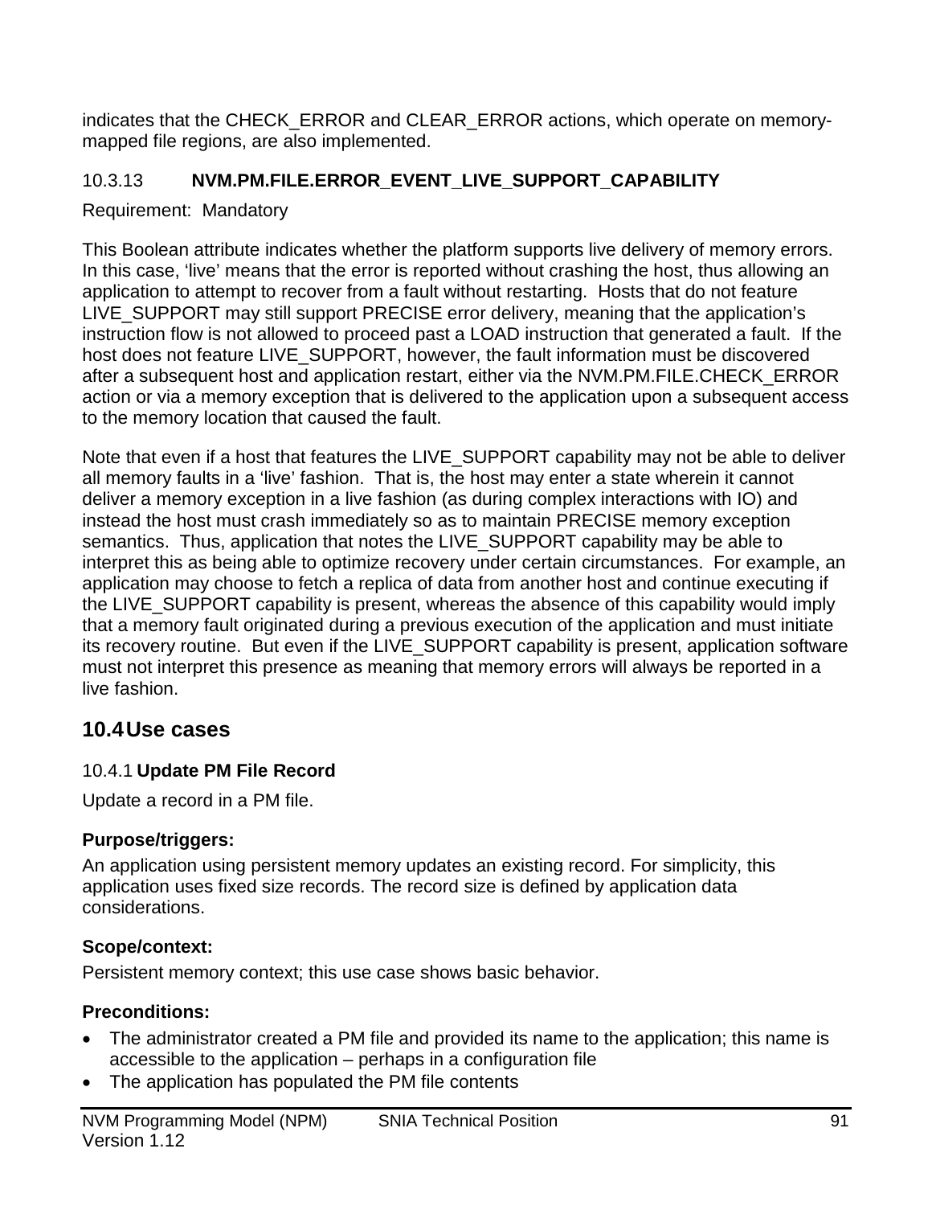indicates that the CHECK_ERROR and CLEAR_ERROR actions, which operate on memory-mapped file regions, are also implemented.

#### 10.3.13 NVM.PM.FILE.ERROR_EVENT_LIVE_SUPPORT_CAPABILITY

Requirement: Mandatory

This Boolean attribute indicates whether the platform supports live delivery of memory errors. In this case, 'live' means that the error is reported without crashing the host, thus allowing an application to attempt to recover from a fault without restarting. Hosts that do not feature LIVE_SUPPORT may still support PRECISE error delivery, meaning that the application's instruction flow is not allowed to proceed past a LOAD instruction that generated a fault. If the host does not feature LIVE_SUPPORT, however, the fault information must be discovered after a subsequent host and application restart, either via the NVM.PM.FILE.CHECK_ERROR action or via a memory exception that is delivered to the application upon a subsequent access to the memory location that caused the fault.

Note that even if a host that features the LIVE_SUPPORT capability may not be able to deliver all memory faults in a 'live' fashion. That is, the host may enter a state wherein it cannot deliver a memory exception in a live fashion (as during complex interactions with IO) and instead the host must crash immediately so as to maintain PRECISE memory exception semantics. Thus, application that notes the LIVE_SUPPORT capability may be able to interpret this as being able to optimize recovery under certain circumstances. For example, an application may choose to fetch a replica of data from another host and continue executing if the LIVE_SUPPORT capability is present, whereas the absence of this capability would imply that a memory fault originated during a previous execution of the application and must initiate its recovery routine. But even if the LIVE_SUPPORT capability is present, application software must not interpret this presence as meaning that memory errors will always be reported in a live fashion.

## 10.4 Use cases

### 10.4.1 Update PM File Record

Update a record in a PM file.

**Purpose/triggers:**

An application using persistent memory updates an existing record. For simplicity, this application uses fixed size records. The record size is defined by application data considerations.

**Scope/context:**

Persistent memory context; this use case shows basic behavior.

**Preconditions:**

- The administrator created a PM file and provided its name to the application; this name is accessible to the application – perhaps in a configuration file
- The application has populated the PM file contents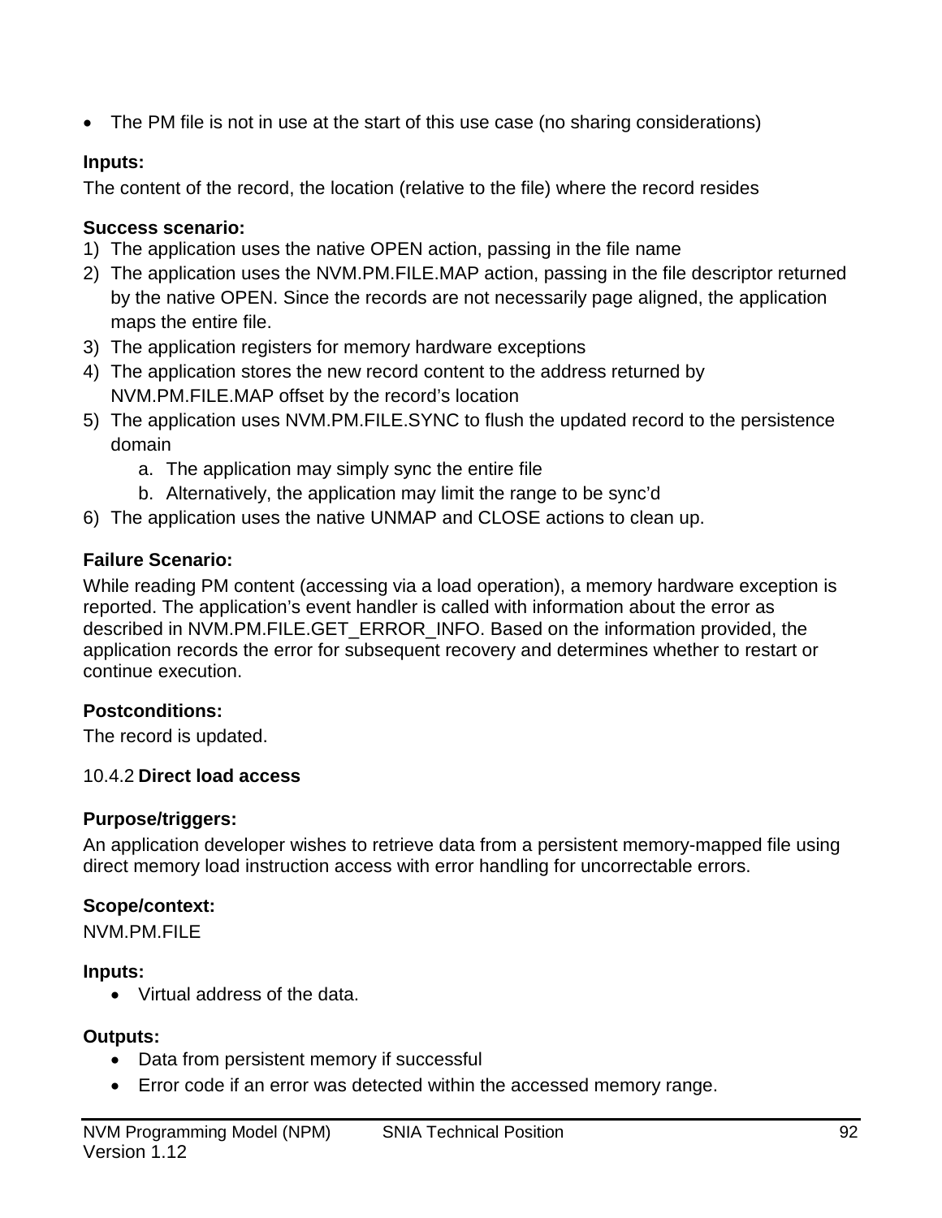- The PM file is not in use at the start of this use case (no sharing considerations)

**Inputs:**

The content of the record, the location (relative to the file) where the record resides

**Success scenario:**

1) The application uses the native OPEN action, passing in the file name
2) The application uses the NVM.PM.FILE.MAP action, passing in the file descriptor returned by the native OPEN. Since the records are not necessarily page aligned, the application maps the entire file.
3) The application registers for memory hardware exceptions
4) The application stores the new record content to the address returned by NVM.PM.FILE.MAP offset by the record's location
5) The application uses NVM.PM.FILE.SYNC to flush the updated record to the persistence domain
   a. The application may simply sync the entire file
   b. Alternatively, the application may limit the range to be sync'd
6) The application uses the native UNMAP and CLOSE actions to clean up.

**Failure Scenario:**

While reading PM content (accessing via a load operation), a memory hardware exception is reported. The application's event handler is called with information about the error as described in NVM.PM.FILE.GET_ERROR_INFO. Based on the information provided, the application records the error for subsequent recovery and determines whether to restart or continue execution.

**Postconditions:**

The record is updated.

### 10.4.2 **Direct load access**

**Purpose/triggers:**

An application developer wishes to retrieve data from a persistent memory-mapped file using direct memory load instruction access with error handling for uncorrectable errors.

**Scope/context:**

NVM.PM.FILE

**Inputs:**

- Virtual address of the data.

**Outputs:**

- Data from persistent memory if successful
- Error code if an error was detected within the accessed memory range.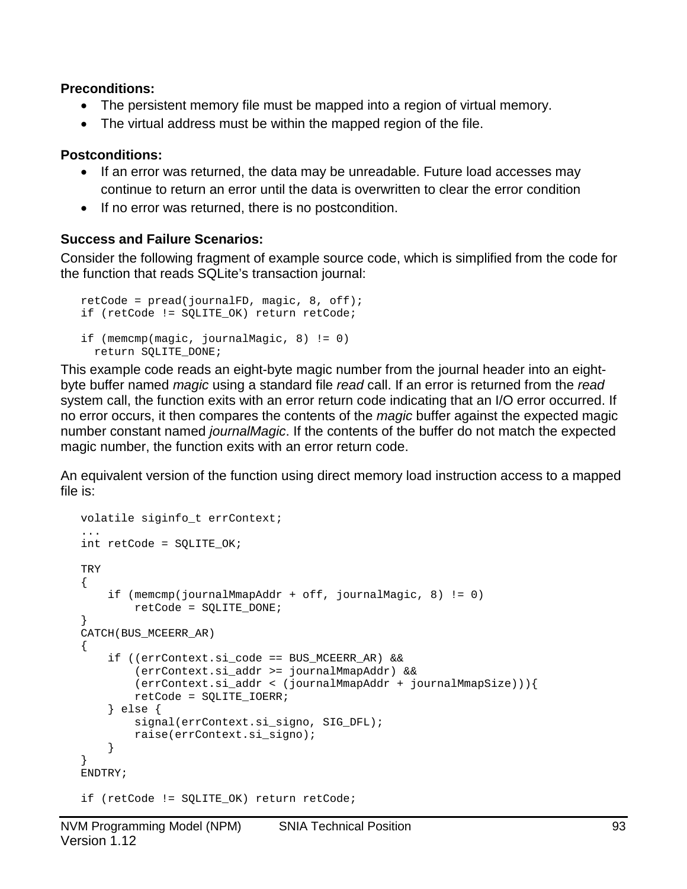**Preconditions:**

- The persistent memory file must be mapped into a region of virtual memory.
- The virtual address must be within the mapped region of the file.

**Postconditions:**

- If an error was returned, the data may be unreadable. Future load accesses may continue to return an error until the data is overwritten to clear the error condition
- If no error was returned, there is no postcondition.

**Success and Failure Scenarios:**

Consider the following fragment of example source code, which is simplified from the code for the function that reads SQLite's transaction journal:

```
retCode = pread(journalFD, magic, 8, off);
if (retCode != SQLITE_OK) return retCode;

if (memcmp(magic, journalMagic, 8) != 0)
  return SQLITE_DONE;
```

This example code reads an eight-byte magic number from the journal header into an eight-byte buffer named *magic* using a standard file *read* call. If an error is returned from the *read* system call, the function exits with an error return code indicating that an I/O error occurred. If no error occurs, it then compares the contents of the *magic* buffer against the expected magic number constant named *journalMagic*. If the contents of the buffer do not match the expected magic number, the function exits with an error return code.

An equivalent version of the function using direct memory load instruction access to a mapped file is:

```
volatile siginfo_t errContext;
...
int retCode = SQLITE_OK;

TRY
{
    if (memcmp(journalMmapAddr + off, journalMagic, 8) != 0)
        retCode = SQLITE_DONE;
}
CATCH(BUS_MCEERR_AR)
{
    if ((errContext.si_code == BUS_MCEERR_AR) &&
        (errContext.si_addr >= journalMmapAddr) &&
        (errContext.si_addr < (journalMmapAddr + journalMmapSize))){
        retCode = SQLITE_IOERR;
    } else {
        signal(errContext.si_signo, SIG_DFL);
        raise(errContext.si_signo);
    }
}
ENDTRY;

if (retCode != SQLITE_OK) return retCode;
```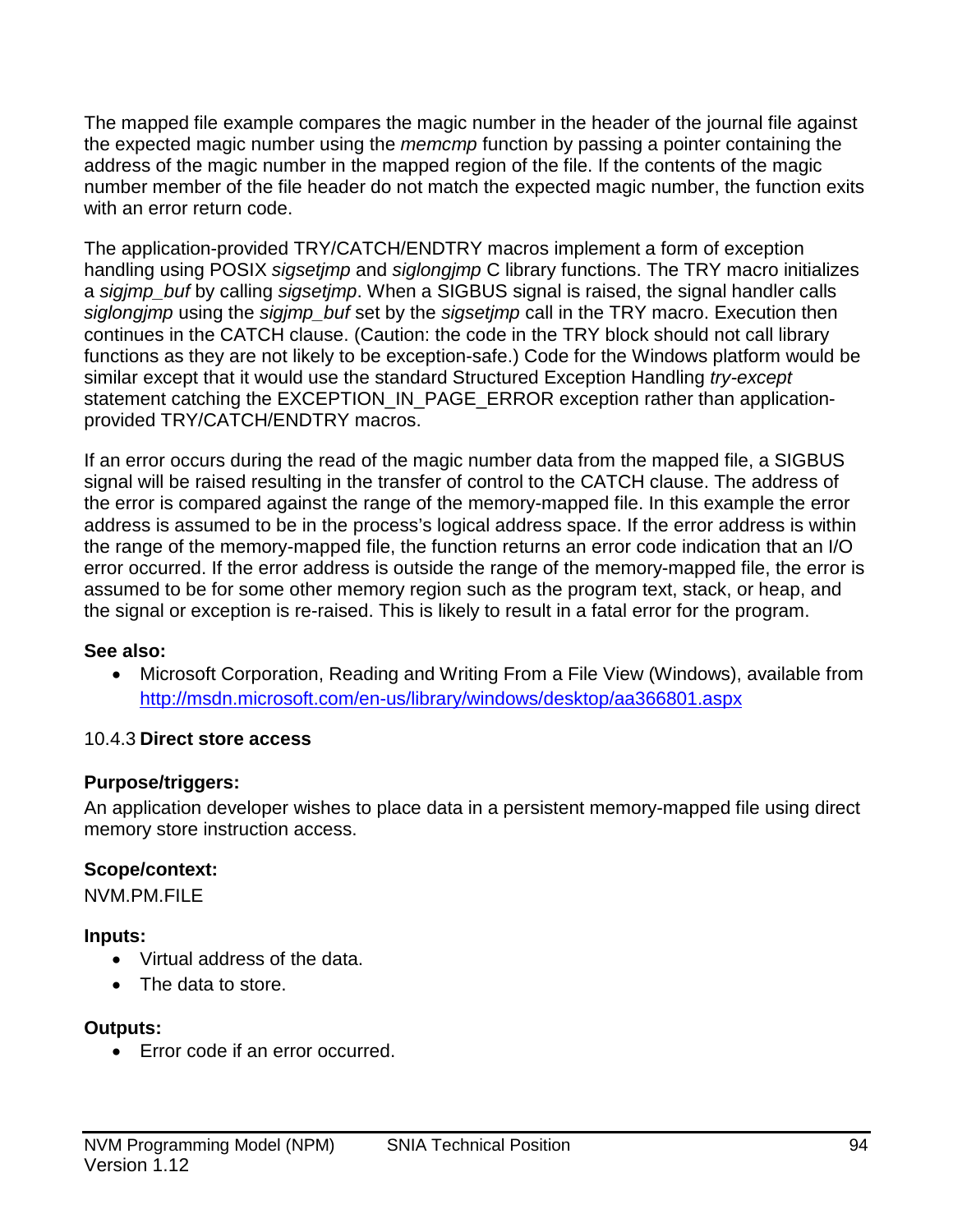The mapped file example compares the magic number in the header of the journal file against the expected magic number using the *memcmp* function by passing a pointer containing the address of the magic number in the mapped region of the file. If the contents of the magic number member of the file header do not match the expected magic number, the function exits with an error return code.

The application-provided TRY/CATCH/ENDTRY macros implement a form of exception handling using POSIX *sigsetjmp* and *siglongjmp* C library functions. The TRY macro initializes a *sigjmp_buf* by calling *sigsetjmp*. When a SIGBUS signal is raised, the signal handler calls *siglongjmp* using the *sigjmp_buf* set by the *sigsetjmp* call in the TRY macro. Execution then continues in the CATCH clause. (Caution: the code in the TRY block should not call library functions as they are not likely to be exception-safe.) Code for the Windows platform would be similar except that it would use the standard Structured Exception Handling *try-except* statement catching the EXCEPTION_IN_PAGE_ERROR exception rather than application-provided TRY/CATCH/ENDTRY macros.

If an error occurs during the read of the magic number data from the mapped file, a SIGBUS signal will be raised resulting in the transfer of control to the CATCH clause. The address of the error is compared against the range of the memory-mapped file. In this example the error address is assumed to be in the process's logical address space. If the error address is within the range of the memory-mapped file, the function returns an error code indication that an I/O error occurred. If the error address is outside the range of the memory-mapped file, the error is assumed to be for some other memory region such as the program text, stack, or heap, and the signal or exception is re-raised. This is likely to result in a fatal error for the program.

**See also:**

- Microsoft Corporation, Reading and Writing From a File View (Windows), available from http://msdn.microsoft.com/en-us/library/windows/desktop/aa366801.aspx

### 10.4.3 **Direct store access**

**Purpose/triggers:**

An application developer wishes to place data in a persistent memory-mapped file using direct memory store instruction access.

**Scope/context:**

NVM.PM.FILE

**Inputs:**

- Virtual address of the data.
- The data to store.

**Outputs:**

- Error code if an error occurred.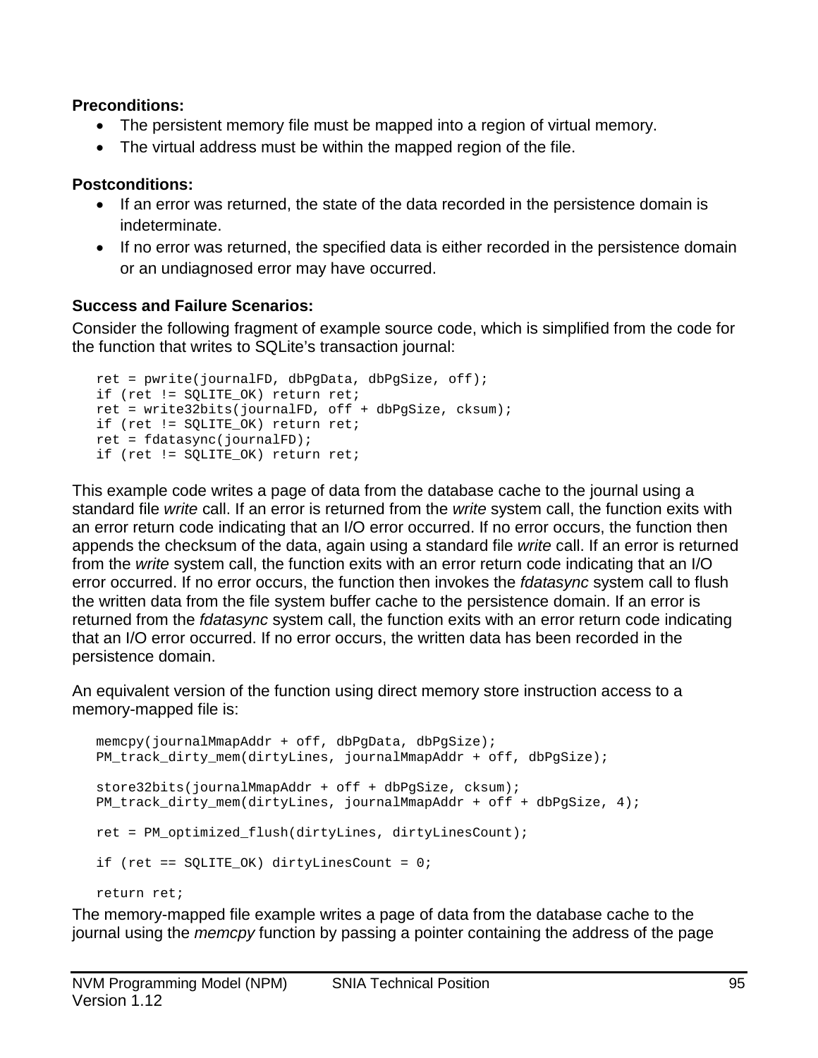**Preconditions:**

- The persistent memory file must be mapped into a region of virtual memory.
- The virtual address must be within the mapped region of the file.

**Postconditions:**

- If an error was returned, the state of the data recorded in the persistence domain is indeterminate.
- If no error was returned, the specified data is either recorded in the persistence domain or an undiagnosed error may have occurred.

**Success and Failure Scenarios:**

Consider the following fragment of example source code, which is simplified from the code for the function that writes to SQLite's transaction journal:

```
ret = pwrite(journalFD, dbPgData, dbPgSize, off);
if (ret != SQLITE_OK) return ret;
ret = write32bits(journalFD, off + dbPgSize, cksum);
if (ret != SQLITE_OK) return ret;
ret = fdatasync(journalFD);
if (ret != SQLITE_OK) return ret;
```

This example code writes a page of data from the database cache to the journal using a standard file *write* call. If an error is returned from the *write* system call, the function exits with an error return code indicating that an I/O error occurred. If no error occurs, the function then appends the checksum of the data, again using a standard file *write* call. If an error is returned from the *write* system call, the function exits with an error return code indicating that an I/O error occurred. If no error occurs, the function then invokes the *fdatasync* system call to flush the written data from the file system buffer cache to the persistence domain. If an error is returned from the *fdatasync* system call, the function exits with an error return code indicating that an I/O error occurred. If no error occurs, the written data has been recorded in the persistence domain.

An equivalent version of the function using direct memory store instruction access to a memory-mapped file is:

```
memcpy(journalMmapAddr + off, dbPgData, dbPgSize);
PM_track_dirty_mem(dirtyLines, journalMmapAddr + off, dbPgSize);

store32bits(journalMmapAddr + off + dbPgSize, cksum);
PM_track_dirty_mem(dirtyLines, journalMmapAddr + off + dbPgSize, 4);

ret = PM_optimized_flush(dirtyLines, dirtyLinesCount);

if (ret == SQLITE_OK) dirtyLinesCount = 0;

return ret;
```

The memory-mapped file example writes a page of data from the database cache to the journal using the *memcpy* function by passing a pointer containing the address of the page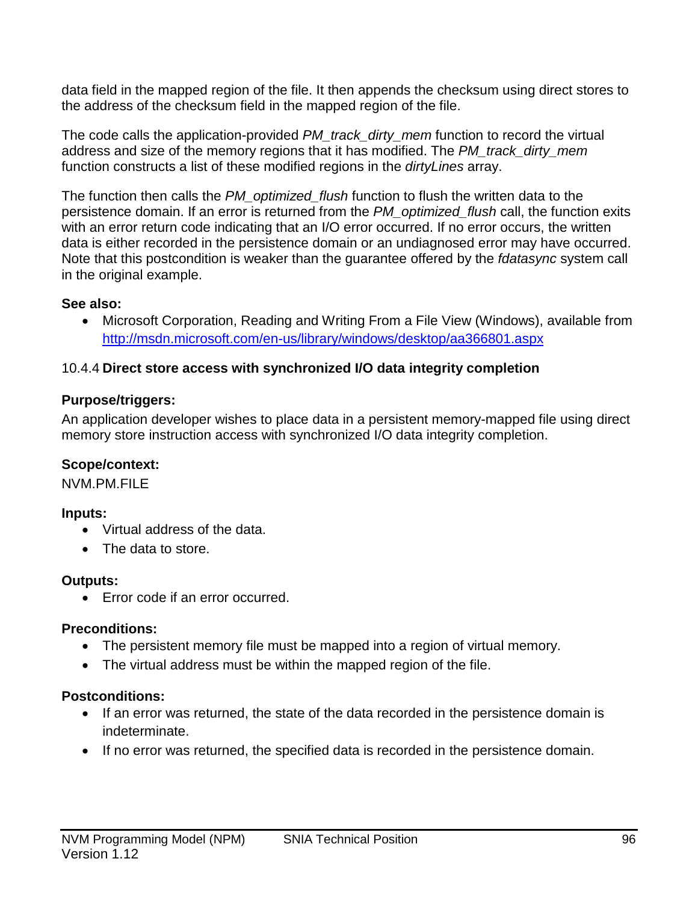data field in the mapped region of the file. It then appends the checksum using direct stores to the address of the checksum field in the mapped region of the file.

The code calls the application-provided *PM_track_dirty_mem* function to record the virtual address and size of the memory regions that it has modified. The *PM_track_dirty_mem* function constructs a list of these modified regions in the *dirtyLines* array.

The function then calls the *PM_optimized_flush* function to flush the written data to the persistence domain. If an error is returned from the *PM_optimized_flush* call, the function exits with an error return code indicating that an I/O error occurred. If no error occurs, the written data is either recorded in the persistence domain or an undiagnosed error may have occurred. Note that this postcondition is weaker than the guarantee offered by the *fdatasync* system call in the original example.

**See also:**

- Microsoft Corporation, Reading and Writing From a File View (Windows), available from http://msdn.microsoft.com/en-us/library/windows/desktop/aa366801.aspx

### 10.4.4 Direct store access with synchronized I/O data integrity completion

**Purpose/triggers:**

An application developer wishes to place data in a persistent memory-mapped file using direct memory store instruction access with synchronized I/O data integrity completion.

**Scope/context:**

NVM.PM.FILE

**Inputs:**

- Virtual address of the data.
- The data to store.

**Outputs:**

- Error code if an error occurred.

**Preconditions:**

- The persistent memory file must be mapped into a region of virtual memory.
- The virtual address must be within the mapped region of the file.

**Postconditions:**

- If an error was returned, the state of the data recorded in the persistence domain is indeterminate.
- If no error was returned, the specified data is recorded in the persistence domain.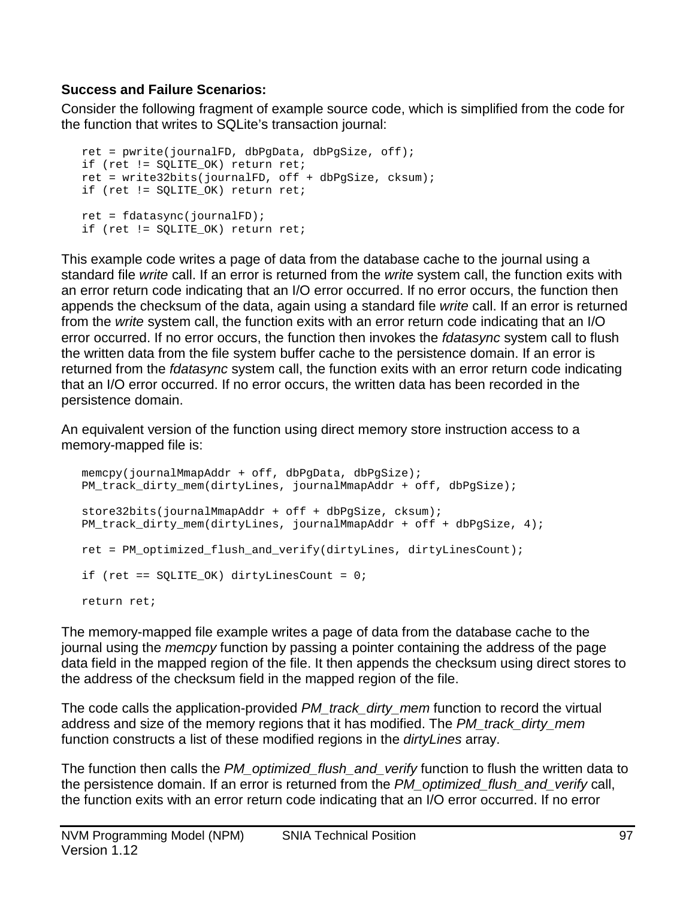**Success and Failure Scenarios:**

Consider the following fragment of example source code, which is simplified from the code for the function that writes to SQLite's transaction journal:

```
ret = pwrite(journalFD, dbPgData, dbPgSize, off);
if (ret != SQLITE_OK) return ret;
ret = write32bits(journalFD, off + dbPgSize, cksum);
if (ret != SQLITE_OK) return ret;

ret = fdatasync(journalFD);
if (ret != SQLITE_OK) return ret;
```

This example code writes a page of data from the database cache to the journal using a standard file *write* call. If an error is returned from the *write* system call, the function exits with an error return code indicating that an I/O error occurred. If no error occurs, the function then appends the checksum of the data, again using a standard file *write* call. If an error is returned from the *write* system call, the function exits with an error return code indicating that an I/O error occurred. If no error occurs, the function then invokes the *fdatasync* system call to flush the written data from the file system buffer cache to the persistence domain. If an error is returned from the *fdatasync* system call, the function exits with an error return code indicating that an I/O error occurred. If no error occurs, the written data has been recorded in the persistence domain.

An equivalent version of the function using direct memory store instruction access to a memory-mapped file is:

```
memcpy(journalMmapAddr + off, dbPgData, dbPgSize);
PM_track_dirty_mem(dirtyLines, journalMmapAddr + off, dbPgSize);

store32bits(journalMmapAddr + off + dbPgSize, cksum);
PM_track_dirty_mem(dirtyLines, journalMmapAddr + off + dbPgSize, 4);

ret = PM_optimized_flush_and_verify(dirtyLines, dirtyLinesCount);

if (ret == SQLITE_OK) dirtyLinesCount = 0;

return ret;
```

The memory-mapped file example writes a page of data from the database cache to the journal using the *memcpy* function by passing a pointer containing the address of the page data field in the mapped region of the file. It then appends the checksum using direct stores to the address of the checksum field in the mapped region of the file.

The code calls the application-provided *PM_track_dirty_mem* function to record the virtual address and size of the memory regions that it has modified. The *PM_track_dirty_mem* function constructs a list of these modified regions in the *dirtyLines* array.

The function then calls the *PM_optimized_flush_and_verify* function to flush the written data to the persistence domain. If an error is returned from the *PM_optimized_flush_and_verify* call, the function exits with an error return code indicating that an I/O error occurred. If no error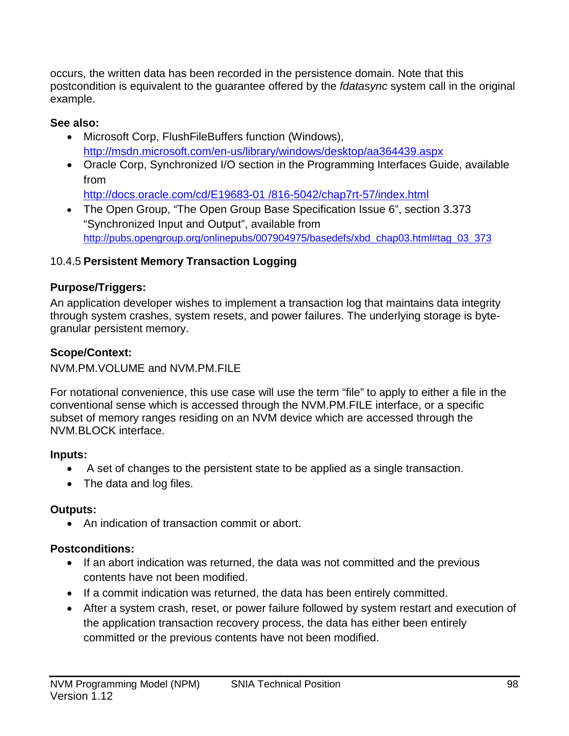occurs, the written data has been recorded in the persistence domain. Note that this postcondition is equivalent to the guarantee offered by the *fdatasync* system call in the original example.

**See also:**

- Microsoft Corp, FlushFileBuffers function (Windows), http://msdn.microsoft.com/en-us/library/windows/desktop/aa364439.aspx
- Oracle Corp, Synchronized I/O section in the Programming Interfaces Guide, available from http://docs.oracle.com/cd/E19683-01 /816-5042/chap7rt-57/index.html
- The Open Group, "The Open Group Base Specification Issue 6", section 3.373 "Synchronized Input and Output", available from http://pubs.opengroup.org/onlinepubs/007904975/basedefs/xbd_chap03.html#tag_03_373

### 10.4.5 Persistent Memory Transaction Logging

**Purpose/Triggers:**

An application developer wishes to implement a transaction log that maintains data integrity through system crashes, system resets, and power failures. The underlying storage is byte-granular persistent memory.

**Scope/Context:**

NVM.PM.VOLUME and NVM.PM.FILE

For notational convenience, this use case will use the term "file" to apply to either a file in the conventional sense which is accessed through the NVM.PM.FILE interface, or a specific subset of memory ranges residing on an NVM device which are accessed through the NVM.BLOCK interface.

**Inputs:**

- A set of changes to the persistent state to be applied as a single transaction.
- The data and log files.

**Outputs:**

- An indication of transaction commit or abort.

**Postconditions:**

- If an abort indication was returned, the data was not committed and the previous contents have not been modified.
- If a commit indication was returned, the data has been entirely committed.
- After a system crash, reset, or power failure followed by system restart and execution of the application transaction recovery process, the data has either been entirely committed or the previous contents have not been modified.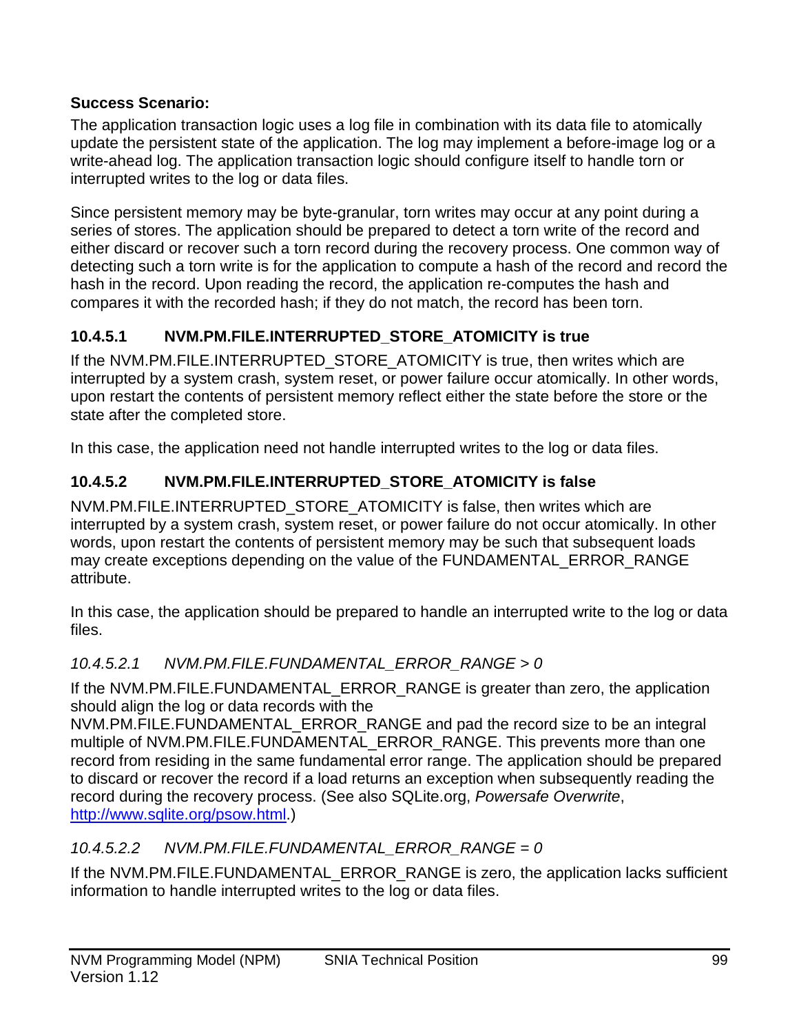**Success Scenario:**

The application transaction logic uses a log file in combination with its data file to atomically update the persistent state of the application. The log may implement a before-image log or a write-ahead log. The application transaction logic should configure itself to handle torn or interrupted writes to the log or data files.

Since persistent memory may be byte-granular, torn writes may occur at any point during a series of stores. The application should be prepared to detect a torn write of the record and either discard or recover such a torn record during the recovery process. One common way of detecting such a torn write is for the application to compute a hash of the record and record the hash in the record. Upon reading the record, the application re-computes the hash and compares it with the recorded hash; if they do not match, the record has been torn.

### 10.4.5.1 NVM.PM.FILE.INTERRUPTED_STORE_ATOMICITY is true

If the NVM.PM.FILE.INTERRUPTED_STORE_ATOMICITY is true, then writes which are interrupted by a system crash, system reset, or power failure occur atomically. In other words, upon restart the contents of persistent memory reflect either the state before the store or the state after the completed store.

In this case, the application need not handle interrupted writes to the log or data files.

### 10.4.5.2 NVM.PM.FILE.INTERRUPTED_STORE_ATOMICITY is false

NVM.PM.FILE.INTERRUPTED_STORE_ATOMICITY is false, then writes which are interrupted by a system crash, system reset, or power failure do not occur atomically. In other words, upon restart the contents of persistent memory may be such that subsequent loads may create exceptions depending on the value of the FUNDAMENTAL_ERROR_RANGE attribute.

In this case, the application should be prepared to handle an interrupted write to the log or data files.

#### *10.4.5.2.1 NVM.PM.FILE.FUNDAMENTAL_ERROR_RANGE > 0*

If the NVM.PM.FILE.FUNDAMENTAL_ERROR_RANGE is greater than zero, the application should align the log or data records with the NVM.PM.FILE.FUNDAMENTAL_ERROR_RANGE and pad the record size to be an integral multiple of NVM.PM.FILE.FUNDAMENTAL_ERROR_RANGE. This prevents more than one record from residing in the same fundamental error range. The application should be prepared to discard or recover the record if a load returns an exception when subsequently reading the record during the recovery process. (See also SQLite.org, *Powersafe Overwrite*, http://www.sqlite.org/psow.html.)

#### *10.4.5.2.2 NVM.PM.FILE.FUNDAMENTAL_ERROR_RANGE = 0*

If the NVM.PM.FILE.FUNDAMENTAL_ERROR_RANGE is zero, the application lacks sufficient information to handle interrupted writes to the log or data files.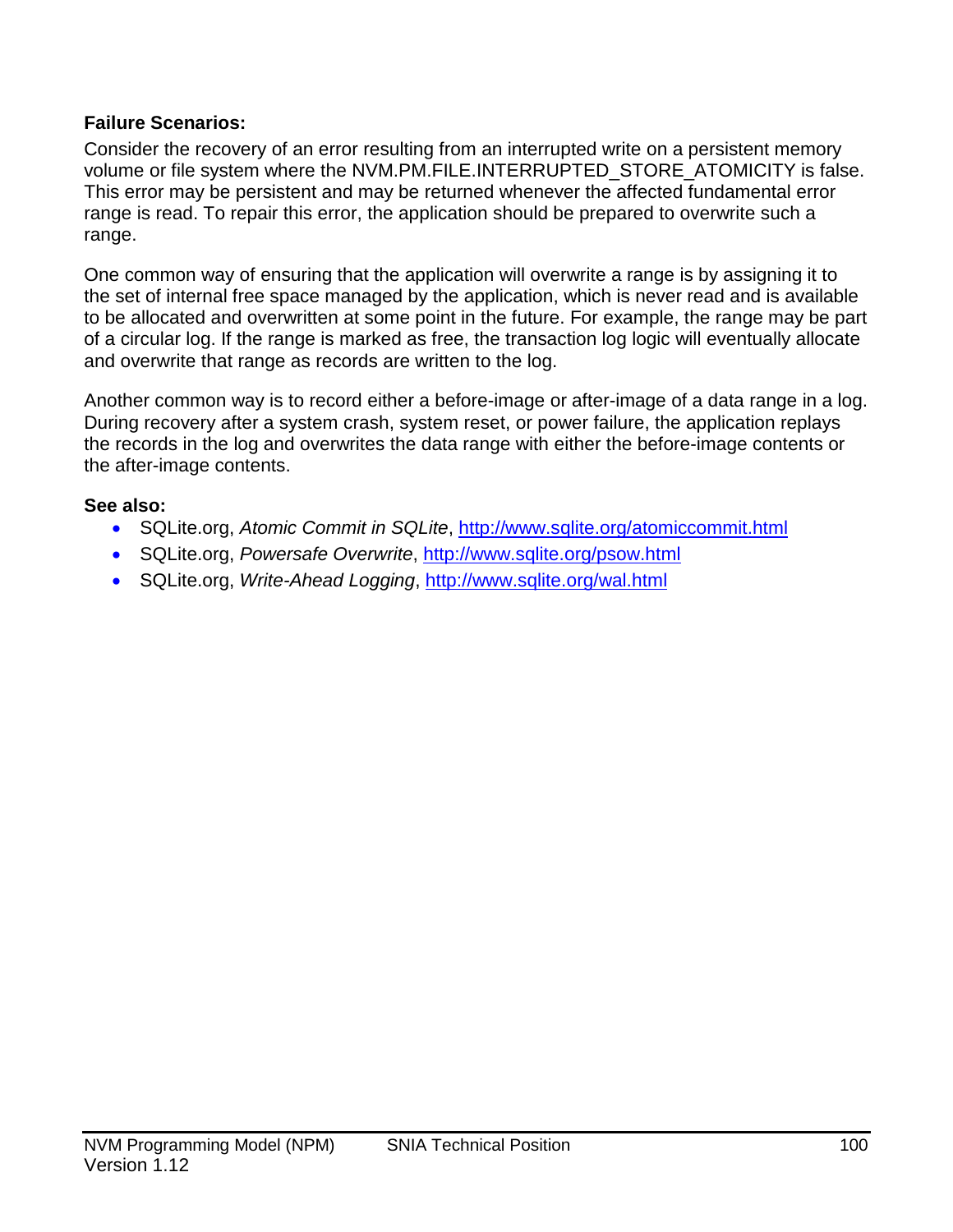**Failure Scenarios:**

Consider the recovery of an error resulting from an interrupted write on a persistent memory volume or file system where the NVM.PM.FILE.INTERRUPTED_STORE_ATOMICITY is false. This error may be persistent and may be returned whenever the affected fundamental error range is read. To repair this error, the application should be prepared to overwrite such a range.

One common way of ensuring that the application will overwrite a range is by assigning it to the set of internal free space managed by the application, which is never read and is available to be allocated and overwritten at some point in the future. For example, the range may be part of a circular log. If the range is marked as free, the transaction log logic will eventually allocate and overwrite that range as records are written to the log.

Another common way is to record either a before-image or after-image of a data range in a log. During recovery after a system crash, system reset, or power failure, the application replays the records in the log and overwrites the data range with either the before-image contents or the after-image contents.

**See also:**

- SQLite.org, *Atomic Commit in SQLite*, http://www.sqlite.org/atomiccommit.html
- SQLite.org, *Powersafe Overwrite*, http://www.sqlite.org/psow.html
- SQLite.org, *Write-Ahead Logging*, http://www.sqlite.org/wal.html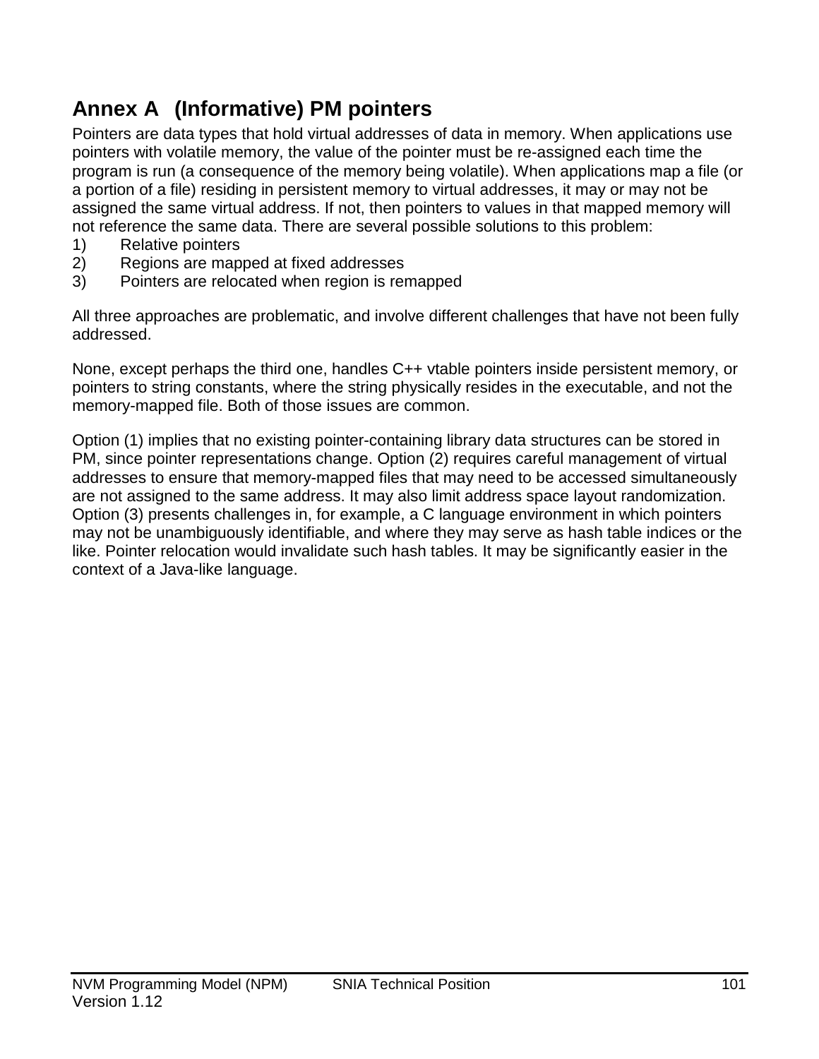# Annex A (Informative) PM pointers

Pointers are data types that hold virtual addresses of data in memory. When applications use pointers with volatile memory, the value of the pointer must be re-assigned each time the program is run (a consequence of the memory being volatile). When applications map a file (or a portion of a file) residing in persistent memory to virtual addresses, it may or may not be assigned the same virtual address. If not, then pointers to values in that mapped memory will not reference the same data. There are several possible solutions to this problem:

1) Relative pointers
2) Regions are mapped at fixed addresses
3) Pointers are relocated when region is remapped

All three approaches are problematic, and involve different challenges that have not been fully addressed.

None, except perhaps the third one, handles C++ vtable pointers inside persistent memory, or pointers to string constants, where the string physically resides in the executable, and not the memory-mapped file. Both of those issues are common.

Option (1) implies that no existing pointer-containing library data structures can be stored in PM, since pointer representations change. Option (2) requires careful management of virtual addresses to ensure that memory-mapped files that may need to be accessed simultaneously are not assigned to the same address. It may also limit address space layout randomization. Option (3) presents challenges in, for example, a C language environment in which pointers may not be unambiguously identifiable, and where they may serve as hash table indices or the like. Pointer relocation would invalidate such hash tables. It may be significantly easier in the context of a Java-like language.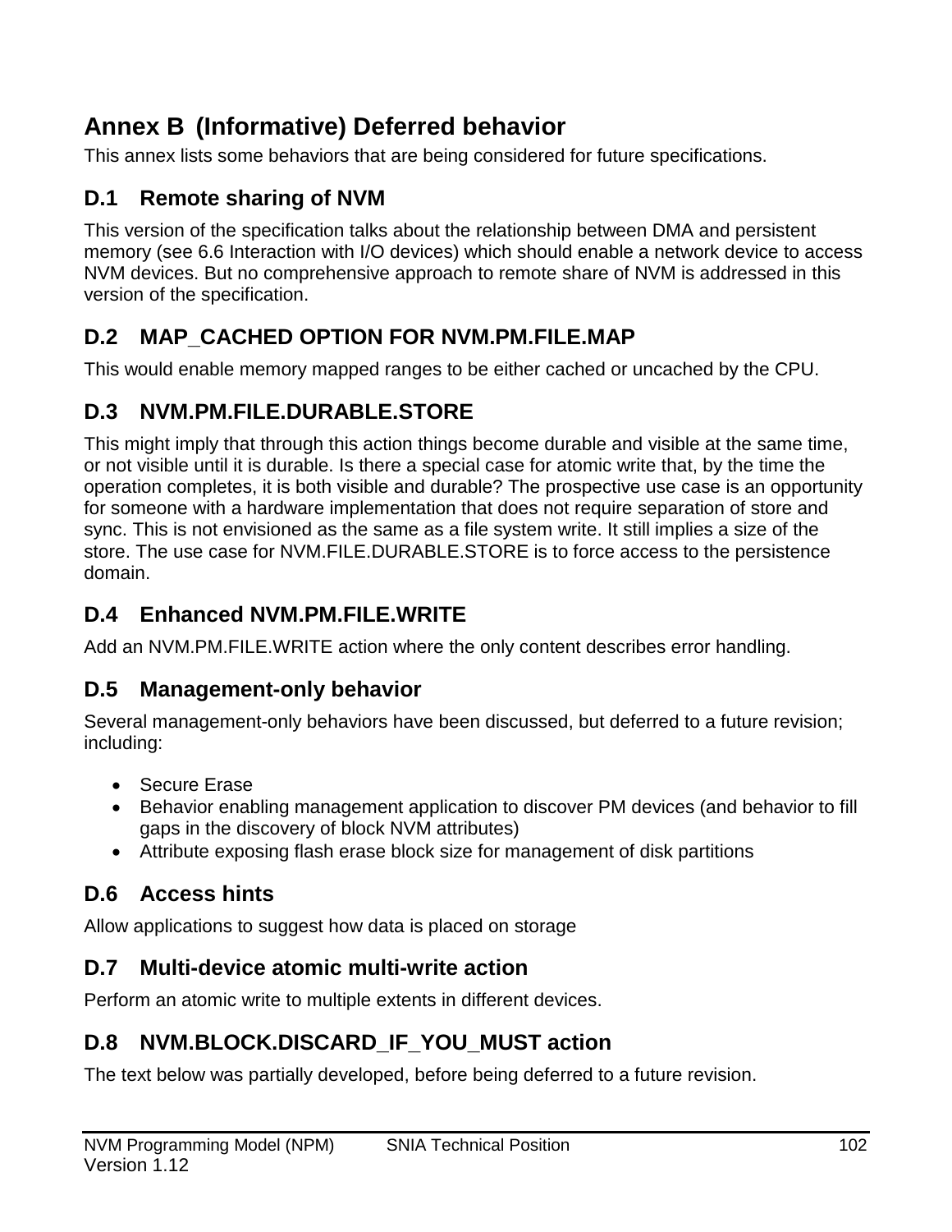# Annex B (Informative) Deferred behavior

This annex lists some behaviors that are being considered for future specifications.

## D.1 Remote sharing of NVM

This version of the specification talks about the relationship between DMA and persistent memory (see 6.6 Interaction with I/O devices) which should enable a network device to access NVM devices. But no comprehensive approach to remote share of NVM is addressed in this version of the specification.

## D.2 MAP_CACHED OPTION FOR NVM.PM.FILE.MAP

This would enable memory mapped ranges to be either cached or uncached by the CPU.

## D.3 NVM.PM.FILE.DURABLE.STORE

This might imply that through this action things become durable and visible at the same time, or not visible until it is durable. Is there a special case for atomic write that, by the time the operation completes, it is both visible and durable? The prospective use case is an opportunity for someone with a hardware implementation that does not require separation of store and sync. This is not envisioned as the same as a file system write. It still implies a size of the store. The use case for NVM.FILE.DURABLE.STORE is to force access to the persistence domain.

## D.4 Enhanced NVM.PM.FILE.WRITE

Add an NVM.PM.FILE.WRITE action where the only content describes error handling.

## D.5 Management-only behavior

Several management-only behaviors have been discussed, but deferred to a future revision; including:

- Secure Erase
- Behavior enabling management application to discover PM devices (and behavior to fill gaps in the discovery of block NVM attributes)
- Attribute exposing flash erase block size for management of disk partitions

## D.6 Access hints

Allow applications to suggest how data is placed on storage

## D.7 Multi-device atomic multi-write action

Perform an atomic write to multiple extents in different devices.

## D.8 NVM.BLOCK.DISCARD_IF_YOU_MUST action

The text below was partially developed, before being deferred to a future revision.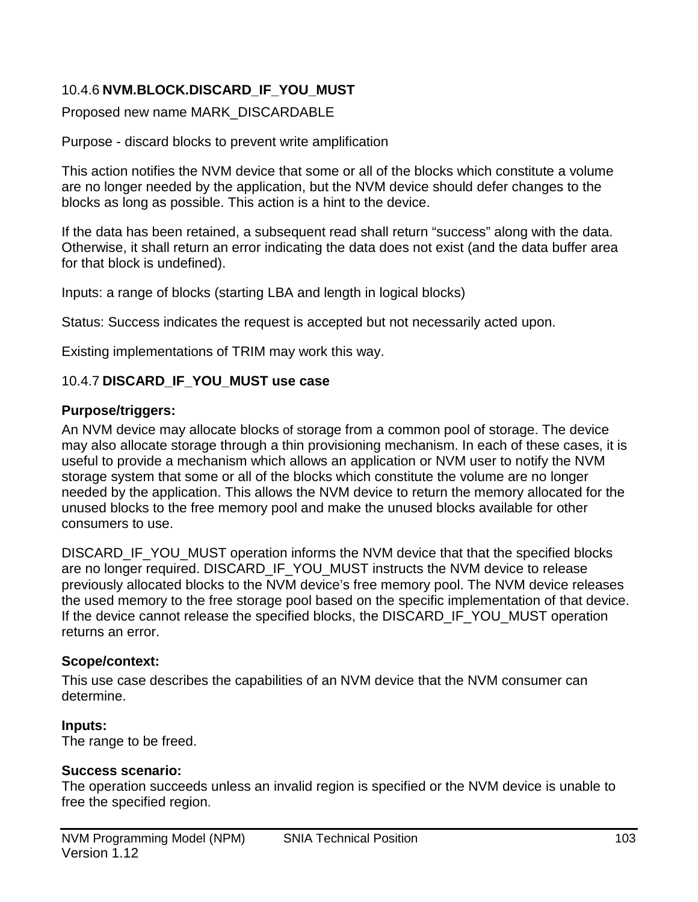### 10.4.6 NVM.BLOCK.DISCARD_IF_YOU_MUST

Proposed new name MARK_DISCARDABLE

Purpose - discard blocks to prevent write amplification

This action notifies the NVM device that some or all of the blocks which constitute a volume are no longer needed by the application, but the NVM device should defer changes to the blocks as long as possible. This action is a hint to the device.

If the data has been retained, a subsequent read shall return "success" along with the data. Otherwise, it shall return an error indicating the data does not exist (and the data buffer area for that block is undefined).

Inputs: a range of blocks (starting LBA and length in logical blocks)

Status: Success indicates the request is accepted but not necessarily acted upon.

Existing implementations of TRIM may work this way.

### 10.4.7 DISCARD_IF_YOU_MUST use case

**Purpose/triggers:**

An NVM device may allocate blocks of storage from a common pool of storage. The device may also allocate storage through a thin provisioning mechanism. In each of these cases, it is useful to provide a mechanism which allows an application or NVM user to notify the NVM storage system that some or all of the blocks which constitute the volume are no longer needed by the application. This allows the NVM device to return the memory allocated for the unused blocks to the free memory pool and make the unused blocks available for other consumers to use.

DISCARD_IF_YOU_MUST operation informs the NVM device that that the specified blocks are no longer required. DISCARD_IF_YOU_MUST instructs the NVM device to release previously allocated blocks to the NVM device's free memory pool. The NVM device releases the used memory to the free storage pool based on the specific implementation of that device. If the device cannot release the specified blocks, the DISCARD_IF_YOU_MUST operation returns an error.

**Scope/context:**

This use case describes the capabilities of an NVM device that the NVM consumer can determine.

**Inputs:**

The range to be freed.

**Success scenario:**

The operation succeeds unless an invalid region is specified or the NVM device is unable to free the specified region.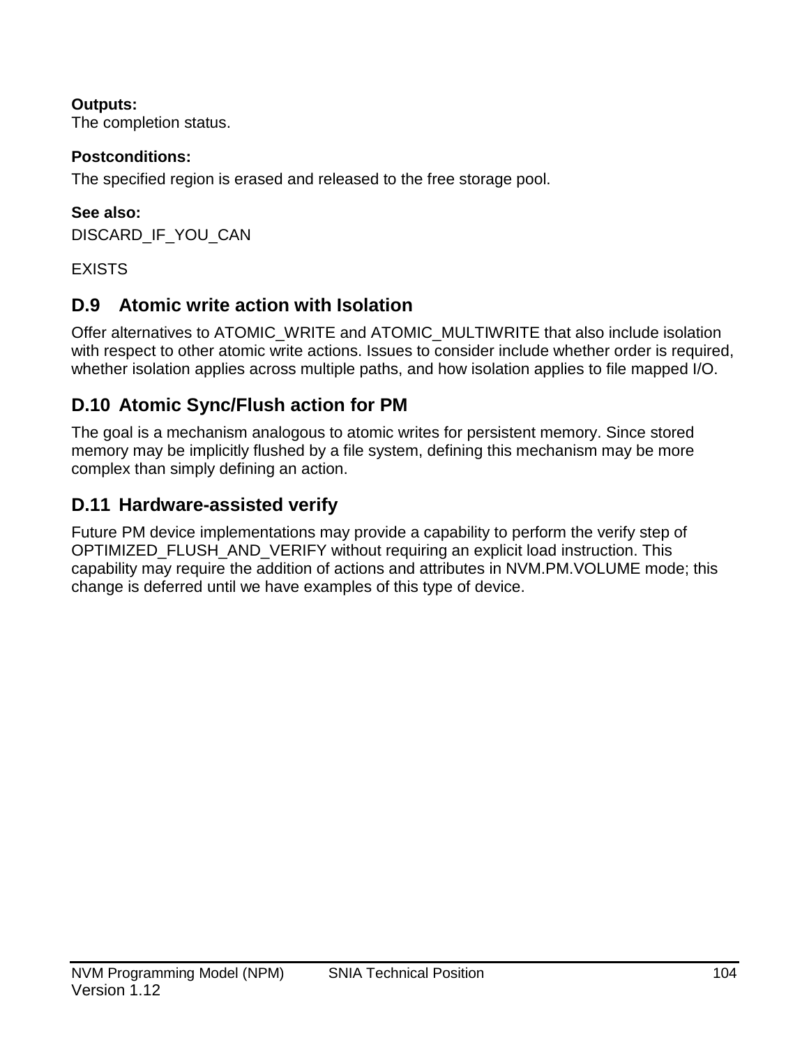**Outputs:**
The completion status.

**Postconditions:**

The specified region is erased and released to the free storage pool.

**See also:**

DISCARD_IF_YOU_CAN

EXISTS

## D.9 Atomic write action with Isolation

Offer alternatives to ATOMIC_WRITE and ATOMIC_MULTIWRITE that also include isolation with respect to other atomic write actions. Issues to consider include whether order is required, whether isolation applies across multiple paths, and how isolation applies to file mapped I/O.

## D.10 Atomic Sync/Flush action for PM

The goal is a mechanism analogous to atomic writes for persistent memory. Since stored memory may be implicitly flushed by a file system, defining this mechanism may be more complex than simply defining an action.

## D.11 Hardware-assisted verify

Future PM device implementations may provide a capability to perform the verify step of OPTIMIZED_FLUSH_AND_VERIFY without requiring an explicit load instruction. This capability may require the addition of actions and attributes in NVM.PM.VOLUME mode; this change is deferred until we have examples of this type of device.